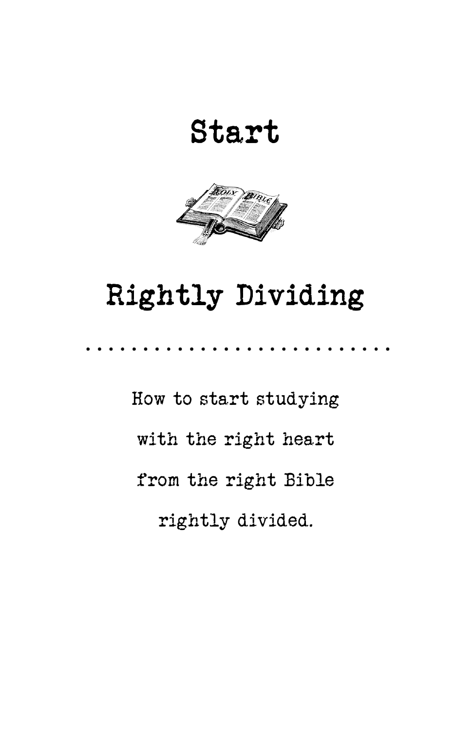# Start

# Rightly Dividing

How to start studying

with the right heart

from the right Bible

rightly divided.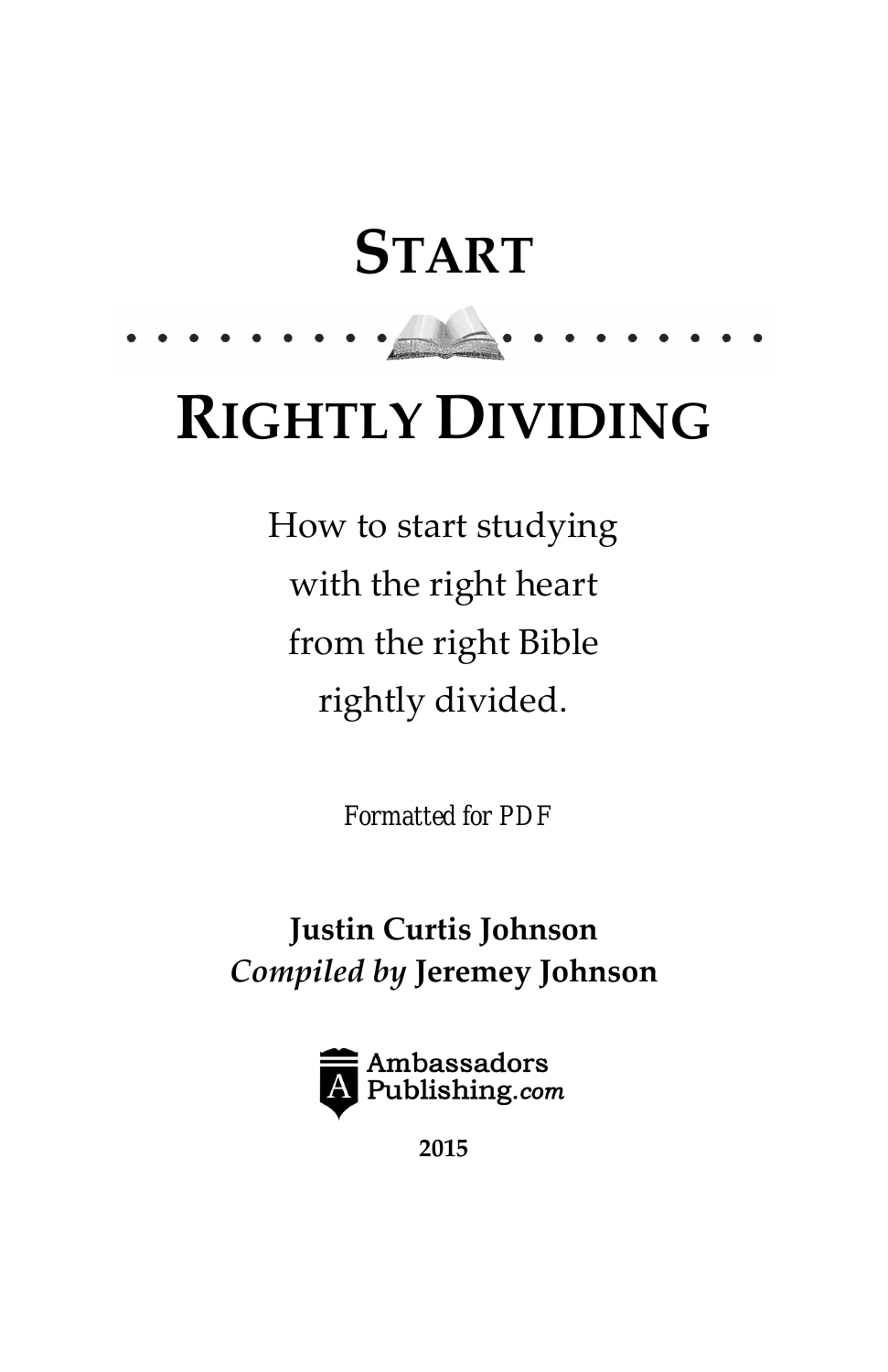# START

# RIGHTLY DIVIDING

How to start studying
with the right heart
from the right Bible
rightly divided.

*Formatted for PDF*

**Justin Curtis Johnson**
*Compiled by* **Jeremey Johnson**

Ambassadors
Publishing.*com*

**2015**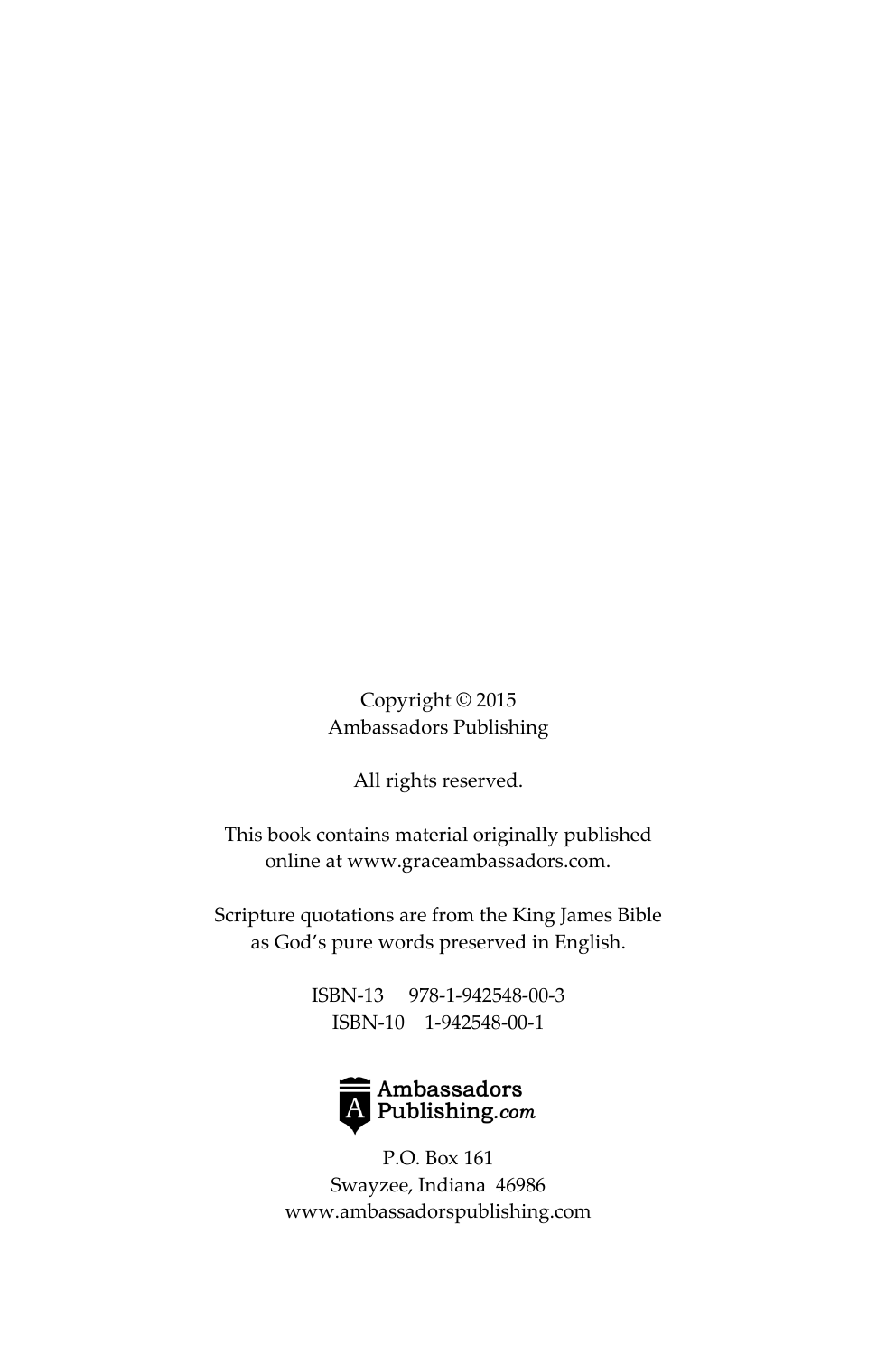Copyright © 2015
Ambassadors Publishing

All rights reserved.

This book contains material originally published
online at www.graceambassadors.com.

Scripture quotations are from the King James Bible
as God's pure words preserved in English.

ISBN-13 978-1-942548-00-3
ISBN-10 1-942548-00-1

Ambassadors
Publishing.com

P.O. Box 161
Swayzee, Indiana 46986
www.ambassadorspublishing.com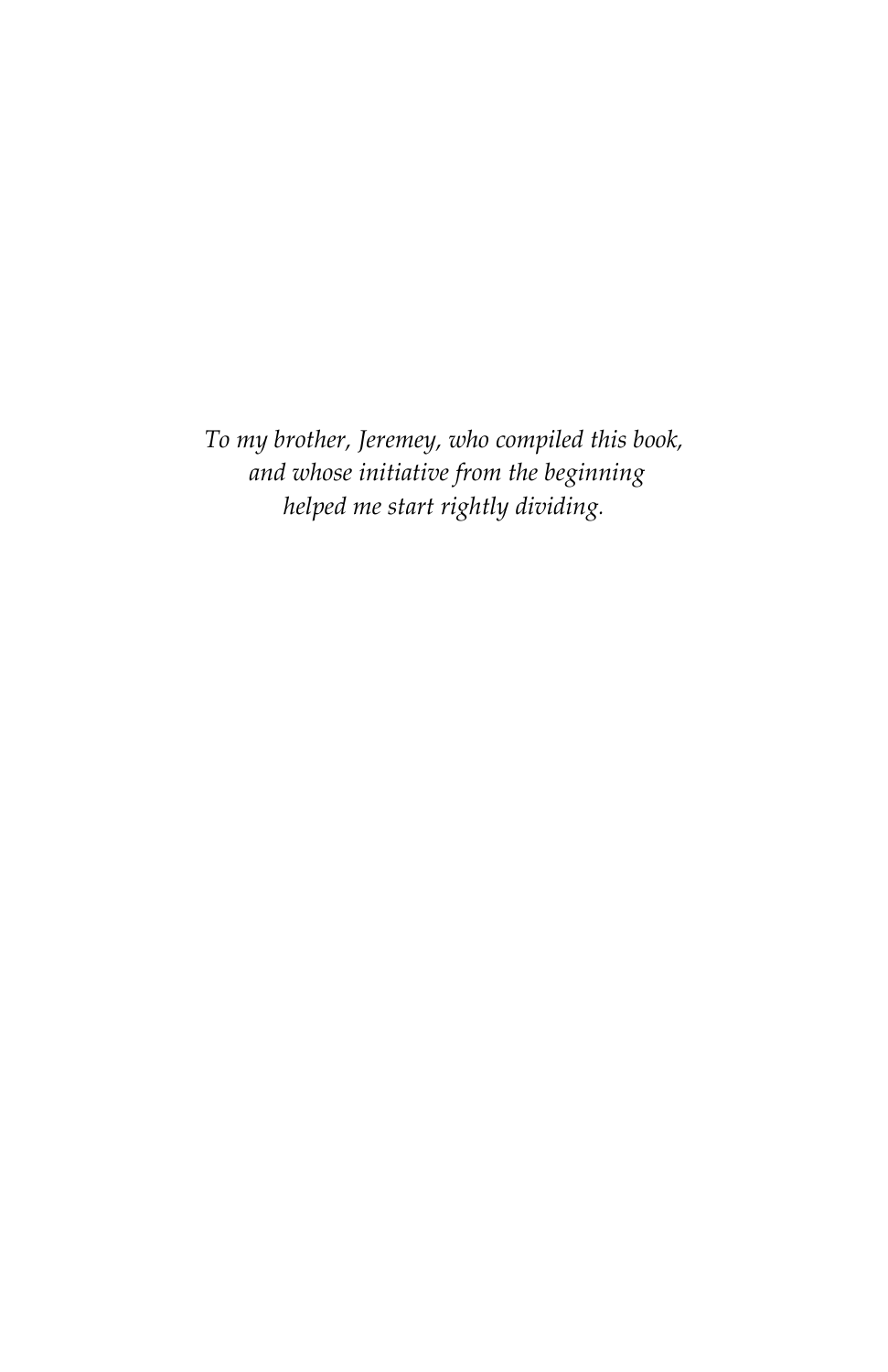*To my brother, Jeremey, who compiled this book,*
*and whose initiative from the beginning*
*helped me start rightly dividing.*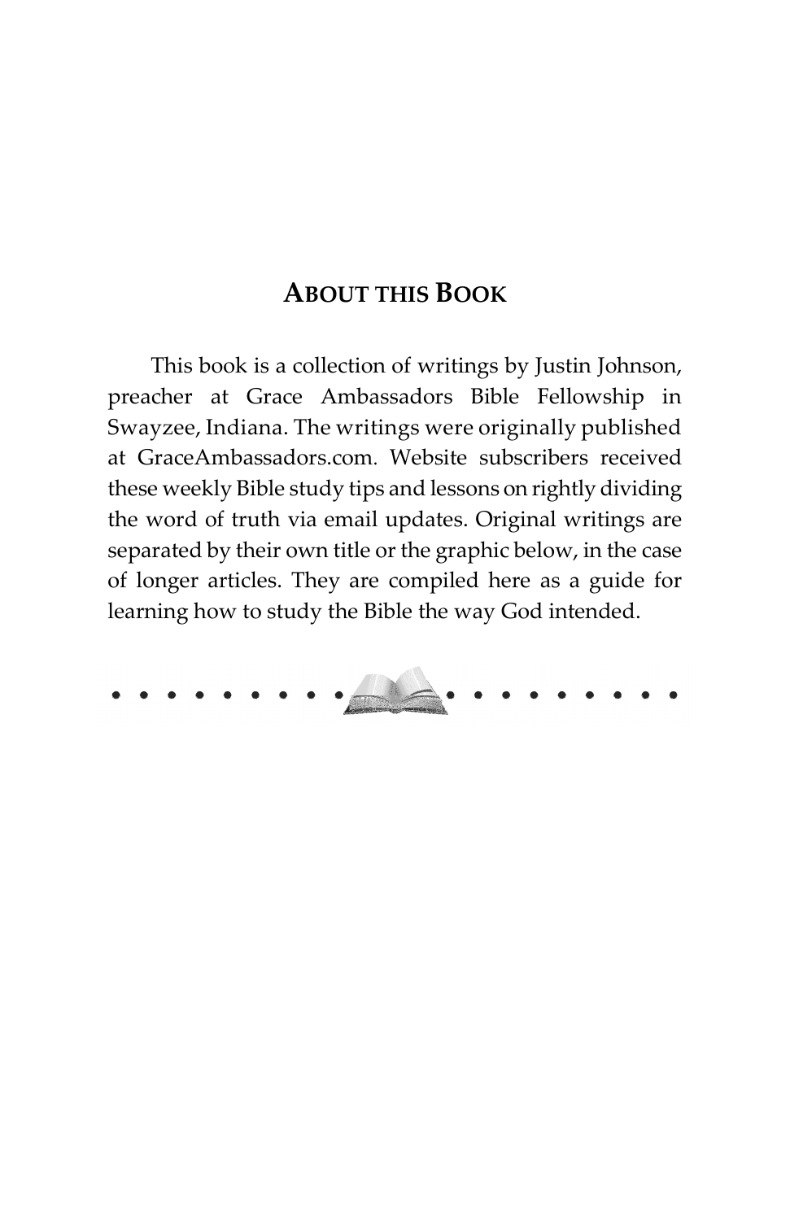## About this Book

This book is a collection of writings by Justin Johnson, preacher at Grace Ambassadors Bible Fellowship in Swayzee, Indiana. The writings were originally published at GraceAmbassadors.com. Website subscribers received these weekly Bible study tips and lessons on rightly dividing the word of truth via email updates. Original writings are separated by their own title or the graphic below, in the case of longer articles. They are compiled here as a guide for learning how to study the Bible the way God intended.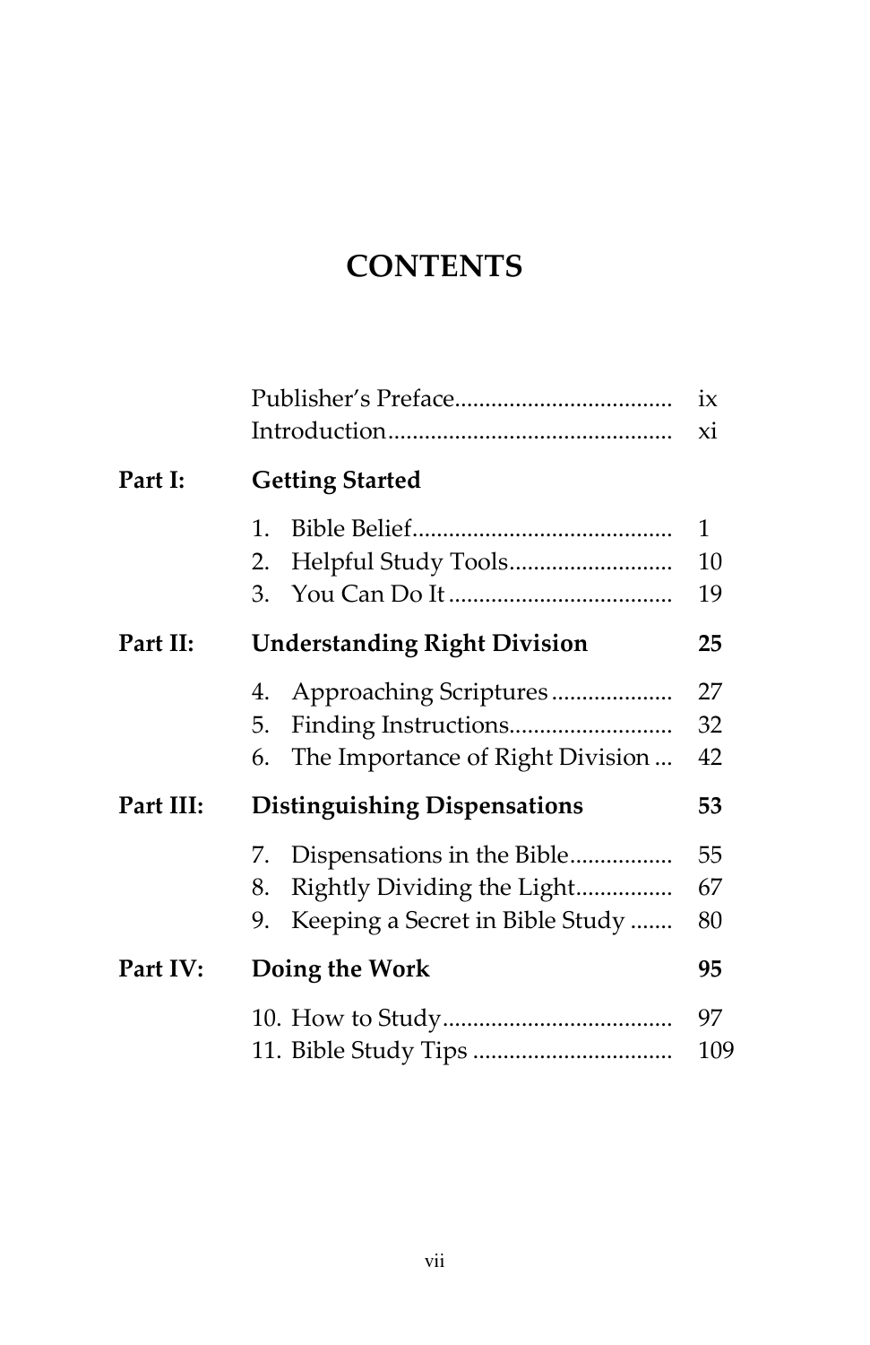# CONTENTS

| | | |
|---|---|---|
| | Publisher's Preface | ix |
| | Introduction | xi |
| **Part I:** | **Getting Started** | |
| | 1. Bible Belief | 1 |
| | 2. Helpful Study Tools | 10 |
| | 3. You Can Do It | 19 |
| **Part II:** | **Understanding Right Division** | **25** |
| | 4. Approaching Scriptures | 27 |
| | 5. Finding Instructions | 32 |
| | 6. The Importance of Right Division | 42 |
| **Part III:** | **Distinguishing Dispensations** | **53** |
| | 7. Dispensations in the Bible | 55 |
| | 8. Rightly Dividing the Light | 67 |
| | 9. Keeping a Secret in Bible Study | 80 |
| **Part IV:** | **Doing the Work** | **95** |
| | 10. How to Study | 97 |
| | 11. Bible Study Tips | 109 |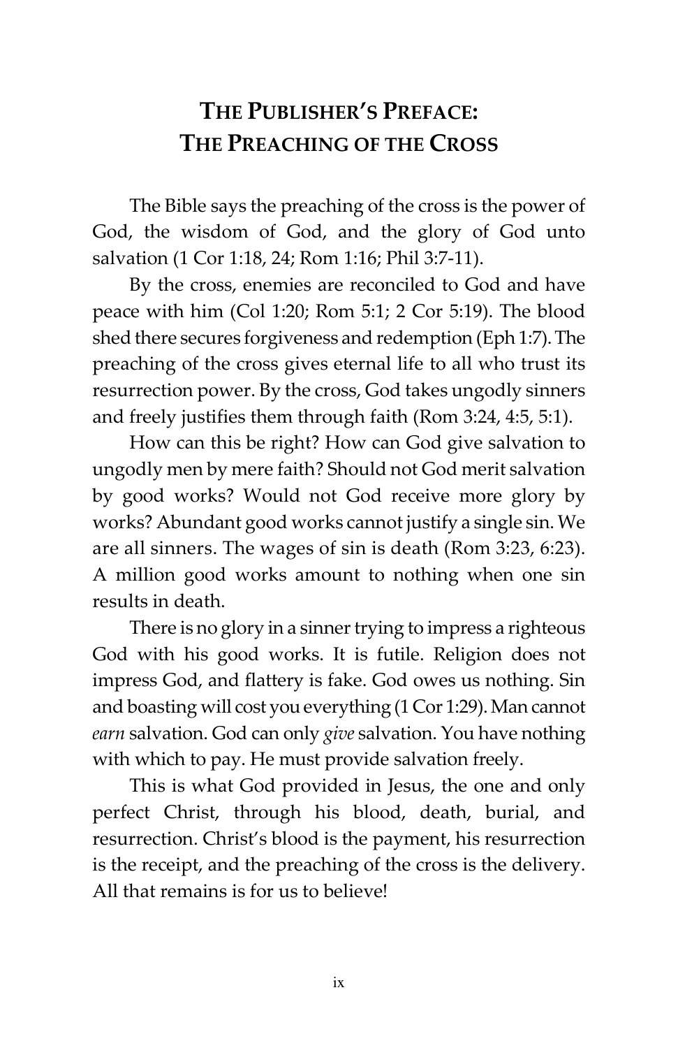# THE PUBLISHER'S PREFACE: THE PREACHING OF THE CROSS

The Bible says the preaching of the cross is the power of God, the wisdom of God, and the glory of God unto salvation (1 Cor 1:18, 24; Rom 1:16; Phil 3:7-11).

By the cross, enemies are reconciled to God and have peace with him (Col 1:20; Rom 5:1; 2 Cor 5:19). The blood shed there secures forgiveness and redemption (Eph 1:7). The preaching of the cross gives eternal life to all who trust its resurrection power. By the cross, God takes ungodly sinners and freely justifies them through faith (Rom 3:24, 4:5, 5:1).

How can this be right? How can God give salvation to ungodly men by mere faith? Should not God merit salvation by good works? Would not God receive more glory by works? Abundant good works cannot justify a single sin. We are all sinners. The wages of sin is death (Rom 3:23, 6:23). A million good works amount to nothing when one sin results in death.

There is no glory in a sinner trying to impress a righteous God with his good works. It is futile. Religion does not impress God, and flattery is fake. God owes us nothing. Sin and boasting will cost you everything (1 Cor 1:29). Man cannot *earn* salvation. God can only *give* salvation. You have nothing with which to pay. He must provide salvation freely.

This is what God provided in Jesus, the one and only perfect Christ, through his blood, death, burial, and resurrection. Christ's blood is the payment, his resurrection is the receipt, and the preaching of the cross is the delivery. All that remains is for us to believe!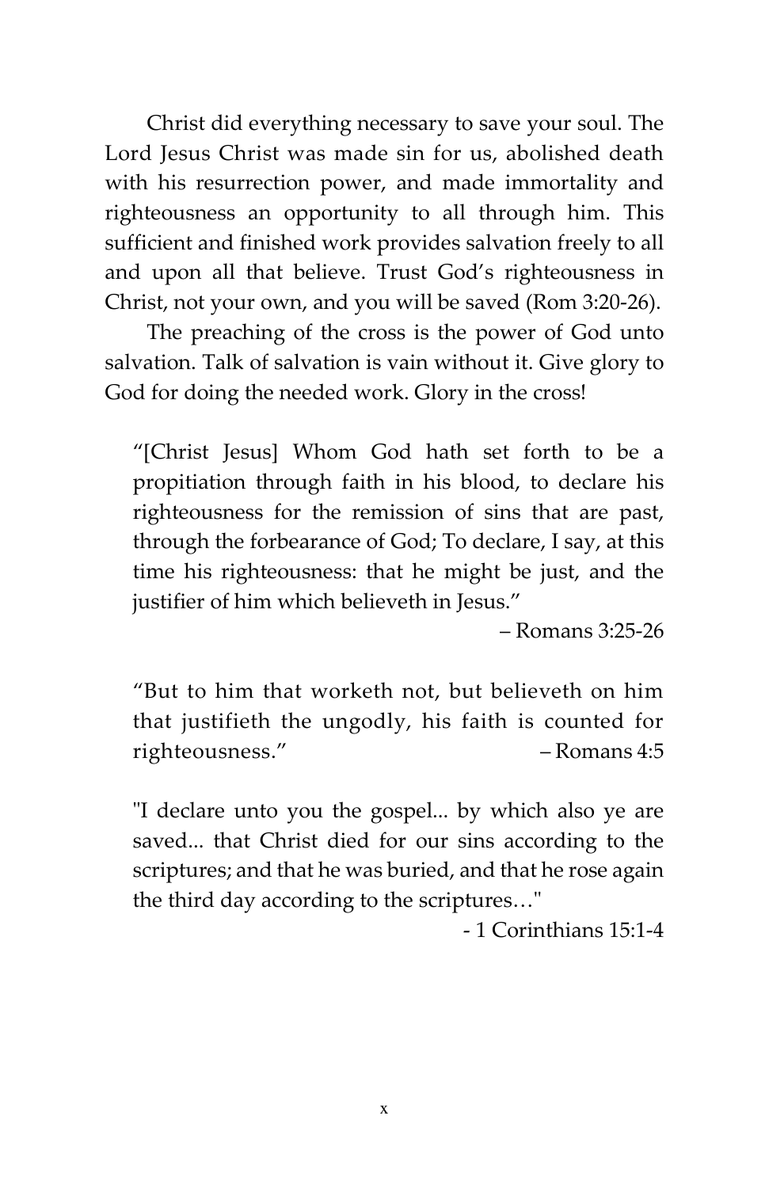Christ did everything necessary to save your soul. The Lord Jesus Christ was made sin for us, abolished death with his resurrection power, and made immortality and righteousness an opportunity to all through him. This sufficient and finished work provides salvation freely to all and upon all that believe. Trust God's righteousness in Christ, not your own, and you will be saved (Rom 3:20-26).

The preaching of the cross is the power of God unto salvation. Talk of salvation is vain without it. Give glory to God for doing the needed work. Glory in the cross!

> "[Christ Jesus] Whom God hath set forth to be a propitiation through faith in his blood, to declare his righteousness for the remission of sins that are past, through the forbearance of God; To declare, I say, at this time his righteousness: that he might be just, and the justifier of him which believeth in Jesus."
>
> – Romans 3:25-26

> "But to him that worketh not, but believeth on him that justifieth the ungodly, his faith is counted for righteousness." – Romans 4:5

> "I declare unto you the gospel... by which also ye are saved... that Christ died for our sins according to the scriptures; and that he was buried, and that he rose again the third day according to the scriptures…"
>
> - 1 Corinthians 15:1-4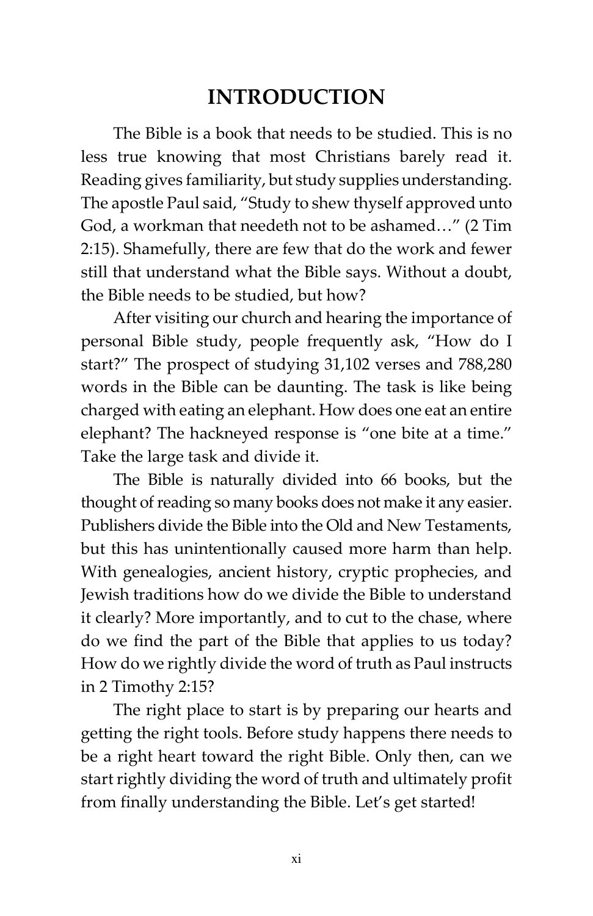# INTRODUCTION

The Bible is a book that needs to be studied. This is no less true knowing that most Christians barely read it. Reading gives familiarity, but study supplies understanding. The apostle Paul said, "Study to shew thyself approved unto God, a workman that needeth not to be ashamed…" (2 Tim 2:15). Shamefully, there are few that do the work and fewer still that understand what the Bible says. Without a doubt, the Bible needs to be studied, but how?

After visiting our church and hearing the importance of personal Bible study, people frequently ask, "How do I start?" The prospect of studying 31,102 verses and 788,280 words in the Bible can be daunting. The task is like being charged with eating an elephant. How does one eat an entire elephant? The hackneyed response is "one bite at a time." Take the large task and divide it.

The Bible is naturally divided into 66 books, but the thought of reading so many books does not make it any easier. Publishers divide the Bible into the Old and New Testaments, but this has unintentionally caused more harm than help. With genealogies, ancient history, cryptic prophecies, and Jewish traditions how do we divide the Bible to understand it clearly? More importantly, and to cut to the chase, where do we find the part of the Bible that applies to us today? How do we rightly divide the word of truth as Paul instructs in 2 Timothy 2:15?

The right place to start is by preparing our hearts and getting the right tools. Before study happens there needs to be a right heart toward the right Bible. Only then, can we start rightly dividing the word of truth and ultimately profit from finally understanding the Bible. Let's get started!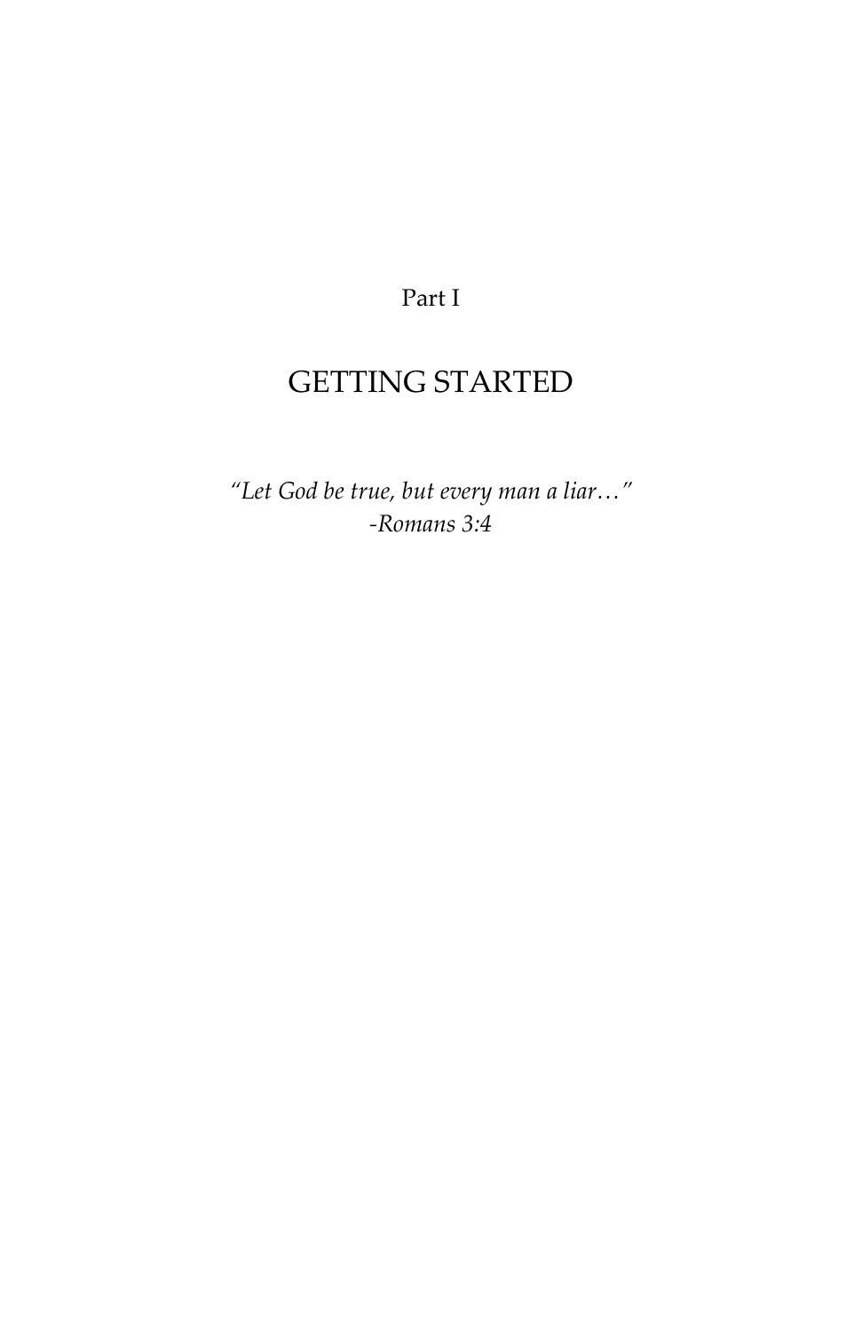Part I

# GETTING STARTED

*"Let God be true, but every man a liar…"*
*-Romans 3:4*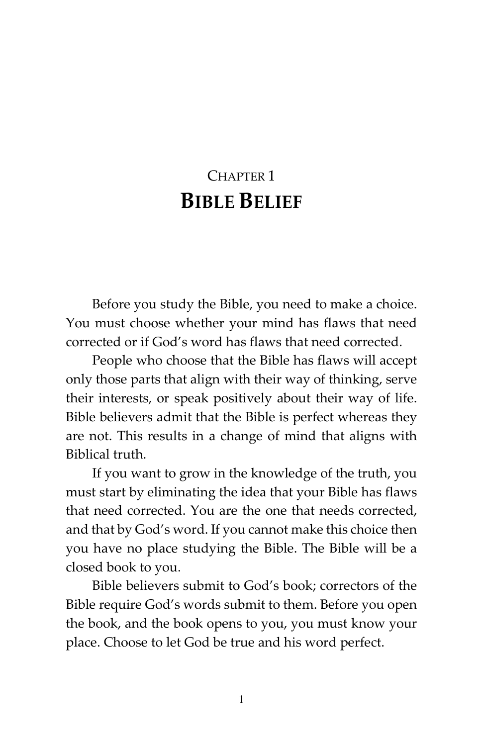# Chapter 1
# Bible Belief

Before you study the Bible, you need to make a choice. You must choose whether your mind has flaws that need corrected or if God's word has flaws that need corrected.

People who choose that the Bible has flaws will accept only those parts that align with their way of thinking, serve their interests, or speak positively about their way of life. Bible believers admit that the Bible is perfect whereas they are not. This results in a change of mind that aligns with Biblical truth.

If you want to grow in the knowledge of the truth, you must start by eliminating the idea that your Bible has flaws that need corrected. You are the one that needs corrected, and that by God's word. If you cannot make this choice then you have no place studying the Bible. The Bible will be a closed book to you.

Bible believers submit to God's book; correctors of the Bible require God's words submit to them. Before you open the book, and the book opens to you, you must know your place. Choose to let God be true and his word perfect.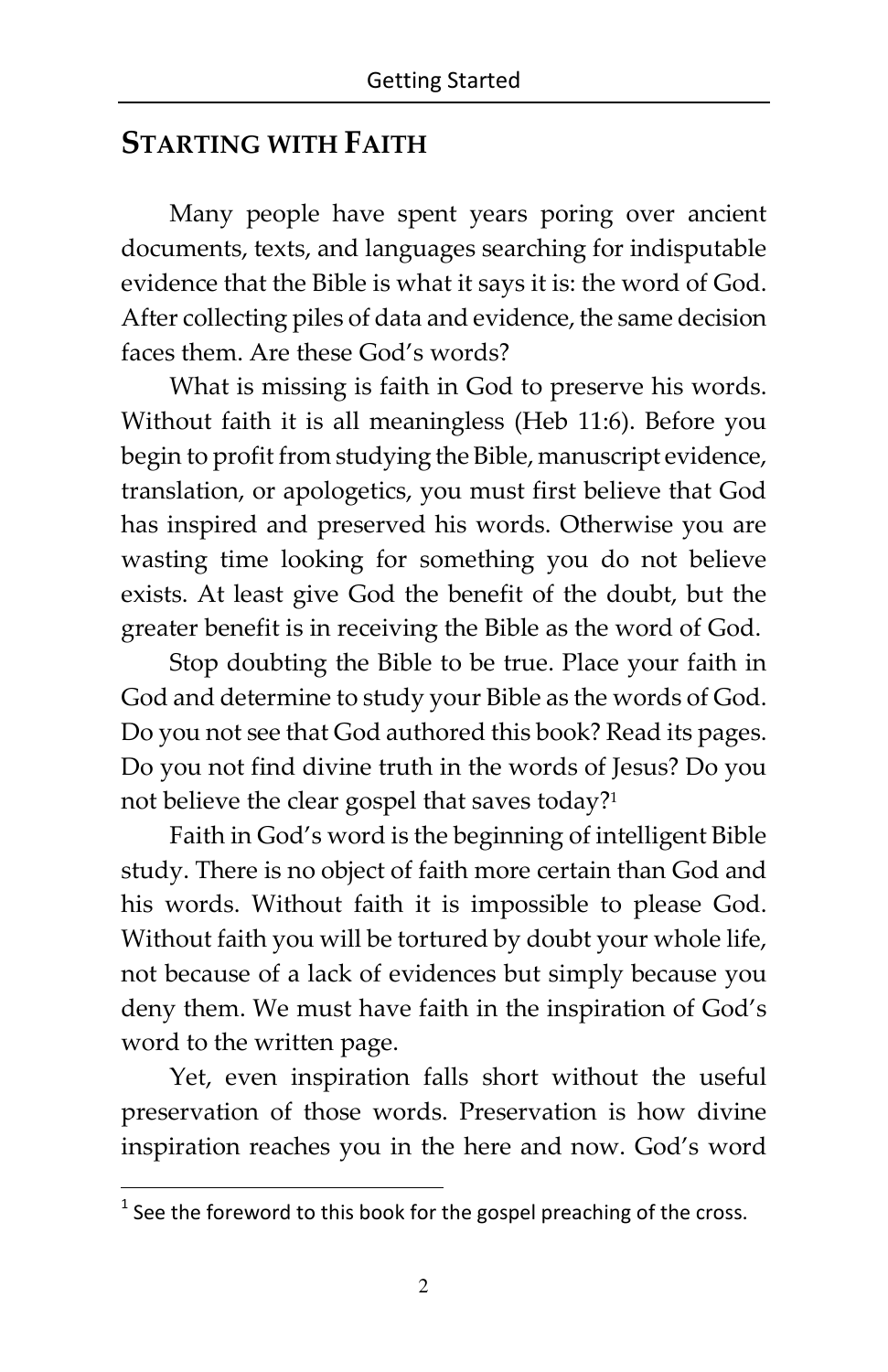## STARTING WITH FAITH

Many people have spent years poring over ancient documents, texts, and languages searching for indisputable evidence that the Bible is what it says it is: the word of God. After collecting piles of data and evidence, the same decision faces them. Are these God's words?

What is missing is faith in God to preserve his words. Without faith it is all meaningless (Heb 11:6). Before you begin to profit from studying the Bible, manuscript evidence, translation, or apologetics, you must first believe that God has inspired and preserved his words. Otherwise you are wasting time looking for something you do not believe exists. At least give God the benefit of the doubt, but the greater benefit is in receiving the Bible as the word of God.

Stop doubting the Bible to be true. Place your faith in God and determine to study your Bible as the words of God. Do you not see that God authored this book? Read its pages. Do you not find divine truth in the words of Jesus? Do you not believe the clear gospel that saves today?[1]

Faith in God's word is the beginning of intelligent Bible study. There is no object of faith more certain than God and his words. Without faith it is impossible to please God. Without faith you will be tortured by doubt your whole life, not because of a lack of evidences but simply because you deny them. We must have faith in the inspiration of God's word to the written page.

Yet, even inspiration falls short without the useful preservation of those words. Preservation is how divine inspiration reaches you in the here and now. God's word

[1] See the foreword to this book for the gospel preaching of the cross.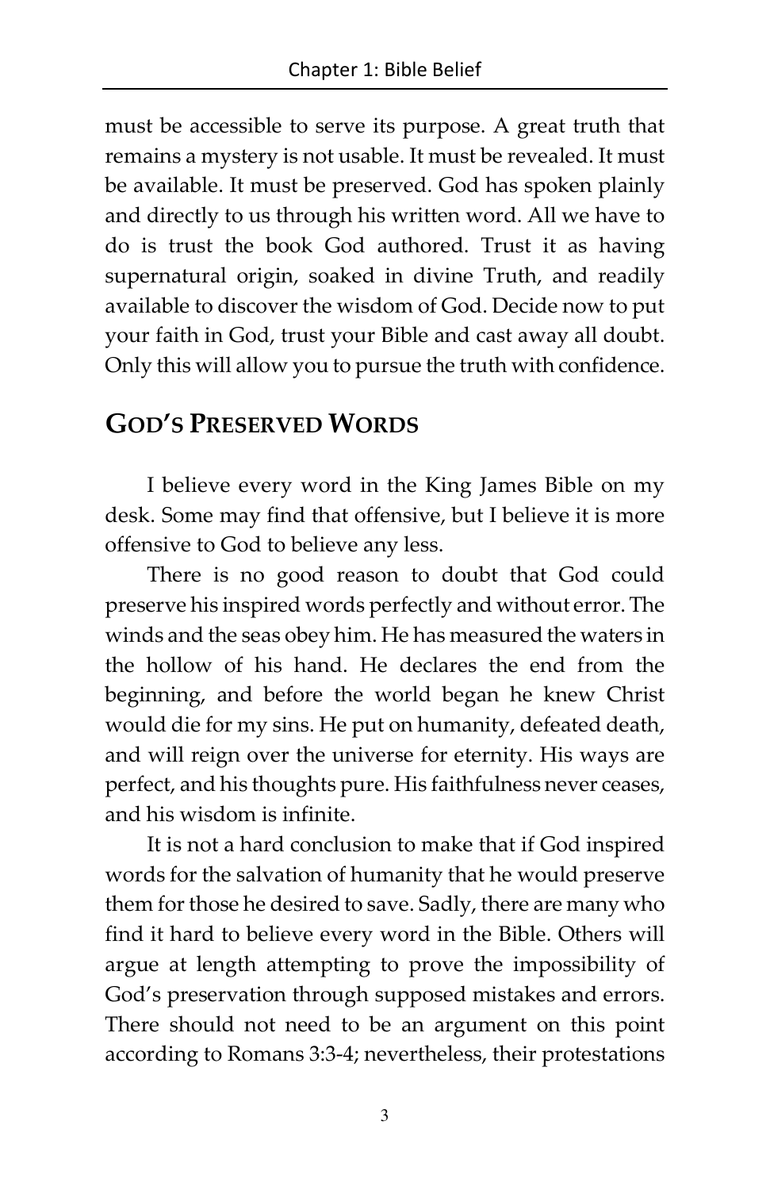must be accessible to serve its purpose. A great truth that remains a mystery is not usable. It must be revealed. It must be available. It must be preserved. God has spoken plainly and directly to us through his written word. All we have to do is trust the book God authored. Trust it as having supernatural origin, soaked in divine Truth, and readily available to discover the wisdom of God. Decide now to put your faith in God, trust your Bible and cast away all doubt. Only this will allow you to pursue the truth with confidence.

## GOD'S PRESERVED WORDS

I believe every word in the King James Bible on my desk. Some may find that offensive, but I believe it is more offensive to God to believe any less.

There is no good reason to doubt that God could preserve his inspired words perfectly and without error. The winds and the seas obey him. He has measured the waters in the hollow of his hand. He declares the end from the beginning, and before the world began he knew Christ would die for my sins. He put on humanity, defeated death, and will reign over the universe for eternity. His ways are perfect, and his thoughts pure. His faithfulness never ceases, and his wisdom is infinite.

It is not a hard conclusion to make that if God inspired words for the salvation of humanity that he would preserve them for those he desired to save. Sadly, there are many who find it hard to believe every word in the Bible. Others will argue at length attempting to prove the impossibility of God's preservation through supposed mistakes and errors. There should not need to be an argument on this point according to Romans 3:3-4; nevertheless, their protestations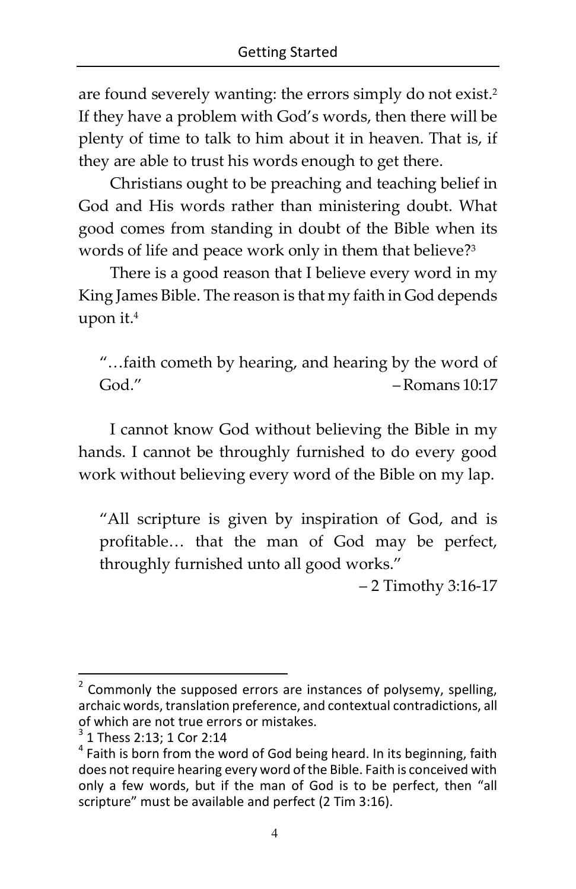are found severely wanting: the errors simply do not exist.[2] If they have a problem with God's words, then there will be plenty of time to talk to him about it in heaven. That is, if they are able to trust his words enough to get there.

Christians ought to be preaching and teaching belief in God and His words rather than ministering doubt. What good comes from standing in doubt of the Bible when its words of life and peace work only in them that believe?[3]

There is a good reason that I believe every word in my King James Bible. The reason is that my faith in God depends upon it.[4]

> "…faith cometh by hearing, and hearing by the word of God." –Romans 10:17

I cannot know God without believing the Bible in my hands. I cannot be throughly furnished to do every good work without believing every word of the Bible on my lap.

> "All scripture is given by inspiration of God, and is profitable… that the man of God may be perfect, throughly furnished unto all good works."
> – 2 Timothy 3:16-17

---

[2] Commonly the supposed errors are instances of polysemy, spelling, archaic words, translation preference, and contextual contradictions, all of which are not true errors or mistakes.

[3] 1 Thess 2:13; 1 Cor 2:14

[4] Faith is born from the word of God being heard. In its beginning, faith does not require hearing every word of the Bible. Faith is conceived with only a few words, but if the man of God is to be perfect, then "all scripture" must be available and perfect (2 Tim 3:16).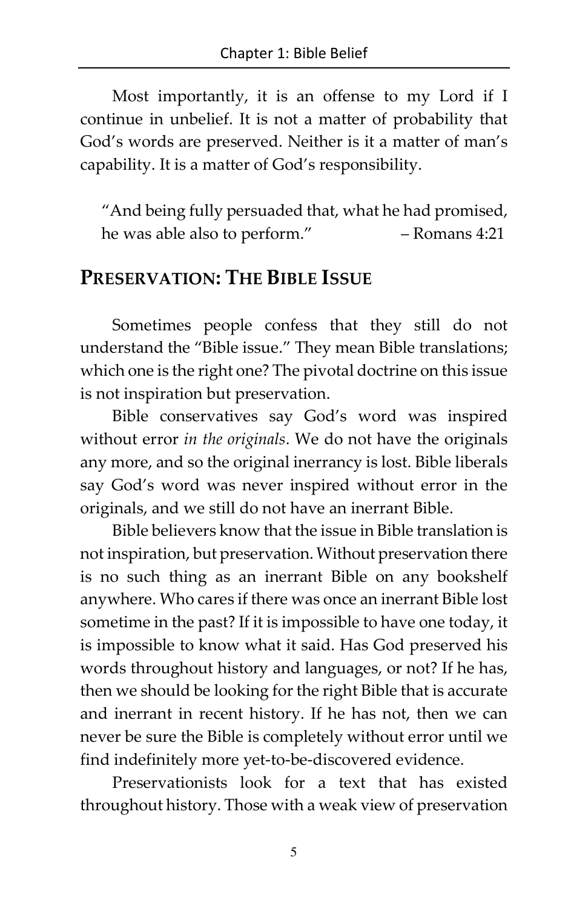Most importantly, it is an offense to my Lord if I continue in unbelief. It is not a matter of probability that God's words are preserved. Neither is it a matter of man's capability. It is a matter of God's responsibility.

> "And being fully persuaded that, what he had promised, he was able also to perform." – Romans 4:21

## PRESERVATION: THE BIBLE ISSUE

Sometimes people confess that they still do not understand the "Bible issue." They mean Bible translations; which one is the right one? The pivotal doctrine on this issue is not inspiration but preservation.

Bible conservatives say God's word was inspired without error *in the originals*. We do not have the originals any more, and so the original inerrancy is lost. Bible liberals say God's word was never inspired without error in the originals, and we still do not have an inerrant Bible.

Bible believers know that the issue in Bible translation is not inspiration, but preservation. Without preservation there is no such thing as an inerrant Bible on any bookshelf anywhere. Who cares if there was once an inerrant Bible lost sometime in the past? If it is impossible to have one today, it is impossible to know what it said. Has God preserved his words throughout history and languages, or not? If he has, then we should be looking for the right Bible that is accurate and inerrant in recent history. If he has not, then we can never be sure the Bible is completely without error until we find indefinitely more yet-to-be-discovered evidence.

Preservationists look for a text that has existed throughout history. Those with a weak view of preservation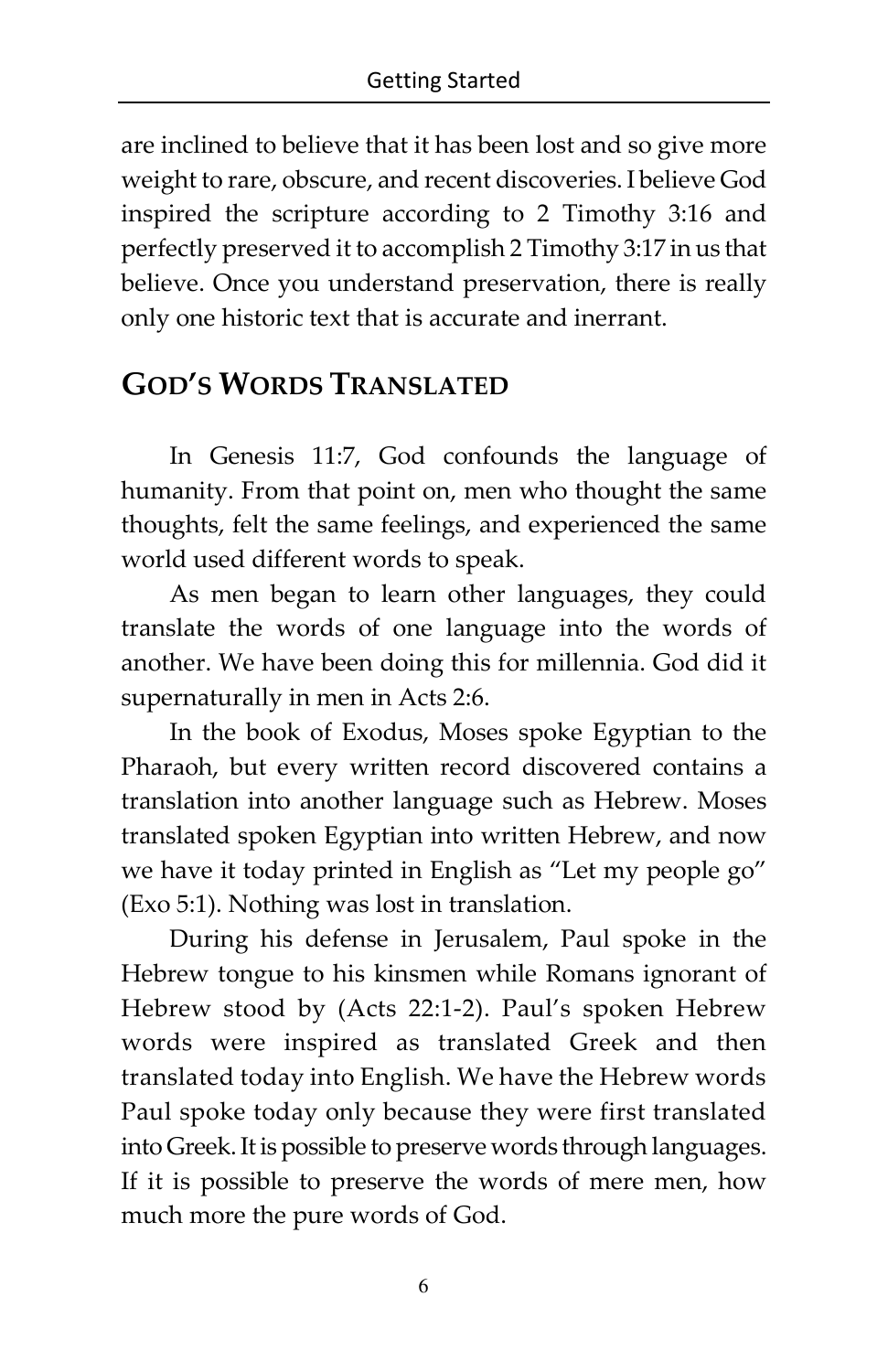are inclined to believe that it has been lost and so give more weight to rare, obscure, and recent discoveries. I believe God inspired the scripture according to 2 Timothy 3:16 and perfectly preserved it to accomplish 2 Timothy 3:17 in us that believe. Once you understand preservation, there is really only one historic text that is accurate and inerrant.

## GOD'S WORDS TRANSLATED

In Genesis 11:7, God confounds the language of humanity. From that point on, men who thought the same thoughts, felt the same feelings, and experienced the same world used different words to speak.

As men began to learn other languages, they could translate the words of one language into the words of another. We have been doing this for millennia. God did it supernaturally in men in Acts 2:6.

In the book of Exodus, Moses spoke Egyptian to the Pharaoh, but every written record discovered contains a translation into another language such as Hebrew. Moses translated spoken Egyptian into written Hebrew, and now we have it today printed in English as "Let my people go" (Exo 5:1). Nothing was lost in translation.

During his defense in Jerusalem, Paul spoke in the Hebrew tongue to his kinsmen while Romans ignorant of Hebrew stood by (Acts 22:1-2). Paul's spoken Hebrew words were inspired as translated Greek and then translated today into English. We have the Hebrew words Paul spoke today only because they were first translated into Greek. It is possible to preserve words through languages. If it is possible to preserve the words of mere men, how much more the pure words of God.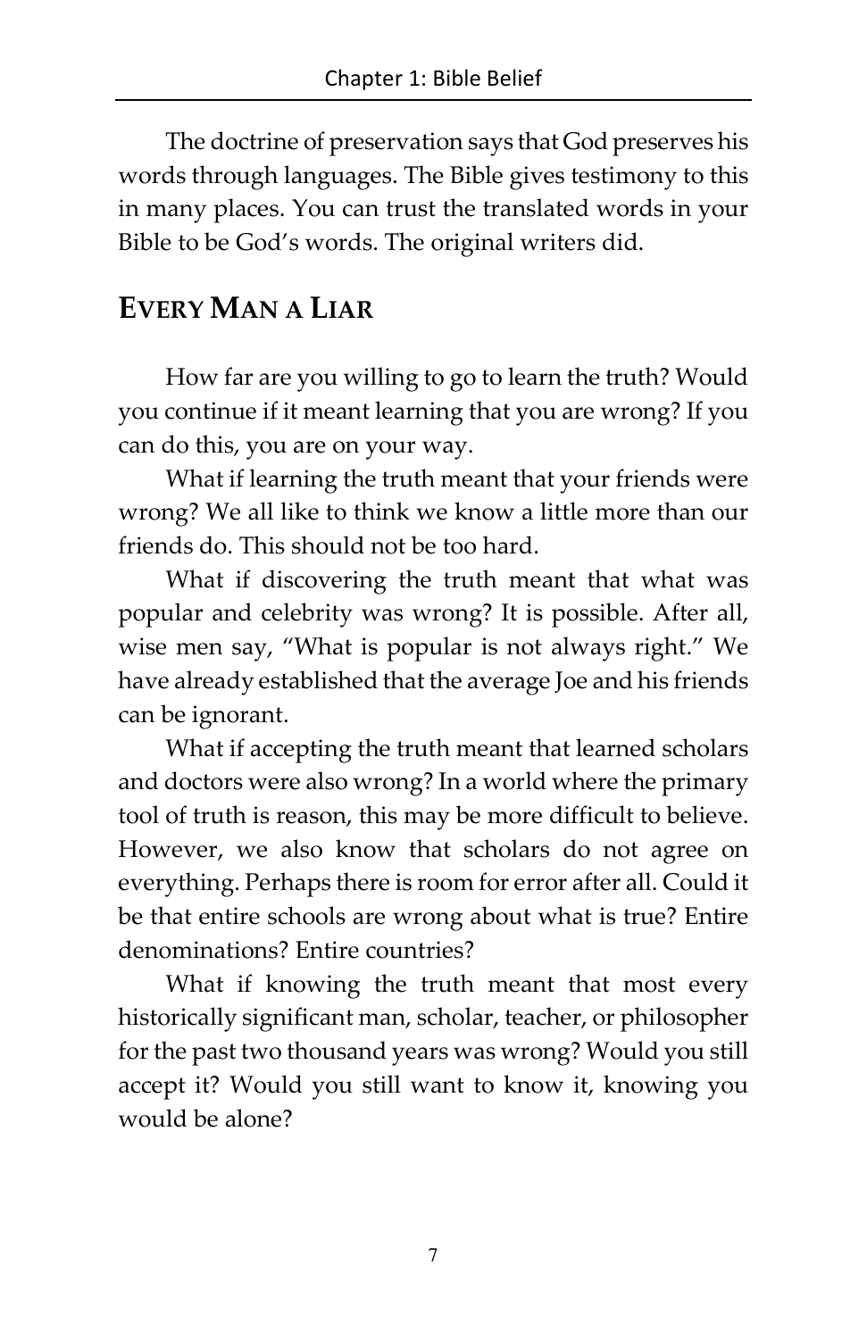The doctrine of preservation says that God preserves his words through languages. The Bible gives testimony to this in many places. You can trust the translated words in your Bible to be God's words. The original writers did.

## Every Man a Liar

How far are you willing to go to learn the truth? Would you continue if it meant learning that you are wrong? If you can do this, you are on your way.

What if learning the truth meant that your friends were wrong? We all like to think we know a little more than our friends do. This should not be too hard.

What if discovering the truth meant that what was popular and celebrity was wrong? It is possible. After all, wise men say, "What is popular is not always right." We have already established that the average Joe and his friends can be ignorant.

What if accepting the truth meant that learned scholars and doctors were also wrong? In a world where the primary tool of truth is reason, this may be more difficult to believe. However, we also know that scholars do not agree on everything. Perhaps there is room for error after all. Could it be that entire schools are wrong about what is true? Entire denominations? Entire countries?

What if knowing the truth meant that most every historically significant man, scholar, teacher, or philosopher for the past two thousand years was wrong? Would you still accept it? Would you still want to know it, knowing you would be alone?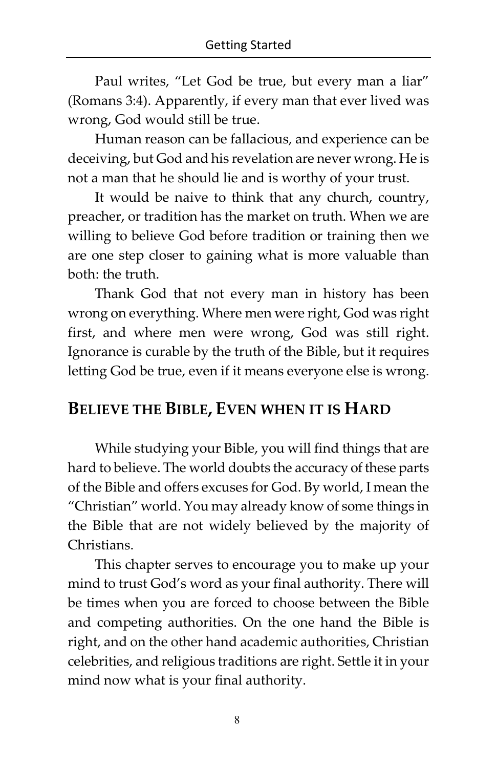Paul writes, "Let God be true, but every man a liar" (Romans 3:4). Apparently, if every man that ever lived was wrong, God would still be true.

Human reason can be fallacious, and experience can be deceiving, but God and his revelation are never wrong. He is not a man that he should lie and is worthy of your trust.

It would be naive to think that any church, country, preacher, or tradition has the market on truth. When we are willing to believe God before tradition or training then we are one step closer to gaining what is more valuable than both: the truth.

Thank God that not every man in history has been wrong on everything. Where men were right, God was right first, and where men were wrong, God was still right. Ignorance is curable by the truth of the Bible, but it requires letting God be true, even if it means everyone else is wrong.

## BELIEVE THE BIBLE, EVEN WHEN IT IS HARD

While studying your Bible, you will find things that are hard to believe. The world doubts the accuracy of these parts of the Bible and offers excuses for God. By world, I mean the "Christian" world. You may already know of some things in the Bible that are not widely believed by the majority of Christians.

This chapter serves to encourage you to make up your mind to trust God's word as your final authority. There will be times when you are forced to choose between the Bible and competing authorities. On the one hand the Bible is right, and on the other hand academic authorities, Christian celebrities, and religious traditions are right. Settle it in your mind now what is your final authority.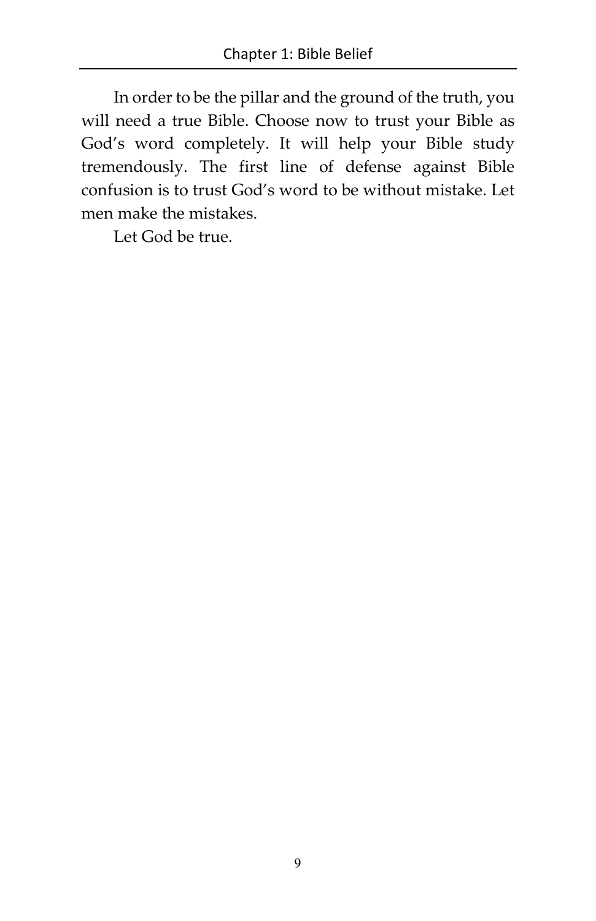In order to be the pillar and the ground of the truth, you will need a true Bible. Choose now to trust your Bible as God's word completely. It will help your Bible study tremendously. The first line of defense against Bible confusion is to trust God's word to be without mistake. Let men make the mistakes.

Let God be true.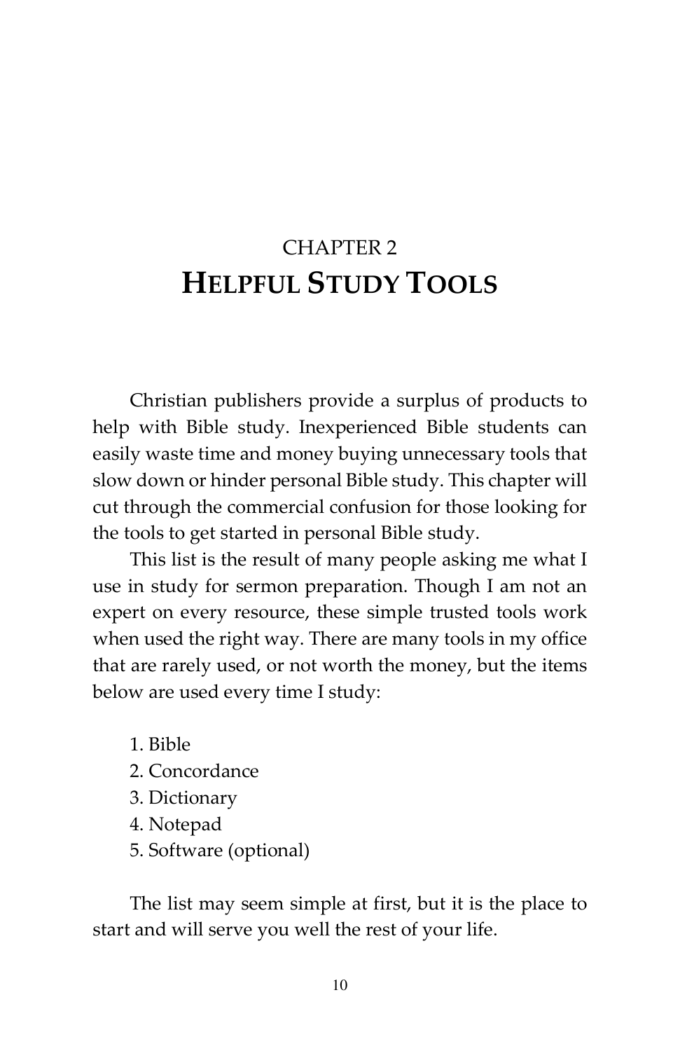# CHAPTER 2
# HELPFUL STUDY TOOLS

Christian publishers provide a surplus of products to help with Bible study. Inexperienced Bible students can easily waste time and money buying unnecessary tools that slow down or hinder personal Bible study. This chapter will cut through the commercial confusion for those looking for the tools to get started in personal Bible study.

This list is the result of many people asking me what I use in study for sermon preparation. Though I am not an expert on every resource, these simple trusted tools work when used the right way. There are many tools in my office that are rarely used, or not worth the money, but the items below are used every time I study:

1. Bible
2. Concordance
3. Dictionary
4. Notepad
5. Software (optional)

The list may seem simple at first, but it is the place to start and will serve you well the rest of your life.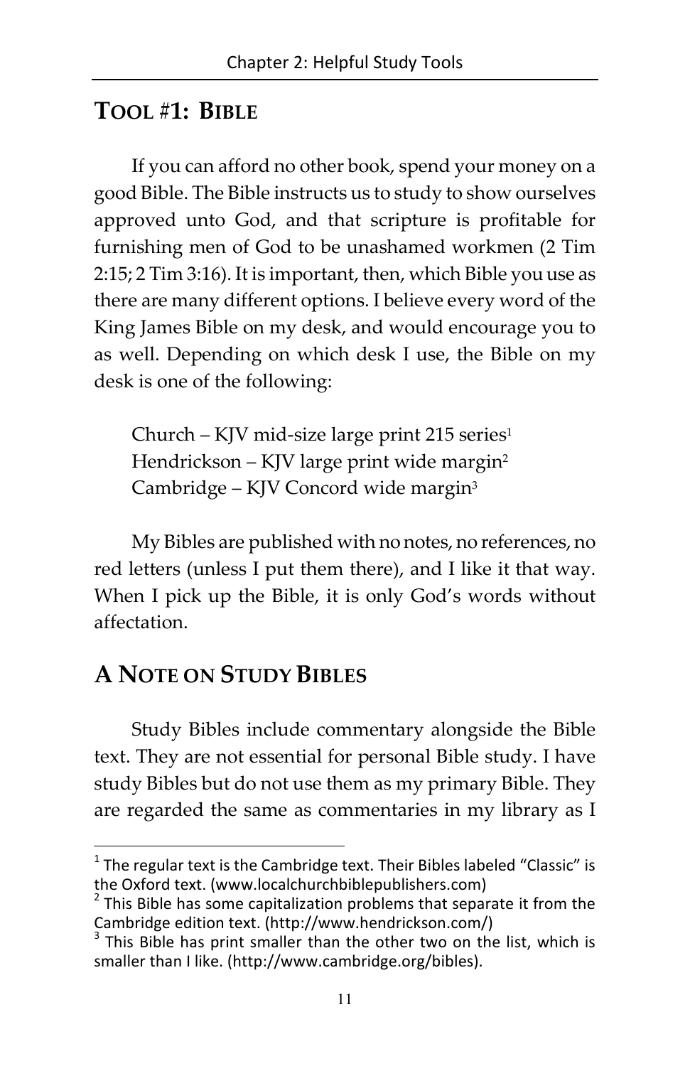## TOOL #1: BIBLE

If you can afford no other book, spend your money on a good Bible. The Bible instructs us to study to show ourselves approved unto God, and that scripture is profitable for furnishing men of God to be unashamed workmen (2 Tim 2:15; 2 Tim 3:16). It is important, then, which Bible you use as there are many different options. I believe every word of the King James Bible on my desk, and would encourage you to as well. Depending on which desk I use, the Bible on my desk is one of the following:

Church – KJV mid-size large print 215 series[1]
Hendrickson – KJV large print wide margin[2]
Cambridge – KJV Concord wide margin[3]

My Bibles are published with no notes, no references, no red letters (unless I put them there), and I like it that way. When I pick up the Bible, it is only God's words without affectation.

## A NOTE ON STUDY BIBLES

Study Bibles include commentary alongside the Bible text. They are not essential for personal Bible study. I have study Bibles but do not use them as my primary Bible. They are regarded the same as commentaries in my library as I

---

[1] The regular text is the Cambridge text. Their Bibles labeled "Classic" is the Oxford text. (www.localchurchbiblepublishers.com)

[2] This Bible has some capitalization problems that separate it from the Cambridge edition text. (http://www.hendrickson.com/)

[3] This Bible has print smaller than the other two on the list, which is smaller than I like. (http://www.cambridge.org/bibles).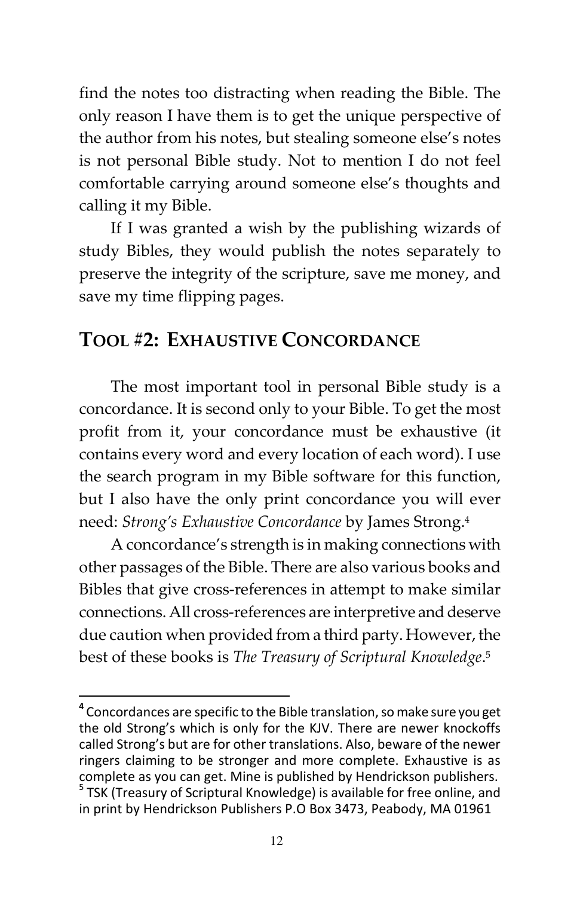find the notes too distracting when reading the Bible. The only reason I have them is to get the unique perspective of the author from his notes, but stealing someone else's notes is not personal Bible study. Not to mention I do not feel comfortable carrying around someone else's thoughts and calling it my Bible.

If I was granted a wish by the publishing wizards of study Bibles, they would publish the notes separately to preserve the integrity of the scripture, save me money, and save my time flipping pages.

## TOOL #2: EXHAUSTIVE CONCORDANCE

The most important tool in personal Bible study is a concordance. It is second only to your Bible. To get the most profit from it, your concordance must be exhaustive (it contains every word and every location of each word). I use the search program in my Bible software for this function, but I also have the only print concordance you will ever need: *Strong's Exhaustive Concordance* by James Strong.[4]

A concordance's strength is in making connections with other passages of the Bible. There are also various books and Bibles that give cross-references in attempt to make similar connections. All cross-references are interpretive and deserve due caution when provided from a third party. However, the best of these books is *The Treasury of Scriptural Knowledge*.[5]

---

[4] Concordances are specific to the Bible translation, so make sure you get the old Strong's which is only for the KJV. There are newer knockoffs called Strong's but are for other translations. Also, beware of the newer ringers claiming to be stronger and more complete. Exhaustive is as complete as you can get. Mine is published by Hendrickson publishers.

[5] TSK (Treasury of Scriptural Knowledge) is available for free online, and in print by Hendrickson Publishers P.O Box 3473, Peabody, MA 01961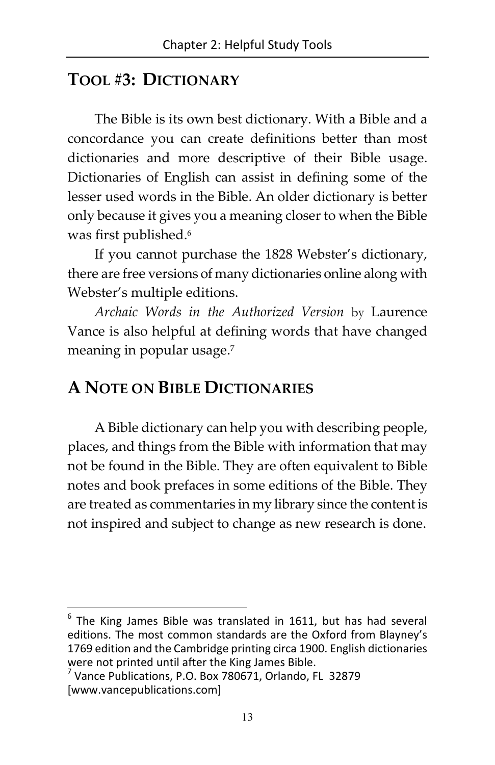## TOOL #3: DICTIONARY

The Bible is its own best dictionary. With a Bible and a concordance you can create definitions better than most dictionaries and more descriptive of their Bible usage. Dictionaries of English can assist in defining some of the lesser used words in the Bible. An older dictionary is better only because it gives you a meaning closer to when the Bible was first published.[6]

If you cannot purchase the 1828 Webster's dictionary, there are free versions of many dictionaries online along with Webster's multiple editions.

*Archaic Words in the Authorized Version* by Laurence Vance is also helpful at defining words that have changed meaning in popular usage.[7]

## A NOTE ON BIBLE DICTIONARIES

A Bible dictionary can help you with describing people, places, and things from the Bible with information that may not be found in the Bible. They are often equivalent to Bible notes and book prefaces in some editions of the Bible. They are treated as commentaries in my library since the content is not inspired and subject to change as new research is done.

---

[6] The King James Bible was translated in 1611, but has had several editions. The most common standards are the Oxford from Blayney's 1769 edition and the Cambridge printing circa 1900. English dictionaries were not printed until after the King James Bible.

[7] Vance Publications, P.O. Box 780671, Orlando, FL 32879 [www.vancepublications.com]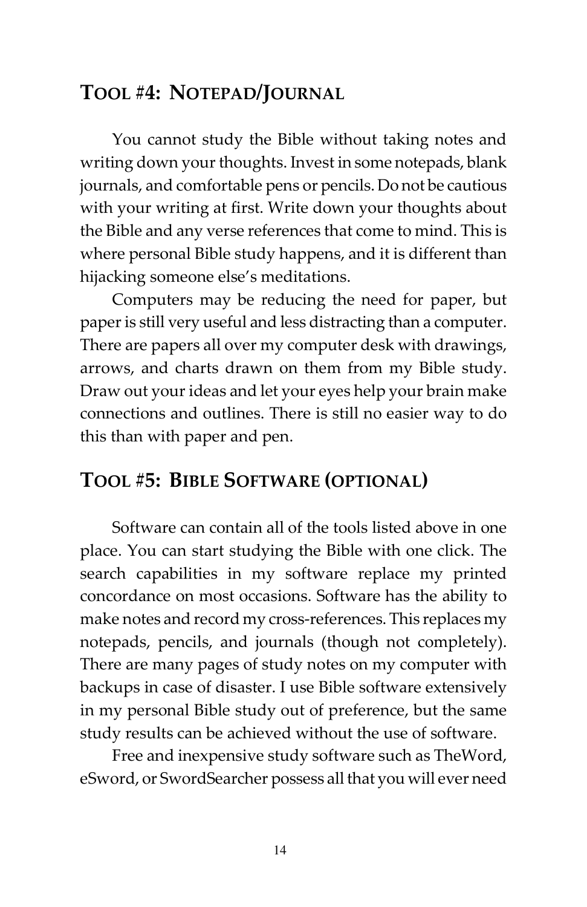## Tool #4: Notepad/Journal

You cannot study the Bible without taking notes and writing down your thoughts. Invest in some notepads, blank journals, and comfortable pens or pencils. Do not be cautious with your writing at first. Write down your thoughts about the Bible and any verse references that come to mind. This is where personal Bible study happens, and it is different than hijacking someone else's meditations.

Computers may be reducing the need for paper, but paper is still very useful and less distracting than a computer. There are papers all over my computer desk with drawings, arrows, and charts drawn on them from my Bible study. Draw out your ideas and let your eyes help your brain make connections and outlines. There is still no easier way to do this than with paper and pen.

## Tool #5: Bible Software (optional)

Software can contain all of the tools listed above in one place. You can start studying the Bible with one click. The search capabilities in my software replace my printed concordance on most occasions. Software has the ability to make notes and record my cross-references. This replaces my notepads, pencils, and journals (though not completely). There are many pages of study notes on my computer with backups in case of disaster. I use Bible software extensively in my personal Bible study out of preference, but the same study results can be achieved without the use of software.

Free and inexpensive study software such as TheWord, eSword, or SwordSearcher possess all that you will ever need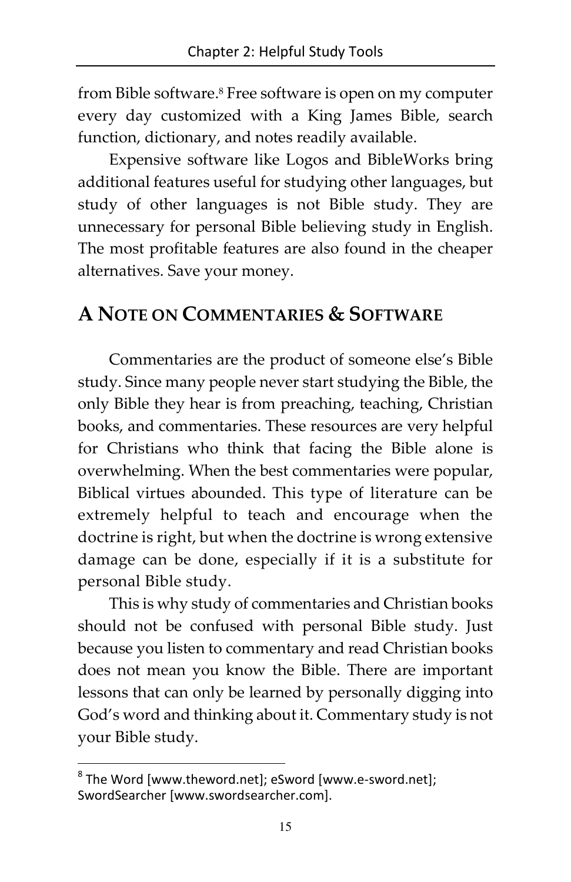from Bible software.[8] Free software is open on my computer every day customized with a King James Bible, search function, dictionary, and notes readily available.

Expensive software like Logos and BibleWorks bring additional features useful for studying other languages, but study of other languages is not Bible study. They are unnecessary for personal Bible believing study in English. The most profitable features are also found in the cheaper alternatives. Save your money.

## A Note on Commentaries & Software

Commentaries are the product of someone else's Bible study. Since many people never start studying the Bible, the only Bible they hear is from preaching, teaching, Christian books, and commentaries. These resources are very helpful for Christians who think that facing the Bible alone is overwhelming. When the best commentaries were popular, Biblical virtues abounded. This type of literature can be extremely helpful to teach and encourage when the doctrine is right, but when the doctrine is wrong extensive damage can be done, especially if it is a substitute for personal Bible study.

This is why study of commentaries and Christian books should not be confused with personal Bible study. Just because you listen to commentary and read Christian books does not mean you know the Bible. There are important lessons that can only be learned by personally digging into God's word and thinking about it. Commentary study is not your Bible study.

---

[8] The Word [www.theword.net]; eSword [www.e-sword.net]; SwordSearcher [www.swordsearcher.com].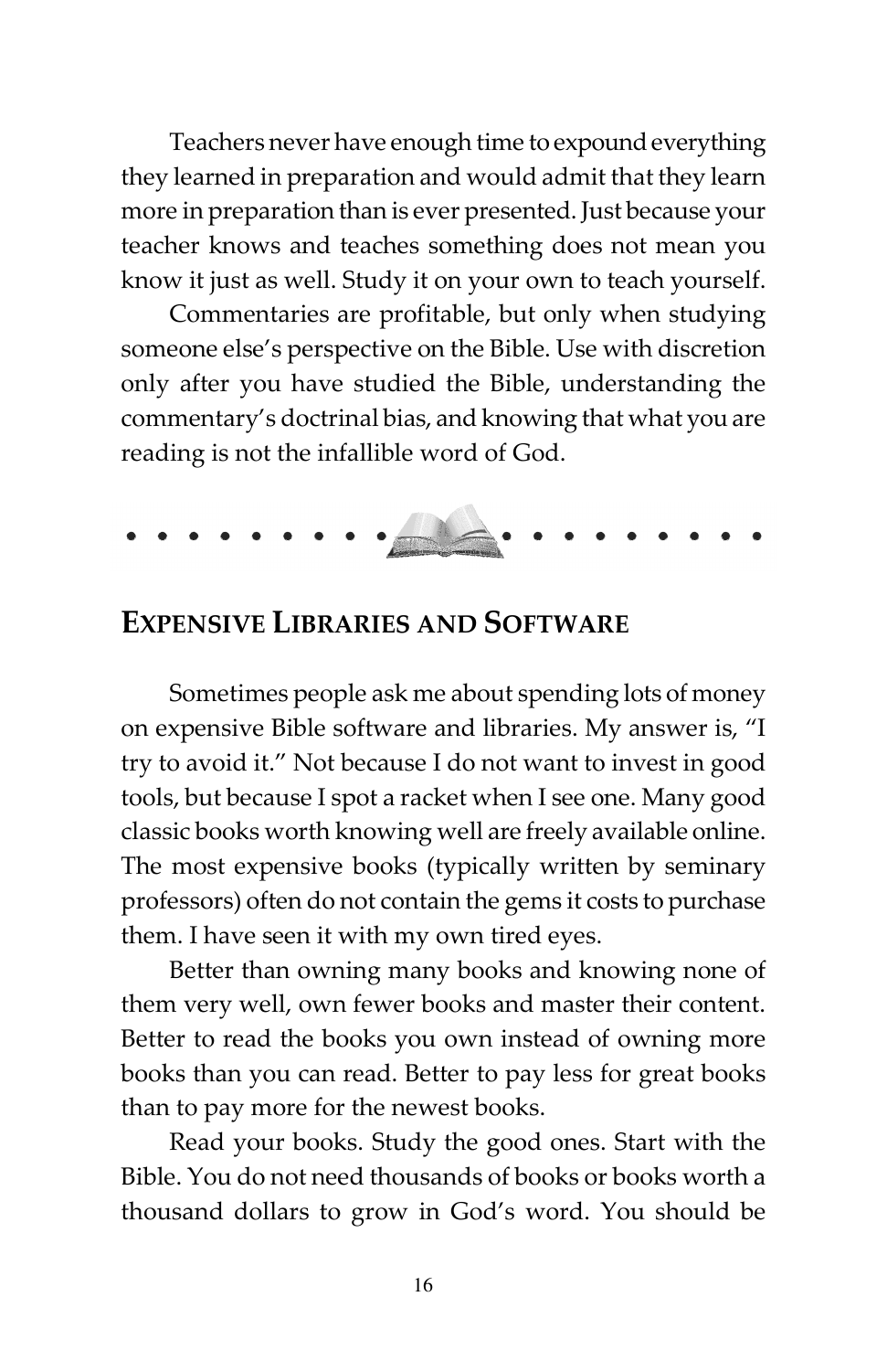Teachers never have enough time to expound everything they learned in preparation and would admit that they learn more in preparation than is ever presented. Just because your teacher knows and teaches something does not mean you know it just as well. Study it on your own to teach yourself.

Commentaries are profitable, but only when studying someone else's perspective on the Bible. Use with discretion only after you have studied the Bible, understanding the commentary's doctrinal bias, and knowing that what you are reading is not the infallible word of God.

## Expensive Libraries and Software

Sometimes people ask me about spending lots of money on expensive Bible software and libraries. My answer is, "I try to avoid it." Not because I do not want to invest in good tools, but because I spot a racket when I see one. Many good classic books worth knowing well are freely available online. The most expensive books (typically written by seminary professors) often do not contain the gems it costs to purchase them. I have seen it with my own tired eyes.

Better than owning many books and knowing none of them very well, own fewer books and master their content. Better to read the books you own instead of owning more books than you can read. Better to pay less for great books than to pay more for the newest books.

Read your books. Study the good ones. Start with the Bible. You do not need thousands of books or books worth a thousand dollars to grow in God's word. You should be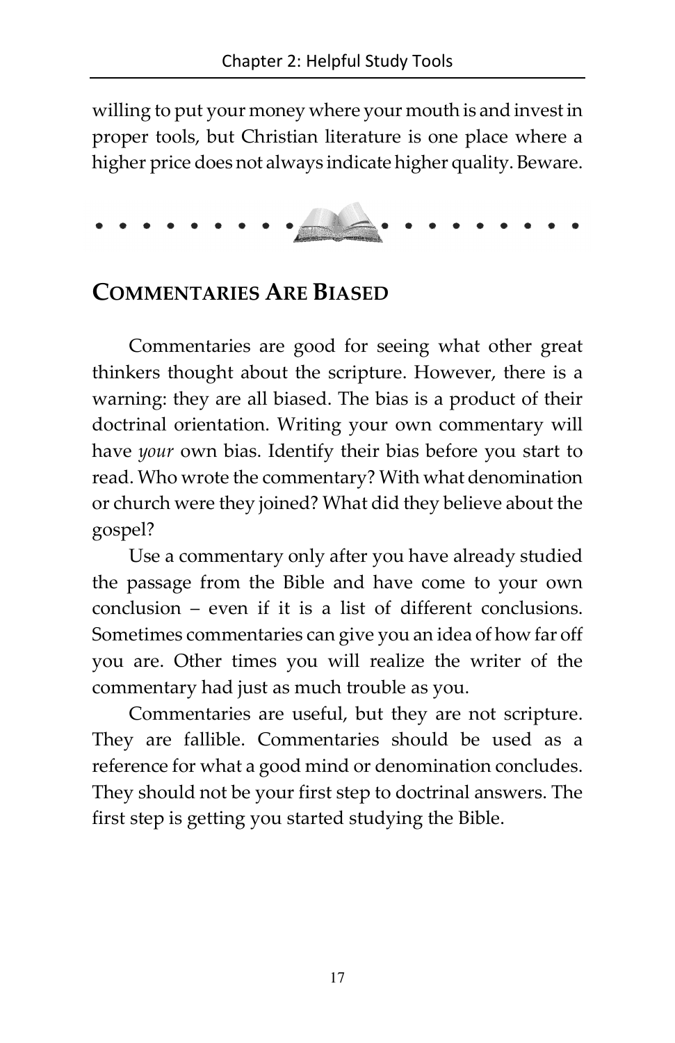willing to put your money where your mouth is and invest in proper tools, but Christian literature is one place where a higher price does not always indicate higher quality. Beware.

## Commentaries Are Biased

Commentaries are good for seeing what other great thinkers thought about the scripture. However, there is a warning: they are all biased. The bias is a product of their doctrinal orientation. Writing your own commentary will have *your* own bias. Identify their bias before you start to read. Who wrote the commentary? With what denomination or church were they joined? What did they believe about the gospel?

Use a commentary only after you have already studied the passage from the Bible and have come to your own conclusion – even if it is a list of different conclusions. Sometimes commentaries can give you an idea of how far off you are. Other times you will realize the writer of the commentary had just as much trouble as you.

Commentaries are useful, but they are not scripture. They are fallible. Commentaries should be used as a reference for what a good mind or denomination concludes. They should not be your first step to doctrinal answers. The first step is getting you started studying the Bible.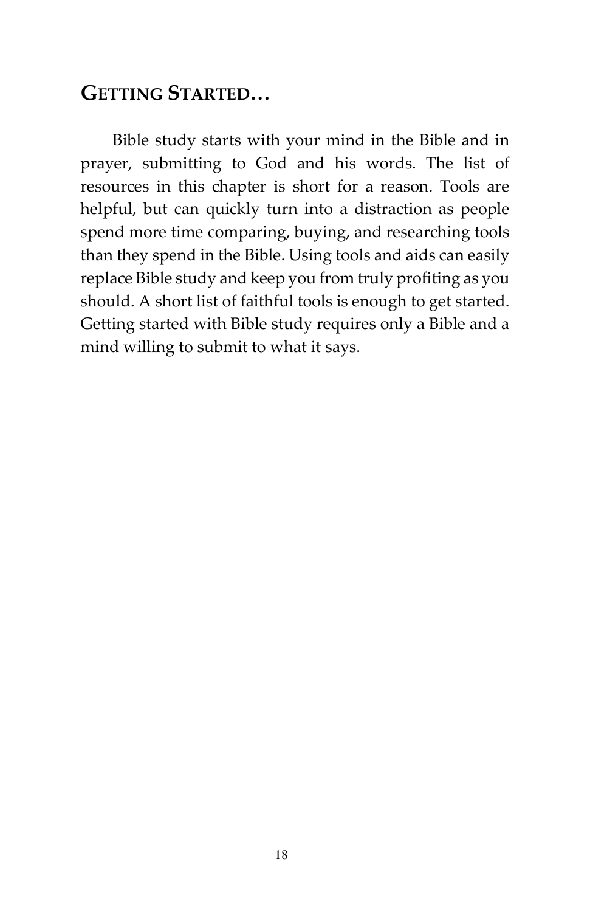## Getting Started…

Bible study starts with your mind in the Bible and in prayer, submitting to God and his words. The list of resources in this chapter is short for a reason. Tools are helpful, but can quickly turn into a distraction as people spend more time comparing, buying, and researching tools than they spend in the Bible. Using tools and aids can easily replace Bible study and keep you from truly profiting as you should. A short list of faithful tools is enough to get started. Getting started with Bible study requires only a Bible and a mind willing to submit to what it says.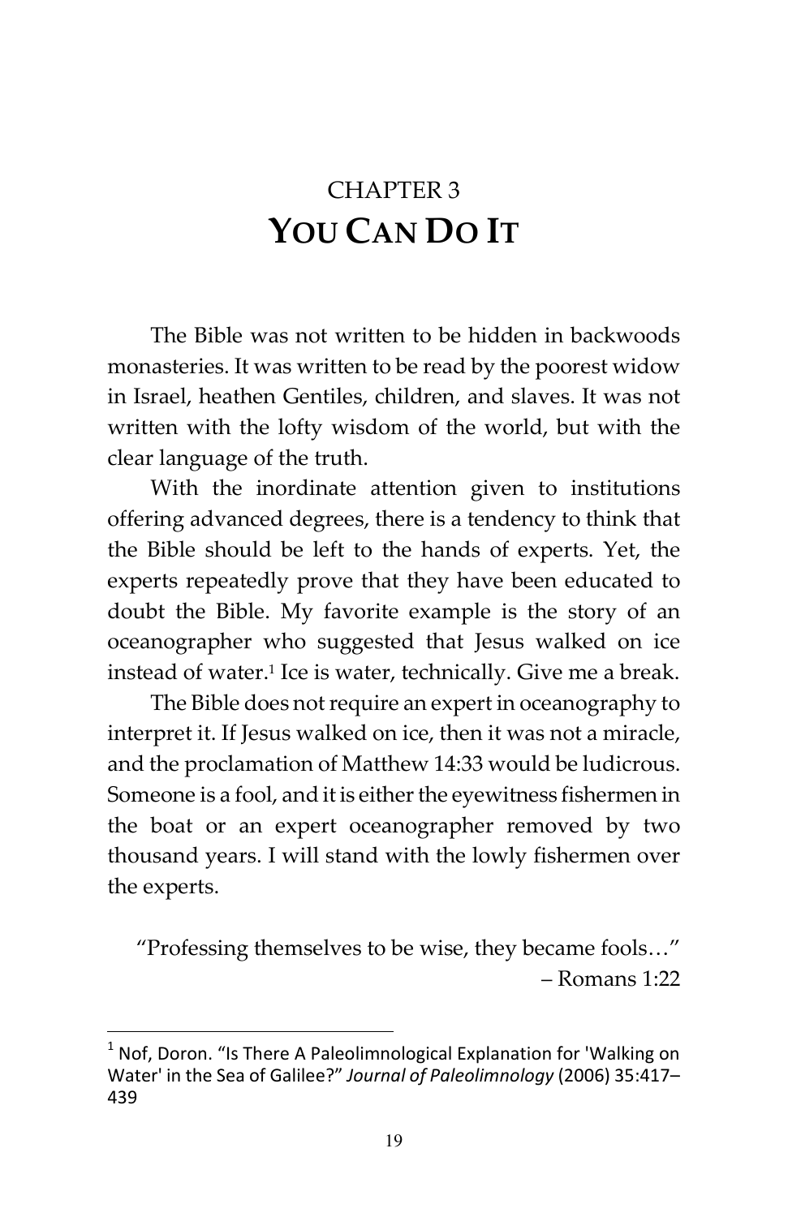# CHAPTER 3
# YOU CAN DO IT

The Bible was not written to be hidden in backwoods monasteries. It was written to be read by the poorest widow in Israel, heathen Gentiles, children, and slaves. It was not written with the lofty wisdom of the world, but with the clear language of the truth.

With the inordinate attention given to institutions offering advanced degrees, there is a tendency to think that the Bible should be left to the hands of experts. Yet, the experts repeatedly prove that they have been educated to doubt the Bible. My favorite example is the story of an oceanographer who suggested that Jesus walked on ice instead of water.[1] Ice is water, technically. Give me a break.

The Bible does not require an expert in oceanography to interpret it. If Jesus walked on ice, then it was not a miracle, and the proclamation of Matthew 14:33 would be ludicrous. Someone is a fool, and it is either the eyewitness fishermen in the boat or an expert oceanographer removed by two thousand years. I will stand with the lowly fishermen over the experts.

> "Professing themselves to be wise, they became fools…"
> – Romans 1:22

---

[1] Nof, Doron. "Is There A Paleolimnological Explanation for 'Walking on Water' in the Sea of Galilee?" *Journal of Paleolimnology* (2006) 35:417–439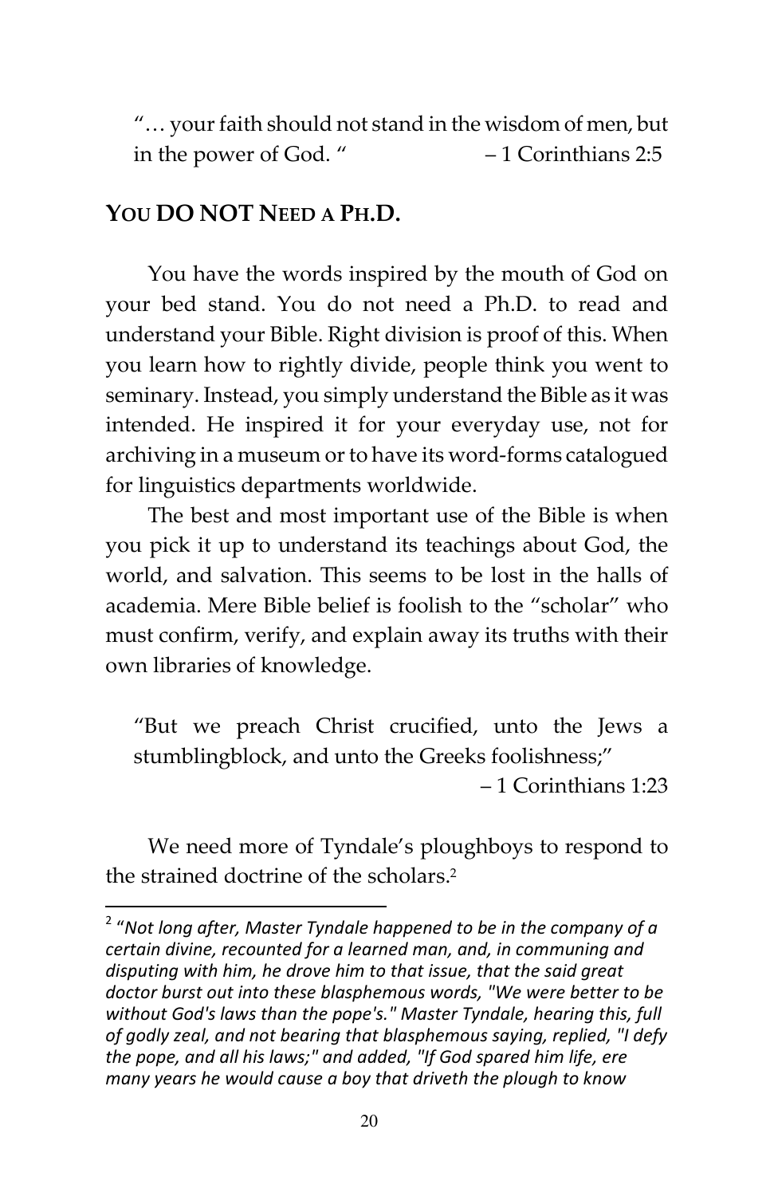"… your faith should not stand in the wisdom of men, but in the power of God. " – 1 Corinthians 2:5

## YOU DO NOT NEED A PH.D.

You have the words inspired by the mouth of God on your bed stand. You do not need a Ph.D. to read and understand your Bible. Right division is proof of this. When you learn how to rightly divide, people think you went to seminary. Instead, you simply understand the Bible as it was intended. He inspired it for your everyday use, not for archiving in a museum or to have its word-forms catalogued for linguistics departments worldwide.

The best and most important use of the Bible is when you pick it up to understand its teachings about God, the world, and salvation. This seems to be lost in the halls of academia. Mere Bible belief is foolish to the "scholar" who must confirm, verify, and explain away its truths with their own libraries of knowledge.

> "But we preach Christ crucified, unto the Jews a stumblingblock, and unto the Greeks foolishness;"
> – 1 Corinthians 1:23

We need more of Tyndale's ploughboys to respond to the strained doctrine of the scholars.[2]

---

[2] "*Not long after, Master Tyndale happened to be in the company of a certain divine, recounted for a learned man, and, in communing and disputing with him, he drove him to that issue, that the said great doctor burst out into these blasphemous words, "We were better to be without God's laws than the pope's." Master Tyndale, hearing this, full of godly zeal, and not bearing that blasphemous saying, replied, "I defy the pope, and all his laws;" and added, "If God spared him life, ere many years he would cause a boy that driveth the plough to know*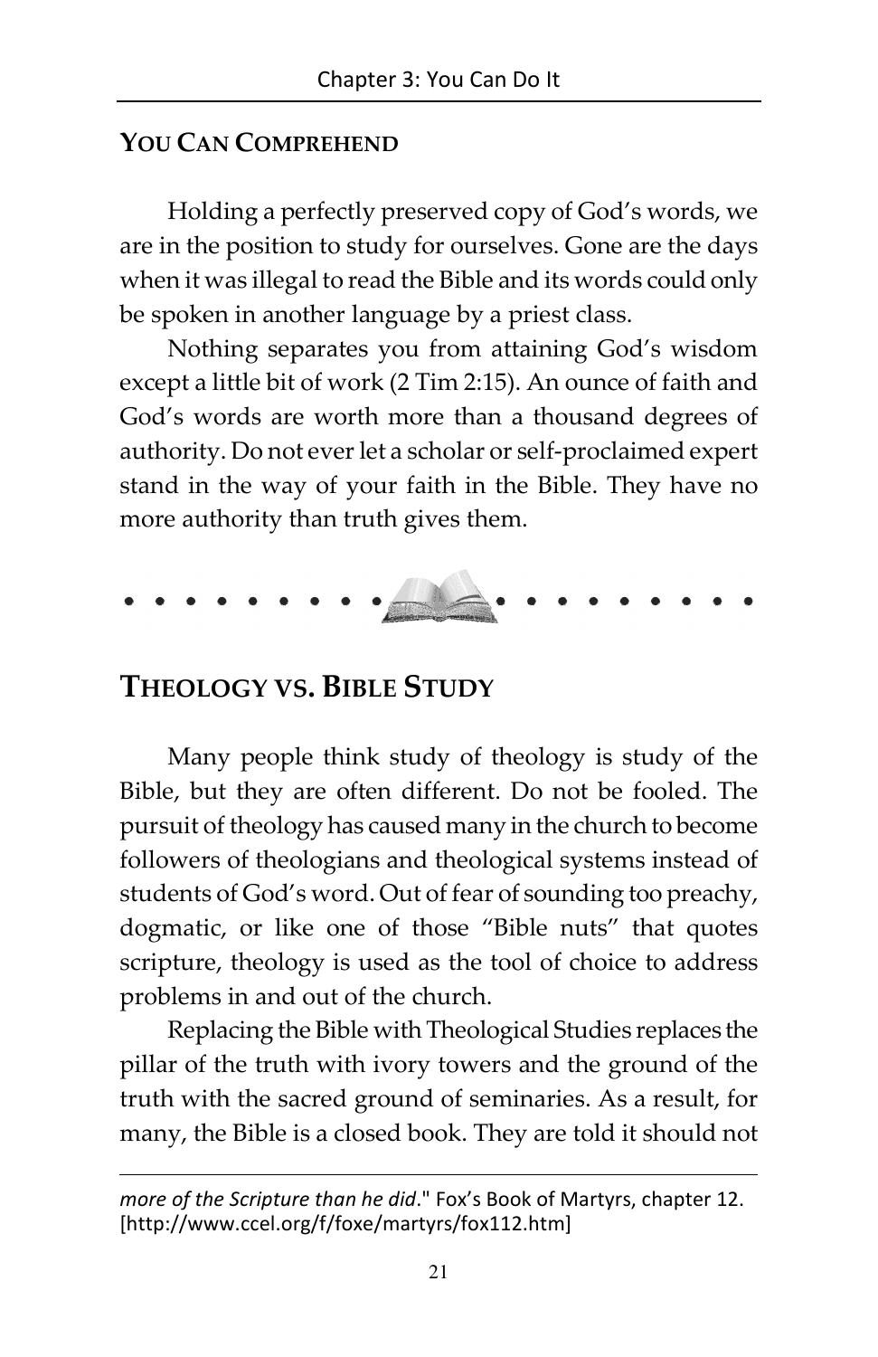## YOU CAN COMPREHEND

Holding a perfectly preserved copy of God's words, we are in the position to study for ourselves. Gone are the days when it was illegal to read the Bible and its words could only be spoken in another language by a priest class.

Nothing separates you from attaining God's wisdom except a little bit of work (2 Tim 2:15). An ounce of faith and God's words are worth more than a thousand degrees of authority. Do not ever let a scholar or self-proclaimed expert stand in the way of your faith in the Bible. They have no more authority than truth gives them.

# THEOLOGY VS. BIBLE STUDY

Many people think study of theology is study of the Bible, but they are often different. Do not be fooled. The pursuit of theology has caused many in the church to become followers of theologians and theological systems instead of students of God's word. Out of fear of sounding too preachy, dogmatic, or like one of those "Bible nuts" that quotes scripture, theology is used as the tool of choice to address problems in and out of the church.

Replacing the Bible with Theological Studies replaces the pillar of the truth with ivory towers and the ground of the truth with the sacred ground of seminaries. As a result, for many, the Bible is a closed book. They are told it should not

---

*more of the Scripture than he did*." Fox's Book of Martyrs, chapter 12. [http://www.ccel.org/f/foxe/martyrs/fox112.htm]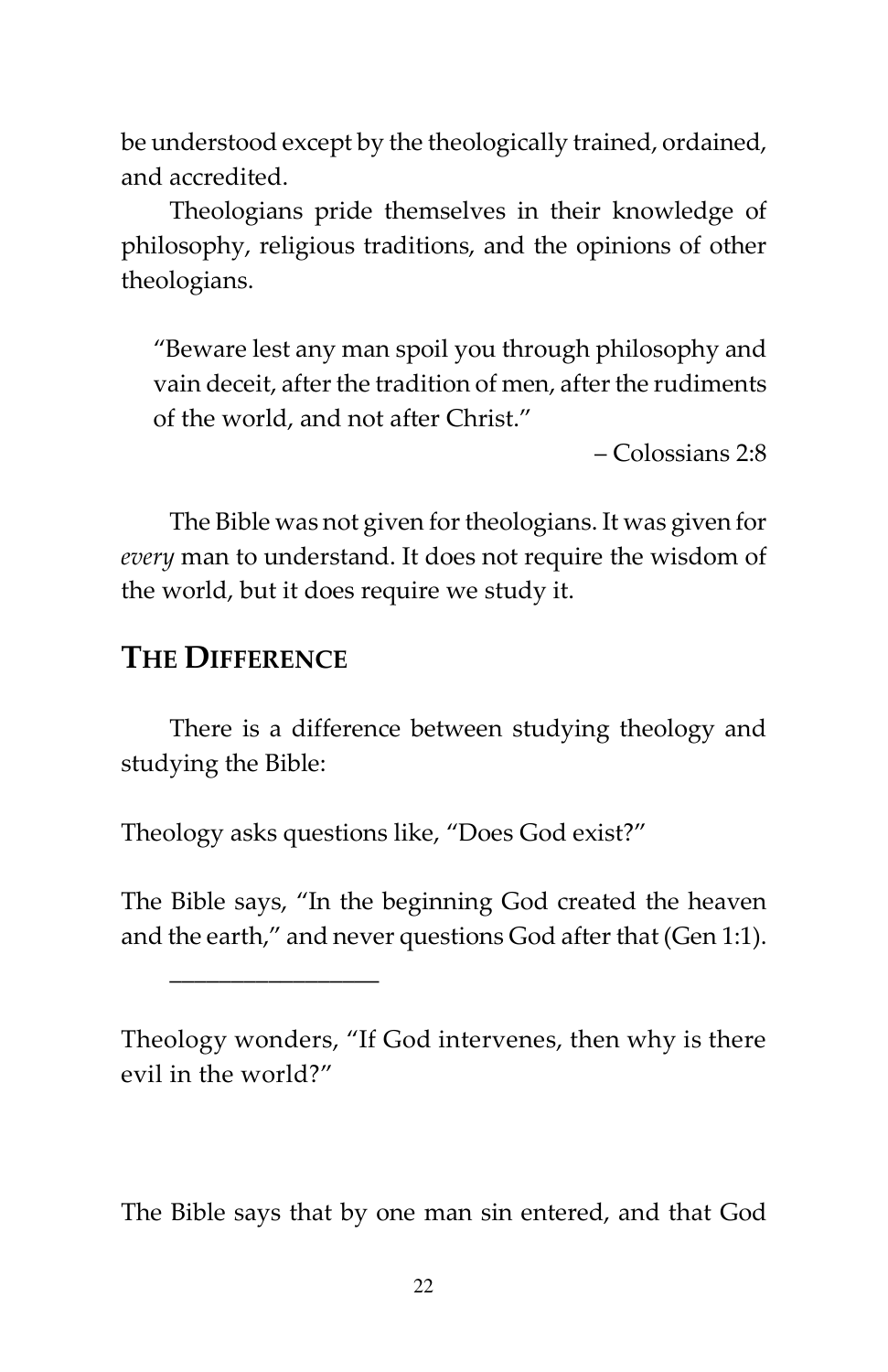be understood except by the theologically trained, ordained, and accredited.

Theologians pride themselves in their knowledge of philosophy, religious traditions, and the opinions of other theologians.

> "Beware lest any man spoil you through philosophy and vain deceit, after the tradition of men, after the rudiments of the world, and not after Christ."
>
> – Colossians 2:8

The Bible was not given for theologians. It was given for *every* man to understand. It does not require the wisdom of the world, but it does require we study it.

## THE DIFFERENCE

There is a difference between studying theology and studying the Bible:

Theology asks questions like, "Does God exist?"

The Bible says, "In the beginning God created the heaven and the earth," and never questions God after that (Gen 1:1).

---

Theology wonders, "If God intervenes, then why is there evil in the world?"

The Bible says that by one man sin entered, and that God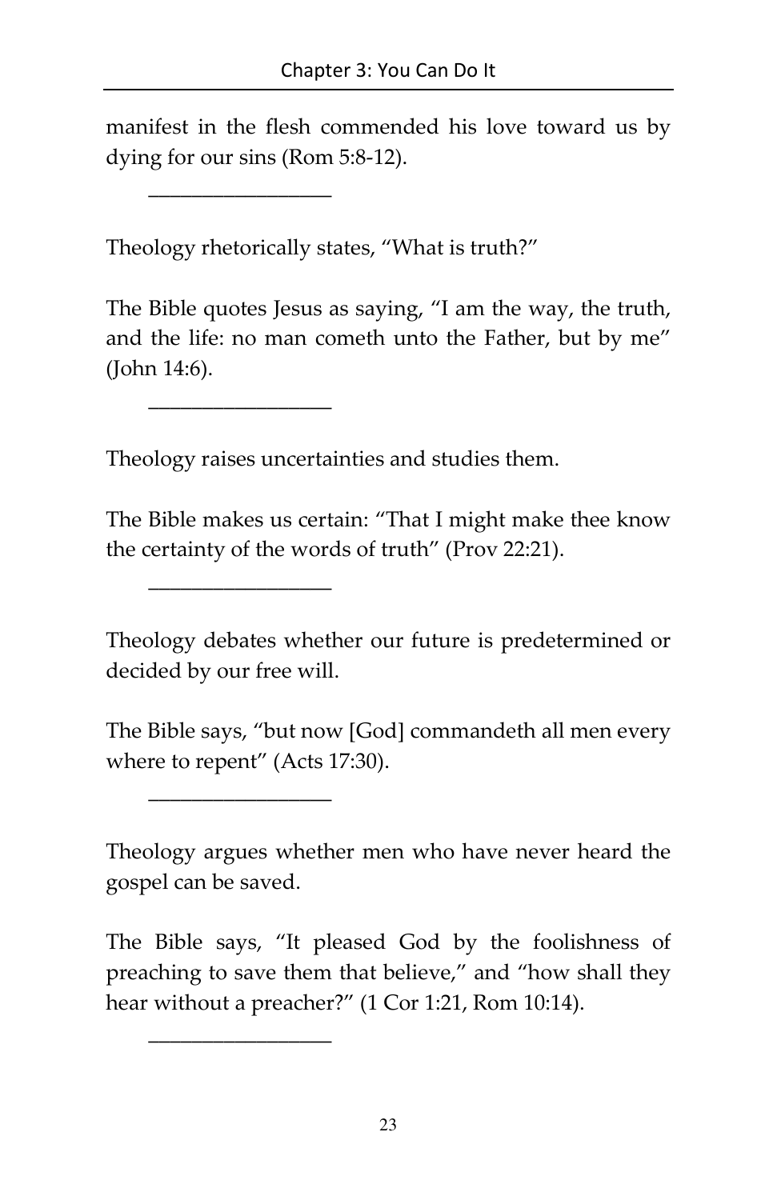manifest in the flesh commended his love toward us by dying for our sins (Rom 5:8-12).

\_\_\_\_\_\_\_\_\_\_\_\_\_\_\_\_\_

Theology rhetorically states, "What is truth?"

The Bible quotes Jesus as saying, "I am the way, the truth, and the life: no man cometh unto the Father, but by me" (John 14:6).

\_\_\_\_\_\_\_\_\_\_\_\_\_\_\_\_\_

Theology raises uncertainties and studies them.

The Bible makes us certain: "That I might make thee know the certainty of the words of truth" (Prov 22:21).

\_\_\_\_\_\_\_\_\_\_\_\_\_\_\_\_\_

Theology debates whether our future is predetermined or decided by our free will.

The Bible says, "but now [God] commandeth all men every where to repent" (Acts 17:30).

\_\_\_\_\_\_\_\_\_\_\_\_\_\_\_\_\_

Theology argues whether men who have never heard the gospel can be saved.

The Bible says, "It pleased God by the foolishness of preaching to save them that believe," and "how shall they hear without a preacher?" (1 Cor 1:21, Rom 10:14).

\_\_\_\_\_\_\_\_\_\_\_\_\_\_\_\_\_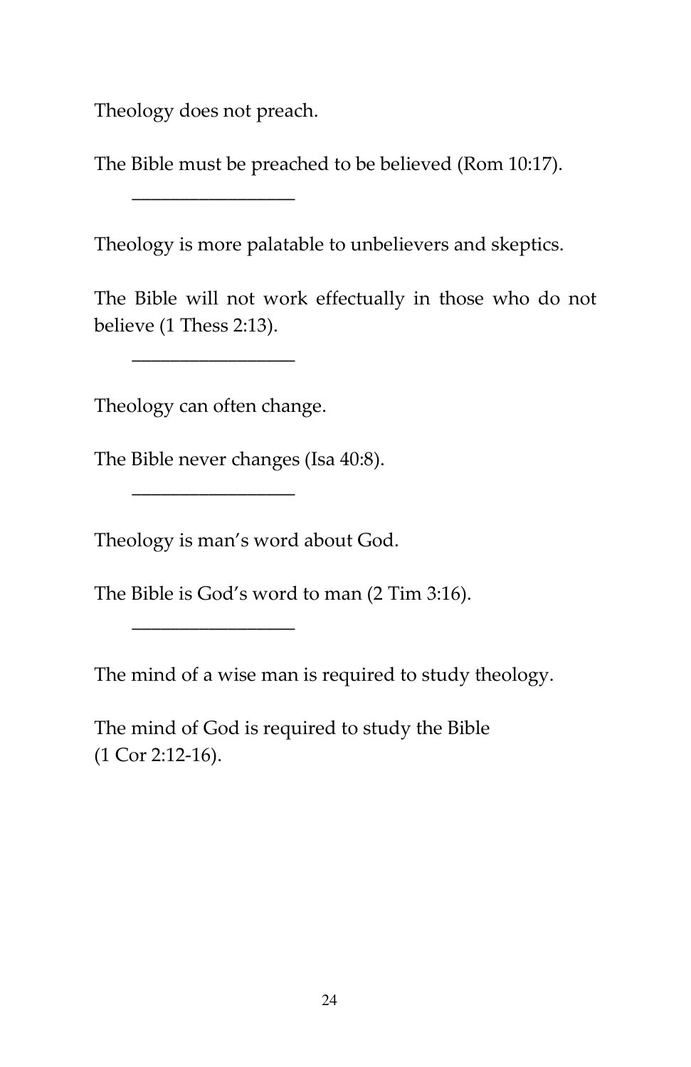Theology does not preach.

The Bible must be preached to be believed (Rom 10:17).

________________

Theology is more palatable to unbelievers and skeptics.

The Bible will not work effectually in those who do not believe (1 Thess 2:13).

________________

Theology can often change.

The Bible never changes (Isa 40:8).

________________

Theology is man's word about God.

The Bible is God's word to man (2 Tim 3:16).

________________

The mind of a wise man is required to study theology.

The mind of God is required to study the Bible (1 Cor 2:12-16).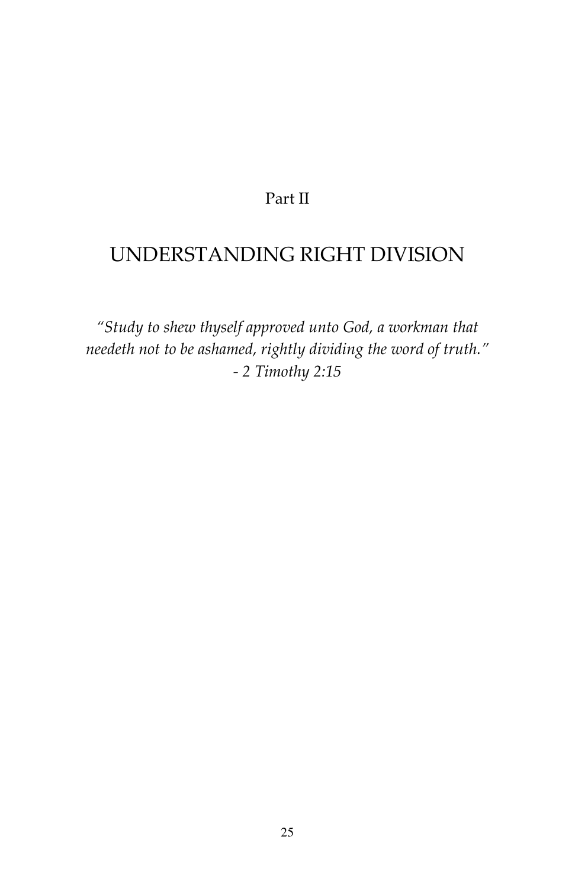Part II

# UNDERSTANDING RIGHT DIVISION

*"Study to shew thyself approved unto God, a workman that needeth not to be ashamed, rightly dividing the word of truth."*
*- 2 Timothy 2:15*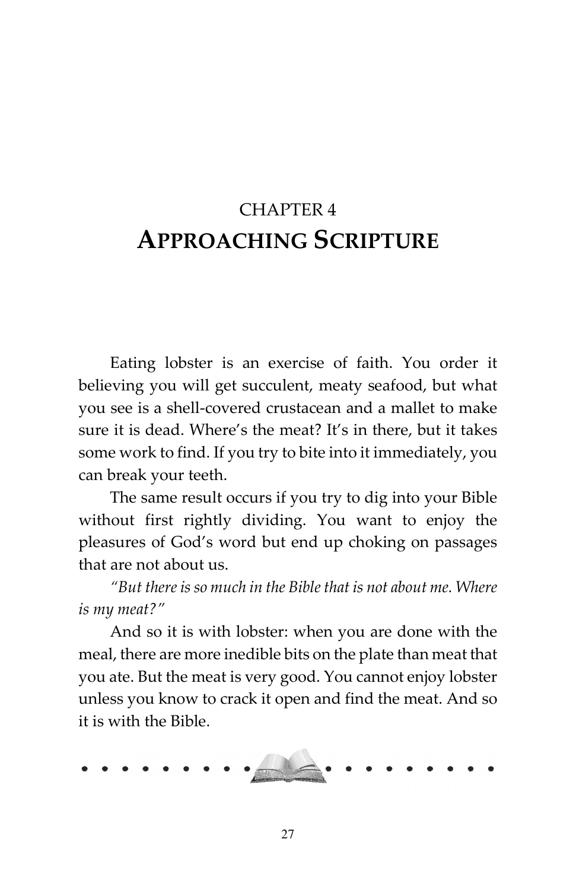CHAPTER 4

# APPROACHING SCRIPTURE

Eating lobster is an exercise of faith. You order it believing you will get succulent, meaty seafood, but what you see is a shell-covered crustacean and a mallet to make sure it is dead. Where's the meat? It's in there, but it takes some work to find. If you try to bite into it immediately, you can break your teeth.

The same result occurs if you try to dig into your Bible without first rightly dividing. You want to enjoy the pleasures of God's word but end up choking on passages that are not about us.

*"But there is so much in the Bible that is not about me. Where is my meat?"*

And so it is with lobster: when you are done with the meal, there are more inedible bits on the plate than meat that you ate. But the meat is very good. You cannot enjoy lobster unless you know to crack it open and find the meat. And so it is with the Bible.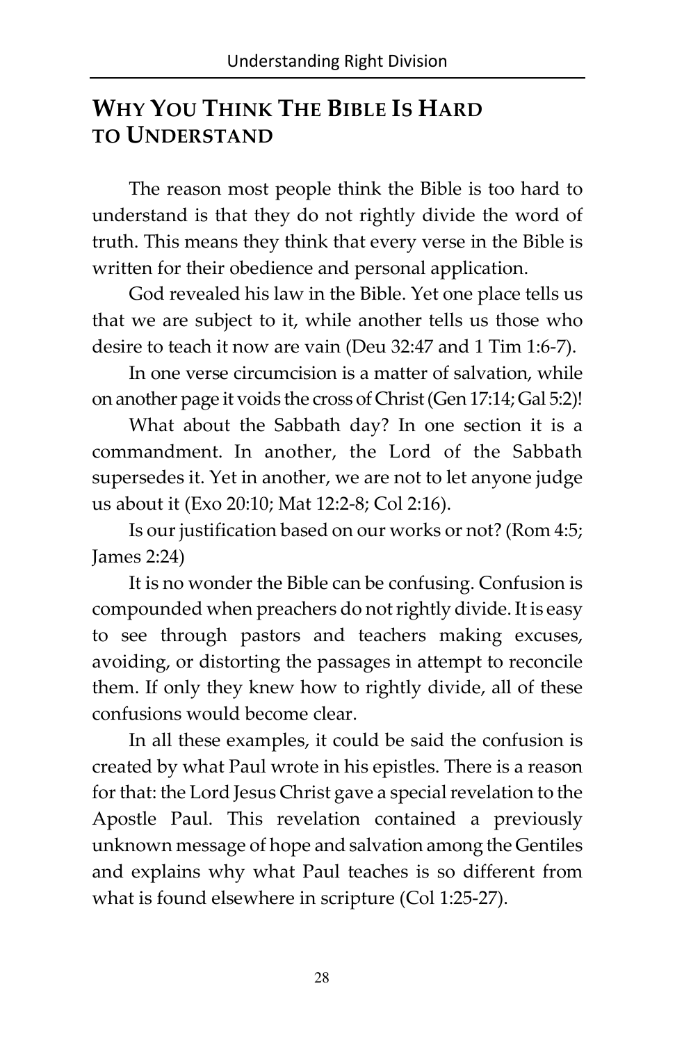## WHY YOU THINK THE BIBLE IS HARD TO UNDERSTAND

The reason most people think the Bible is too hard to understand is that they do not rightly divide the word of truth. This means they think that every verse in the Bible is written for their obedience and personal application.

God revealed his law in the Bible. Yet one place tells us that we are subject to it, while another tells us those who desire to teach it now are vain (Deu 32:47 and 1 Tim 1:6-7).

In one verse circumcision is a matter of salvation, while on another page it voids the cross of Christ (Gen 17:14; Gal 5:2)!

What about the Sabbath day? In one section it is a commandment. In another, the Lord of the Sabbath supersedes it. Yet in another, we are not to let anyone judge us about it (Exo 20:10; Mat 12:2-8; Col 2:16).

Is our justification based on our works or not? (Rom 4:5; James 2:24)

It is no wonder the Bible can be confusing. Confusion is compounded when preachers do not rightly divide. It is easy to see through pastors and teachers making excuses, avoiding, or distorting the passages in attempt to reconcile them. If only they knew how to rightly divide, all of these confusions would become clear.

In all these examples, it could be said the confusion is created by what Paul wrote in his epistles. There is a reason for that: the Lord Jesus Christ gave a special revelation to the Apostle Paul. This revelation contained a previously unknown message of hope and salvation among the Gentiles and explains why what Paul teaches is so different from what is found elsewhere in scripture (Col 1:25-27).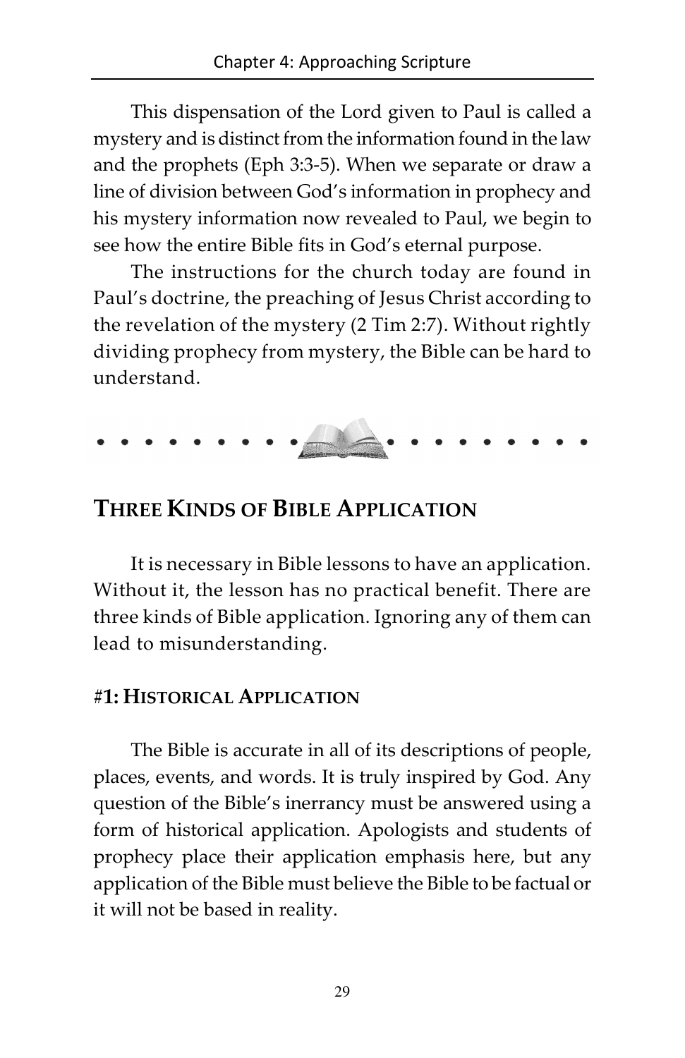This dispensation of the Lord given to Paul is called a mystery and is distinct from the information found in the law and the prophets (Eph 3:3-5). When we separate or draw a line of division between God's information in prophecy and his mystery information now revealed to Paul, we begin to see how the entire Bible fits in God's eternal purpose.

The instructions for the church today are found in Paul's doctrine, the preaching of Jesus Christ according to the revelation of the mystery (2 Tim 2:7). Without rightly dividing prophecy from mystery, the Bible can be hard to understand.

## THREE KINDS OF BIBLE APPLICATION

It is necessary in Bible lessons to have an application. Without it, the lesson has no practical benefit. There are three kinds of Bible application. Ignoring any of them can lead to misunderstanding.

### #1: HISTORICAL APPLICATION

The Bible is accurate in all of its descriptions of people, places, events, and words. It is truly inspired by God. Any question of the Bible's inerrancy must be answered using a form of historical application. Apologists and students of prophecy place their application emphasis here, but any application of the Bible must believe the Bible to be factual or it will not be based in reality.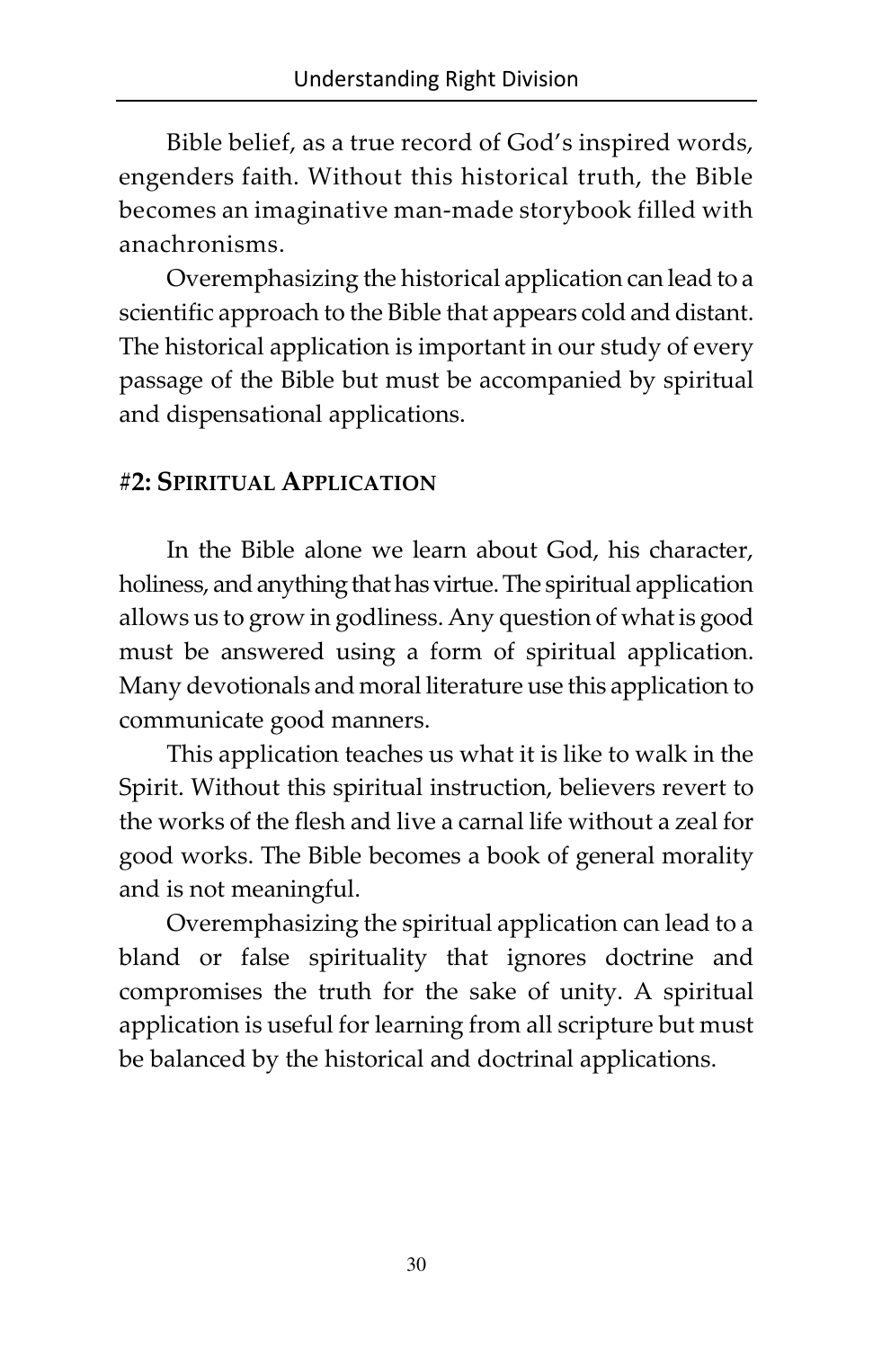Bible belief, as a true record of God's inspired words, engenders faith. Without this historical truth, the Bible becomes an imaginative man-made storybook filled with anachronisms.

Overemphasizing the historical application can lead to a scientific approach to the Bible that appears cold and distant. The historical application is important in our study of every passage of the Bible but must be accompanied by spiritual and dispensational applications.

### #2: SPIRITUAL APPLICATION

In the Bible alone we learn about God, his character, holiness, and anything that has virtue. The spiritual application allows us to grow in godliness. Any question of what is good must be answered using a form of spiritual application. Many devotionals and moral literature use this application to communicate good manners.

This application teaches us what it is like to walk in the Spirit. Without this spiritual instruction, believers revert to the works of the flesh and live a carnal life without a zeal for good works. The Bible becomes a book of general morality and is not meaningful.

Overemphasizing the spiritual application can lead to a bland or false spirituality that ignores doctrine and compromises the truth for the sake of unity. A spiritual application is useful for learning from all scripture but must be balanced by the historical and doctrinal applications.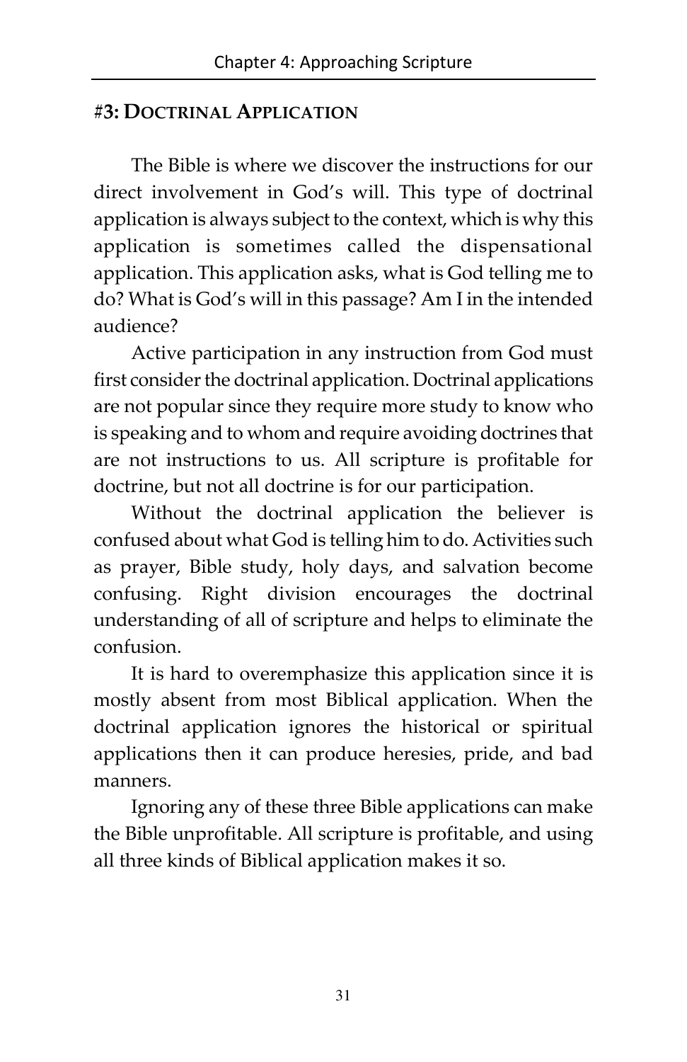## #3: Doctrinal Application

The Bible is where we discover the instructions for our direct involvement in God's will. This type of doctrinal application is always subject to the context, which is why this application is sometimes called the dispensational application. This application asks, what is God telling me to do? What is God's will in this passage? Am I in the intended audience?

Active participation in any instruction from God must first consider the doctrinal application. Doctrinal applications are not popular since they require more study to know who is speaking and to whom and require avoiding doctrines that are not instructions to us. All scripture is profitable for doctrine, but not all doctrine is for our participation.

Without the doctrinal application the believer is confused about what God is telling him to do. Activities such as prayer, Bible study, holy days, and salvation become confusing. Right division encourages the doctrinal understanding of all of scripture and helps to eliminate the confusion.

It is hard to overemphasize this application since it is mostly absent from most Biblical application. When the doctrinal application ignores the historical or spiritual applications then it can produce heresies, pride, and bad manners.

Ignoring any of these three Bible applications can make the Bible unprofitable. All scripture is profitable, and using all three kinds of Biblical application makes it so.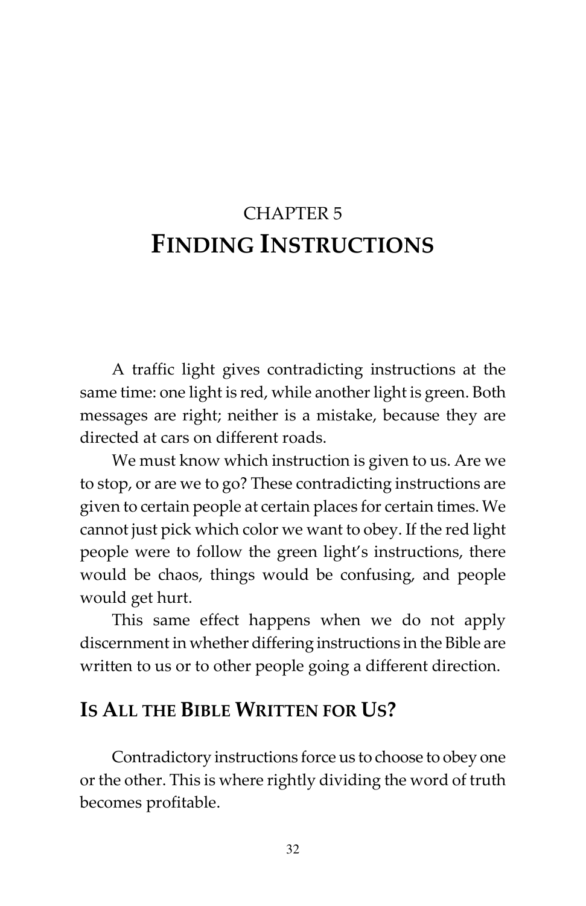# CHAPTER 5
# **FINDING INSTRUCTIONS**

A traffic light gives contradicting instructions at the same time: one light is red, while another light is green. Both messages are right; neither is a mistake, because they are directed at cars on different roads.

We must know which instruction is given to us. Are we to stop, or are we to go? These contradicting instructions are given to certain people at certain places for certain times. We cannot just pick which color we want to obey. If the red light people were to follow the green light's instructions, there would be chaos, things would be confusing, and people would get hurt.

This same effect happens when we do not apply discernment in whether differing instructions in the Bible are written to us or to other people going a different direction.

## **IS ALL THE BIBLE WRITTEN FOR US?**

Contradictory instructions force us to choose to obey one or the other. This is where rightly dividing the word of truth becomes profitable.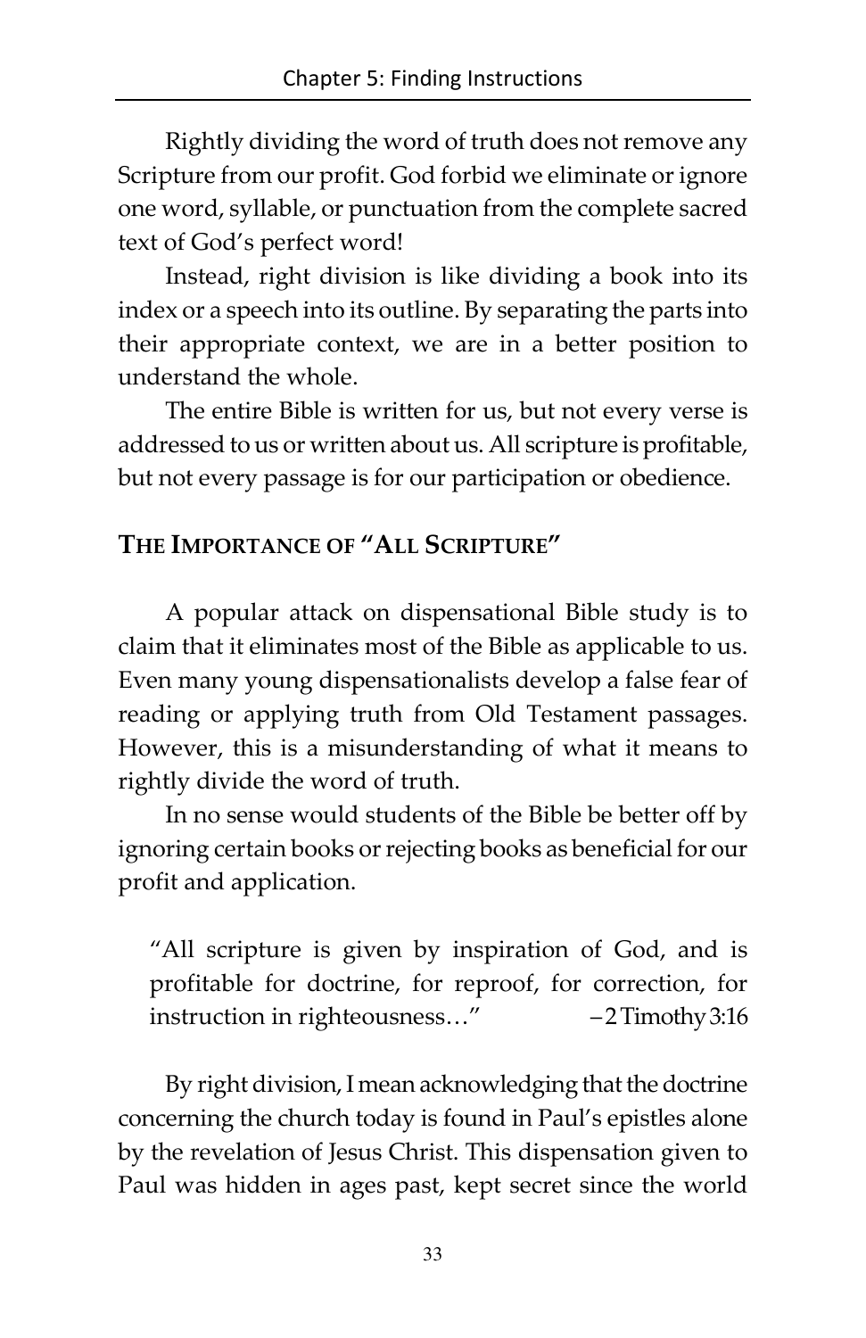Rightly dividing the word of truth does not remove any Scripture from our profit. God forbid we eliminate or ignore one word, syllable, or punctuation from the complete sacred text of God's perfect word!

Instead, right division is like dividing a book into its index or a speech into its outline. By separating the parts into their appropriate context, we are in a better position to understand the whole.

The entire Bible is written for us, but not every verse is addressed to us or written about us. All scripture is profitable, but not every passage is for our participation or obedience.

## The Importance of "All Scripture"

A popular attack on dispensational Bible study is to claim that it eliminates most of the Bible as applicable to us. Even many young dispensationalists develop a false fear of reading or applying truth from Old Testament passages. However, this is a misunderstanding of what it means to rightly divide the word of truth.

In no sense would students of the Bible be better off by ignoring certain books or rejecting books as beneficial for our profit and application.

> "All scripture is given by inspiration of God, and is profitable for doctrine, for reproof, for correction, for instruction in righteousness…" –2 Timothy 3:16

By right division, I mean acknowledging that the doctrine concerning the church today is found in Paul's epistles alone by the revelation of Jesus Christ. This dispensation given to Paul was hidden in ages past, kept secret since the world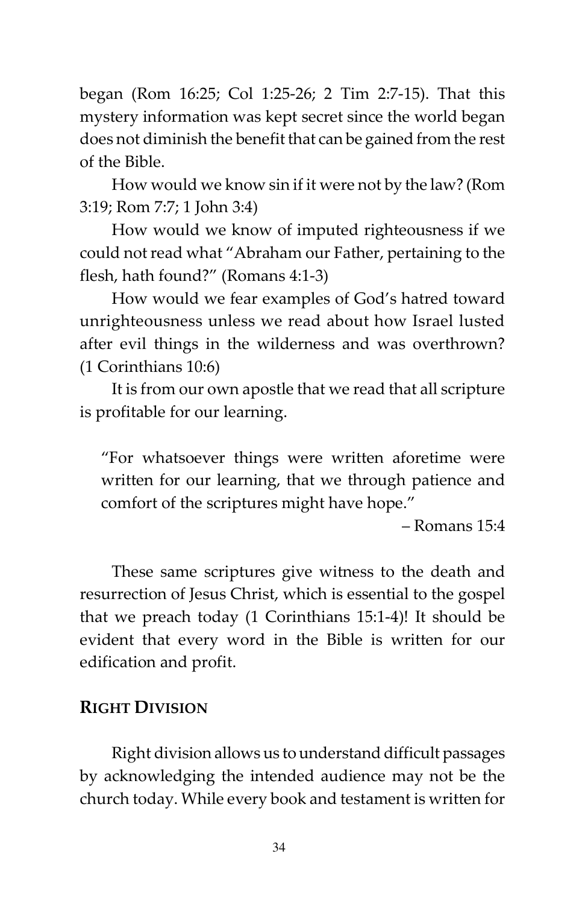began (Rom 16:25; Col 1:25-26; 2 Tim 2:7-15). That this mystery information was kept secret since the world began does not diminish the benefit that can be gained from the rest of the Bible.

How would we know sin if it were not by the law? (Rom 3:19; Rom 7:7; 1 John 3:4)

How would we know of imputed righteousness if we could not read what "Abraham our Father, pertaining to the flesh, hath found?" (Romans 4:1-3)

How would we fear examples of God's hatred toward unrighteousness unless we read about how Israel lusted after evil things in the wilderness and was overthrown? (1 Corinthians 10:6)

It is from our own apostle that we read that all scripture is profitable for our learning.

> "For whatsoever things were written aforetime were written for our learning, that we through patience and comfort of the scriptures might have hope."
>
> – Romans 15:4

These same scriptures give witness to the death and resurrection of Jesus Christ, which is essential to the gospel that we preach today (1 Corinthians 15:1-4)! It should be evident that every word in the Bible is written for our edification and profit.

## RIGHT DIVISION

Right division allows us to understand difficult passages by acknowledging the intended audience may not be the church today. While every book and testament is written for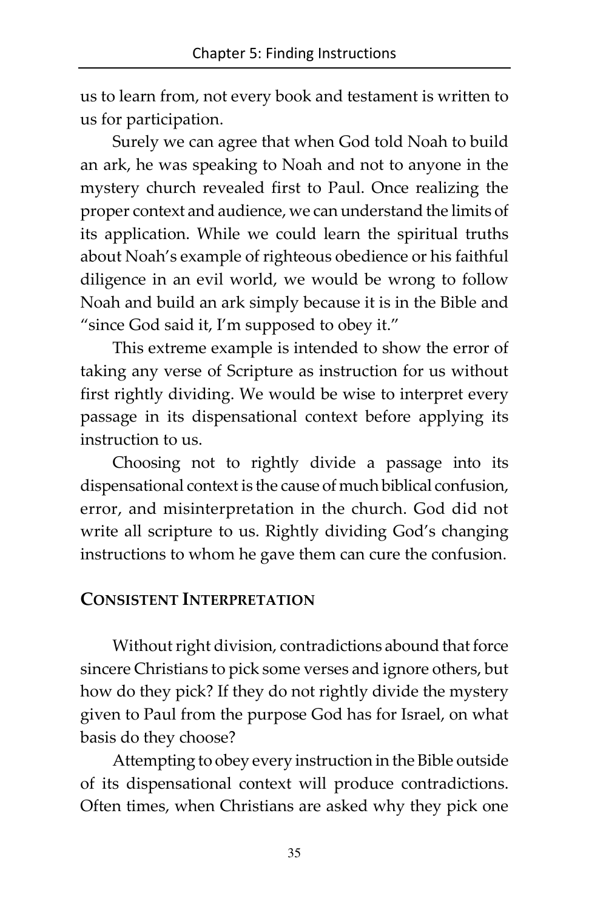us to learn from, not every book and testament is written to us for participation.

Surely we can agree that when God told Noah to build an ark, he was speaking to Noah and not to anyone in the mystery church revealed first to Paul. Once realizing the proper context and audience, we can understand the limits of its application. While we could learn the spiritual truths about Noah's example of righteous obedience or his faithful diligence in an evil world, we would be wrong to follow Noah and build an ark simply because it is in the Bible and "since God said it, I'm supposed to obey it."

This extreme example is intended to show the error of taking any verse of Scripture as instruction for us without first rightly dividing. We would be wise to interpret every passage in its dispensational context before applying its instruction to us.

Choosing not to rightly divide a passage into its dispensational context is the cause of much biblical confusion, error, and misinterpretation in the church. God did not write all scripture to us. Rightly dividing God's changing instructions to whom he gave them can cure the confusion.

## Consistent Interpretation

Without right division, contradictions abound that force sincere Christians to pick some verses and ignore others, but how do they pick? If they do not rightly divide the mystery given to Paul from the purpose God has for Israel, on what basis do they choose?

Attempting to obey every instruction in the Bible outside of its dispensational context will produce contradictions. Often times, when Christians are asked why they pick one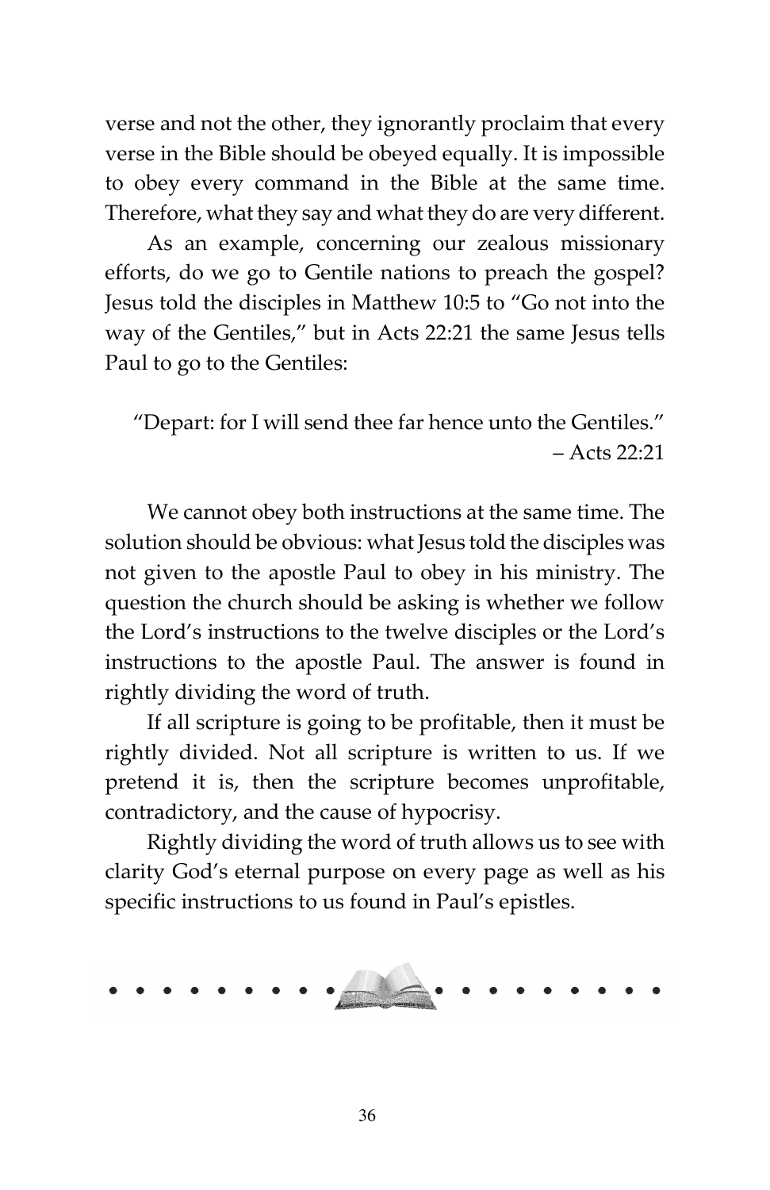verse and not the other, they ignorantly proclaim that every verse in the Bible should be obeyed equally. It is impossible to obey every command in the Bible at the same time. Therefore, what they say and what they do are very different.

As an example, concerning our zealous missionary efforts, do we go to Gentile nations to preach the gospel? Jesus told the disciples in Matthew 10:5 to "Go not into the way of the Gentiles," but in Acts 22:21 the same Jesus tells Paul to go to the Gentiles:

> "Depart: for I will send thee far hence unto the Gentiles."
> – Acts 22:21

We cannot obey both instructions at the same time. The solution should be obvious: what Jesus told the disciples was not given to the apostle Paul to obey in his ministry. The question the church should be asking is whether we follow the Lord's instructions to the twelve disciples or the Lord's instructions to the apostle Paul. The answer is found in rightly dividing the word of truth.

If all scripture is going to be profitable, then it must be rightly divided. Not all scripture is written to us. If we pretend it is, then the scripture becomes unprofitable, contradictory, and the cause of hypocrisy.

Rightly dividing the word of truth allows us to see with clarity God's eternal purpose on every page as well as his specific instructions to us found in Paul's epistles.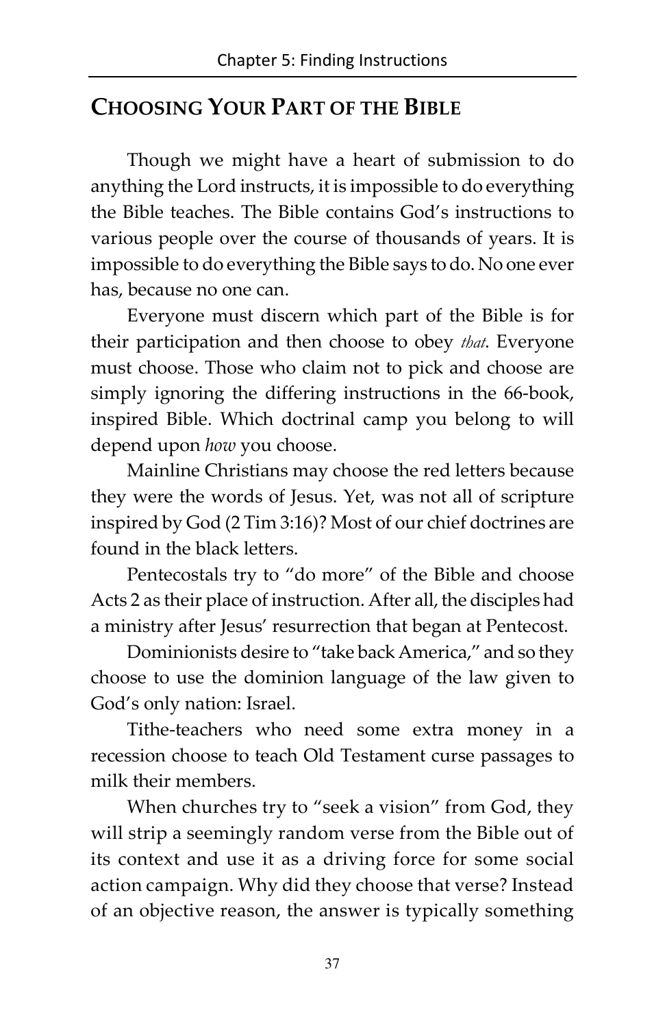## CHOOSING YOUR PART OF THE BIBLE

Though we might have a heart of submission to do anything the Lord instructs, it is impossible to do everything the Bible teaches. The Bible contains God's instructions to various people over the course of thousands of years. It is impossible to do everything the Bible says to do. No one ever has, because no one can.

Everyone must discern which part of the Bible is for their participation and then choose to obey *that*. Everyone must choose. Those who claim not to pick and choose are simply ignoring the differing instructions in the 66-book, inspired Bible. Which doctrinal camp you belong to will depend upon *how* you choose.

Mainline Christians may choose the red letters because they were the words of Jesus. Yet, was not all of scripture inspired by God (2 Tim 3:16)? Most of our chief doctrines are found in the black letters.

Pentecostals try to "do more" of the Bible and choose Acts 2 as their place of instruction. After all, the disciples had a ministry after Jesus' resurrection that began at Pentecost.

Dominionists desire to "take back America," and so they choose to use the dominion language of the law given to God's only nation: Israel.

Tithe-teachers who need some extra money in a recession choose to teach Old Testament curse passages to milk their members.

When churches try to "seek a vision" from God, they will strip a seemingly random verse from the Bible out of its context and use it as a driving force for some social action campaign. Why did they choose that verse? Instead of an objective reason, the answer is typically something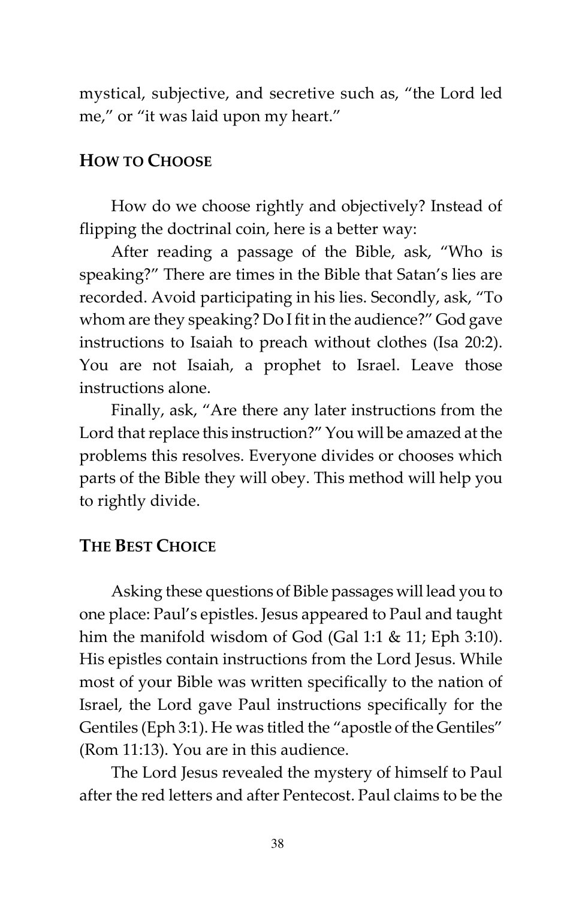mystical, subjective, and secretive such as, "the Lord led me," or "it was laid upon my heart."

## How to Choose

How do we choose rightly and objectively? Instead of flipping the doctrinal coin, here is a better way:

After reading a passage of the Bible, ask, "Who is speaking?" There are times in the Bible that Satan's lies are recorded. Avoid participating in his lies. Secondly, ask, "To whom are they speaking? Do I fit in the audience?" God gave instructions to Isaiah to preach without clothes (Isa 20:2). You are not Isaiah, a prophet to Israel. Leave those instructions alone.

Finally, ask, "Are there any later instructions from the Lord that replace this instruction?" You will be amazed at the problems this resolves. Everyone divides or chooses which parts of the Bible they will obey. This method will help you to rightly divide.

## The Best Choice

Asking these questions of Bible passages will lead you to one place: Paul's epistles. Jesus appeared to Paul and taught him the manifold wisdom of God (Gal 1:1 & 11; Eph 3:10). His epistles contain instructions from the Lord Jesus. While most of your Bible was written specifically to the nation of Israel, the Lord gave Paul instructions specifically for the Gentiles (Eph 3:1). He was titled the "apostle of the Gentiles" (Rom 11:13). You are in this audience.

The Lord Jesus revealed the mystery of himself to Paul after the red letters and after Pentecost. Paul claims to be the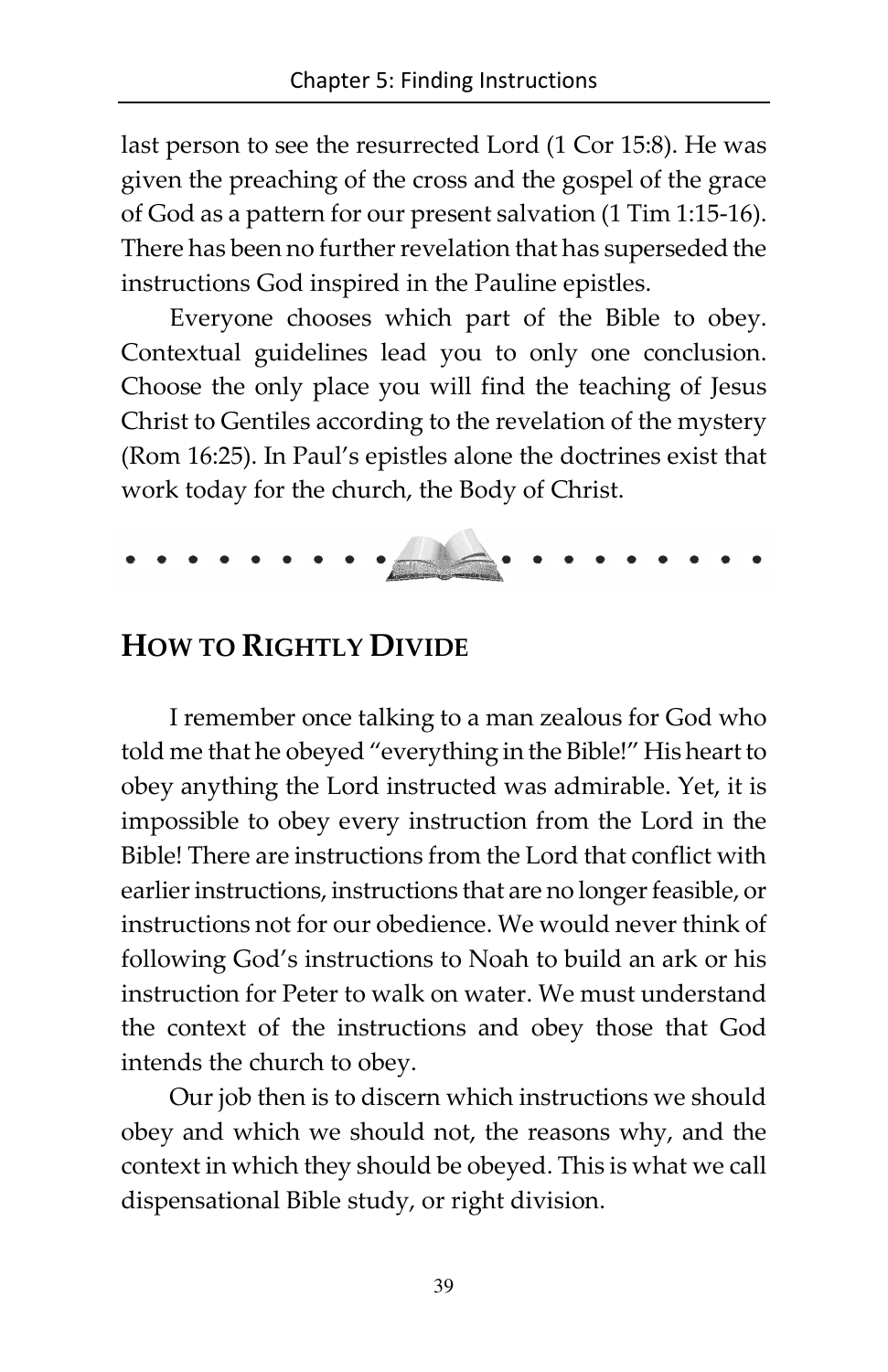last person to see the resurrected Lord (1 Cor 15:8). He was given the preaching of the cross and the gospel of the grace of God as a pattern for our present salvation (1 Tim 1:15-16). There has been no further revelation that has superseded the instructions God inspired in the Pauline epistles.

Everyone chooses which part of the Bible to obey. Contextual guidelines lead you to only one conclusion. Choose the only place you will find the teaching of Jesus Christ to Gentiles according to the revelation of the mystery (Rom 16:25). In Paul's epistles alone the doctrines exist that work today for the church, the Body of Christ.

## HOW TO RIGHTLY DIVIDE

I remember once talking to a man zealous for God who told me that he obeyed "everything in the Bible!" His heart to obey anything the Lord instructed was admirable. Yet, it is impossible to obey every instruction from the Lord in the Bible! There are instructions from the Lord that conflict with earlier instructions, instructions that are no longer feasible, or instructions not for our obedience. We would never think of following God's instructions to Noah to build an ark or his instruction for Peter to walk on water. We must understand the context of the instructions and obey those that God intends the church to obey.

Our job then is to discern which instructions we should obey and which we should not, the reasons why, and the context in which they should be obeyed. This is what we call dispensational Bible study, or right division.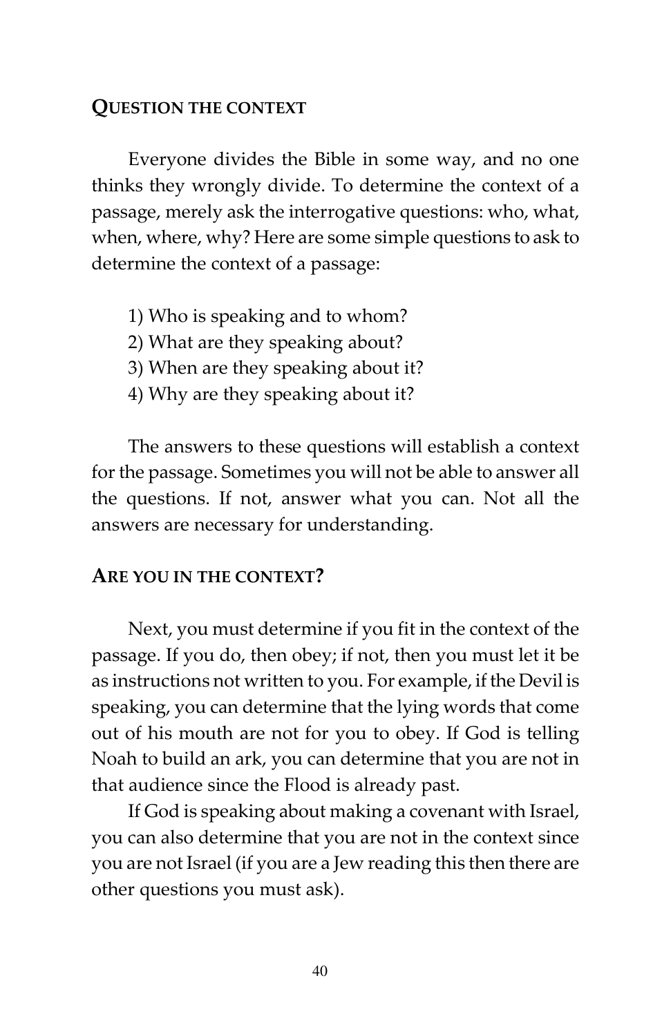## QUESTION THE CONTEXT

Everyone divides the Bible in some way, and no one thinks they wrongly divide. To determine the context of a passage, merely ask the interrogative questions: who, what, when, where, why? Here are some simple questions to ask to determine the context of a passage:

1) Who is speaking and to whom?
2) What are they speaking about?
3) When are they speaking about it?
4) Why are they speaking about it?

The answers to these questions will establish a context for the passage. Sometimes you will not be able to answer all the questions. If not, answer what you can. Not all the answers are necessary for understanding.

## ARE YOU IN THE CONTEXT?

Next, you must determine if you fit in the context of the passage. If you do, then obey; if not, then you must let it be as instructions not written to you. For example, if the Devil is speaking, you can determine that the lying words that come out of his mouth are not for you to obey. If God is telling Noah to build an ark, you can determine that you are not in that audience since the Flood is already past.

If God is speaking about making a covenant with Israel, you can also determine that you are not in the context since you are not Israel (if you are a Jew reading this then there are other questions you must ask).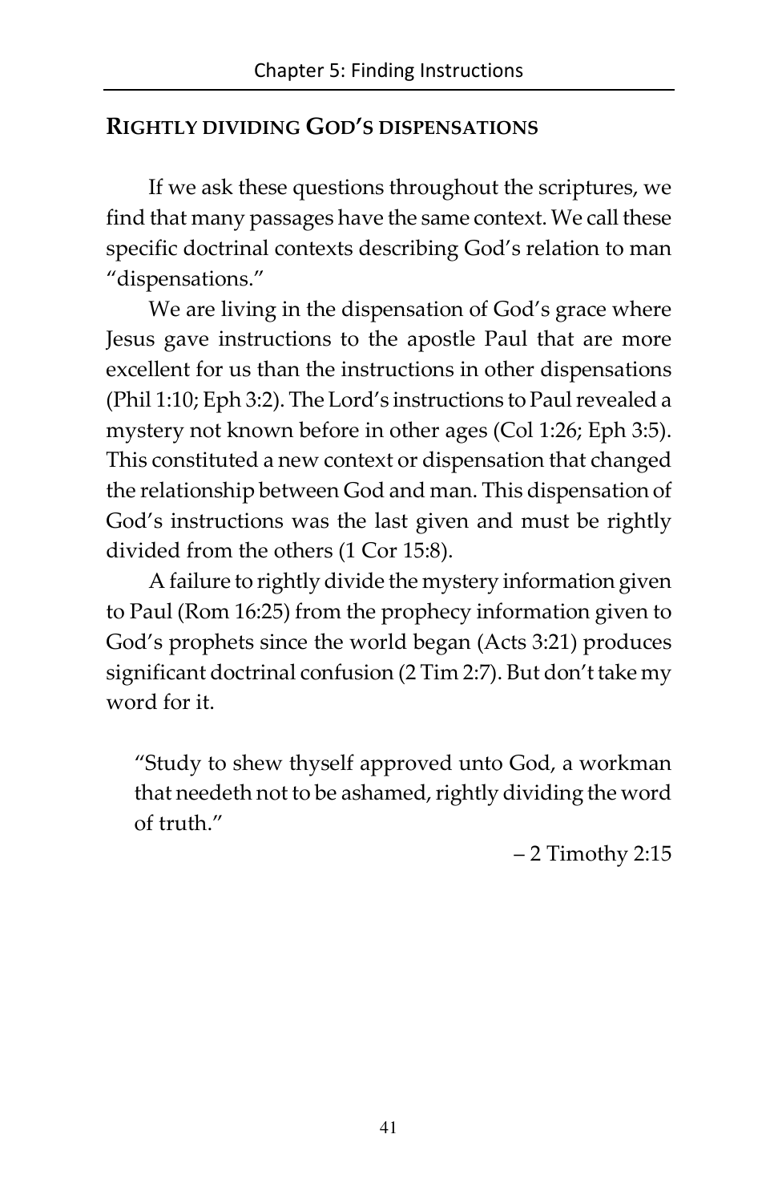## RIGHTLY DIVIDING GOD'S DISPENSATIONS

If we ask these questions throughout the scriptures, we find that many passages have the same context. We call these specific doctrinal contexts describing God's relation to man "dispensations."

We are living in the dispensation of God's grace where Jesus gave instructions to the apostle Paul that are more excellent for us than the instructions in other dispensations (Phil 1:10; Eph 3:2). The Lord's instructions to Paul revealed a mystery not known before in other ages (Col 1:26; Eph 3:5). This constituted a new context or dispensation that changed the relationship between God and man. This dispensation of God's instructions was the last given and must be rightly divided from the others (1 Cor 15:8).

A failure to rightly divide the mystery information given to Paul (Rom 16:25) from the prophecy information given to God's prophets since the world began (Acts 3:21) produces significant doctrinal confusion (2 Tim 2:7). But don't take my word for it.

> "Study to shew thyself approved unto God, a workman that needeth not to be ashamed, rightly dividing the word of truth."
>
> – 2 Timothy 2:15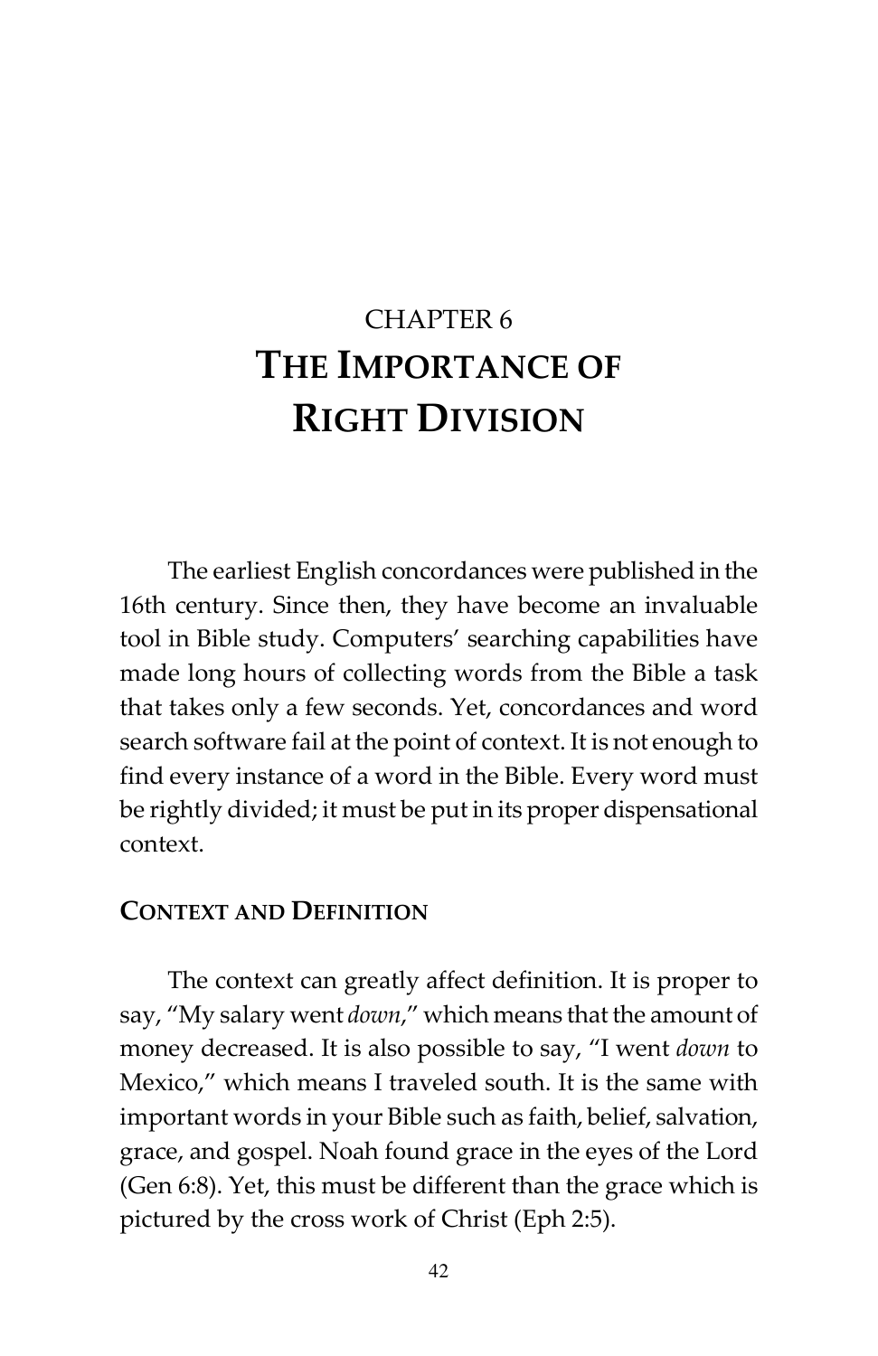# CHAPTER 6
# THE IMPORTANCE OF RIGHT DIVISION

The earliest English concordances were published in the 16th century. Since then, they have become an invaluable tool in Bible study. Computers' searching capabilities have made long hours of collecting words from the Bible a task that takes only a few seconds. Yet, concordances and word search software fail at the point of context. It is not enough to find every instance of a word in the Bible. Every word must be rightly divided; it must be put in its proper dispensational context.

## CONTEXT AND DEFINITION

The context can greatly affect definition. It is proper to say, "My salary went *down*," which means that the amount of money decreased. It is also possible to say, "I went *down* to Mexico," which means I traveled south. It is the same with important words in your Bible such as faith, belief, salvation, grace, and gospel. Noah found grace in the eyes of the Lord (Gen 6:8). Yet, this must be different than the grace which is pictured by the cross work of Christ (Eph 2:5).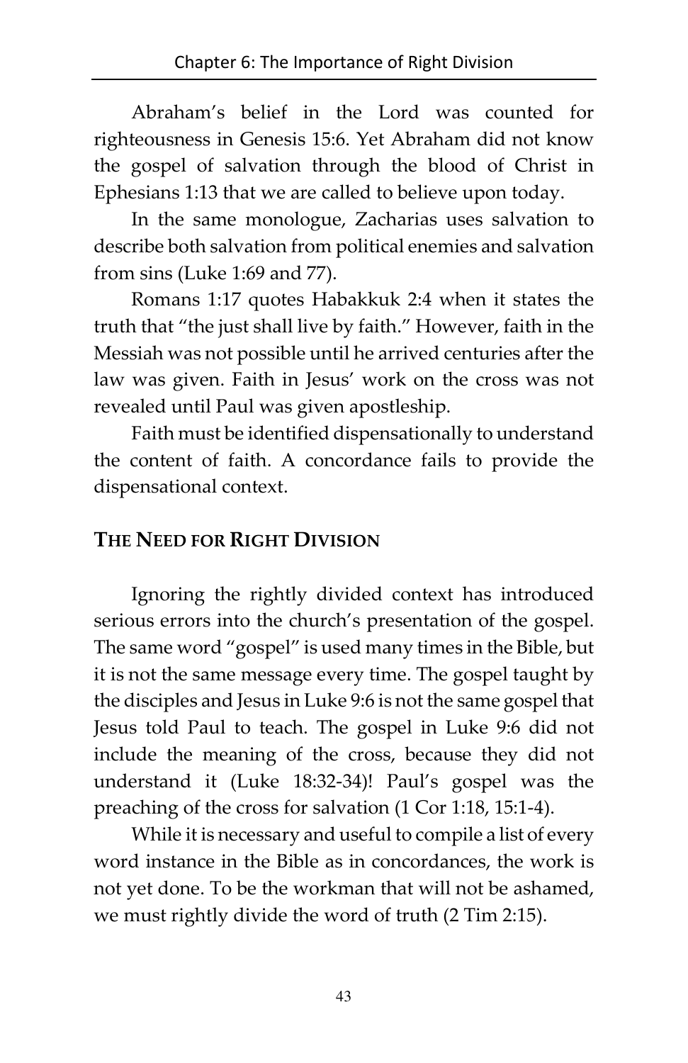Abraham's belief in the Lord was counted for righteousness in Genesis 15:6. Yet Abraham did not know the gospel of salvation through the blood of Christ in Ephesians 1:13 that we are called to believe upon today.

In the same monologue, Zacharias uses salvation to describe both salvation from political enemies and salvation from sins (Luke 1:69 and 77).

Romans 1:17 quotes Habakkuk 2:4 when it states the truth that "the just shall live by faith." However, faith in the Messiah was not possible until he arrived centuries after the law was given. Faith in Jesus' work on the cross was not revealed until Paul was given apostleship.

Faith must be identified dispensationally to understand the content of faith. A concordance fails to provide the dispensational context.

## THE NEED FOR RIGHT DIVISION

Ignoring the rightly divided context has introduced serious errors into the church's presentation of the gospel. The same word "gospel" is used many times in the Bible, but it is not the same message every time. The gospel taught by the disciples and Jesus in Luke 9:6 is not the same gospel that Jesus told Paul to teach. The gospel in Luke 9:6 did not include the meaning of the cross, because they did not understand it (Luke 18:32-34)! Paul's gospel was the preaching of the cross for salvation (1 Cor 1:18, 15:1-4).

While it is necessary and useful to compile a list of every word instance in the Bible as in concordances, the work is not yet done. To be the workman that will not be ashamed, we must rightly divide the word of truth (2 Tim 2:15).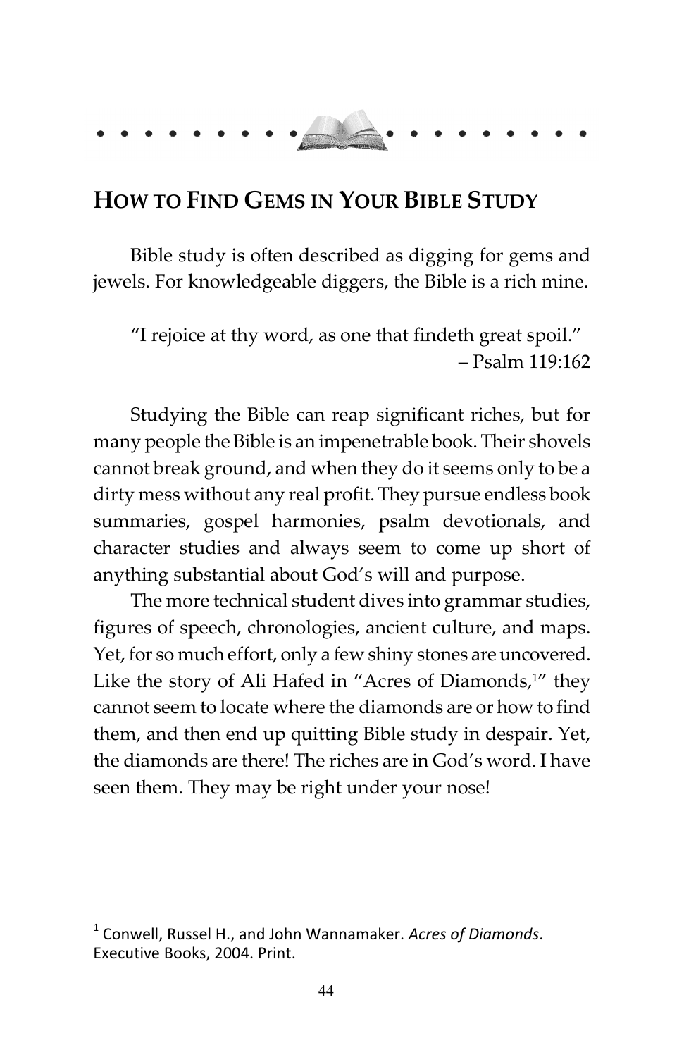## How to Find Gems in Your Bible Study

Bible study is often described as digging for gems and jewels. For knowledgeable diggers, the Bible is a rich mine.

> "I rejoice at thy word, as one that findeth great spoil."
> – Psalm 119:162

Studying the Bible can reap significant riches, but for many people the Bible is an impenetrable book. Their shovels cannot break ground, and when they do it seems only to be a dirty mess without any real profit. They pursue endless book summaries, gospel harmonies, psalm devotionals, and character studies and always seem to come up short of anything substantial about God's will and purpose.

The more technical student dives into grammar studies, figures of speech, chronologies, ancient culture, and maps. Yet, for so much effort, only a few shiny stones are uncovered. Like the story of Ali Hafed in "Acres of Diamonds,[1]" they cannot seem to locate where the diamonds are or how to find them, and then end up quitting Bible study in despair. Yet, the diamonds are there! The riches are in God's word. I have seen them. They may be right under your nose!

---

[1] Conwell, Russel H., and John Wannamaker. *Acres of Diamonds*. Executive Books, 2004. Print.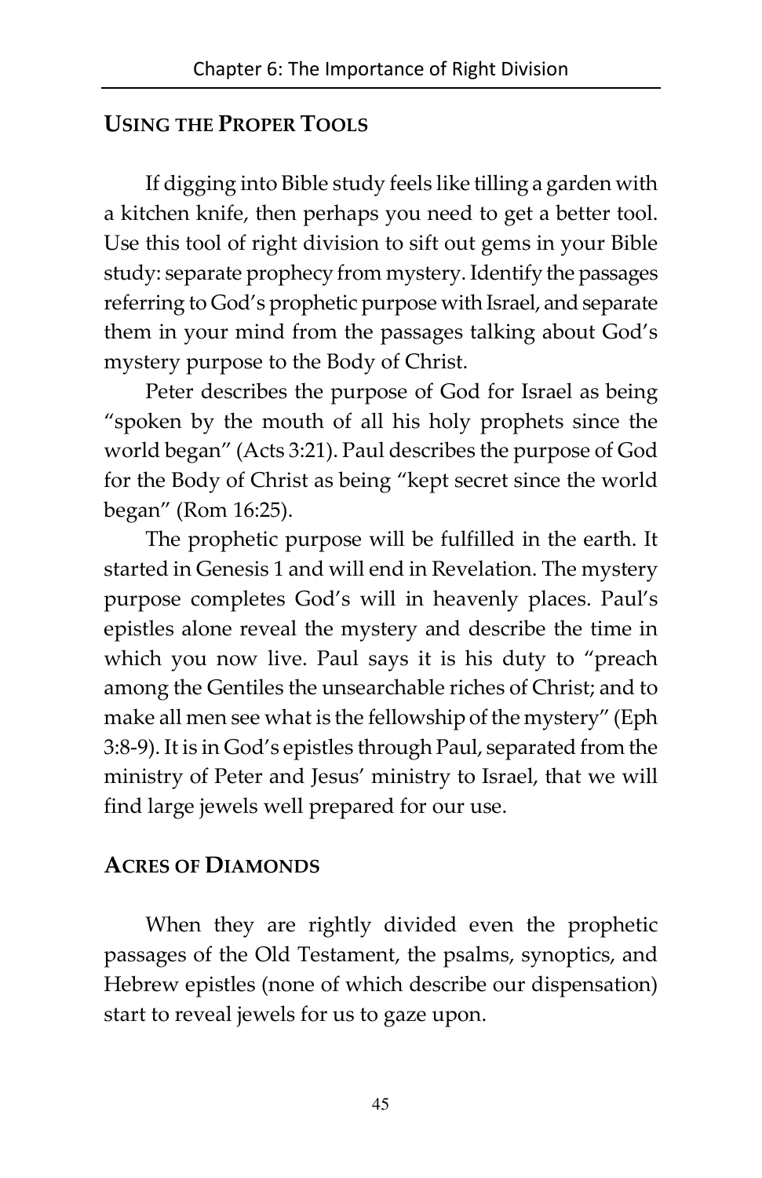## USING THE PROPER TOOLS

If digging into Bible study feels like tilling a garden with a kitchen knife, then perhaps you need to get a better tool. Use this tool of right division to sift out gems in your Bible study: separate prophecy from mystery. Identify the passages referring to God's prophetic purpose with Israel, and separate them in your mind from the passages talking about God's mystery purpose to the Body of Christ.

Peter describes the purpose of God for Israel as being "spoken by the mouth of all his holy prophets since the world began" (Acts 3:21). Paul describes the purpose of God for the Body of Christ as being "kept secret since the world began" (Rom 16:25).

The prophetic purpose will be fulfilled in the earth. It started in Genesis 1 and will end in Revelation. The mystery purpose completes God's will in heavenly places. Paul's epistles alone reveal the mystery and describe the time in which you now live. Paul says it is his duty to "preach among the Gentiles the unsearchable riches of Christ; and to make all men see what is the fellowship of the mystery" (Eph 3:8-9). It is in God's epistles through Paul, separated from the ministry of Peter and Jesus' ministry to Israel, that we will find large jewels well prepared for our use.

## ACRES OF DIAMONDS

When they are rightly divided even the prophetic passages of the Old Testament, the psalms, synoptics, and Hebrew epistles (none of which describe our dispensation) start to reveal jewels for us to gaze upon.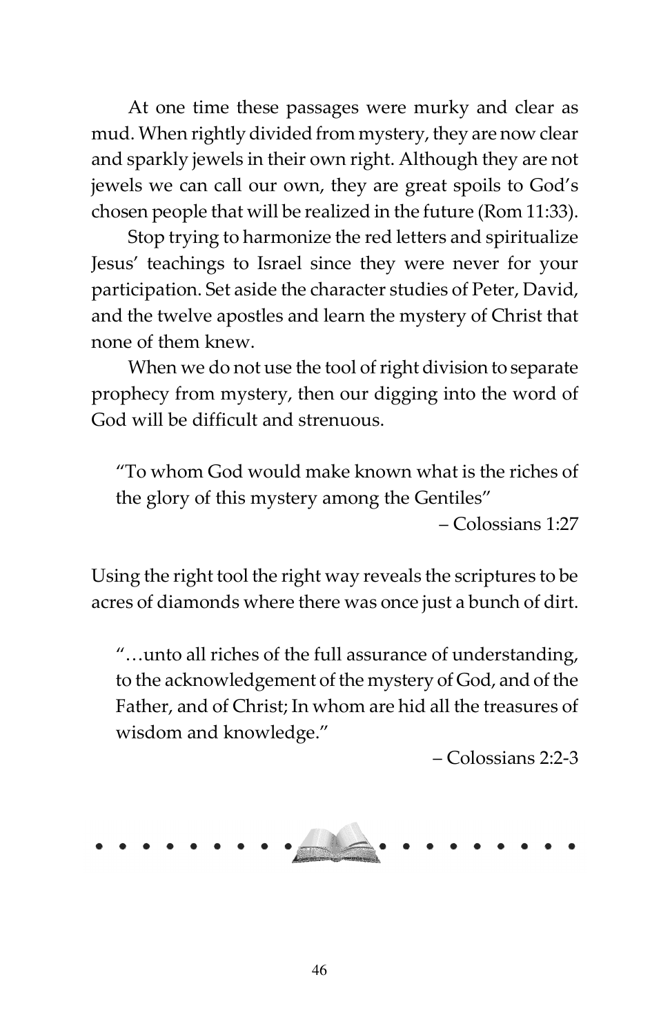At one time these passages were murky and clear as mud. When rightly divided from mystery, they are now clear and sparkly jewels in their own right. Although they are not jewels we can call our own, they are great spoils to God's chosen people that will be realized in the future (Rom 11:33).

Stop trying to harmonize the red letters and spiritualize Jesus' teachings to Israel since they were never for your participation. Set aside the character studies of Peter, David, and the twelve apostles and learn the mystery of Christ that none of them knew.

When we do not use the tool of right division to separate prophecy from mystery, then our digging into the word of God will be difficult and strenuous.

> "To whom God would make known what is the riches of the glory of this mystery among the Gentiles"
>
> – Colossians 1:27

Using the right tool the right way reveals the scriptures to be acres of diamonds where there was once just a bunch of dirt.

> "…unto all riches of the full assurance of understanding, to the acknowledgement of the mystery of God, and of the Father, and of Christ; In whom are hid all the treasures of wisdom and knowledge."
>
> – Colossians 2:2-3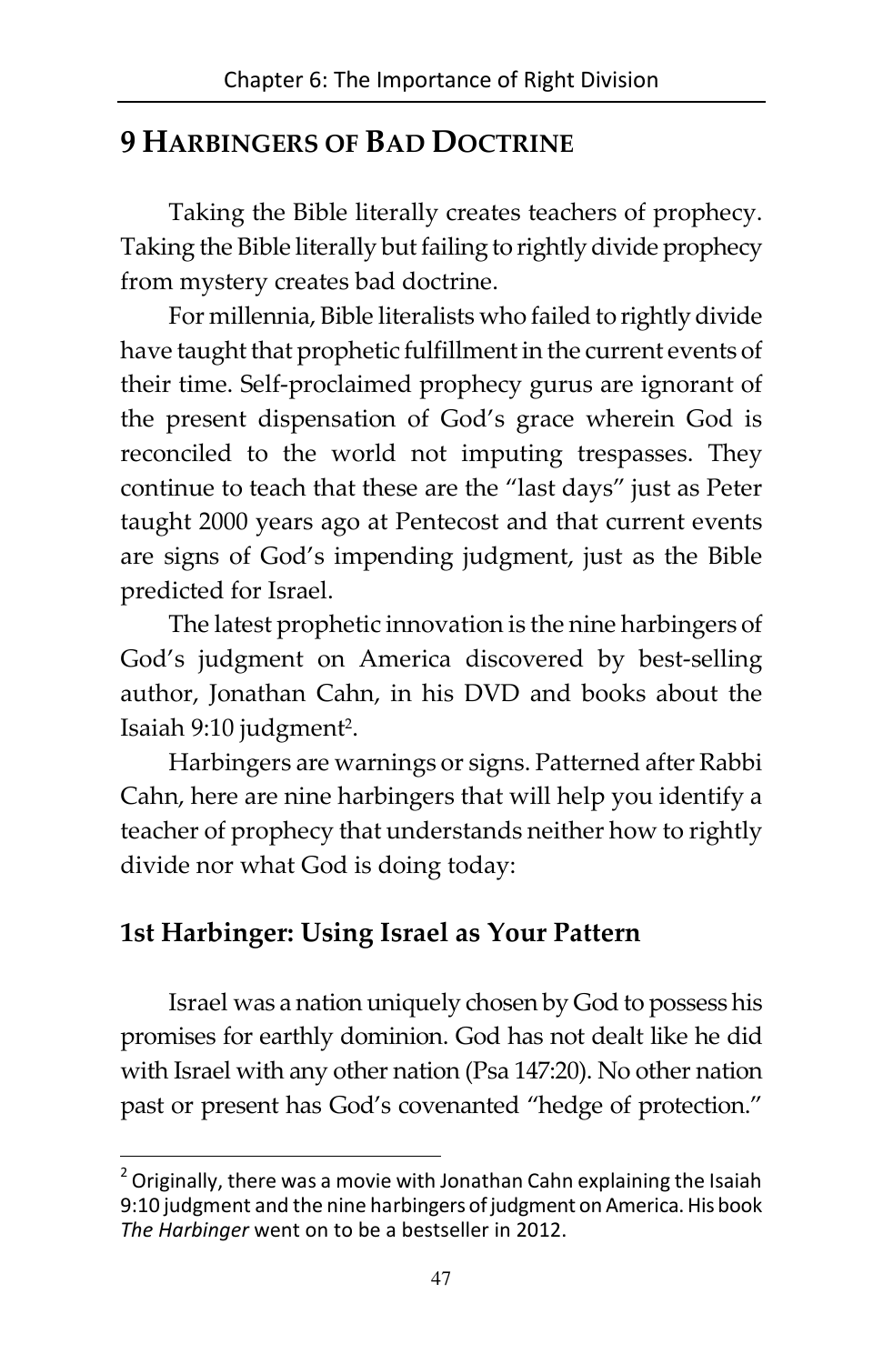## 9 Harbingers of Bad Doctrine

Taking the Bible literally creates teachers of prophecy. Taking the Bible literally but failing to rightly divide prophecy from mystery creates bad doctrine.

For millennia, Bible literalists who failed to rightly divide have taught that prophetic fulfillment in the current events of their time. Self-proclaimed prophecy gurus are ignorant of the present dispensation of God's grace wherein God is reconciled to the world not imputing trespasses. They continue to teach that these are the "last days" just as Peter taught 2000 years ago at Pentecost and that current events are signs of God's impending judgment, just as the Bible predicted for Israel.

The latest prophetic innovation is the nine harbingers of God's judgment on America discovered by best-selling author, Jonathan Cahn, in his DVD and books about the Isaiah 9:10 judgment[2].

Harbingers are warnings or signs. Patterned after Rabbi Cahn, here are nine harbingers that will help you identify a teacher of prophecy that understands neither how to rightly divide nor what God is doing today:

### 1st Harbinger: Using Israel as Your Pattern

Israel was a nation uniquely chosen by God to possess his promises for earthly dominion. God has not dealt like he did with Israel with any other nation (Psa 147:20). No other nation past or present has God's covenanted "hedge of protection."

---

[2] Originally, there was a movie with Jonathan Cahn explaining the Isaiah 9:10 judgment and the nine harbingers of judgment on America. His book *The Harbinger* went on to be a bestseller in 2012.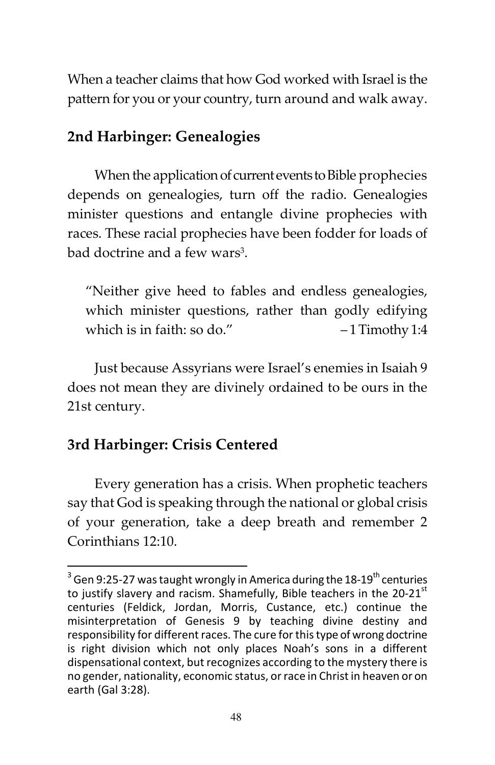When a teacher claims that how God worked with Israel is the pattern for you or your country, turn around and walk away.

## 2nd Harbinger: Genealogies

When the application of current events to Bible prophecies depends on genealogies, turn off the radio. Genealogies minister questions and entangle divine prophecies with races. These racial prophecies have been fodder for loads of bad doctrine and a few wars[3].

> "Neither give heed to fables and endless genealogies, which minister questions, rather than godly edifying which is in faith: so do." – 1 Timothy 1:4

Just because Assyrians were Israel's enemies in Isaiah 9 does not mean they are divinely ordained to be ours in the 21st century.

## 3rd Harbinger: Crisis Centered

Every generation has a crisis. When prophetic teachers say that God is speaking through the national or global crisis of your generation, take a deep breath and remember 2 Corinthians 12:10.

---

[3] Gen 9:25-27 was taught wrongly in America during the 18-19th centuries to justify slavery and racism. Shamefully, Bible teachers in the 20-21st centuries (Feldick, Jordan, Morris, Custance, etc.) continue the misinterpretation of Genesis 9 by teaching divine destiny and responsibility for different races. The cure for this type of wrong doctrine is right division which not only places Noah's sons in a different dispensational context, but recognizes according to the mystery there is no gender, nationality, economic status, or race in Christ in heaven or on earth (Gal 3:28).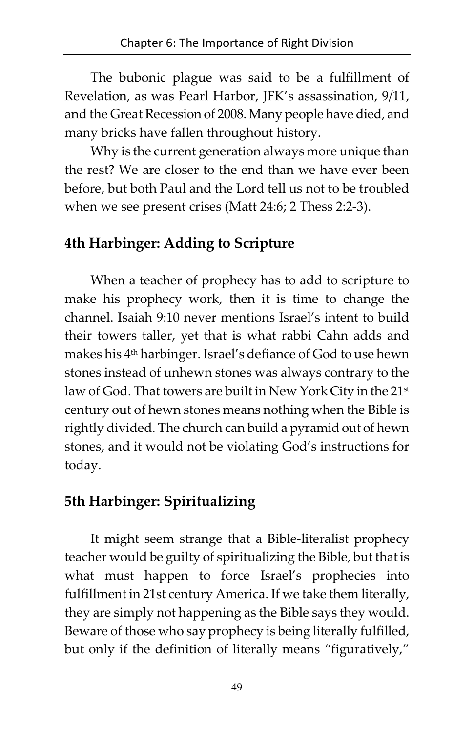The bubonic plague was said to be a fulfillment of Revelation, as was Pearl Harbor, JFK's assassination, 9/11, and the Great Recession of 2008. Many people have died, and many bricks have fallen throughout history.

Why is the current generation always more unique than the rest? We are closer to the end than we have ever been before, but both Paul and the Lord tell us not to be troubled when we see present crises (Matt 24:6; 2 Thess 2:2-3).

## 4th Harbinger: Adding to Scripture

When a teacher of prophecy has to add to scripture to make his prophecy work, then it is time to change the channel. Isaiah 9:10 never mentions Israel's intent to build their towers taller, yet that is what rabbi Cahn adds and makes his 4th harbinger. Israel's defiance of God to use hewn stones instead of unhewn stones was always contrary to the law of God. That towers are built in New York City in the 21st century out of hewn stones means nothing when the Bible is rightly divided. The church can build a pyramid out of hewn stones, and it would not be violating God's instructions for today.

## 5th Harbinger: Spiritualizing

It might seem strange that a Bible-literalist prophecy teacher would be guilty of spiritualizing the Bible, but that is what must happen to force Israel's prophecies into fulfillment in 21st century America. If we take them literally, they are simply not happening as the Bible says they would. Beware of those who say prophecy is being literally fulfilled, but only if the definition of literally means "figuratively,"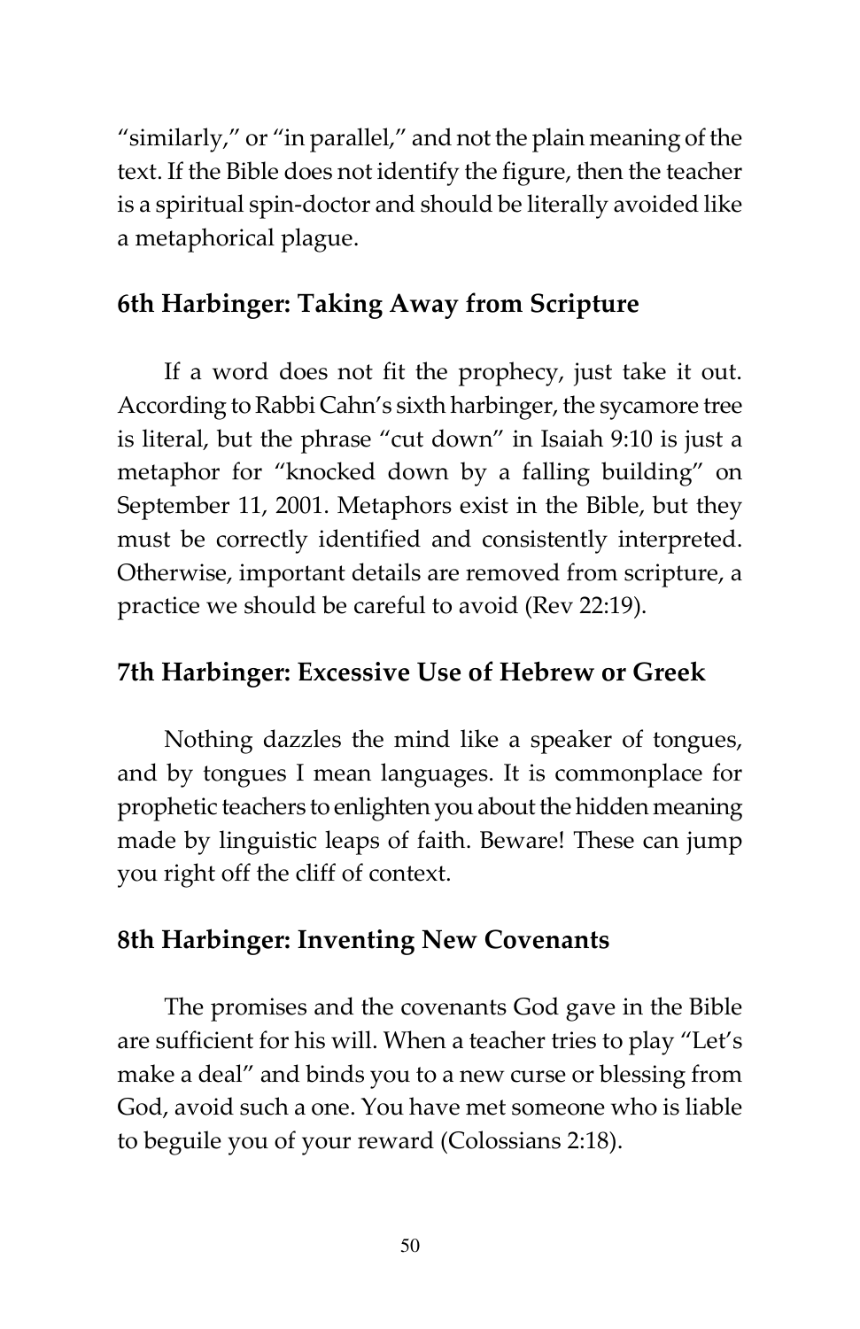"similarly," or "in parallel," and not the plain meaning of the text. If the Bible does not identify the figure, then the teacher is a spiritual spin-doctor and should be literally avoided like a metaphorical plague.

### 6th Harbinger: Taking Away from Scripture

If a word does not fit the prophecy, just take it out. According to Rabbi Cahn's sixth harbinger, the sycamore tree is literal, but the phrase "cut down" in Isaiah 9:10 is just a metaphor for "knocked down by a falling building" on September 11, 2001. Metaphors exist in the Bible, but they must be correctly identified and consistently interpreted. Otherwise, important details are removed from scripture, a practice we should be careful to avoid (Rev 22:19).

### 7th Harbinger: Excessive Use of Hebrew or Greek

Nothing dazzles the mind like a speaker of tongues, and by tongues I mean languages. It is commonplace for prophetic teachers to enlighten you about the hidden meaning made by linguistic leaps of faith. Beware! These can jump you right off the cliff of context.

### 8th Harbinger: Inventing New Covenants

The promises and the covenants God gave in the Bible are sufficient for his will. When a teacher tries to play "Let's make a deal" and binds you to a new curse or blessing from God, avoid such a one. You have met someone who is liable to beguile you of your reward (Colossians 2:18).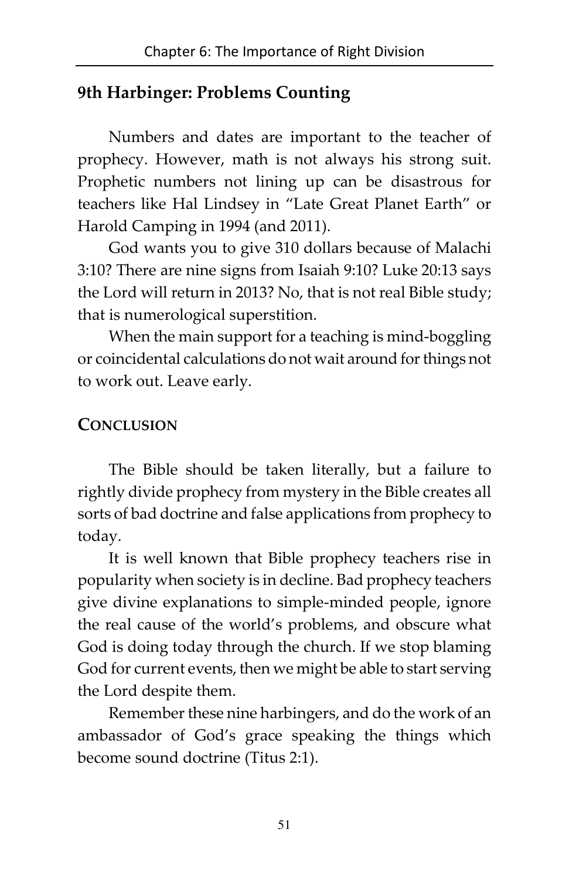## 9th Harbinger: Problems Counting

Numbers and dates are important to the teacher of prophecy. However, math is not always his strong suit. Prophetic numbers not lining up can be disastrous for teachers like Hal Lindsey in "Late Great Planet Earth" or Harold Camping in 1994 (and 2011).

God wants you to give 310 dollars because of Malachi 3:10? There are nine signs from Isaiah 9:10? Luke 20:13 says the Lord will return in 2013? No, that is not real Bible study; that is numerological superstition.

When the main support for a teaching is mind-boggling or coincidental calculations do not wait around for things not to work out. Leave early.

## CONCLUSION

The Bible should be taken literally, but a failure to rightly divide prophecy from mystery in the Bible creates all sorts of bad doctrine and false applications from prophecy to today.

It is well known that Bible prophecy teachers rise in popularity when society is in decline. Bad prophecy teachers give divine explanations to simple-minded people, ignore the real cause of the world's problems, and obscure what God is doing today through the church. If we stop blaming God for current events, then we might be able to start serving the Lord despite them.

Remember these nine harbingers, and do the work of an ambassador of God's grace speaking the things which become sound doctrine (Titus 2:1).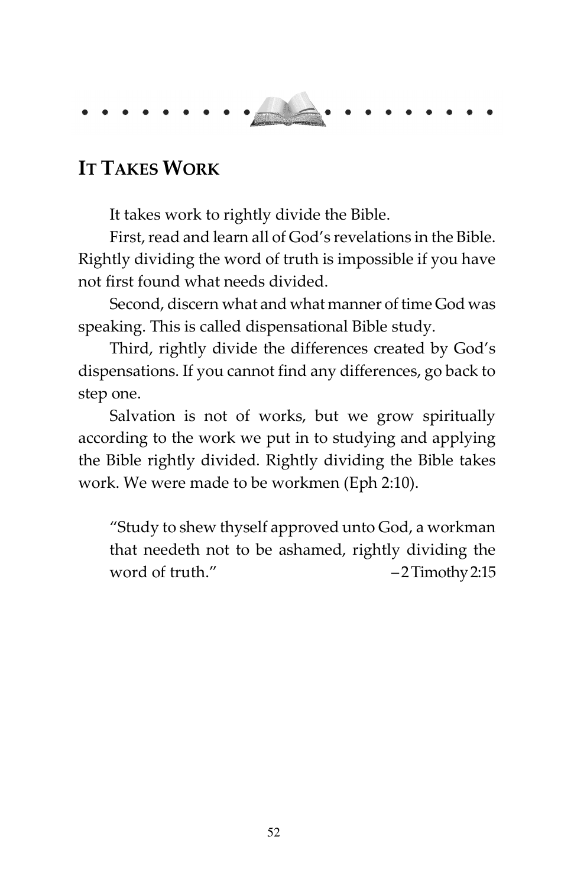## It Takes Work

It takes work to rightly divide the Bible.

First, read and learn all of God's revelations in the Bible. Rightly dividing the word of truth is impossible if you have not first found what needs divided.

Second, discern what and what manner of time God was speaking. This is called dispensational Bible study.

Third, rightly divide the differences created by God's dispensations. If you cannot find any differences, go back to step one.

Salvation is not of works, but we grow spiritually according to the work we put in to studying and applying the Bible rightly divided. Rightly dividing the Bible takes work. We were made to be workmen (Eph 2:10).

> "Study to shew thyself approved unto God, a workman that needeth not to be ashamed, rightly dividing the word of truth." –2 Timothy 2:15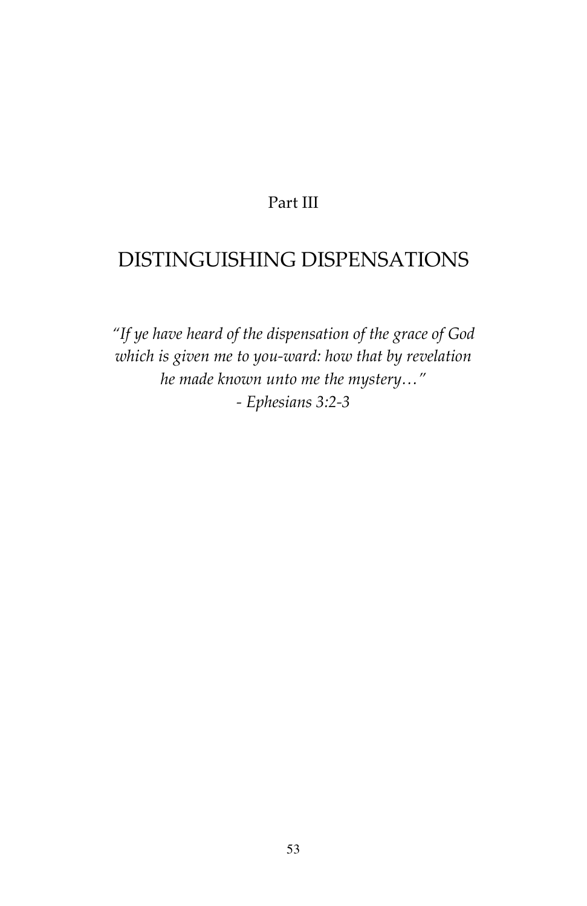Part III

# DISTINGUISHING DISPENSATIONS

*"If ye have heard of the dispensation of the grace of God which is given me to you-ward: how that by revelation he made known unto me the mystery…"*
*- Ephesians 3:2-3*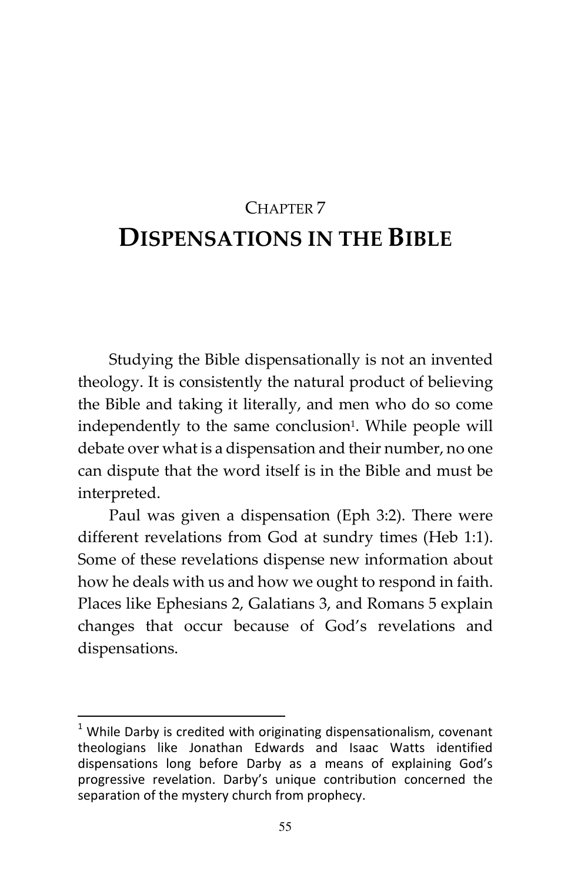# CHAPTER 7
# DISPENSATIONS IN THE BIBLE

Studying the Bible dispensationally is not an invented theology. It is consistently the natural product of believing the Bible and taking it literally, and men who do so come independently to the same conclusion[1]. While people will debate over what is a dispensation and their number, no one can dispute that the word itself is in the Bible and must be interpreted.

Paul was given a dispensation (Eph 3:2). There were different revelations from God at sundry times (Heb 1:1). Some of these revelations dispense new information about how he deals with us and how we ought to respond in faith. Places like Ephesians 2, Galatians 3, and Romans 5 explain changes that occur because of God's revelations and dispensations.

---

[1] While Darby is credited with originating dispensationalism, covenant theologians like Jonathan Edwards and Isaac Watts identified dispensations long before Darby as a means of explaining God's progressive revelation. Darby's unique contribution concerned the separation of the mystery church from prophecy.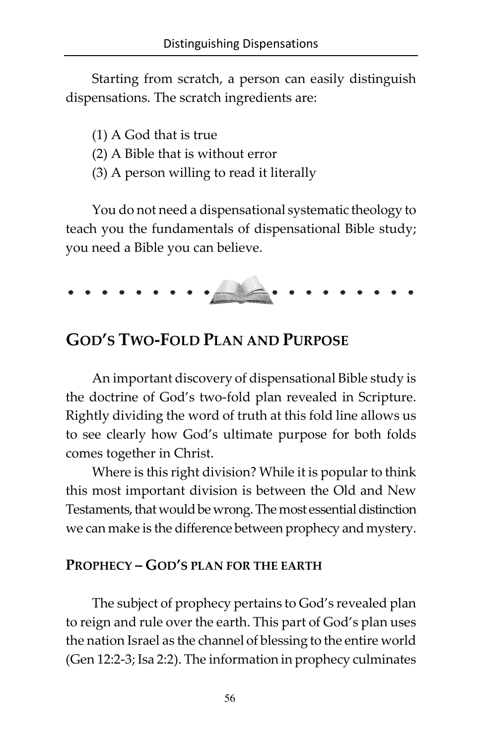Starting from scratch, a person can easily distinguish dispensations. The scratch ingredients are:

(1) A God that is true
(2) A Bible that is without error
(3) A person willing to read it literally

You do not need a dispensational systematic theology to teach you the fundamentals of dispensational Bible study; you need a Bible you can believe.

## GOD'S TWO-FOLD PLAN AND PURPOSE

An important discovery of dispensational Bible study is the doctrine of God's two-fold plan revealed in Scripture. Rightly dividing the word of truth at this fold line allows us to see clearly how God's ultimate purpose for both folds comes together in Christ.

Where is this right division? While it is popular to think this most important division is between the Old and New Testaments, that would be wrong. The most essential distinction we can make is the difference between prophecy and mystery.

### PROPHECY – GOD'S PLAN FOR THE EARTH

The subject of prophecy pertains to God's revealed plan to reign and rule over the earth. This part of God's plan uses the nation Israel as the channel of blessing to the entire world (Gen 12:2-3; Isa 2:2). The information in prophecy culminates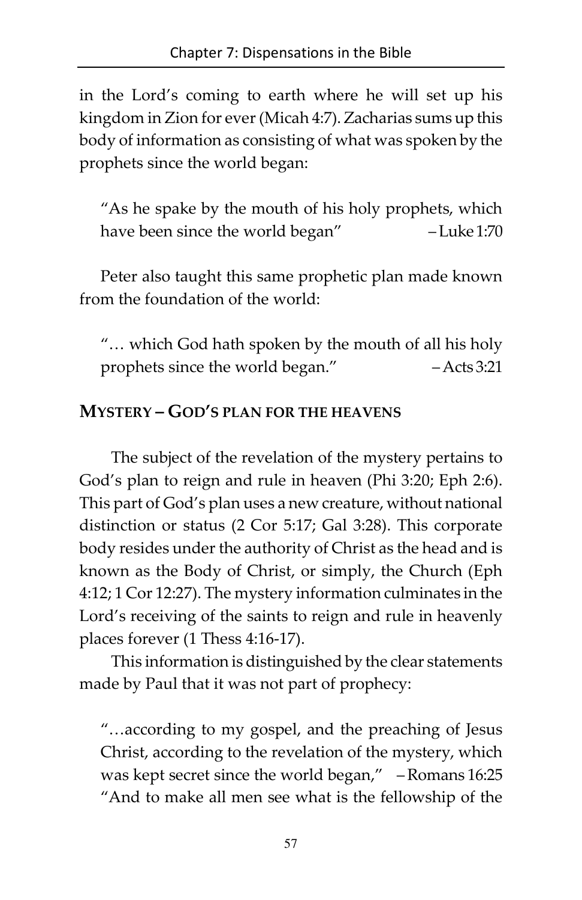in the Lord's coming to earth where he will set up his kingdom in Zion for ever (Micah 4:7). Zacharias sums up this body of information as consisting of what was spoken by the prophets since the world began:

> "As he spake by the mouth of his holy prophets, which have been since the world began" – Luke 1:70

Peter also taught this same prophetic plan made known from the foundation of the world:

> "… which God hath spoken by the mouth of all his holy prophets since the world began." – Acts 3:21

## MYSTERY – GOD'S PLAN FOR THE HEAVENS

The subject of the revelation of the mystery pertains to God's plan to reign and rule in heaven (Phi 3:20; Eph 2:6). This part of God's plan uses a new creature, without national distinction or status (2 Cor 5:17; Gal 3:28). This corporate body resides under the authority of Christ as the head and is known as the Body of Christ, or simply, the Church (Eph 4:12; 1 Cor 12:27). The mystery information culminates in the Lord's receiving of the saints to reign and rule in heavenly places forever (1 Thess 4:16-17).

This information is distinguished by the clear statements made by Paul that it was not part of prophecy:

> "…according to my gospel, and the preaching of Jesus Christ, according to the revelation of the mystery, which was kept secret since the world began," – Romans 16:25
>
> "And to make all men see what is the fellowship of the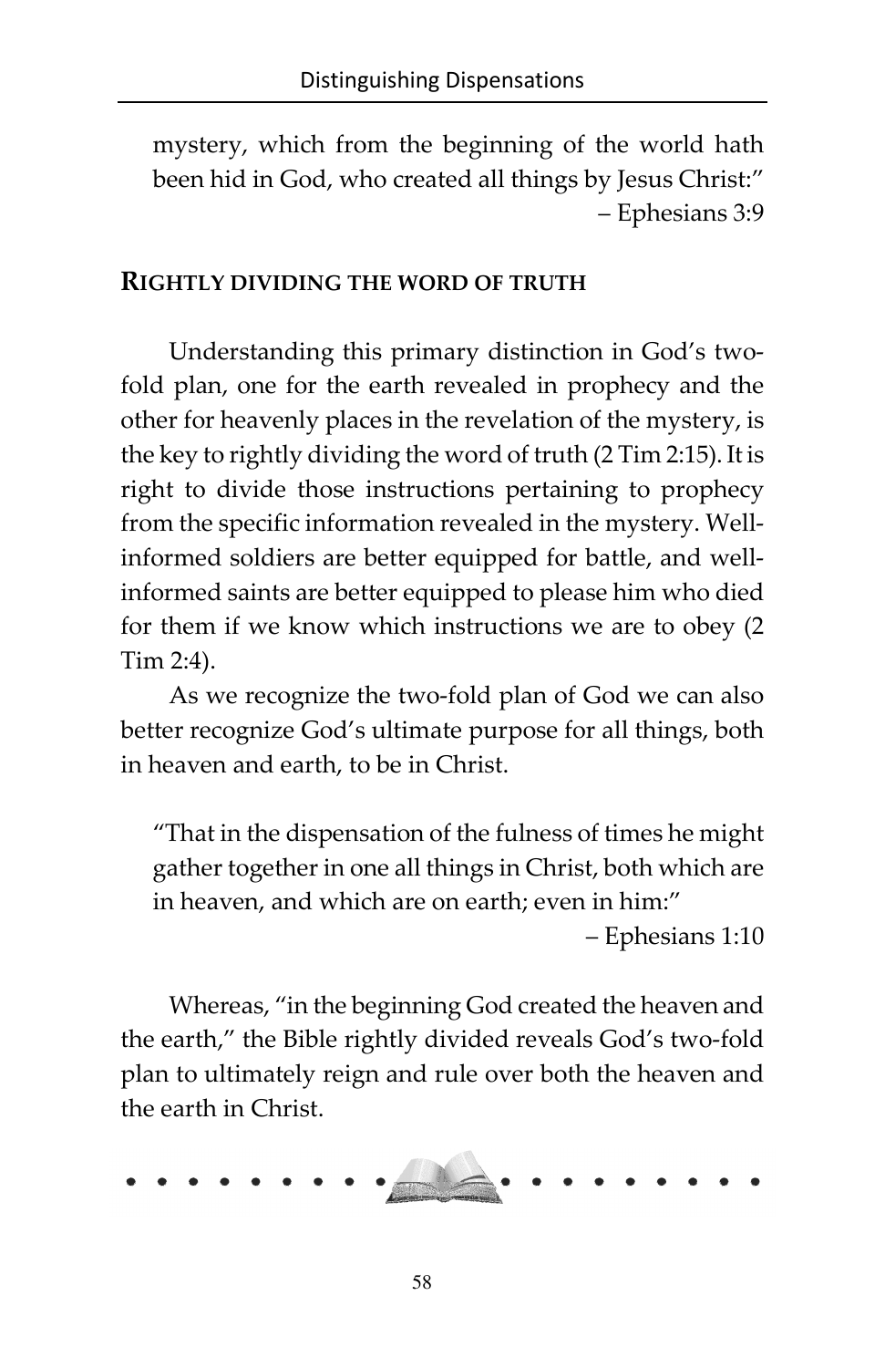> mystery, which from the beginning of the world hath been hid in God, who created all things by Jesus Christ:"
>
> – Ephesians 3:9

## RIGHTLY DIVIDING THE WORD OF TRUTH

Understanding this primary distinction in God's two-fold plan, one for the earth revealed in prophecy and the other for heavenly places in the revelation of the mystery, is the key to rightly dividing the word of truth (2 Tim 2:15). It is right to divide those instructions pertaining to prophecy from the specific information revealed in the mystery. Well-informed soldiers are better equipped for battle, and well-informed saints are better equipped to please him who died for them if we know which instructions we are to obey (2 Tim 2:4).

As we recognize the two-fold plan of God we can also better recognize God's ultimate purpose for all things, both in heaven and earth, to be in Christ.

> "That in the dispensation of the fulness of times he might gather together in one all things in Christ, both which are in heaven, and which are on earth; even in him:"
>
> – Ephesians 1:10

Whereas, "in the beginning God created the heaven and the earth," the Bible rightly divided reveals God's two-fold plan to ultimately reign and rule over both the heaven and the earth in Christ.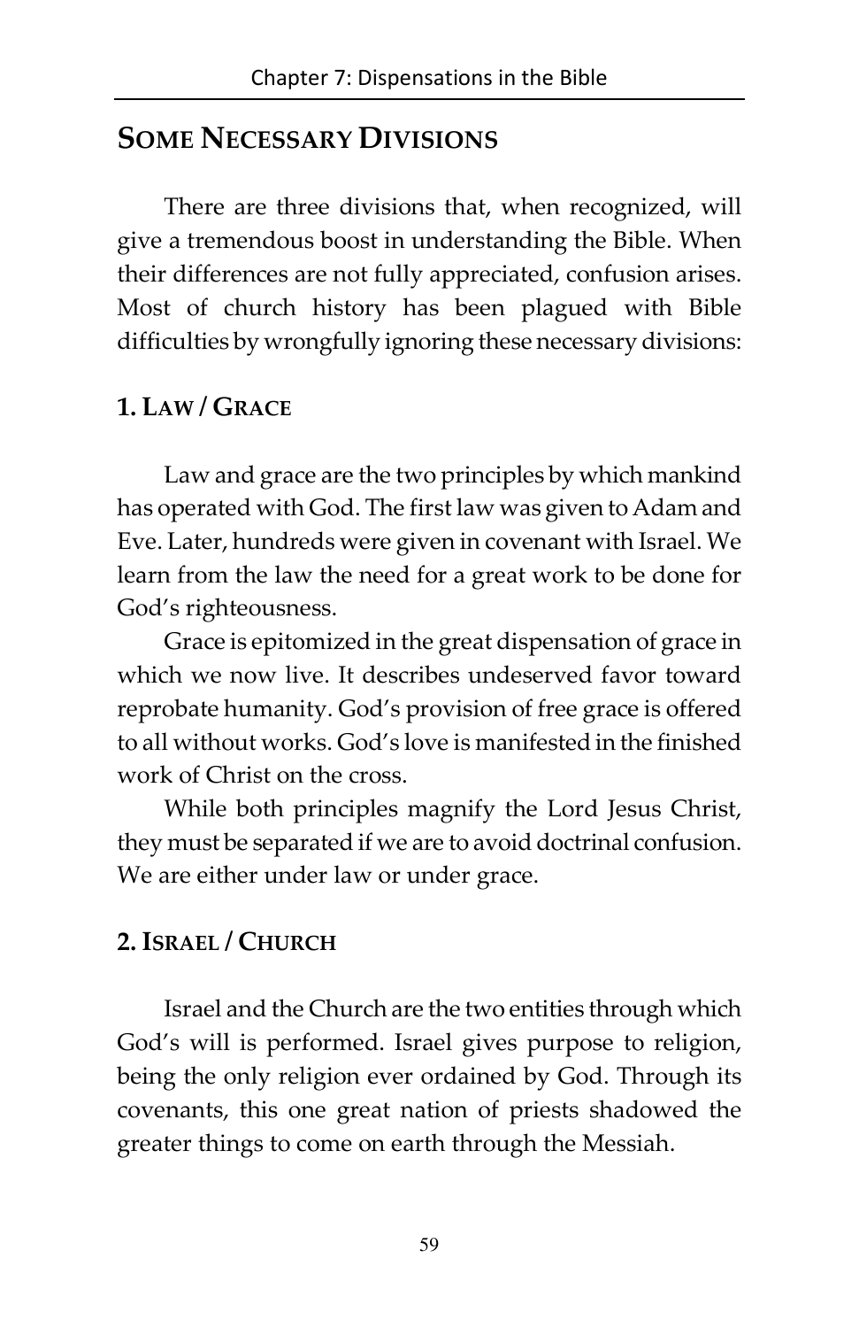## Some Necessary Divisions

There are three divisions that, when recognized, will give a tremendous boost in understanding the Bible. When their differences are not fully appreciated, confusion arises. Most of church history has been plagued with Bible difficulties by wrongfully ignoring these necessary divisions:

### 1. Law / Grace

Law and grace are the two principles by which mankind has operated with God. The first law was given to Adam and Eve. Later, hundreds were given in covenant with Israel. We learn from the law the need for a great work to be done for God's righteousness.

Grace is epitomized in the great dispensation of grace in which we now live. It describes undeserved favor toward reprobate humanity. God's provision of free grace is offered to all without works. God's love is manifested in the finished work of Christ on the cross.

While both principles magnify the Lord Jesus Christ, they must be separated if we are to avoid doctrinal confusion. We are either under law or under grace.

### 2. Israel / Church

Israel and the Church are the two entities through which God's will is performed. Israel gives purpose to religion, being the only religion ever ordained by God. Through its covenants, this one great nation of priests shadowed the greater things to come on earth through the Messiah.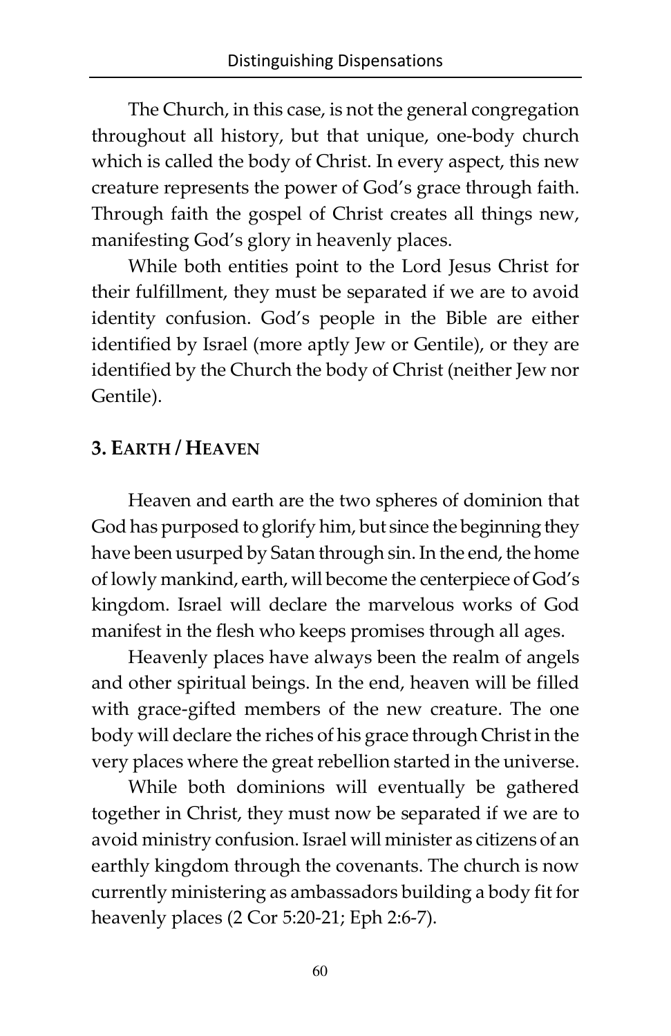The Church, in this case, is not the general congregation throughout all history, but that unique, one-body church which is called the body of Christ. In every aspect, this new creature represents the power of God's grace through faith. Through faith the gospel of Christ creates all things new, manifesting God's glory in heavenly places.

While both entities point to the Lord Jesus Christ for their fulfillment, they must be separated if we are to avoid identity confusion. God's people in the Bible are either identified by Israel (more aptly Jew or Gentile), or they are identified by the Church the body of Christ (neither Jew nor Gentile).

### 3. Earth / Heaven

Heaven and earth are the two spheres of dominion that God has purposed to glorify him, but since the beginning they have been usurped by Satan through sin. In the end, the home of lowly mankind, earth, will become the centerpiece of God's kingdom. Israel will declare the marvelous works of God manifest in the flesh who keeps promises through all ages.

Heavenly places have always been the realm of angels and other spiritual beings. In the end, heaven will be filled with grace-gifted members of the new creature. The one body will declare the riches of his grace through Christ in the very places where the great rebellion started in the universe.

While both dominions will eventually be gathered together in Christ, they must now be separated if we are to avoid ministry confusion. Israel will minister as citizens of an earthly kingdom through the covenants. The church is now currently ministering as ambassadors building a body fit for heavenly places (2 Cor 5:20-21; Eph 2:6-7).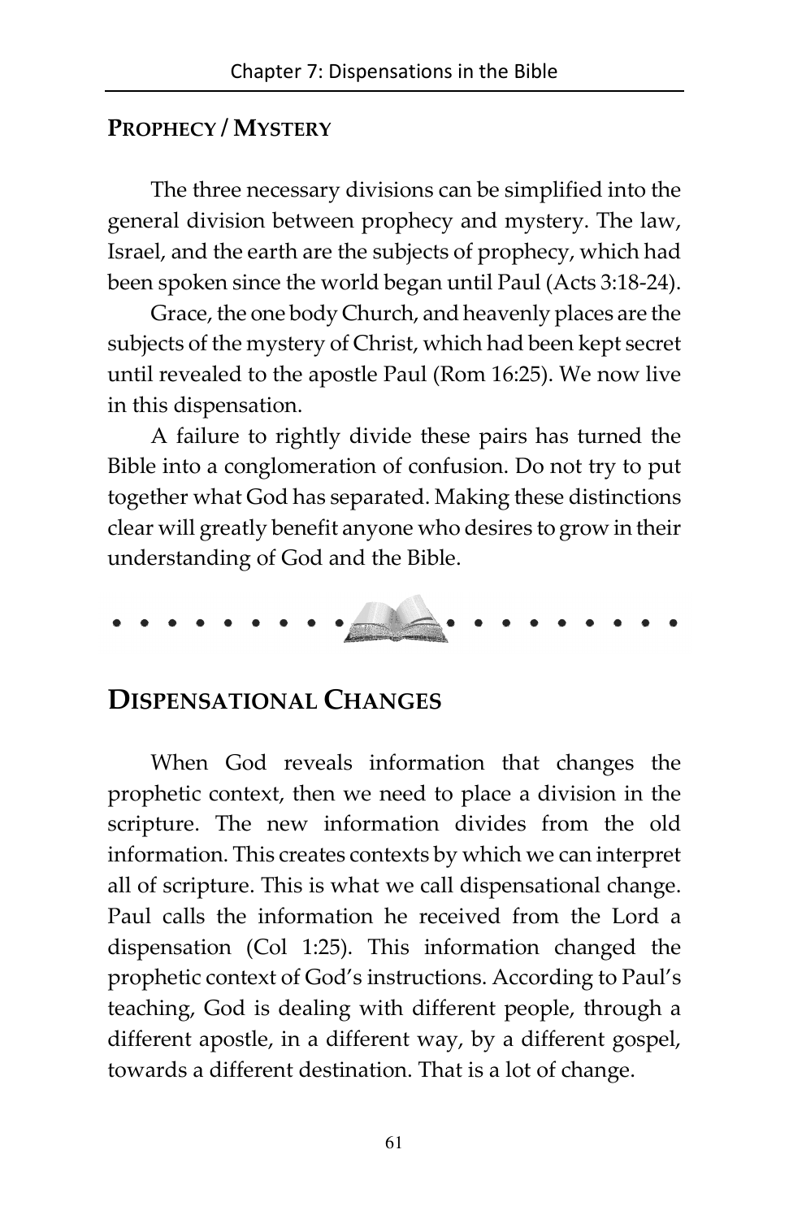## PROPHECY / MYSTERY

The three necessary divisions can be simplified into the general division between prophecy and mystery. The law, Israel, and the earth are the subjects of prophecy, which had been spoken since the world began until Paul (Acts 3:18-24).

Grace, the one body Church, and heavenly places are the subjects of the mystery of Christ, which had been kept secret until revealed to the apostle Paul (Rom 16:25). We now live in this dispensation.

A failure to rightly divide these pairs has turned the Bible into a conglomeration of confusion. Do not try to put together what God has separated. Making these distinctions clear will greatly benefit anyone who desires to grow in their understanding of God and the Bible.

## DISPENSATIONAL CHANGES

When God reveals information that changes the prophetic context, then we need to place a division in the scripture. The new information divides from the old information. This creates contexts by which we can interpret all of scripture. This is what we call dispensational change. Paul calls the information he received from the Lord a dispensation (Col 1:25). This information changed the prophetic context of God's instructions. According to Paul's teaching, God is dealing with different people, through a different apostle, in a different way, by a different gospel, towards a different destination. That is a lot of change.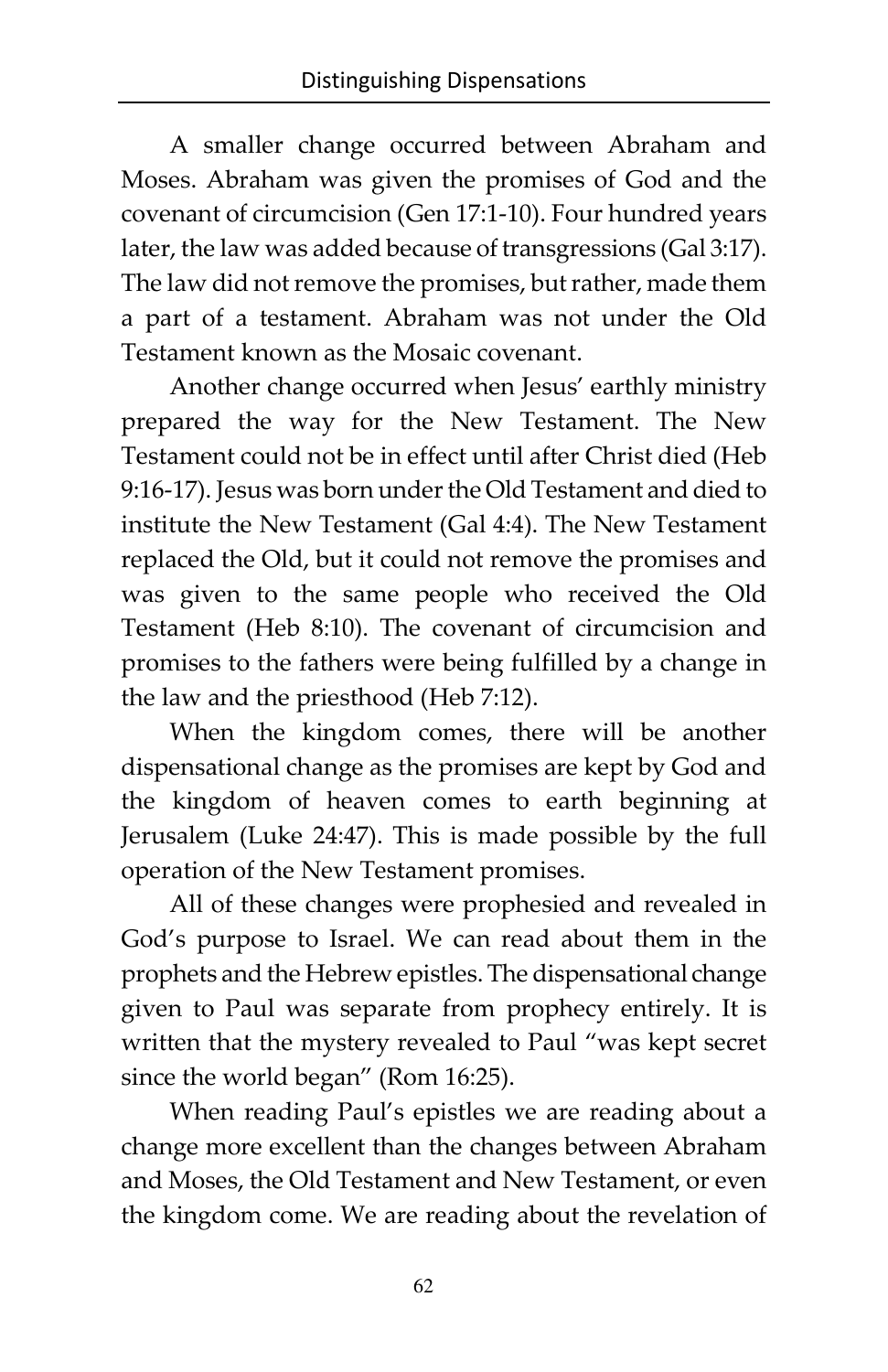A smaller change occurred between Abraham and Moses. Abraham was given the promises of God and the covenant of circumcision (Gen 17:1-10). Four hundred years later, the law was added because of transgressions (Gal 3:17). The law did not remove the promises, but rather, made them a part of a testament. Abraham was not under the Old Testament known as the Mosaic covenant.

Another change occurred when Jesus' earthly ministry prepared the way for the New Testament. The New Testament could not be in effect until after Christ died (Heb 9:16-17). Jesus was born under the Old Testament and died to institute the New Testament (Gal 4:4). The New Testament replaced the Old, but it could not remove the promises and was given to the same people who received the Old Testament (Heb 8:10). The covenant of circumcision and promises to the fathers were being fulfilled by a change in the law and the priesthood (Heb 7:12).

When the kingdom comes, there will be another dispensational change as the promises are kept by God and the kingdom of heaven comes to earth beginning at Jerusalem (Luke 24:47). This is made possible by the full operation of the New Testament promises.

All of these changes were prophesied and revealed in God's purpose to Israel. We can read about them in the prophets and the Hebrew epistles. The dispensational change given to Paul was separate from prophecy entirely. It is written that the mystery revealed to Paul "was kept secret since the world began" (Rom 16:25).

When reading Paul's epistles we are reading about a change more excellent than the changes between Abraham and Moses, the Old Testament and New Testament, or even the kingdom come. We are reading about the revelation of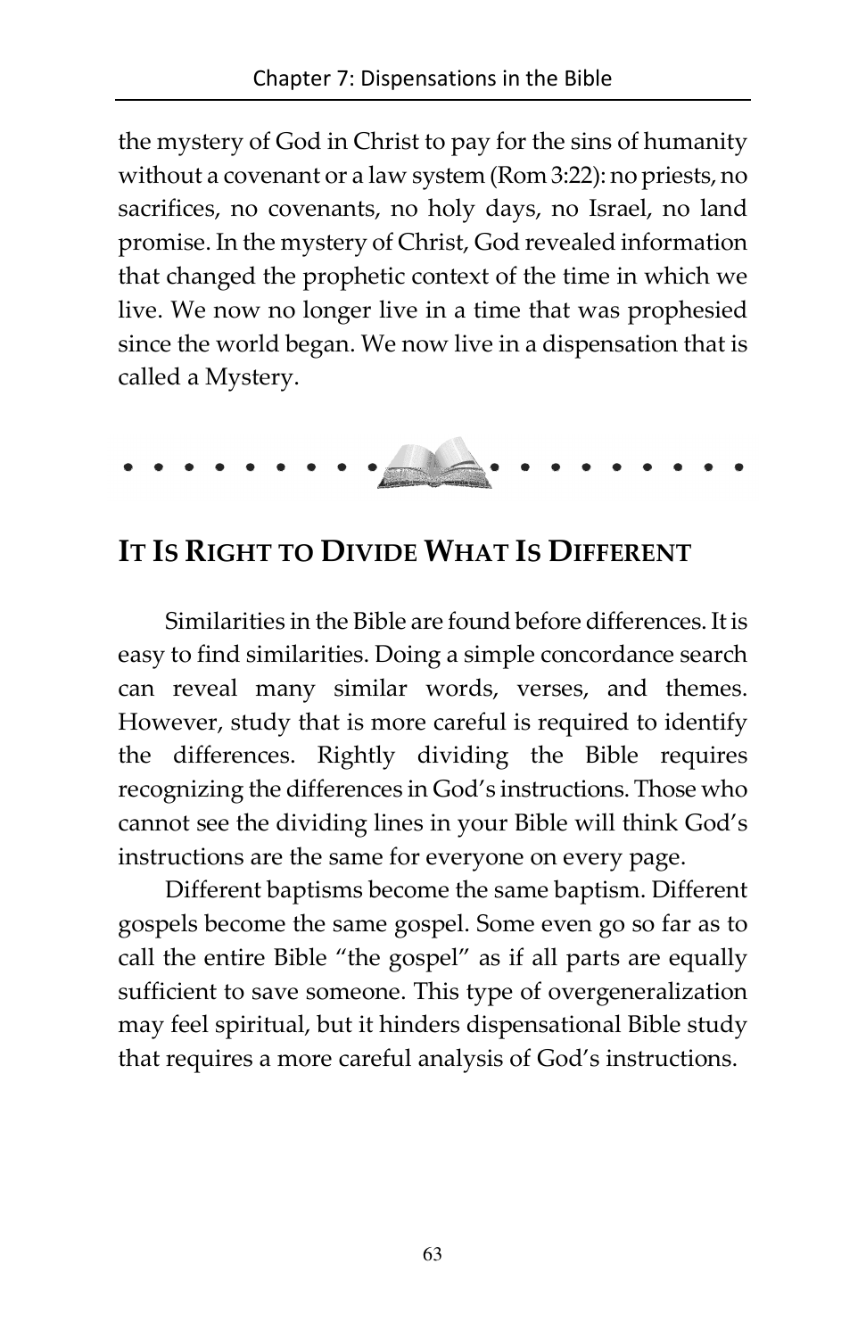the mystery of God in Christ to pay for the sins of humanity without a covenant or a law system (Rom 3:22): no priests, no sacrifices, no covenants, no holy days, no Israel, no land promise. In the mystery of Christ, God revealed information that changed the prophetic context of the time in which we live. We now no longer live in a time that was prophesied since the world began. We now live in a dispensation that is called a Mystery.

## IT IS RIGHT TO DIVIDE WHAT IS DIFFERENT

Similarities in the Bible are found before differences. It is easy to find similarities. Doing a simple concordance search can reveal many similar words, verses, and themes. However, study that is more careful is required to identify the differences. Rightly dividing the Bible requires recognizing the differences in God's instructions. Those who cannot see the dividing lines in your Bible will think God's instructions are the same for everyone on every page.

Different baptisms become the same baptism. Different gospels become the same gospel. Some even go so far as to call the entire Bible "the gospel" as if all parts are equally sufficient to save someone. This type of overgeneralization may feel spiritual, but it hinders dispensational Bible study that requires a more careful analysis of God's instructions.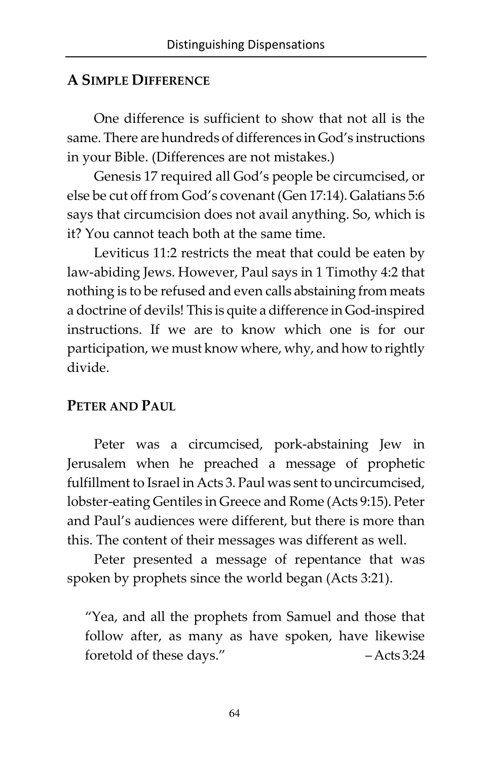## A Simple Difference

One difference is sufficient to show that not all is the same. There are hundreds of differences in God's instructions in your Bible. (Differences are not mistakes.)

Genesis 17 required all God's people be circumcised, or else be cut off from God's covenant (Gen 17:14). Galatians 5:6 says that circumcision does not avail anything. So, which is it? You cannot teach both at the same time.

Leviticus 11:2 restricts the meat that could be eaten by law-abiding Jews. However, Paul says in 1 Timothy 4:2 that nothing is to be refused and even calls abstaining from meats a doctrine of devils! This is quite a difference in God-inspired instructions. If we are to know which one is for our participation, we must know where, why, and how to rightly divide.

## Peter and Paul

Peter was a circumcised, pork-abstaining Jew in Jerusalem when he preached a message of prophetic fulfillment to Israel in Acts 3. Paul was sent to uncircumcised, lobster-eating Gentiles in Greece and Rome (Acts 9:15). Peter and Paul's audiences were different, but there is more than this. The content of their messages was different as well.

Peter presented a message of repentance that was spoken by prophets since the world began (Acts 3:21).

> "Yea, and all the prophets from Samuel and those that follow after, as many as have spoken, have likewise foretold of these days." – Acts 3:24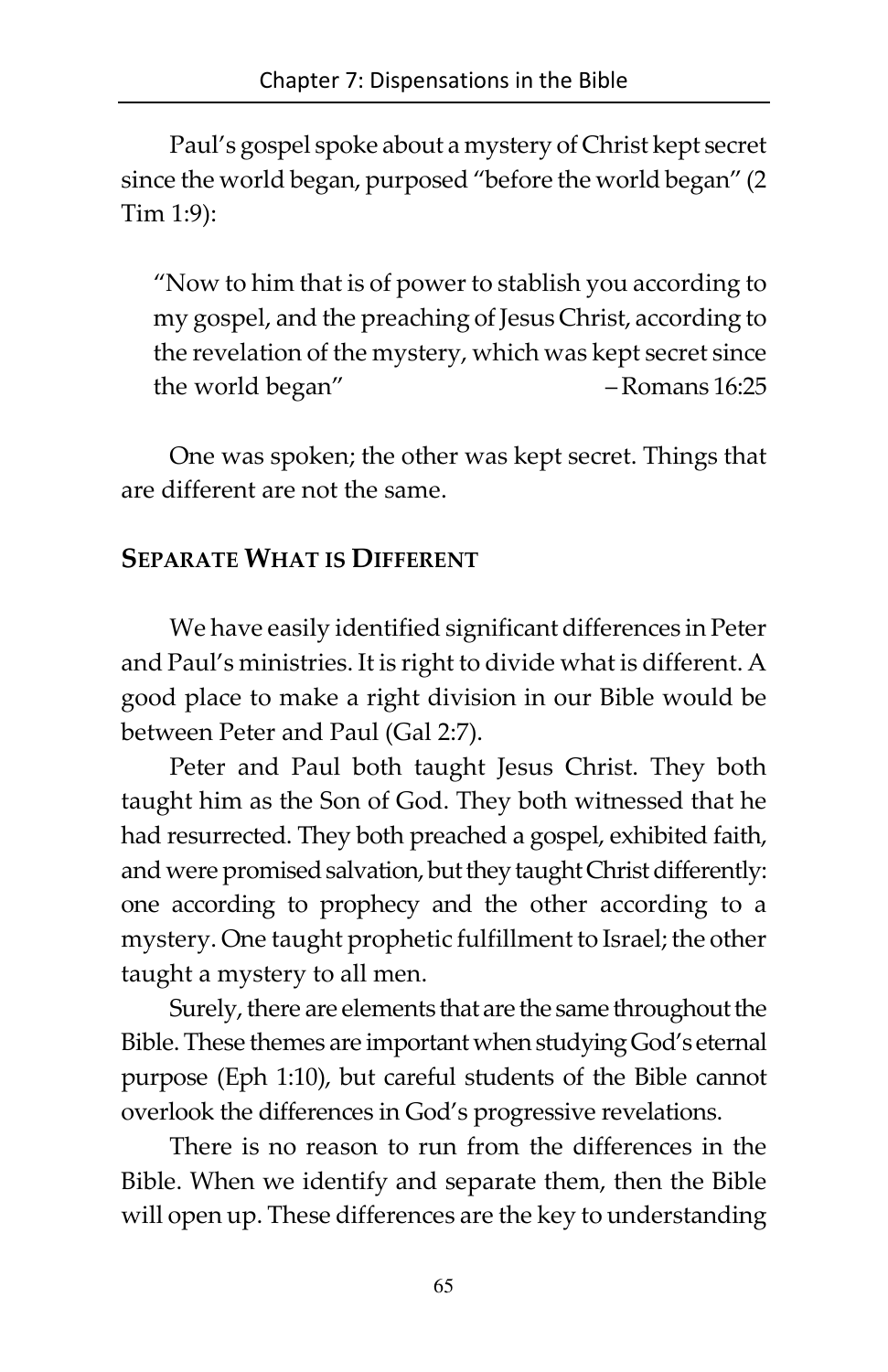Paul's gospel spoke about a mystery of Christ kept secret since the world began, purposed "before the world began" (2 Tim 1:9):

> "Now to him that is of power to stablish you according to my gospel, and the preaching of Jesus Christ, according to the revelation of the mystery, which was kept secret since the world began" – Romans 16:25

One was spoken; the other was kept secret. Things that are different are not the same.

## SEPARATE WHAT IS DIFFERENT

We have easily identified significant differences in Peter and Paul's ministries. It is right to divide what is different. A good place to make a right division in our Bible would be between Peter and Paul (Gal 2:7).

Peter and Paul both taught Jesus Christ. They both taught him as the Son of God. They both witnessed that he had resurrected. They both preached a gospel, exhibited faith, and were promised salvation, but they taught Christ differently: one according to prophecy and the other according to a mystery. One taught prophetic fulfillment to Israel; the other taught a mystery to all men.

Surely, there are elements that are the same throughout the Bible. These themes are important when studying God's eternal purpose (Eph 1:10), but careful students of the Bible cannot overlook the differences in God's progressive revelations.

There is no reason to run from the differences in the Bible. When we identify and separate them, then the Bible will open up. These differences are the key to understanding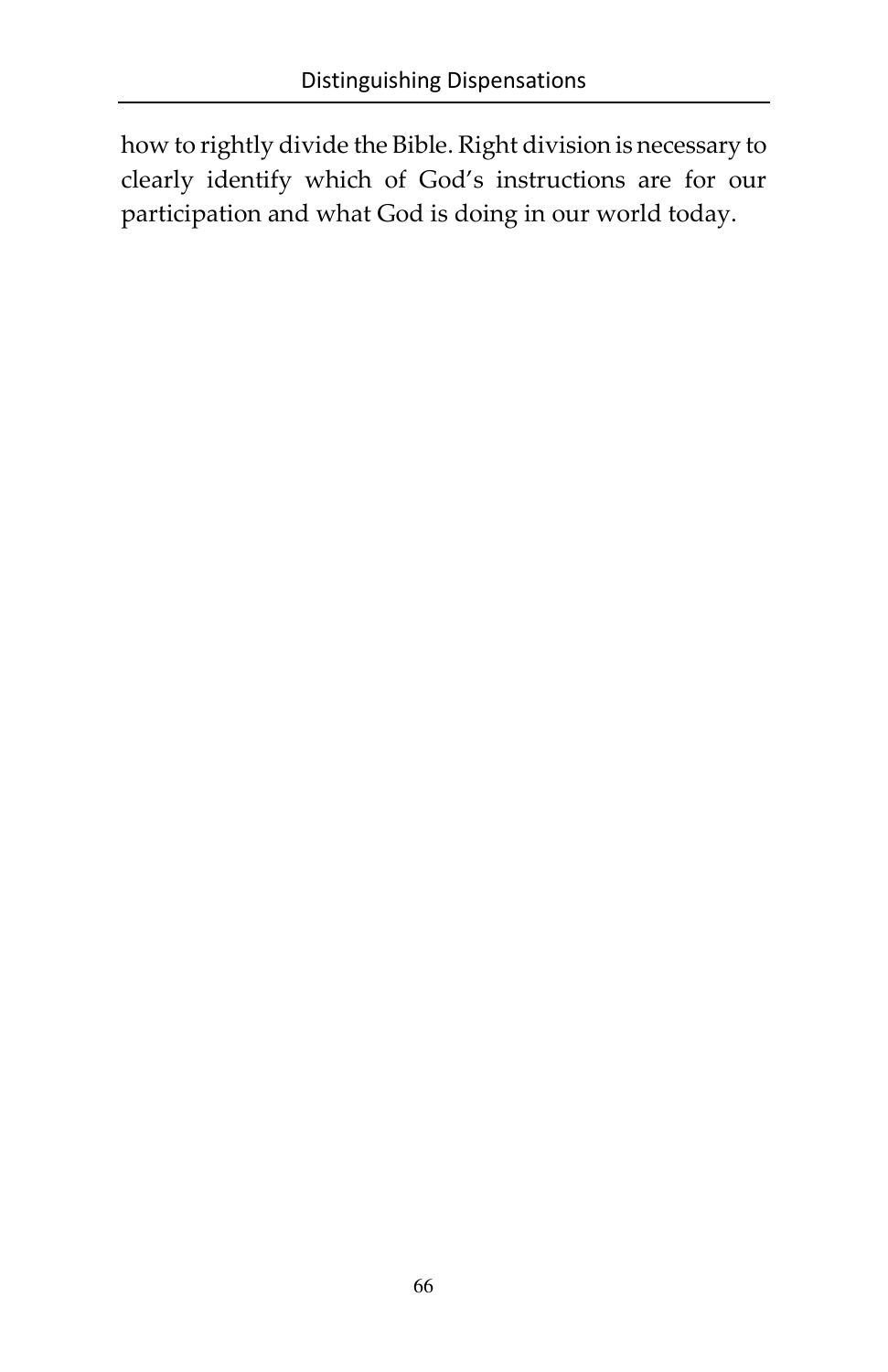how to rightly divide the Bible. Right division is necessary to clearly identify which of God's instructions are for our participation and what God is doing in our world today.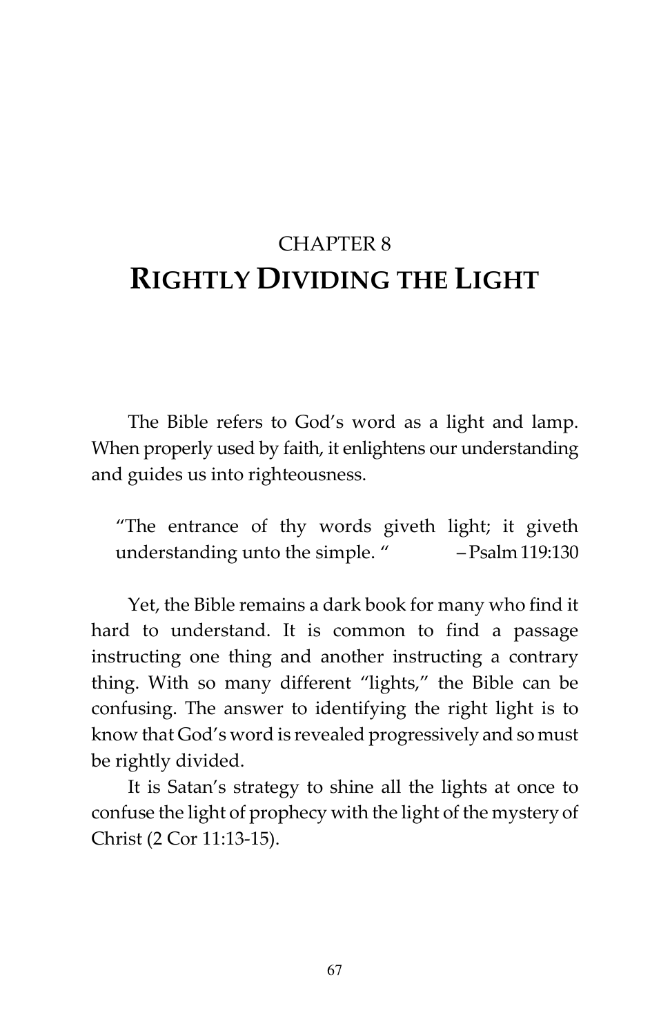## CHAPTER 8

# RIGHTLY DIVIDING THE LIGHT

The Bible refers to God's word as a light and lamp. When properly used by faith, it enlightens our understanding and guides us into righteousness.

> "The entrance of thy words giveth light; it giveth understanding unto the simple. " – Psalm 119:130

Yet, the Bible remains a dark book for many who find it hard to understand. It is common to find a passage instructing one thing and another instructing a contrary thing. With so many different "lights," the Bible can be confusing. The answer to identifying the right light is to know that God's word is revealed progressively and so must be rightly divided.

It is Satan's strategy to shine all the lights at once to confuse the light of prophecy with the light of the mystery of Christ (2 Cor 11:13-15).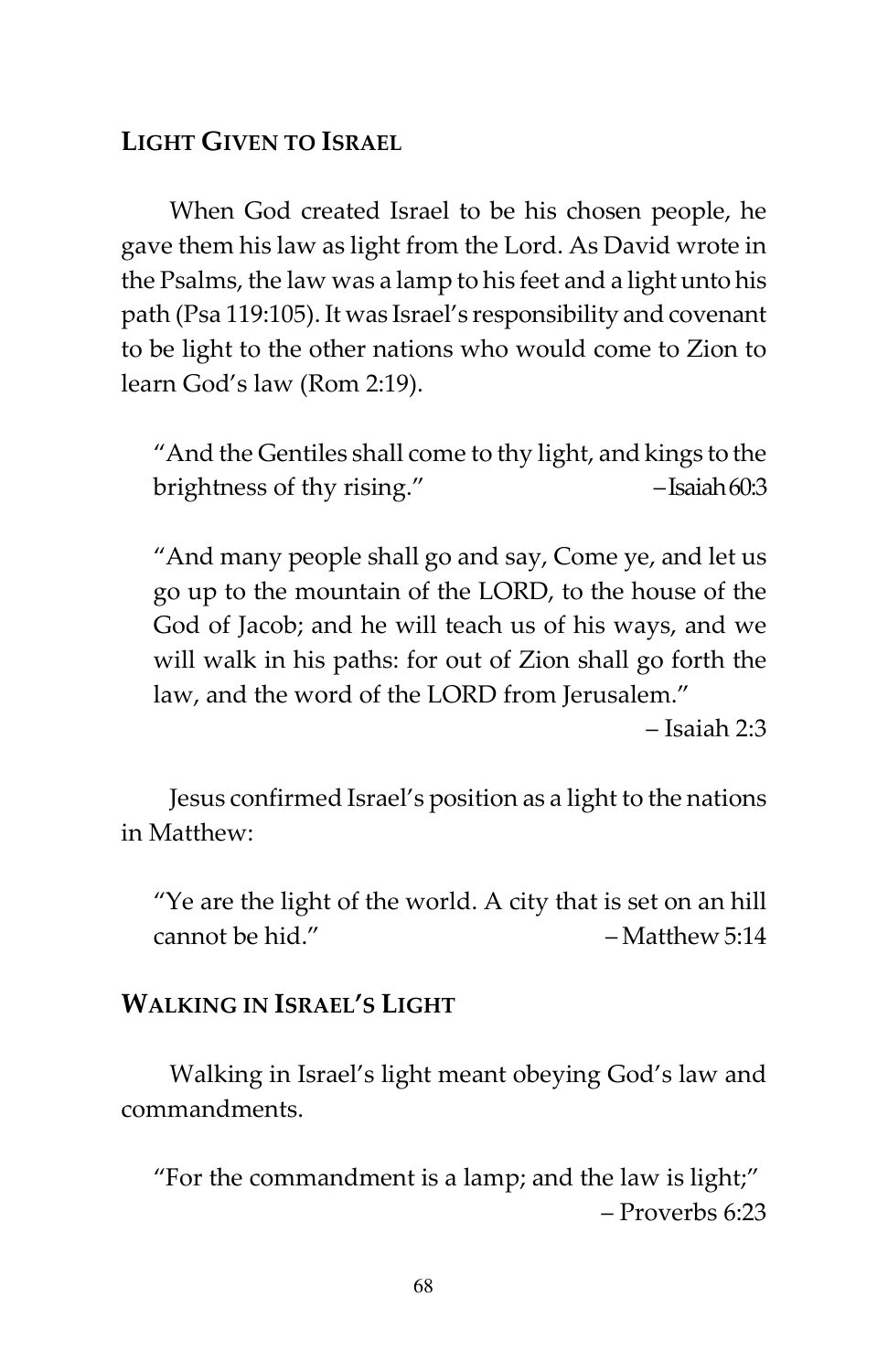## Light Given to Israel

When God created Israel to be his chosen people, he gave them his law as light from the Lord. As David wrote in the Psalms, the law was a lamp to his feet and a light unto his path (Psa 119:105). It was Israel's responsibility and covenant to be light to the other nations who would come to Zion to learn God's law (Rom 2:19).

> "And the Gentiles shall come to thy light, and kings to the brightness of thy rising." – Isaiah 60:3

> "And many people shall go and say, Come ye, and let us go up to the mountain of the LORD, to the house of the God of Jacob; and he will teach us of his ways, and we will walk in his paths: for out of Zion shall go forth the law, and the word of the LORD from Jerusalem."
> – Isaiah 2:3

Jesus confirmed Israel's position as a light to the nations in Matthew:

> "Ye are the light of the world. A city that is set on an hill cannot be hid." – Matthew 5:14

## Walking in Israel's Light

Walking in Israel's light meant obeying God's law and commandments.

> "For the commandment is a lamp; and the law is light;"
> – Proverbs 6:23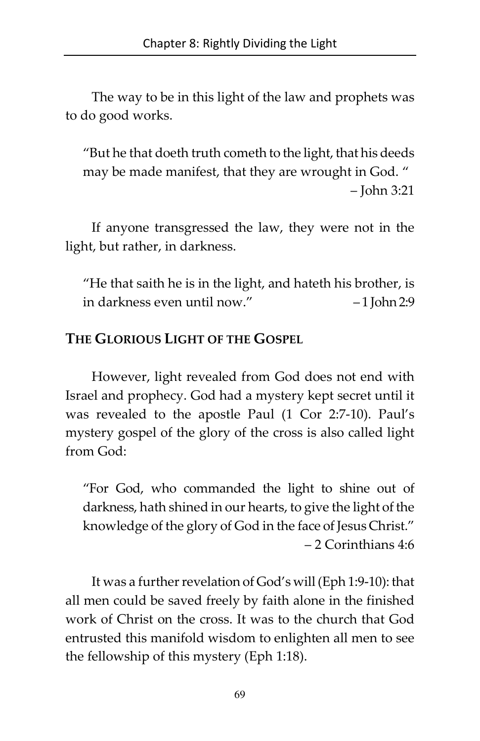The way to be in this light of the law and prophets was to do good works.

> "But he that doeth truth cometh to the light, that his deeds may be made manifest, that they are wrought in God. "
> – John 3:21

If anyone transgressed the law, they were not in the light, but rather, in darkness.

> "He that saith he is in the light, and hateth his brother, is in darkness even until now." – 1 John 2:9

## THE GLORIOUS LIGHT OF THE GOSPEL

However, light revealed from God does not end with Israel and prophecy. God had a mystery kept secret until it was revealed to the apostle Paul (1 Cor 2:7-10). Paul's mystery gospel of the glory of the cross is also called light from God:

> "For God, who commanded the light to shine out of darkness, hath shined in our hearts, to give the light of the knowledge of the glory of God in the face of Jesus Christ."
> – 2 Corinthians 4:6

It was a further revelation of God's will (Eph 1:9-10): that all men could be saved freely by faith alone in the finished work of Christ on the cross. It was to the church that God entrusted this manifold wisdom to enlighten all men to see the fellowship of this mystery (Eph 1:18).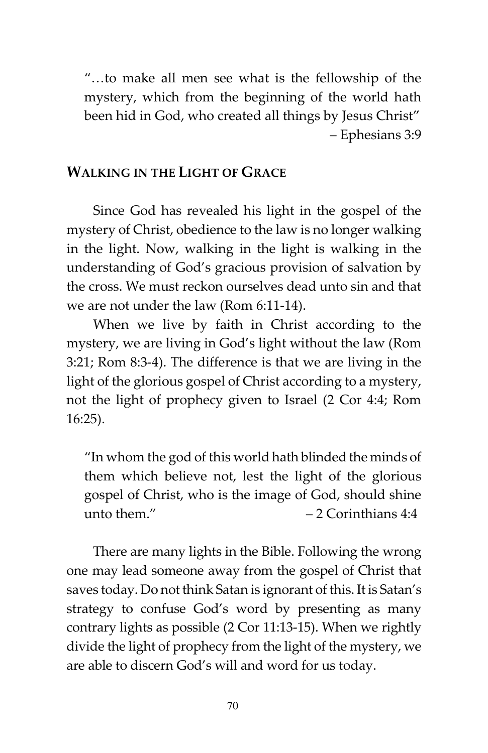> "…to make all men see what is the fellowship of the mystery, which from the beginning of the world hath been hid in God, who created all things by Jesus Christ"
> – Ephesians 3:9

## Walking in the Light of Grace

Since God has revealed his light in the gospel of the mystery of Christ, obedience to the law is no longer walking in the light. Now, walking in the light is walking in the understanding of God's gracious provision of salvation by the cross. We must reckon ourselves dead unto sin and that we are not under the law (Rom 6:11-14).

When we live by faith in Christ according to the mystery, we are living in God's light without the law (Rom 3:21; Rom 8:3-4). The difference is that we are living in the light of the glorious gospel of Christ according to a mystery, not the light of prophecy given to Israel (2 Cor 4:4; Rom 16:25).

> "In whom the god of this world hath blinded the minds of them which believe not, lest the light of the glorious gospel of Christ, who is the image of God, should shine unto them."
> – 2 Corinthians 4:4

There are many lights in the Bible. Following the wrong one may lead someone away from the gospel of Christ that saves today. Do not think Satan is ignorant of this. It is Satan's strategy to confuse God's word by presenting as many contrary lights as possible (2 Cor 11:13-15). When we rightly divide the light of prophecy from the light of the mystery, we are able to discern God's will and word for us today.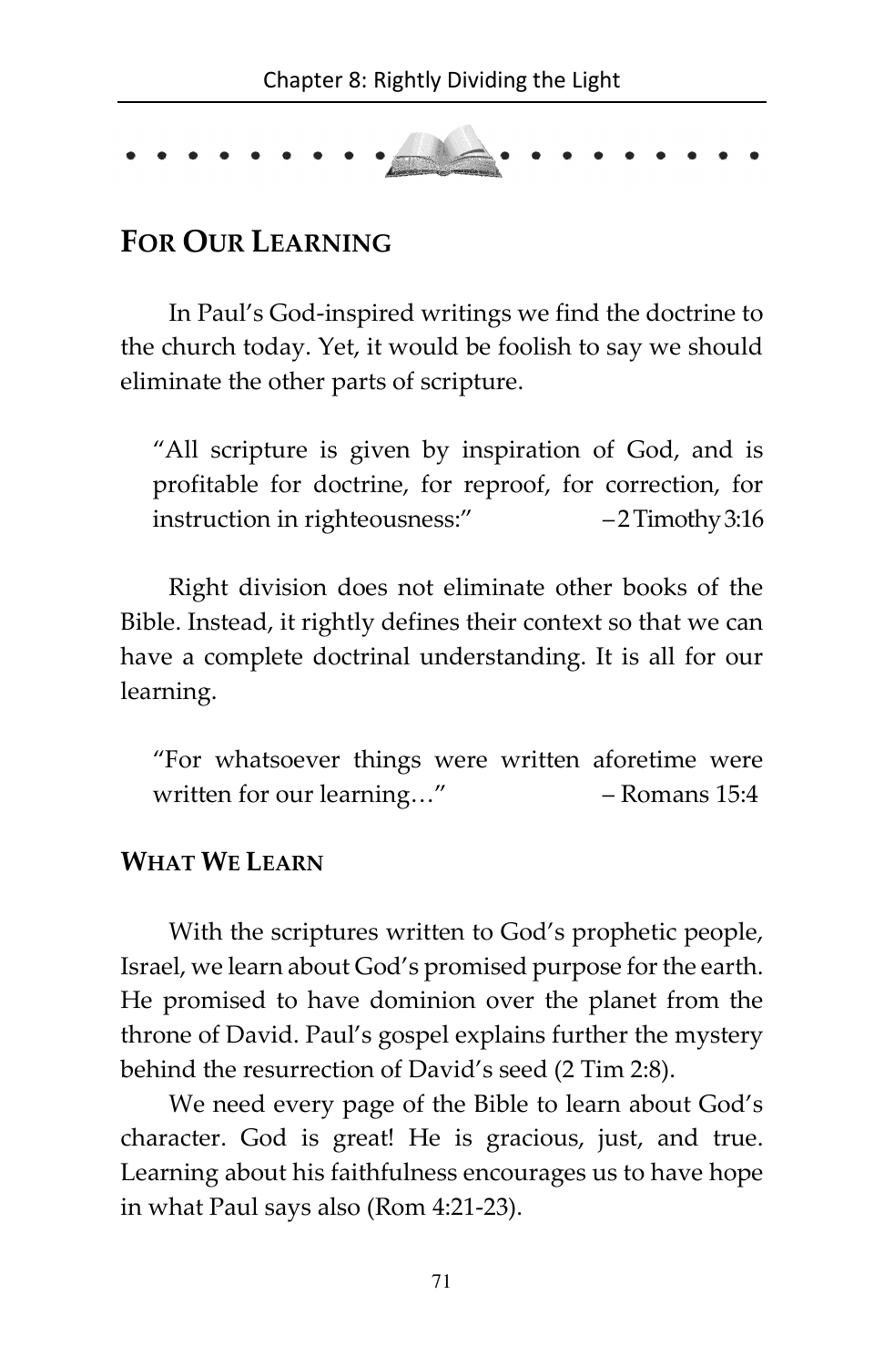## FOR OUR LEARNING

In Paul's God-inspired writings we find the doctrine to the church today. Yet, it would be foolish to say we should eliminate the other parts of scripture.

> "All scripture is given by inspiration of God, and is profitable for doctrine, for reproof, for correction, for instruction in righteousness:" – 2 Timothy 3:16

Right division does not eliminate other books of the Bible. Instead, it rightly defines their context so that we can have a complete doctrinal understanding. It is all for our learning.

> "For whatsoever things were written aforetime were written for our learning…" – Romans 15:4

### WHAT WE LEARN

With the scriptures written to God's prophetic people, Israel, we learn about God's promised purpose for the earth. He promised to have dominion over the planet from the throne of David. Paul's gospel explains further the mystery behind the resurrection of David's seed (2 Tim 2:8).

We need every page of the Bible to learn about God's character. God is great! He is gracious, just, and true. Learning about his faithfulness encourages us to have hope in what Paul says also (Rom 4:21-23).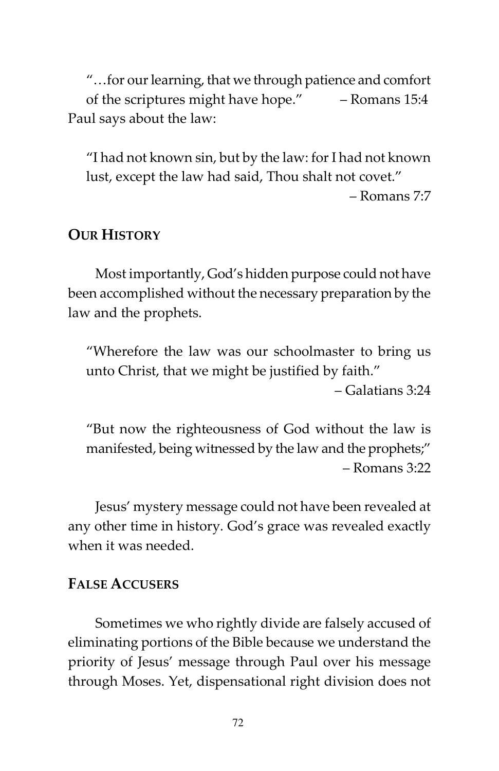> "…for our learning, that we through patience and comfort of the scriptures might have hope." – Romans 15:4

Paul says about the law:

> "I had not known sin, but by the law: for I had not known lust, except the law had said, Thou shalt not covet."
> – Romans 7:7

## Our History

Most importantly, God's hidden purpose could not have been accomplished without the necessary preparation by the law and the prophets.

> "Wherefore the law was our schoolmaster to bring us unto Christ, that we might be justified by faith."
> – Galatians 3:24

> "But now the righteousness of God without the law is manifested, being witnessed by the law and the prophets;"
> – Romans 3:22

Jesus' mystery message could not have been revealed at any other time in history. God's grace was revealed exactly when it was needed.

## False Accusers

Sometimes we who rightly divide are falsely accused of eliminating portions of the Bible because we understand the priority of Jesus' message through Paul over his message through Moses. Yet, dispensational right division does not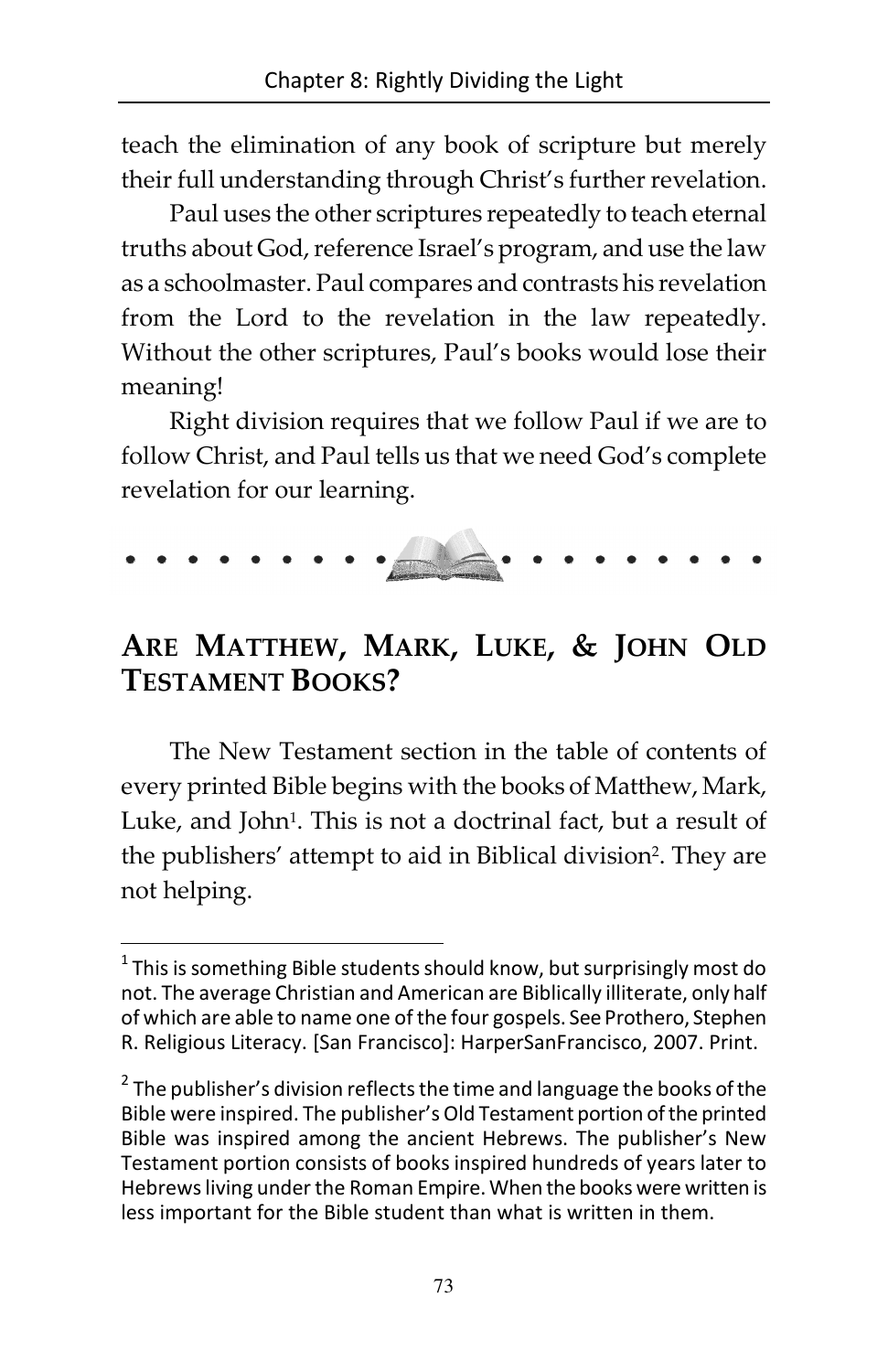teach the elimination of any book of scripture but merely their full understanding through Christ's further revelation.

Paul uses the other scriptures repeatedly to teach eternal truths about God, reference Israel's program, and use the law as a schoolmaster. Paul compares and contrasts his revelation from the Lord to the revelation in the law repeatedly. Without the other scriptures, Paul's books would lose their meaning!

Right division requires that we follow Paul if we are to follow Christ, and Paul tells us that we need God's complete revelation for our learning.

## ARE MATTHEW, MARK, LUKE, & JOHN OLD TESTAMENT BOOKS?

The New Testament section in the table of contents of every printed Bible begins with the books of Matthew, Mark, Luke, and John[1]. This is not a doctrinal fact, but a result of the publishers' attempt to aid in Biblical division[2]. They are not helping.

---

[1] This is something Bible students should know, but surprisingly most do not. The average Christian and American are Biblically illiterate, only half of which are able to name one of the four gospels. See Prothero, Stephen R. Religious Literacy. [San Francisco]: HarperSanFrancisco, 2007. Print.

[2] The publisher's division reflects the time and language the books of the Bible were inspired. The publisher's Old Testament portion of the printed Bible was inspired among the ancient Hebrews. The publisher's New Testament portion consists of books inspired hundreds of years later to Hebrews living under the Roman Empire. When the books were written is less important for the Bible student than what is written in them.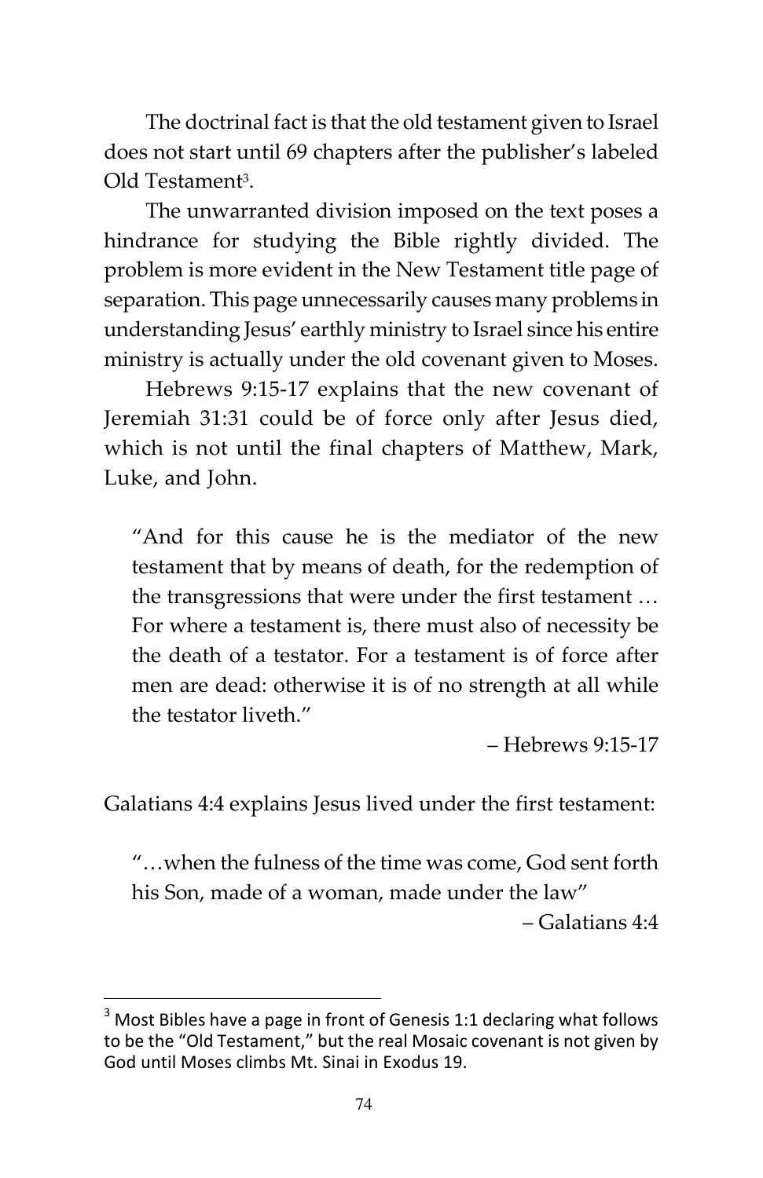The doctrinal fact is that the old testament given to Israel does not start until 69 chapters after the publisher's labeled Old Testament[3].

The unwarranted division imposed on the text poses a hindrance for studying the Bible rightly divided. The problem is more evident in the New Testament title page of separation. This page unnecessarily causes many problems in understanding Jesus' earthly ministry to Israel since his entire ministry is actually under the old covenant given to Moses.

Hebrews 9:15-17 explains that the new covenant of Jeremiah 31:31 could be of force only after Jesus died, which is not until the final chapters of Matthew, Mark, Luke, and John.

> "And for this cause he is the mediator of the new testament that by means of death, for the redemption of the transgressions that were under the first testament … For where a testament is, there must also of necessity be the death of a testator. For a testament is of force after men are dead: otherwise it is of no strength at all while the testator liveth."
>
> – Hebrews 9:15-17

Galatians 4:4 explains Jesus lived under the first testament:

> "…when the fulness of the time was come, God sent forth his Son, made of a woman, made under the law"
>
> – Galatians 4:4

---

[3] Most Bibles have a page in front of Genesis 1:1 declaring what follows to be the "Old Testament," but the real Mosaic covenant is not given by God until Moses climbs Mt. Sinai in Exodus 19.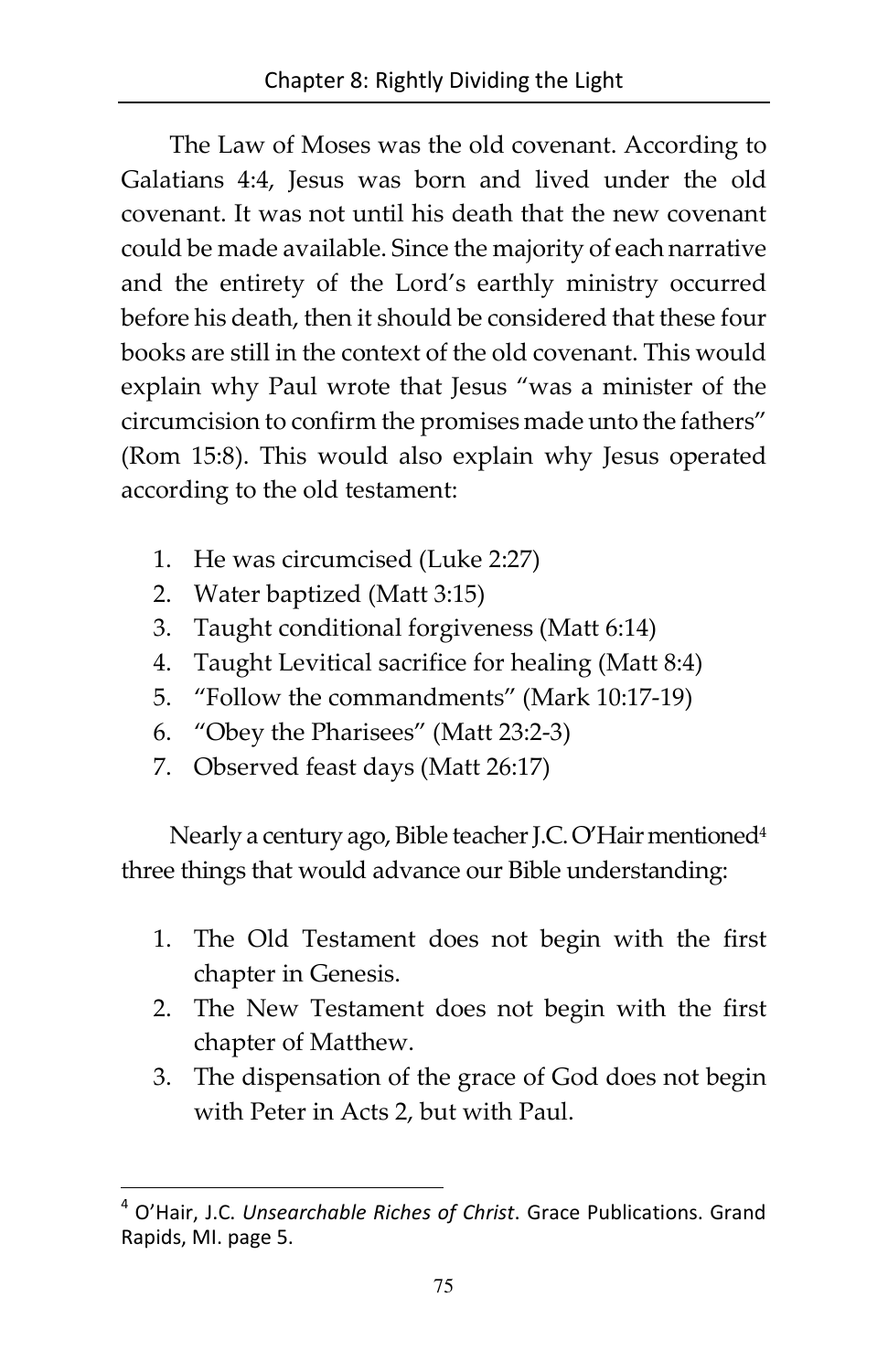The Law of Moses was the old covenant. According to Galatians 4:4, Jesus was born and lived under the old covenant. It was not until his death that the new covenant could be made available. Since the majority of each narrative and the entirety of the Lord's earthly ministry occurred before his death, then it should be considered that these four books are still in the context of the old covenant. This would explain why Paul wrote that Jesus "was a minister of the circumcision to confirm the promises made unto the fathers" (Rom 15:8). This would also explain why Jesus operated according to the old testament:

1. He was circumcised (Luke 2:27)
2. Water baptized (Matt 3:15)
3. Taught conditional forgiveness (Matt 6:14)
4. Taught Levitical sacrifice for healing (Matt 8:4)
5. "Follow the commandments" (Mark 10:17-19)
6. "Obey the Pharisees" (Matt 23:2-3)
7. Observed feast days (Matt 26:17)

Nearly a century ago, Bible teacher J.C. O'Hair mentioned[4] three things that would advance our Bible understanding:

1. The Old Testament does not begin with the first chapter in Genesis.
2. The New Testament does not begin with the first chapter of Matthew.
3. The dispensation of the grace of God does not begin with Peter in Acts 2, but with Paul.

---

[4] O'Hair, J.C. *Unsearchable Riches of Christ*. Grace Publications. Grand Rapids, MI. page 5.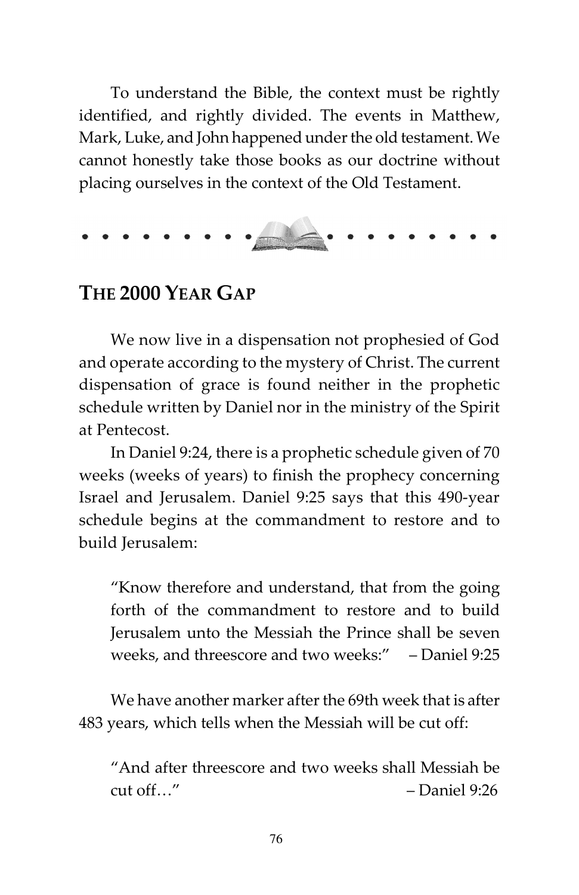To understand the Bible, the context must be rightly identified, and rightly divided. The events in Matthew, Mark, Luke, and John happened under the old testament. We cannot honestly take those books as our doctrine without placing ourselves in the context of the Old Testament.

## THE 2000 YEAR GAP

We now live in a dispensation not prophesied of God and operate according to the mystery of Christ. The current dispensation of grace is found neither in the prophetic schedule written by Daniel nor in the ministry of the Spirit at Pentecost.

In Daniel 9:24, there is a prophetic schedule given of 70 weeks (weeks of years) to finish the prophecy concerning Israel and Jerusalem. Daniel 9:25 says that this 490-year schedule begins at the commandment to restore and to build Jerusalem:

> "Know therefore and understand, that from the going forth of the commandment to restore and to build Jerusalem unto the Messiah the Prince shall be seven weeks, and threescore and two weeks:" – Daniel 9:25

We have another marker after the 69th week that is after 483 years, which tells when the Messiah will be cut off:

> "And after threescore and two weeks shall Messiah be cut off…" – Daniel 9:26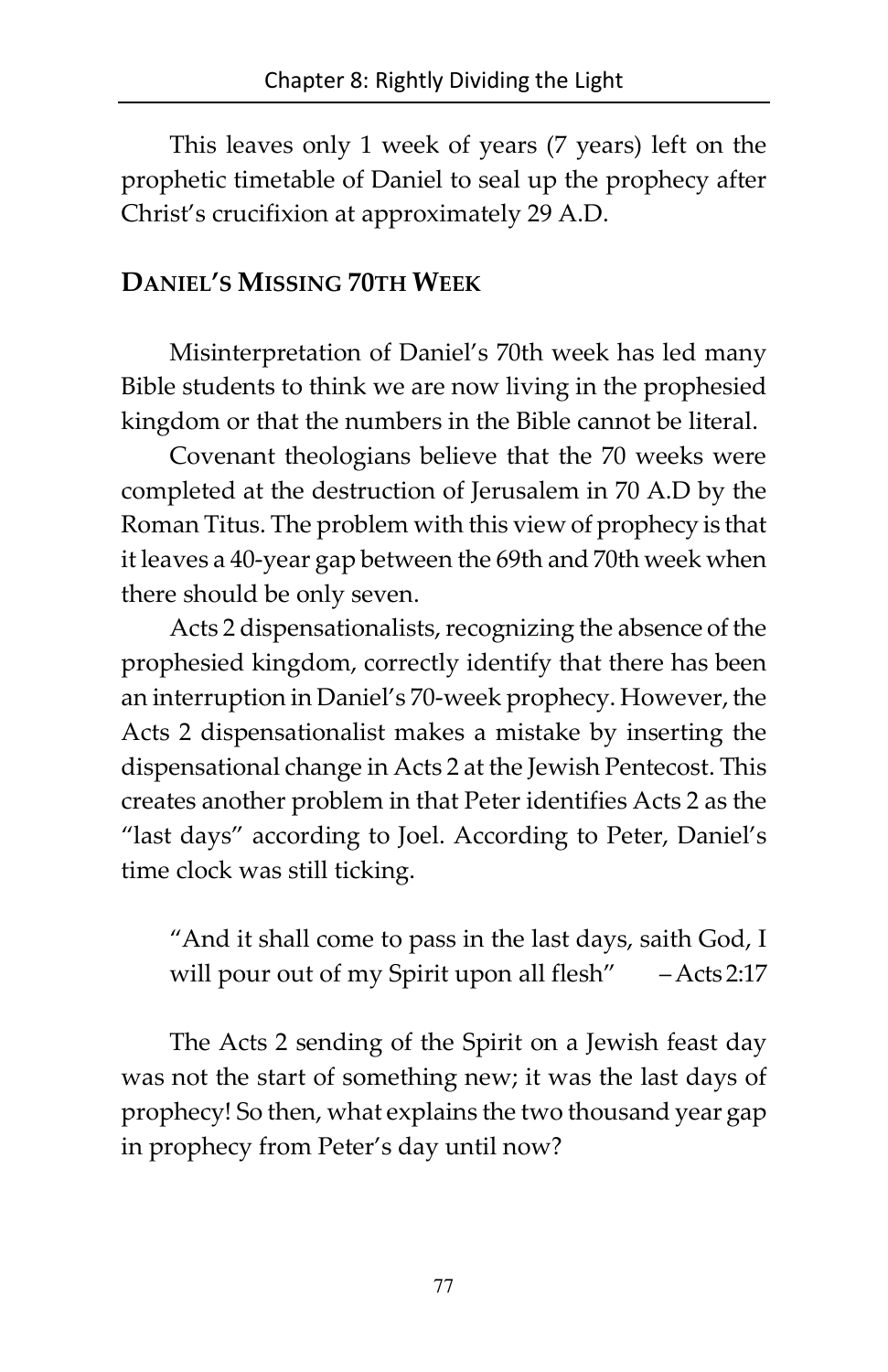This leaves only 1 week of years (7 years) left on the prophetic timetable of Daniel to seal up the prophecy after Christ's crucifixion at approximately 29 A.D.

## DANIEL'S MISSING 70TH WEEK

Misinterpretation of Daniel's 70th week has led many Bible students to think we are now living in the prophesied kingdom or that the numbers in the Bible cannot be literal.

Covenant theologians believe that the 70 weeks were completed at the destruction of Jerusalem in 70 A.D by the Roman Titus. The problem with this view of prophecy is that it leaves a 40-year gap between the 69th and 70th week when there should be only seven.

Acts 2 dispensationalists, recognizing the absence of the prophesied kingdom, correctly identify that there has been an interruption in Daniel's 70-week prophecy. However, the Acts 2 dispensationalist makes a mistake by inserting the dispensational change in Acts 2 at the Jewish Pentecost. This creates another problem in that Peter identifies Acts 2 as the "last days" according to Joel. According to Peter, Daniel's time clock was still ticking.

> "And it shall come to pass in the last days, saith God, I will pour out of my Spirit upon all flesh" – Acts 2:17

The Acts 2 sending of the Spirit on a Jewish feast day was not the start of something new; it was the last days of prophecy! So then, what explains the two thousand year gap in prophecy from Peter's day until now?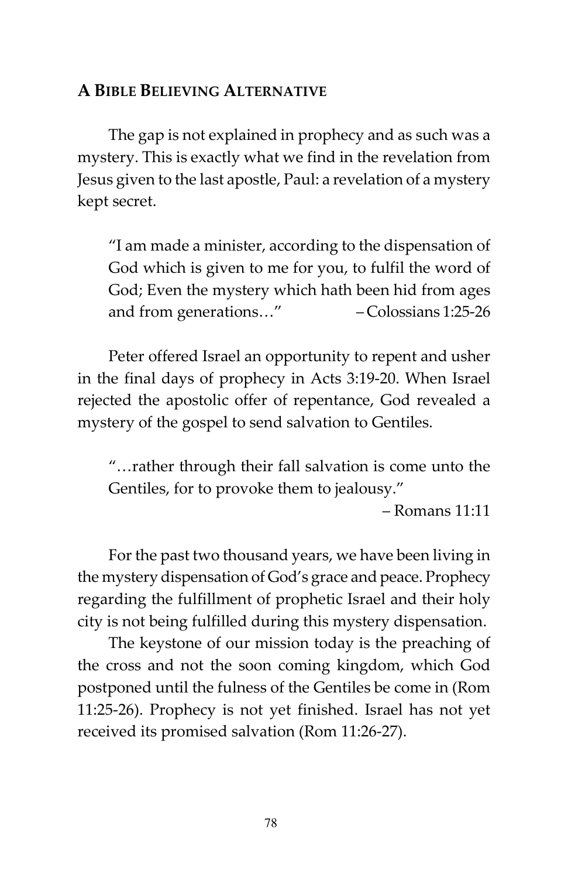## A Bible Believing Alternative

The gap is not explained in prophecy and as such was a mystery. This is exactly what we find in the revelation from Jesus given to the last apostle, Paul: a revelation of a mystery kept secret.

> "I am made a minister, according to the dispensation of God which is given to me for you, to fulfil the word of God; Even the mystery which hath been hid from ages and from generations…" – Colossians 1:25-26

Peter offered Israel an opportunity to repent and usher in the final days of prophecy in Acts 3:19-20. When Israel rejected the apostolic offer of repentance, God revealed a mystery of the gospel to send salvation to Gentiles.

> "…rather through their fall salvation is come unto the Gentiles, for to provoke them to jealousy."
>
> – Romans 11:11

For the past two thousand years, we have been living in the mystery dispensation of God's grace and peace. Prophecy regarding the fulfillment of prophetic Israel and their holy city is not being fulfilled during this mystery dispensation.

The keystone of our mission today is the preaching of the cross and not the soon coming kingdom, which God postponed until the fulness of the Gentiles be come in (Rom 11:25-26). Prophecy is not yet finished. Israel has not yet received its promised salvation (Rom 11:26-27).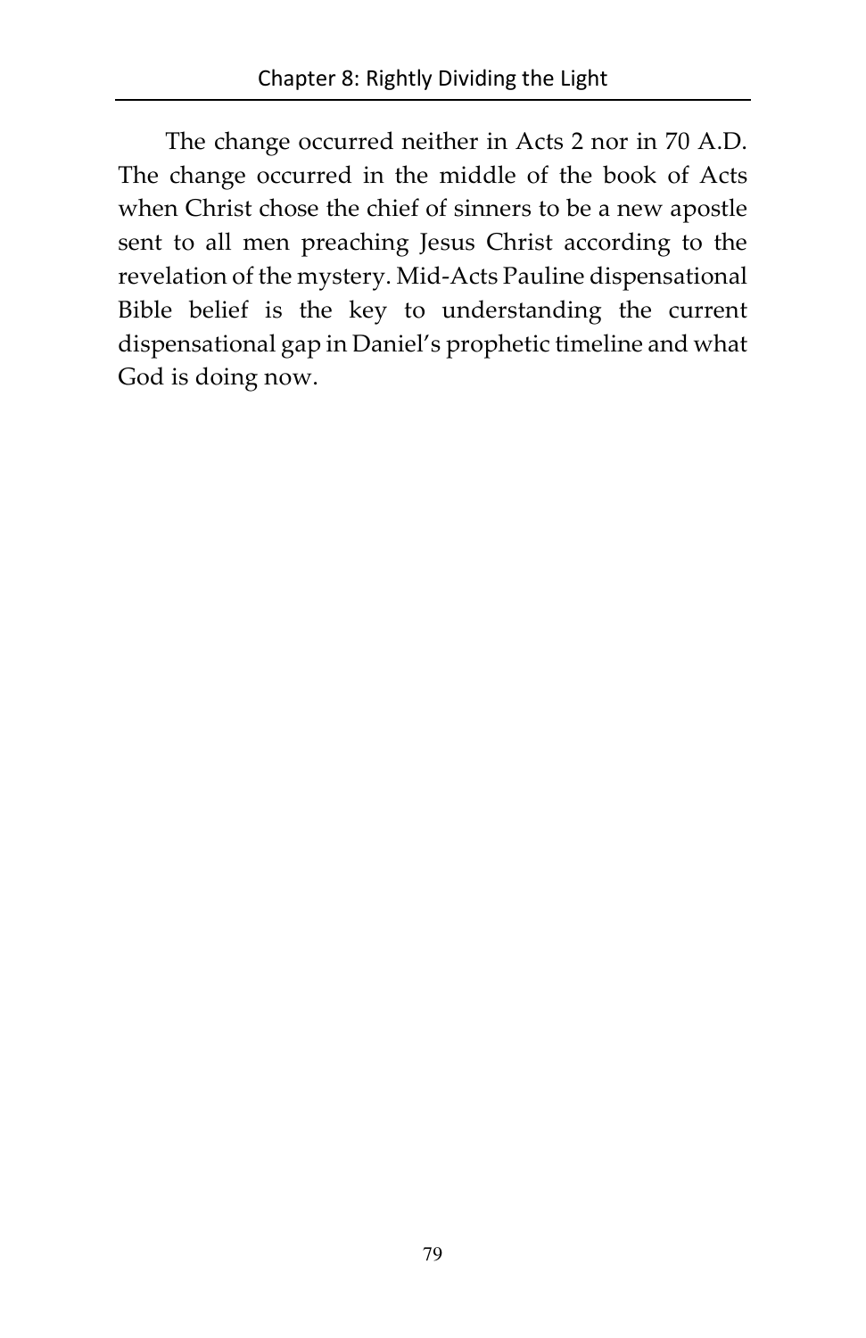The change occurred neither in Acts 2 nor in 70 A.D. The change occurred in the middle of the book of Acts when Christ chose the chief of sinners to be a new apostle sent to all men preaching Jesus Christ according to the revelation of the mystery. Mid-Acts Pauline dispensational Bible belief is the key to understanding the current dispensational gap in Daniel's prophetic timeline and what God is doing now.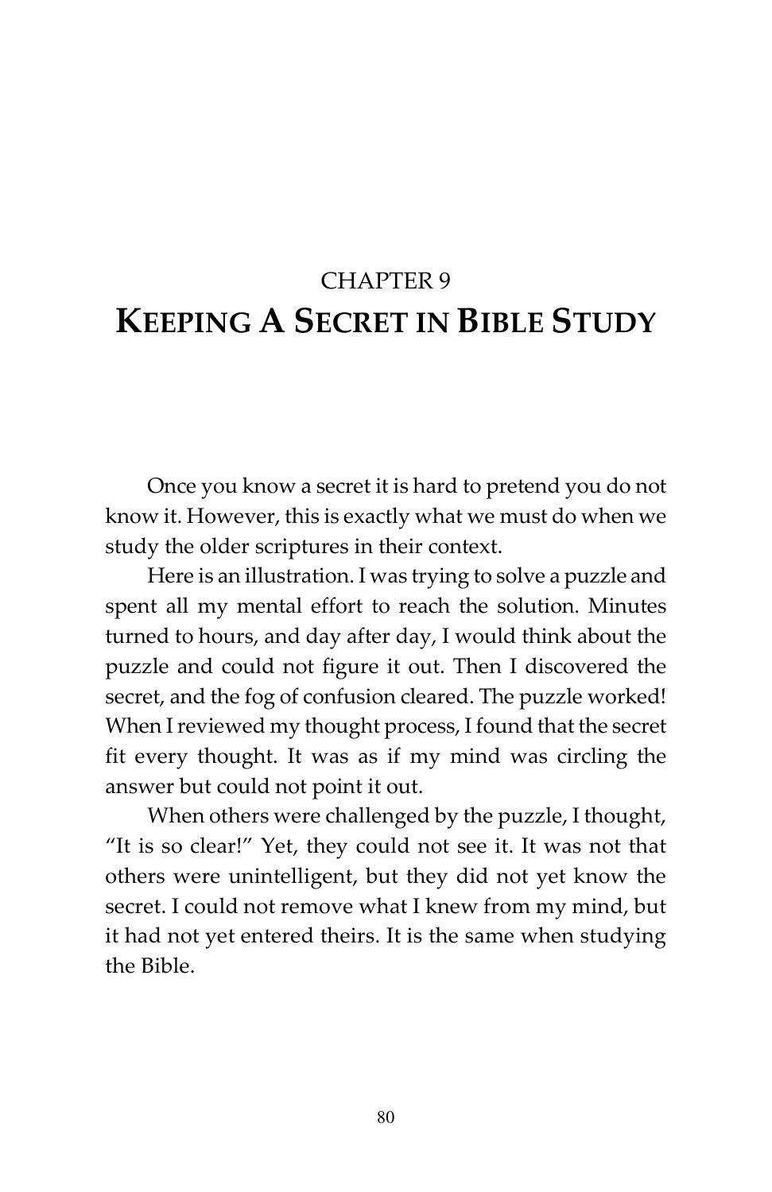CHAPTER 9

# KEEPING A SECRET IN BIBLE STUDY

Once you know a secret it is hard to pretend you do not know it. However, this is exactly what we must do when we study the older scriptures in their context.

Here is an illustration. I was trying to solve a puzzle and spent all my mental effort to reach the solution. Minutes turned to hours, and day after day, I would think about the puzzle and could not figure it out. Then I discovered the secret, and the fog of confusion cleared. The puzzle worked! When I reviewed my thought process, I found that the secret fit every thought. It was as if my mind was circling the answer but could not point it out.

When others were challenged by the puzzle, I thought, "It is so clear!" Yet, they could not see it. It was not that others were unintelligent, but they did not yet know the secret. I could not remove what I knew from my mind, but it had not yet entered theirs. It is the same when studying the Bible.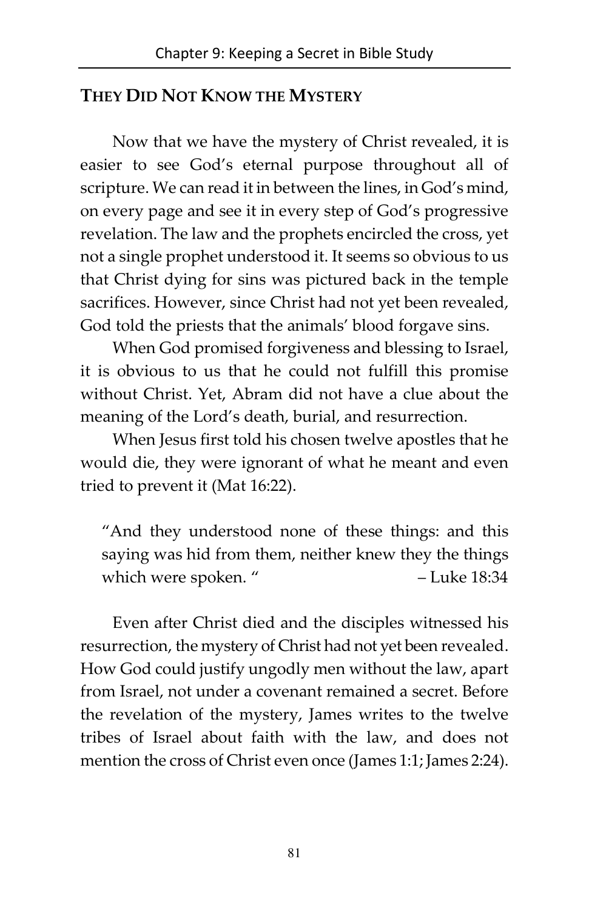## THEY DID NOT KNOW THE MYSTERY

Now that we have the mystery of Christ revealed, it is easier to see God's eternal purpose throughout all of scripture. We can read it in between the lines, in God's mind, on every page and see it in every step of God's progressive revelation. The law and the prophets encircled the cross, yet not a single prophet understood it. It seems so obvious to us that Christ dying for sins was pictured back in the temple sacrifices. However, since Christ had not yet been revealed, God told the priests that the animals' blood forgave sins.

When God promised forgiveness and blessing to Israel, it is obvious to us that he could not fulfill this promise without Christ. Yet, Abram did not have a clue about the meaning of the Lord's death, burial, and resurrection.

When Jesus first told his chosen twelve apostles that he would die, they were ignorant of what he meant and even tried to prevent it (Mat 16:22).

> "And they understood none of these things: and this saying was hid from them, neither knew they the things which were spoken. " – Luke 18:34

Even after Christ died and the disciples witnessed his resurrection, the mystery of Christ had not yet been revealed. How God could justify ungodly men without the law, apart from Israel, not under a covenant remained a secret. Before the revelation of the mystery, James writes to the twelve tribes of Israel about faith with the law, and does not mention the cross of Christ even once (James 1:1; James 2:24).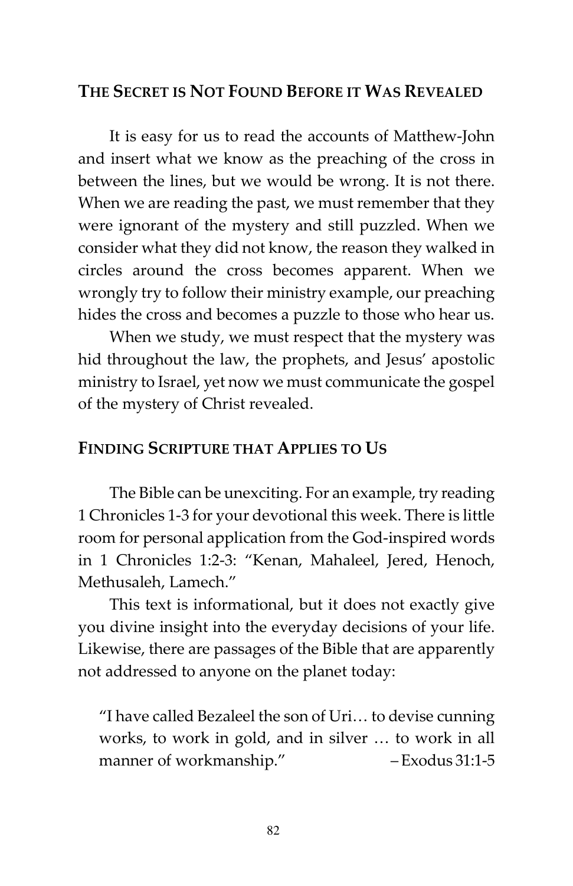## The Secret is Not Found Before it Was Revealed

It is easy for us to read the accounts of Matthew-John and insert what we know as the preaching of the cross in between the lines, but we would be wrong. It is not there. When we are reading the past, we must remember that they were ignorant of the mystery and still puzzled. When we consider what they did not know, the reason they walked in circles around the cross becomes apparent. When we wrongly try to follow their ministry example, our preaching hides the cross and becomes a puzzle to those who hear us.

When we study, we must respect that the mystery was hid throughout the law, the prophets, and Jesus' apostolic ministry to Israel, yet now we must communicate the gospel of the mystery of Christ revealed.

## Finding Scripture that Applies to Us

The Bible can be unexciting. For an example, try reading 1 Chronicles 1-3 for your devotional this week. There is little room for personal application from the God-inspired words in 1 Chronicles 1:2-3: "Kenan, Mahaleel, Jered, Henoch, Methusaleh, Lamech."

This text is informational, but it does not exactly give you divine insight into the everyday decisions of your life. Likewise, there are passages of the Bible that are apparently not addressed to anyone on the planet today:

> "I have called Bezaleel the son of Uri… to devise cunning works, to work in gold, and in silver … to work in all manner of workmanship." – Exodus 31:1-5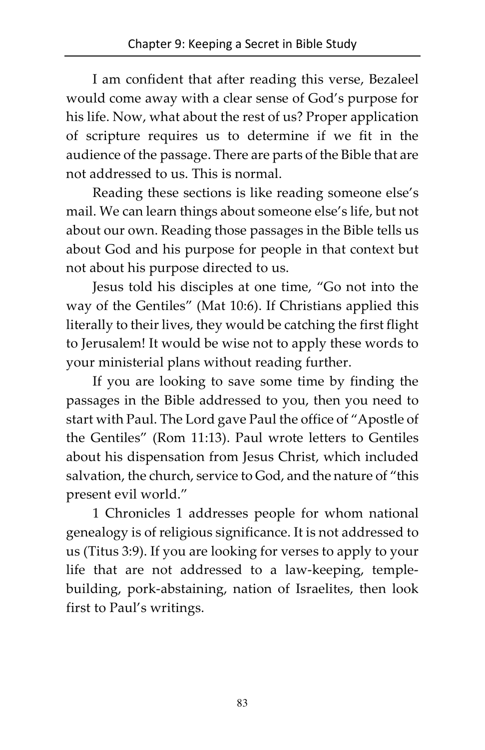I am confident that after reading this verse, Bezaleel would come away with a clear sense of God's purpose for his life. Now, what about the rest of us? Proper application of scripture requires us to determine if we fit in the audience of the passage. There are parts of the Bible that are not addressed to us. This is normal.

Reading these sections is like reading someone else's mail. We can learn things about someone else's life, but not about our own. Reading those passages in the Bible tells us about God and his purpose for people in that context but not about his purpose directed to us.

Jesus told his disciples at one time, "Go not into the way of the Gentiles" (Mat 10:6). If Christians applied this literally to their lives, they would be catching the first flight to Jerusalem! It would be wise not to apply these words to your ministerial plans without reading further.

If you are looking to save some time by finding the passages in the Bible addressed to you, then you need to start with Paul. The Lord gave Paul the office of "Apostle of the Gentiles" (Rom 11:13). Paul wrote letters to Gentiles about his dispensation from Jesus Christ, which included salvation, the church, service to God, and the nature of "this present evil world."

1 Chronicles 1 addresses people for whom national genealogy is of religious significance. It is not addressed to us (Titus 3:9). If you are looking for verses to apply to your life that are not addressed to a law-keeping, temple-building, pork-abstaining, nation of Israelites, then look first to Paul's writings.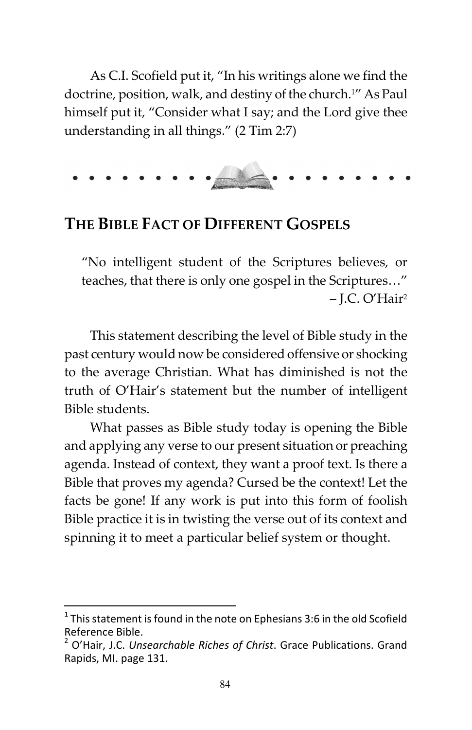As C.I. Scofield put it, "In his writings alone we find the doctrine, position, walk, and destiny of the church.[1]" As Paul himself put it, "Consider what I say; and the Lord give thee understanding in all things." (2 Tim 2:7)

## THE BIBLE FACT OF DIFFERENT GOSPELS

> "No intelligent student of the Scriptures believes, or teaches, that there is only one gospel in the Scriptures…"
> – J.C. O'Hair[2]

This statement describing the level of Bible study in the past century would now be considered offensive or shocking to the average Christian. What has diminished is not the truth of O'Hair's statement but the number of intelligent Bible students.

What passes as Bible study today is opening the Bible and applying any verse to our present situation or preaching agenda. Instead of context, they want a proof text. Is there a Bible that proves my agenda? Cursed be the context! Let the facts be gone! If any work is put into this form of foolish Bible practice it is in twisting the verse out of its context and spinning it to meet a particular belief system or thought.

---

[1] This statement is found in the note on Ephesians 3:6 in the old Scofield Reference Bible.

[2] O'Hair, J.C. *Unsearchable Riches of Christ*. Grace Publications. Grand Rapids, MI. page 131.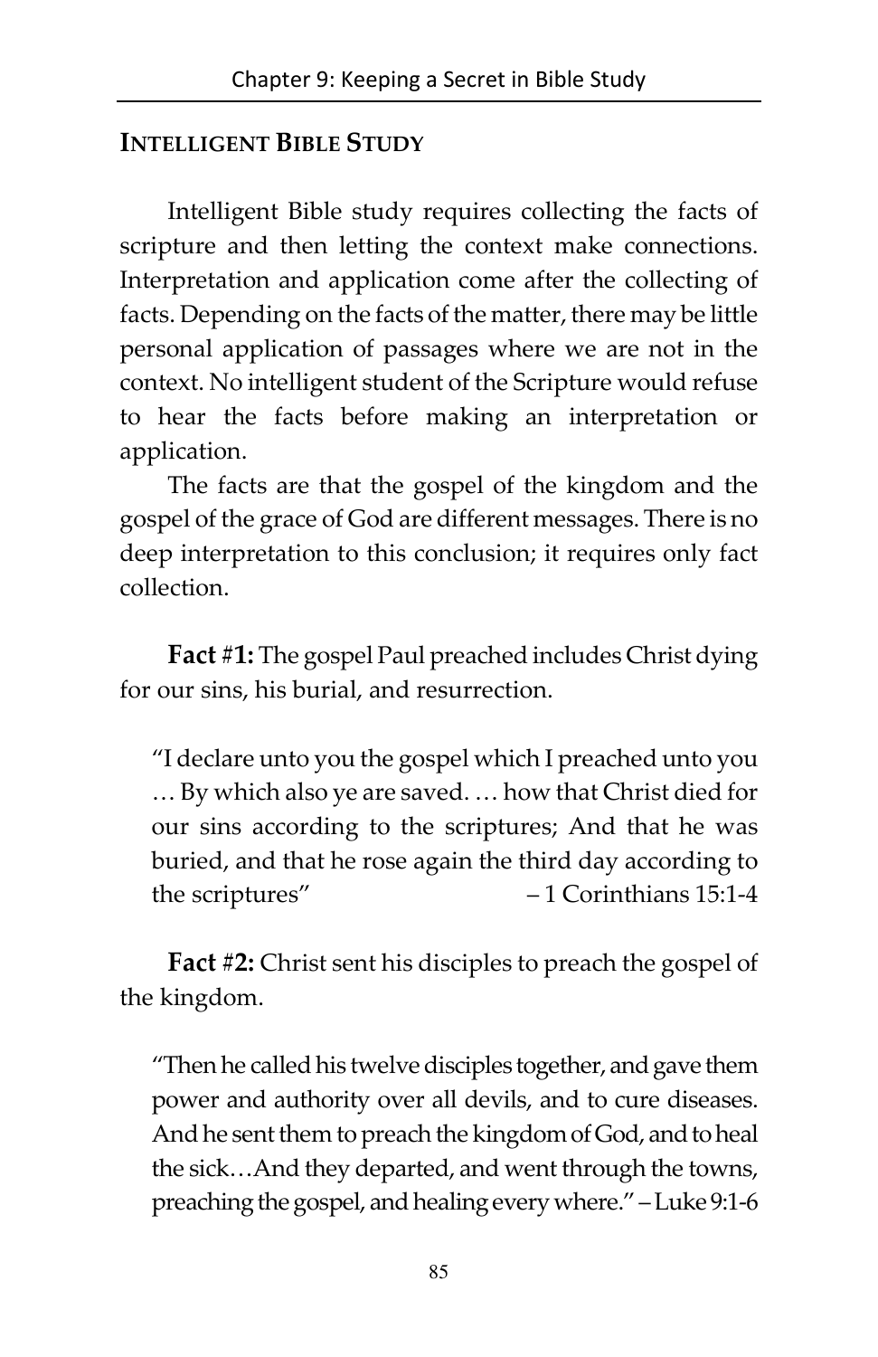## INTELLIGENT BIBLE STUDY

Intelligent Bible study requires collecting the facts of scripture and then letting the context make connections. Interpretation and application come after the collecting of facts. Depending on the facts of the matter, there may be little personal application of passages where we are not in the context. No intelligent student of the Scripture would refuse to hear the facts before making an interpretation or application.

The facts are that the gospel of the kingdom and the gospel of the grace of God are different messages. There is no deep interpretation to this conclusion; it requires only fact collection.

**Fact #1:** The gospel Paul preached includes Christ dying for our sins, his burial, and resurrection.

> "I declare unto you the gospel which I preached unto you … By which also ye are saved. … how that Christ died for our sins according to the scriptures; And that he was buried, and that he rose again the third day according to the scriptures" – 1 Corinthians 15:1-4

**Fact #2:** Christ sent his disciples to preach the gospel of the kingdom.

> "Then he called his twelve disciples together, and gave them power and authority over all devils, and to cure diseases. And he sent them to preach the kingdom of God, and to heal the sick…And they departed, and went through the towns, preaching the gospel, and healing every where." – Luke 9:1-6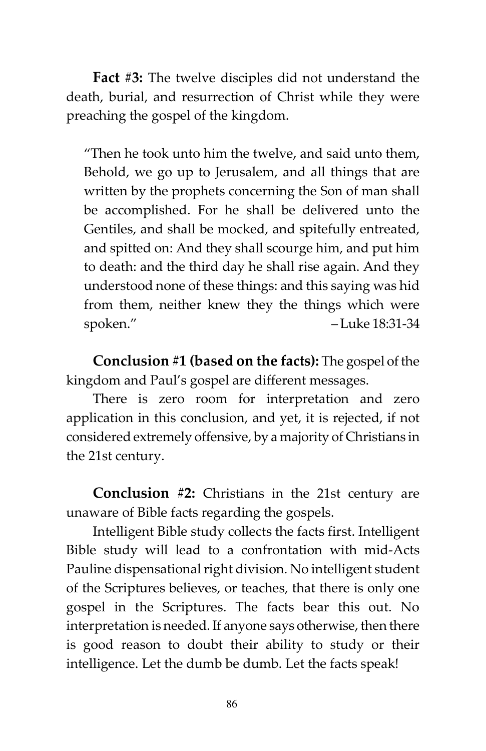**Fact #3:** The twelve disciples did not understand the death, burial, and resurrection of Christ while they were preaching the gospel of the kingdom.

> "Then he took unto him the twelve, and said unto them, Behold, we go up to Jerusalem, and all things that are written by the prophets concerning the Son of man shall be accomplished. For he shall be delivered unto the Gentiles, and shall be mocked, and spitefully entreated, and spitted on: And they shall scourge him, and put him to death: and the third day he shall rise again. And they understood none of these things: and this saying was hid from them, neither knew they the things which were spoken." – Luke 18:31-34

**Conclusion #1 (based on the facts):** The gospel of the kingdom and Paul's gospel are different messages.

There is zero room for interpretation and zero application in this conclusion, and yet, it is rejected, if not considered extremely offensive, by a majority of Christians in the 21st century.

**Conclusion #2:** Christians in the 21st century are unaware of Bible facts regarding the gospels.

Intelligent Bible study collects the facts first. Intelligent Bible study will lead to a confrontation with mid-Acts Pauline dispensational right division. No intelligent student of the Scriptures believes, or teaches, that there is only one gospel in the Scriptures. The facts bear this out. No interpretation is needed. If anyone says otherwise, then there is good reason to doubt their ability to study or their intelligence. Let the dumb be dumb. Let the facts speak!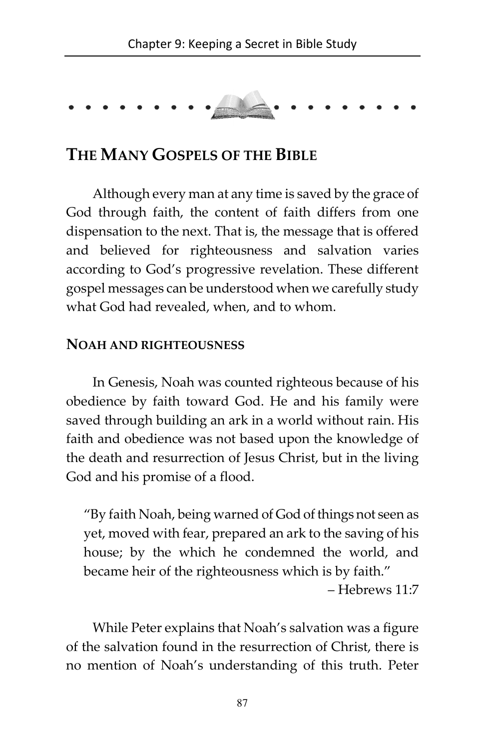## THE MANY GOSPELS OF THE BIBLE

Although every man at any time is saved by the grace of God through faith, the content of faith differs from one dispensation to the next. That is, the message that is offered and believed for righteousness and salvation varies according to God's progressive revelation. These different gospel messages can be understood when we carefully study what God had revealed, when, and to whom.

### NOAH AND RIGHTEOUSNESS

In Genesis, Noah was counted righteous because of his obedience by faith toward God. He and his family were saved through building an ark in a world without rain. His faith and obedience was not based upon the knowledge of the death and resurrection of Jesus Christ, but in the living God and his promise of a flood.

> "By faith Noah, being warned of God of things not seen as yet, moved with fear, prepared an ark to the saving of his house; by the which he condemned the world, and became heir of the righteousness which is by faith."
>
> – Hebrews 11:7

While Peter explains that Noah's salvation was a figure of the salvation found in the resurrection of Christ, there is no mention of Noah's understanding of this truth. Peter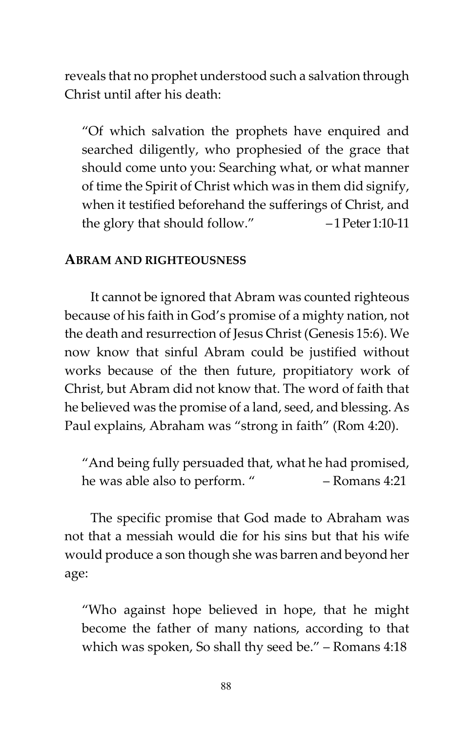reveals that no prophet understood such a salvation through Christ until after his death:

> "Of which salvation the prophets have enquired and searched diligently, who prophesied of the grace that should come unto you: Searching what, or what manner of time the Spirit of Christ which was in them did signify, when it testified beforehand the sufferings of Christ, and the glory that should follow." –1 Peter 1:10-11

## ABRAM AND RIGHTEOUSNESS

It cannot be ignored that Abram was counted righteous because of his faith in God's promise of a mighty nation, not the death and resurrection of Jesus Christ (Genesis 15:6). We now know that sinful Abram could be justified without works because of the then future, propitiatory work of Christ, but Abram did not know that. The word of faith that he believed was the promise of a land, seed, and blessing. As Paul explains, Abraham was "strong in faith" (Rom 4:20).

> "And being fully persuaded that, what he had promised, he was able also to perform. " – Romans 4:21

The specific promise that God made to Abraham was not that a messiah would die for his sins but that his wife would produce a son though she was barren and beyond her age:

> "Who against hope believed in hope, that he might become the father of many nations, according to that which was spoken, So shall thy seed be." – Romans 4:18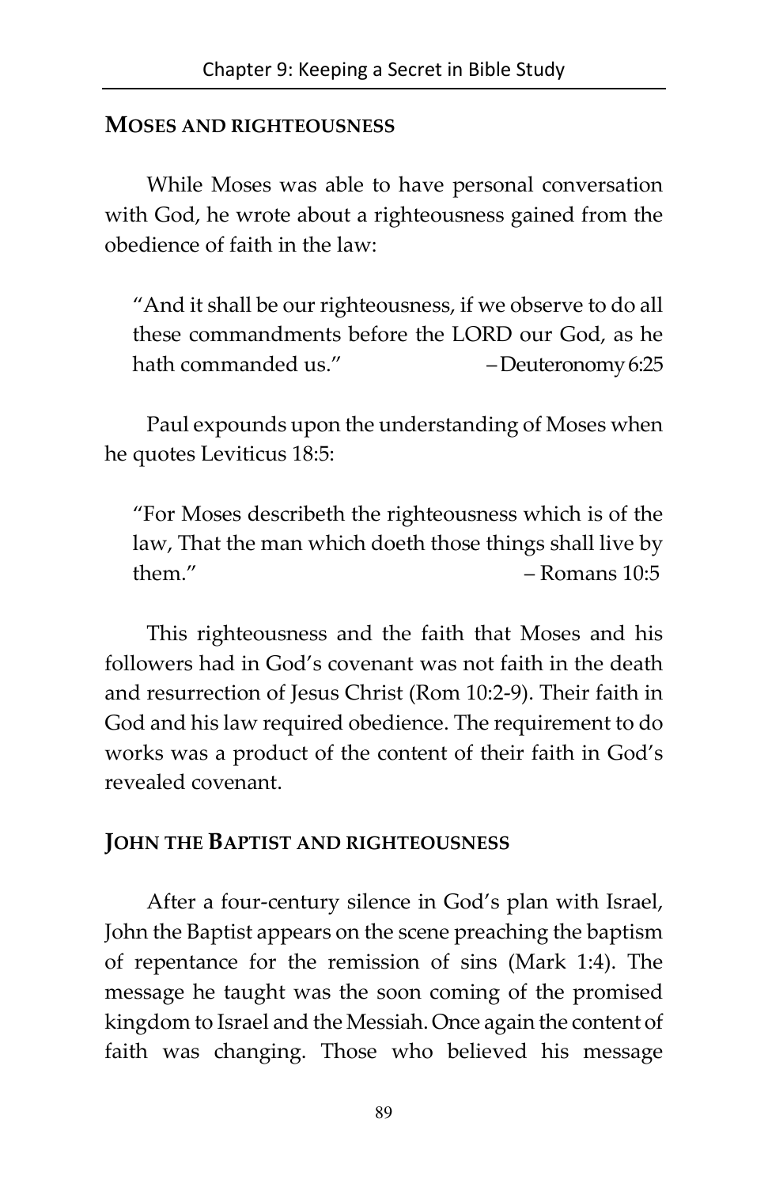## Moses and Righteousness

While Moses was able to have personal conversation with God, he wrote about a righteousness gained from the obedience of faith in the law:

> "And it shall be our righteousness, if we observe to do all these commandments before the LORD our God, as he hath commanded us." –Deuteronomy 6:25

Paul expounds upon the understanding of Moses when he quotes Leviticus 18:5:

> "For Moses describeth the righteousness which is of the law, That the man which doeth those things shall live by them." – Romans 10:5

This righteousness and the faith that Moses and his followers had in God's covenant was not faith in the death and resurrection of Jesus Christ (Rom 10:2-9). Their faith in God and his law required obedience. The requirement to do works was a product of the content of their faith in God's revealed covenant.

## John the Baptist and Righteousness

After a four-century silence in God's plan with Israel, John the Baptist appears on the scene preaching the baptism of repentance for the remission of sins (Mark 1:4). The message he taught was the soon coming of the promised kingdom to Israel and the Messiah. Once again the content of faith was changing. Those who believed his message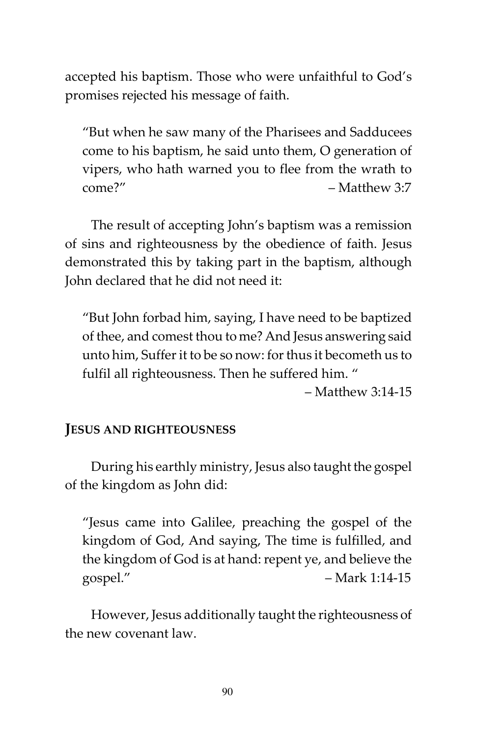accepted his baptism. Those who were unfaithful to God's promises rejected his message of faith.

> "But when he saw many of the Pharisees and Sadducees come to his baptism, he said unto them, O generation of vipers, who hath warned you to flee from the wrath to come?" – Matthew 3:7

The result of accepting John's baptism was a remission of sins and righteousness by the obedience of faith. Jesus demonstrated this by taking part in the baptism, although John declared that he did not need it:

> "But John forbad him, saying, I have need to be baptized of thee, and comest thou to me? And Jesus answering said unto him, Suffer it to be so now: for thus it becometh us to fulfil all righteousness. Then he suffered him. "
>
> – Matthew 3:14-15

**JESUS AND RIGHTEOUSNESS**

During his earthly ministry, Jesus also taught the gospel of the kingdom as John did:

> "Jesus came into Galilee, preaching the gospel of the kingdom of God, And saying, The time is fulfilled, and the kingdom of God is at hand: repent ye, and believe the gospel." – Mark 1:14-15

However, Jesus additionally taught the righteousness of the new covenant law.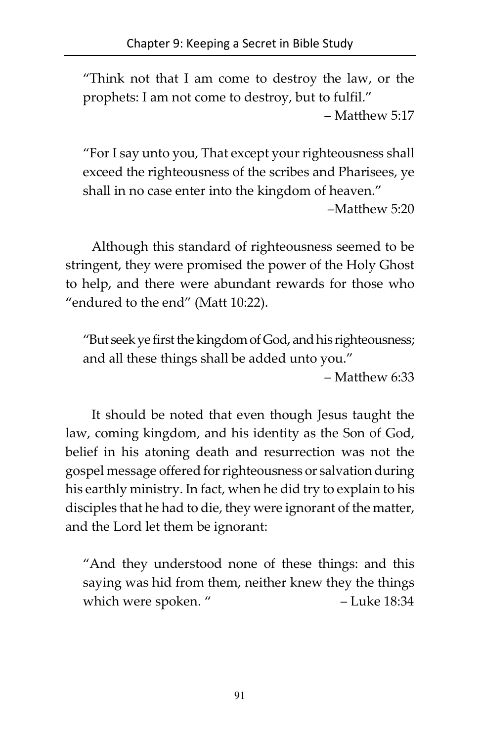> "Think not that I am come to destroy the law, or the prophets: I am not come to destroy, but to fulfil."
>
> – Matthew 5:17

> "For I say unto you, That except your righteousness shall exceed the righteousness of the scribes and Pharisees, ye shall in no case enter into the kingdom of heaven."
>
> –Matthew 5:20

Although this standard of righteousness seemed to be stringent, they were promised the power of the Holy Ghost to help, and there were abundant rewards for those who "endured to the end" (Matt 10:22).

> "But seek ye first the kingdom of God, and his righteousness; and all these things shall be added unto you."
>
> – Matthew 6:33

It should be noted that even though Jesus taught the law, coming kingdom, and his identity as the Son of God, belief in his atoning death and resurrection was not the gospel message offered for righteousness or salvation during his earthly ministry. In fact, when he did try to explain to his disciples that he had to die, they were ignorant of the matter, and the Lord let them be ignorant:

> "And they understood none of these things: and this saying was hid from them, neither knew they the things which were spoken. "
>
> – Luke 18:34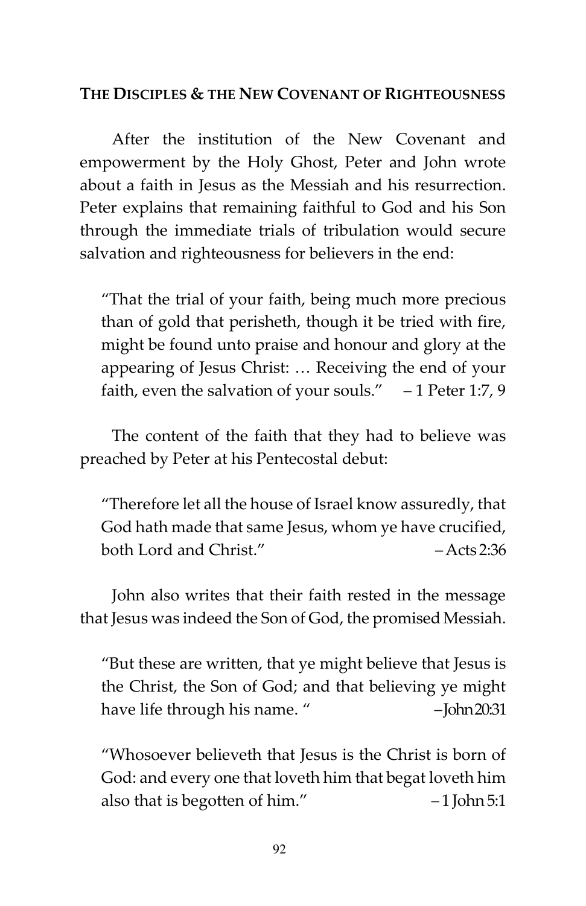## THE DISCIPLES & THE NEW COVENANT OF RIGHTEOUSNESS

After the institution of the New Covenant and empowerment by the Holy Ghost, Peter and John wrote about a faith in Jesus as the Messiah and his resurrection. Peter explains that remaining faithful to God and his Son through the immediate trials of tribulation would secure salvation and righteousness for believers in the end:

> "That the trial of your faith, being much more precious than of gold that perisheth, though it be tried with fire, might be found unto praise and honour and glory at the appearing of Jesus Christ: … Receiving the end of your faith, even the salvation of your souls." – 1 Peter 1:7, 9

The content of the faith that they had to believe was preached by Peter at his Pentecostal debut:

> "Therefore let all the house of Israel know assuredly, that God hath made that same Jesus, whom ye have crucified, both Lord and Christ." – Acts 2:36

John also writes that their faith rested in the message that Jesus was indeed the Son of God, the promised Messiah.

> "But these are written, that ye might believe that Jesus is the Christ, the Son of God; and that believing ye might have life through his name. " – John 20:31

> "Whosoever believeth that Jesus is the Christ is born of God: and every one that loveth him that begat loveth him also that is begotten of him." – 1 John 5:1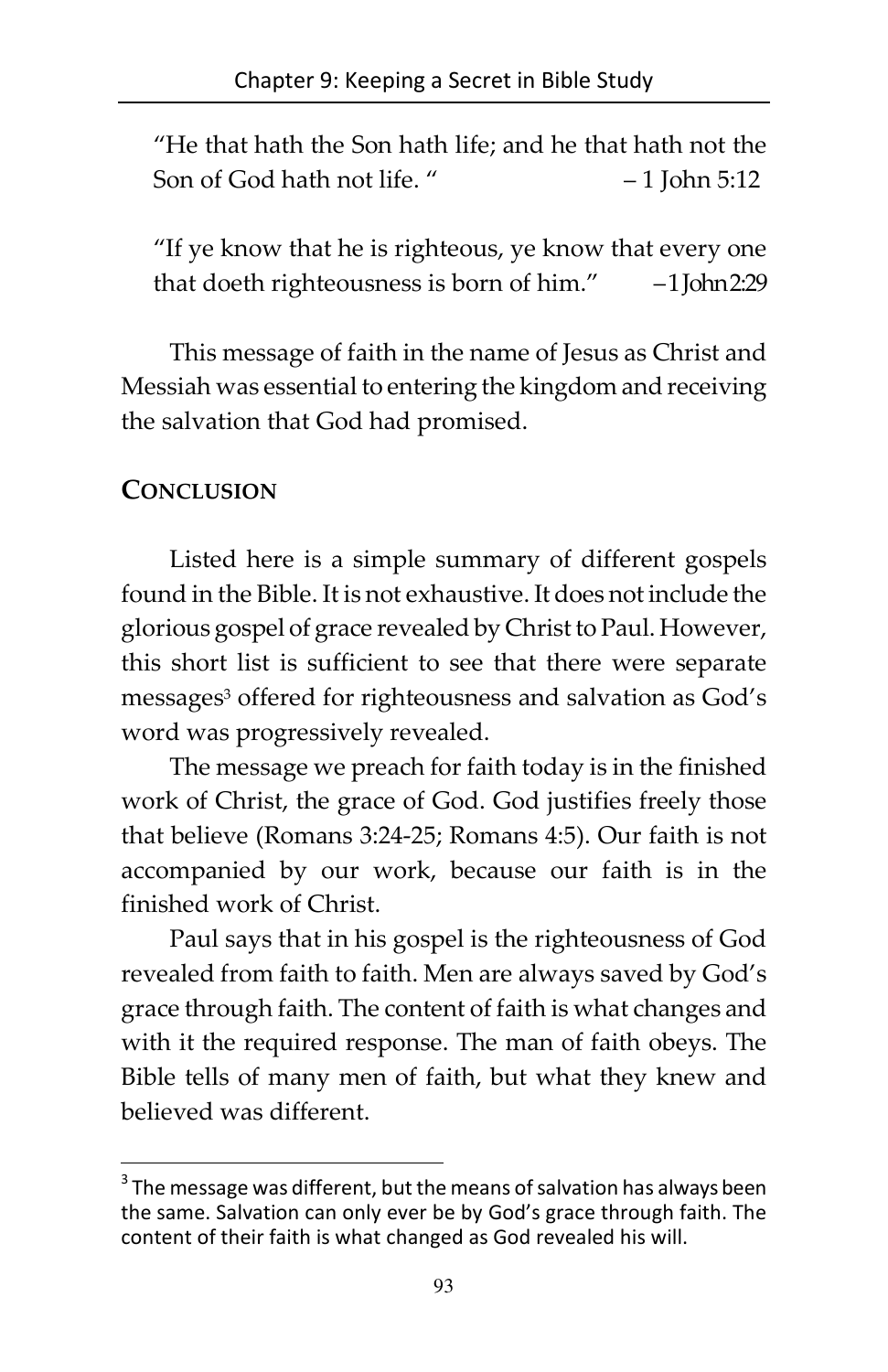"He that hath the Son hath life; and he that hath not the Son of God hath not life. " – 1 John 5:12

"If ye know that he is righteous, ye know that every one that doeth righteousness is born of him." – 1 John 2:29

This message of faith in the name of Jesus as Christ and Messiah was essential to entering the kingdom and receiving the salvation that God had promised.

## CONCLUSION

Listed here is a simple summary of different gospels found in the Bible. It is not exhaustive. It does not include the glorious gospel of grace revealed by Christ to Paul. However, this short list is sufficient to see that there were separate messages[3] offered for righteousness and salvation as God's word was progressively revealed.

The message we preach for faith today is in the finished work of Christ, the grace of God. God justifies freely those that believe (Romans 3:24-25; Romans 4:5). Our faith is not accompanied by our work, because our faith is in the finished work of Christ.

Paul says that in his gospel is the righteousness of God revealed from faith to faith. Men are always saved by God's grace through faith. The content of faith is what changes and with it the required response. The man of faith obeys. The Bible tells of many men of faith, but what they knew and believed was different.

[3] The message was different, but the means of salvation has always been the same. Salvation can only ever be by God's grace through faith. The content of their faith is what changed as God revealed his will.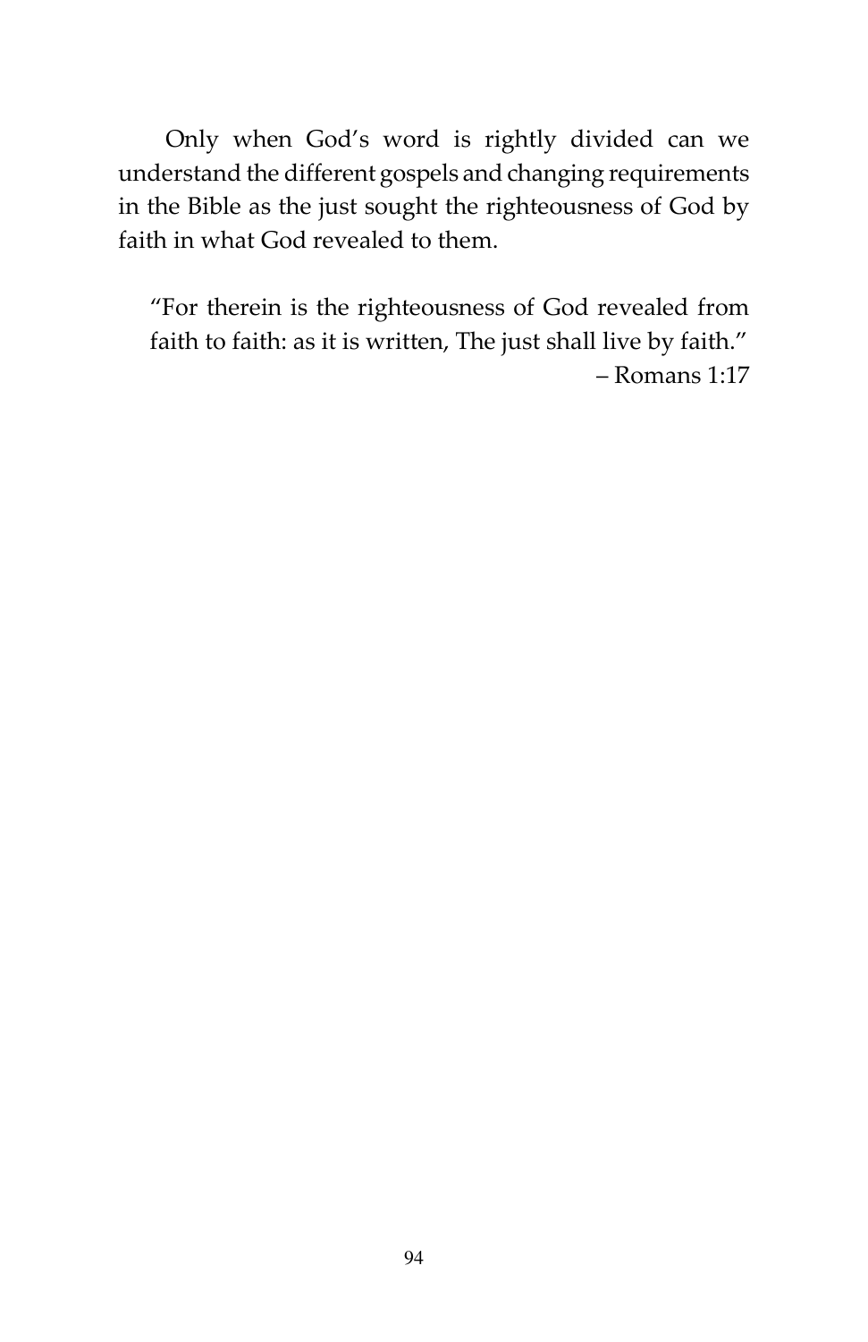Only when God's word is rightly divided can we understand the different gospels and changing requirements in the Bible as the just sought the righteousness of God by faith in what God revealed to them.

> "For therein is the righteousness of God revealed from faith to faith: as it is written, The just shall live by faith."
> – Romans 1:17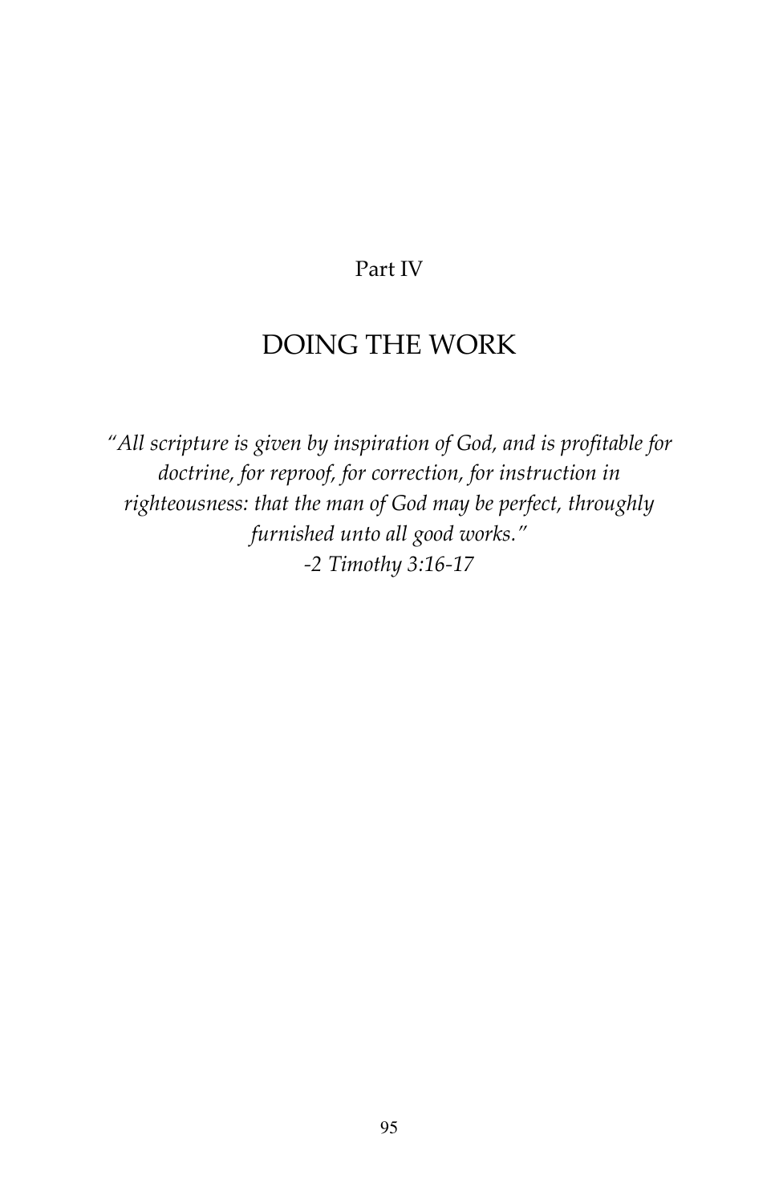Part IV

# DOING THE WORK

*"All scripture is given by inspiration of God, and is profitable for doctrine, for reproof, for correction, for instruction in righteousness: that the man of God may be perfect, throughly furnished unto all good works."*
*-2 Timothy 3:16-17*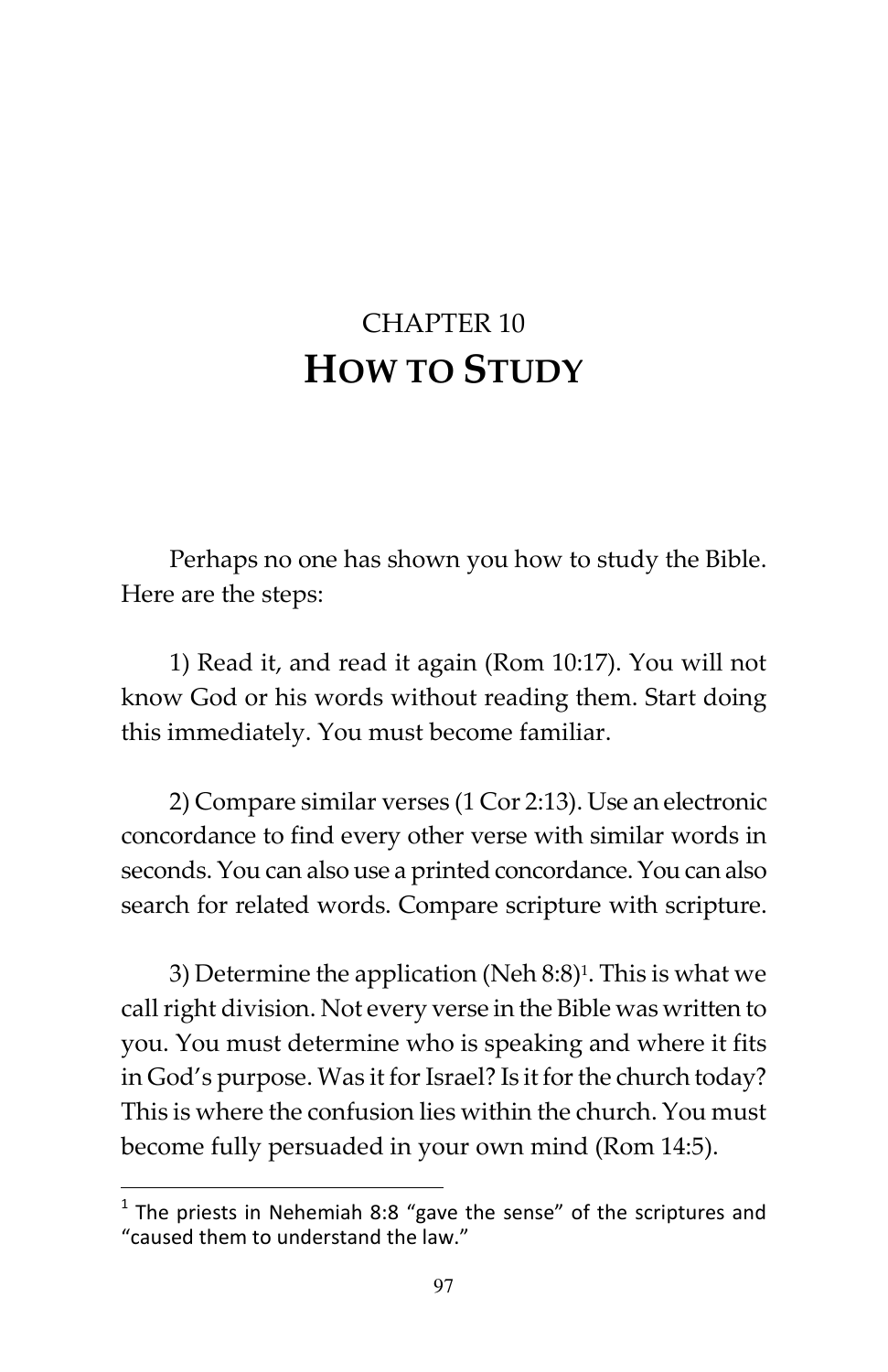# CHAPTER 10

# HOW TO STUDY

Perhaps no one has shown you how to study the Bible. Here are the steps:

1) Read it, and read it again (Rom 10:17). You will not know God or his words without reading them. Start doing this immediately. You must become familiar.

2) Compare similar verses (1 Cor 2:13). Use an electronic concordance to find every other verse with similar words in seconds. You can also use a printed concordance. You can also search for related words. Compare scripture with scripture.

3) Determine the application (Neh 8:8)[1]. This is what we call right division. Not every verse in the Bible was written to you. You must determine who is speaking and where it fits in God's purpose. Was it for Israel? Is it for the church today? This is where the confusion lies within the church. You must become fully persuaded in your own mind (Rom 14:5).

---

[1] The priests in Nehemiah 8:8 "gave the sense" of the scriptures and "caused them to understand the law."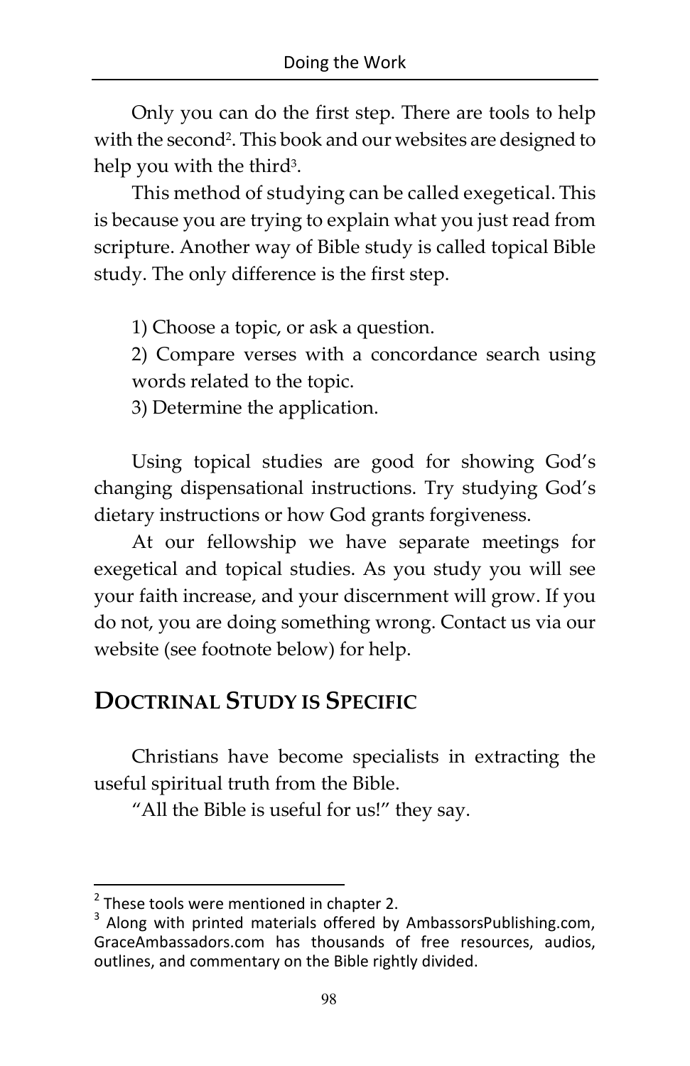Only you can do the first step. There are tools to help with the second[2]. This book and our websites are designed to help you with the third[3].

This method of studying can be called exegetical. This is because you are trying to explain what you just read from scripture. Another way of Bible study is called topical Bible study. The only difference is the first step.

1) Choose a topic, or ask a question.
2) Compare verses with a concordance search using words related to the topic.
3) Determine the application.

Using topical studies are good for showing God's changing dispensational instructions. Try studying God's dietary instructions or how God grants forgiveness.

At our fellowship we have separate meetings for exegetical and topical studies. As you study you will see your faith increase, and your discernment will grow. If you do not, you are doing something wrong. Contact us via our website (see footnote below) for help.

## Doctrinal Study is Specific

Christians have become specialists in extracting the useful spiritual truth from the Bible.

"All the Bible is useful for us!" they say.

---

[2] These tools were mentioned in chapter 2.

[3] Along with printed materials offered by AmbassorsPublishing.com, GraceAmbassadors.com has thousands of free resources, audios, outlines, and commentary on the Bible rightly divided.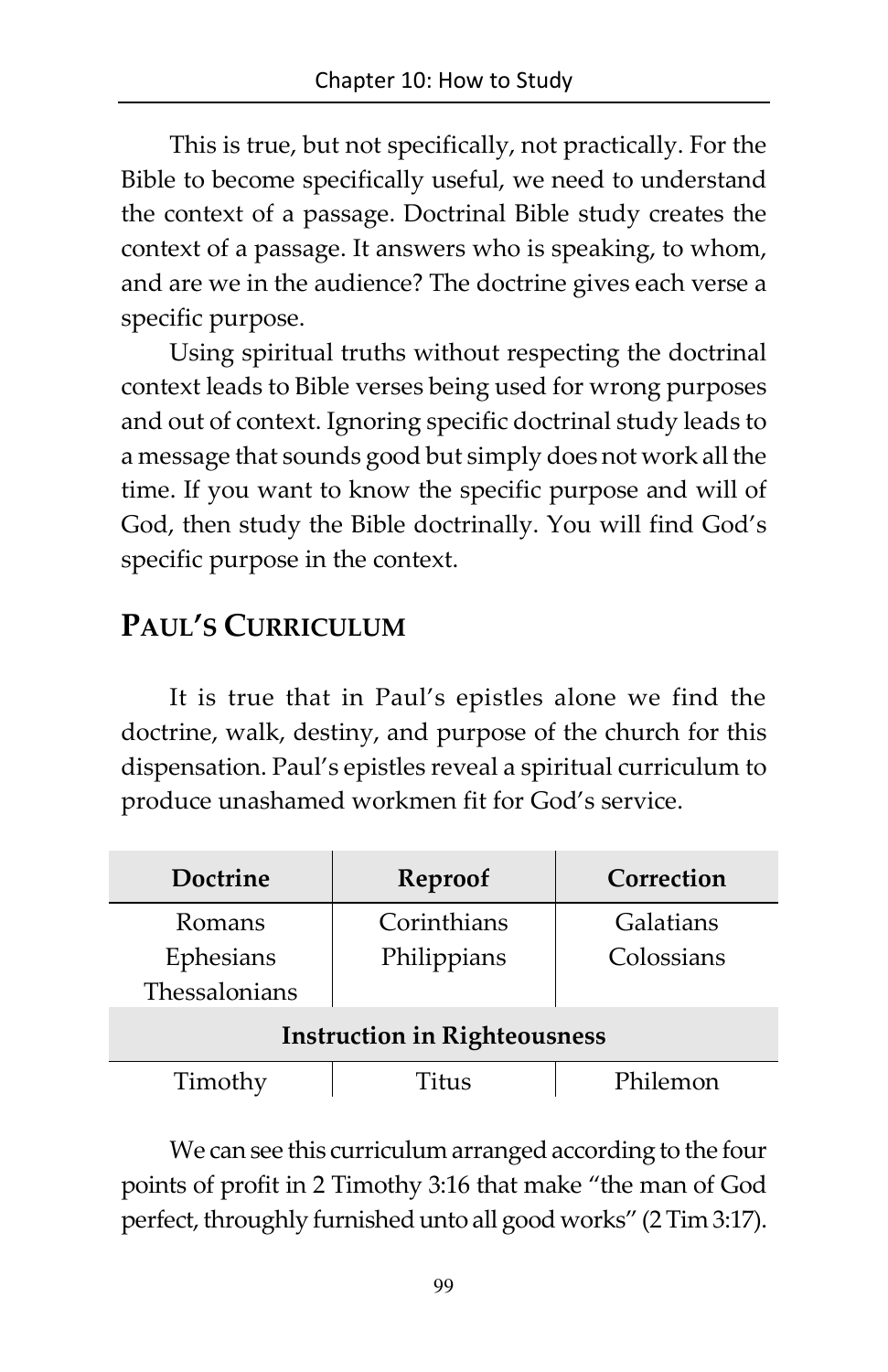This is true, but not specifically, not practically. For the Bible to become specifically useful, we need to understand the context of a passage. Doctrinal Bible study creates the context of a passage. It answers who is speaking, to whom, and are we in the audience? The doctrine gives each verse a specific purpose.

Using spiritual truths without respecting the doctrinal context leads to Bible verses being used for wrong purposes and out of context. Ignoring specific doctrinal study leads to a message that sounds good but simply does not work all the time. If you want to know the specific purpose and will of God, then study the Bible doctrinally. You will find God's specific purpose in the context.

## Paul's Curriculum

It is true that in Paul's epistles alone we find the doctrine, walk, destiny, and purpose of the church for this dispensation. Paul's epistles reveal a spiritual curriculum to produce unashamed workmen fit for God's service.

| Doctrine | Reproof | Correction |
|---|---|---|
| Romans<br>Ephesians<br>Thessalonians | Corinthians<br>Philippians | Galatians<br>Colossians |
| **Instruction in Righteousness** | | |
| Timothy | Titus | Philemon |

We can see this curriculum arranged according to the four points of profit in 2 Timothy 3:16 that make "the man of God perfect, throughly furnished unto all good works" (2 Tim 3:17).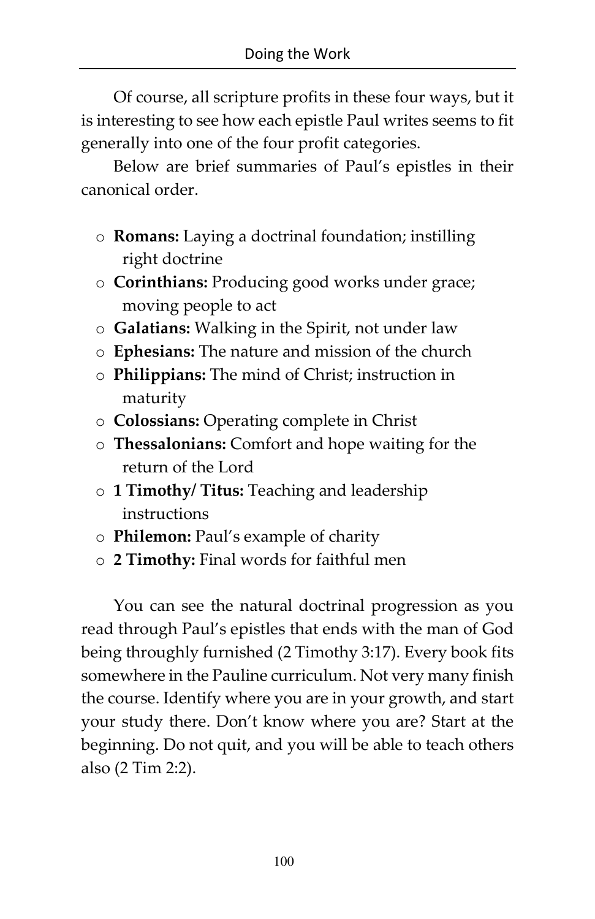Of course, all scripture profits in these four ways, but it is interesting to see how each epistle Paul writes seems to fit generally into one of the four profit categories.

Below are brief summaries of Paul's epistles in their canonical order.

- **Romans:** Laying a doctrinal foundation; instilling right doctrine
- **Corinthians:** Producing good works under grace; moving people to act
- **Galatians:** Walking in the Spirit, not under law
- **Ephesians:** The nature and mission of the church
- **Philippians:** The mind of Christ; instruction in maturity
- **Colossians:** Operating complete in Christ
- **Thessalonians:** Comfort and hope waiting for the return of the Lord
- **1 Timothy/ Titus:** Teaching and leadership instructions
- **Philemon:** Paul's example of charity
- **2 Timothy:** Final words for faithful men

You can see the natural doctrinal progression as you read through Paul's epistles that ends with the man of God being throughly furnished (2 Timothy 3:17). Every book fits somewhere in the Pauline curriculum. Not very many finish the course. Identify where you are in your growth, and start your study there. Don't know where you are? Start at the beginning. Do not quit, and you will be able to teach others also (2 Tim 2:2).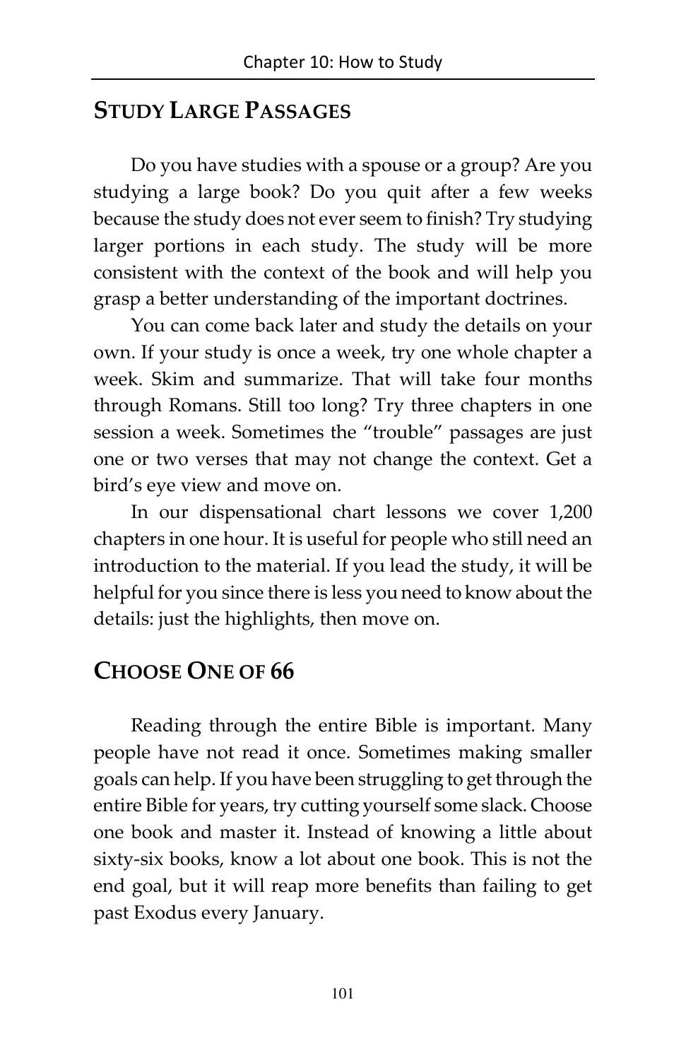## Study Large Passages

Do you have studies with a spouse or a group? Are you studying a large book? Do you quit after a few weeks because the study does not ever seem to finish? Try studying larger portions in each study. The study will be more consistent with the context of the book and will help you grasp a better understanding of the important doctrines.

You can come back later and study the details on your own. If your study is once a week, try one whole chapter a week. Skim and summarize. That will take four months through Romans. Still too long? Try three chapters in one session a week. Sometimes the "trouble" passages are just one or two verses that may not change the context. Get a bird's eye view and move on.

In our dispensational chart lessons we cover 1,200 chapters in one hour. It is useful for people who still need an introduction to the material. If you lead the study, it will be helpful for you since there is less you need to know about the details: just the highlights, then move on.

## Choose One of 66

Reading through the entire Bible is important. Many people have not read it once. Sometimes making smaller goals can help. If you have been struggling to get through the entire Bible for years, try cutting yourself some slack. Choose one book and master it. Instead of knowing a little about sixty-six books, know a lot about one book. This is not the end goal, but it will reap more benefits than failing to get past Exodus every January.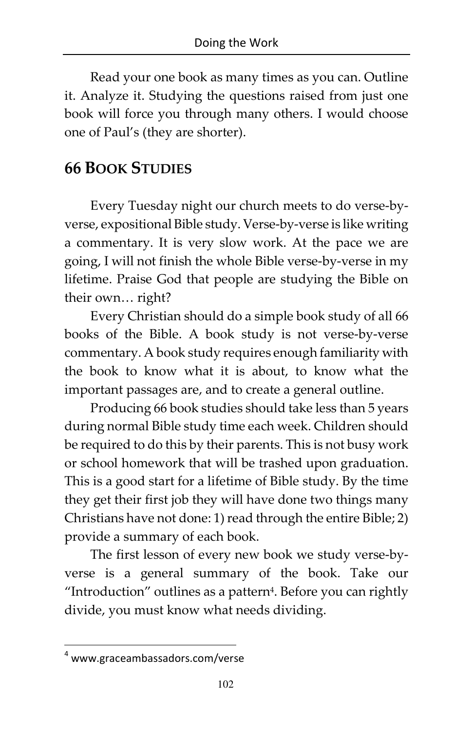Read your one book as many times as you can. Outline it. Analyze it. Studying the questions raised from just one book will force you through many others. I would choose one of Paul's (they are shorter).

## 66 Book Studies

Every Tuesday night our church meets to do verse-by-verse, expositional Bible study. Verse-by-verse is like writing a commentary. It is very slow work. At the pace we are going, I will not finish the whole Bible verse-by-verse in my lifetime. Praise God that people are studying the Bible on their own… right?

Every Christian should do a simple book study of all 66 books of the Bible. A book study is not verse-by-verse commentary. A book study requires enough familiarity with the book to know what it is about, to know what the important passages are, and to create a general outline.

Producing 66 book studies should take less than 5 years during normal Bible study time each week. Children should be required to do this by their parents. This is not busy work or school homework that will be trashed upon graduation. This is a good start for a lifetime of Bible study. By the time they get their first job they will have done two things many Christians have not done: 1) read through the entire Bible; 2) provide a summary of each book.

The first lesson of every new book we study verse-by-verse is a general summary of the book. Take our "Introduction" outlines as a pattern[4]. Before you can rightly divide, you must know what needs dividing.

---

[4] www.graceambassadors.com/verse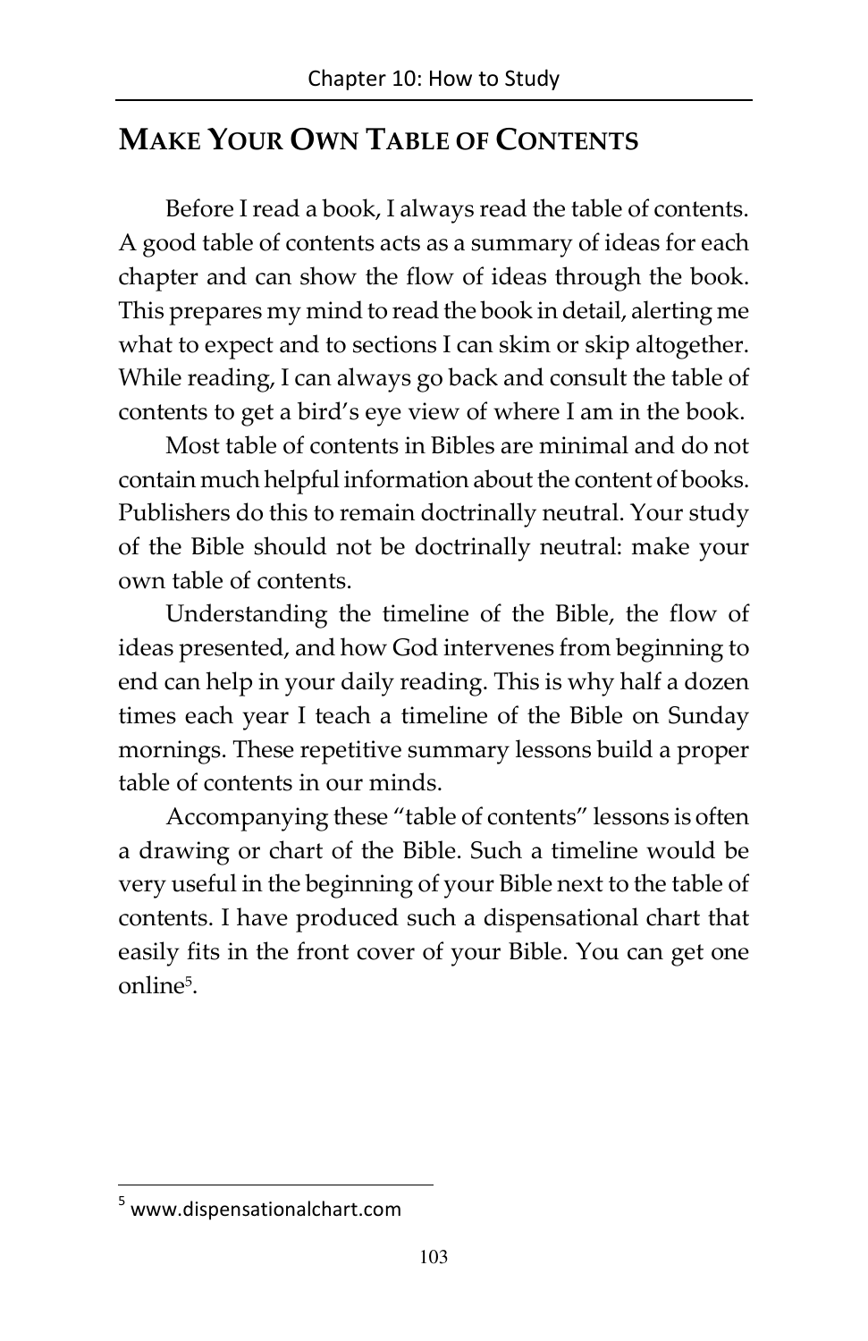## Make Your Own Table of Contents

Before I read a book, I always read the table of contents. A good table of contents acts as a summary of ideas for each chapter and can show the flow of ideas through the book. This prepares my mind to read the book in detail, alerting me what to expect and to sections I can skim or skip altogether. While reading, I can always go back and consult the table of contents to get a bird's eye view of where I am in the book.

Most table of contents in Bibles are minimal and do not contain much helpful information about the content of books. Publishers do this to remain doctrinally neutral. Your study of the Bible should not be doctrinally neutral: make your own table of contents.

Understanding the timeline of the Bible, the flow of ideas presented, and how God intervenes from beginning to end can help in your daily reading. This is why half a dozen times each year I teach a timeline of the Bible on Sunday mornings. These repetitive summary lessons build a proper table of contents in our minds.

Accompanying these "table of contents" lessons is often a drawing or chart of the Bible. Such a timeline would be very useful in the beginning of your Bible next to the table of contents. I have produced such a dispensational chart that easily fits in the front cover of your Bible. You can get one online[5].

[5] www.dispensationalchart.com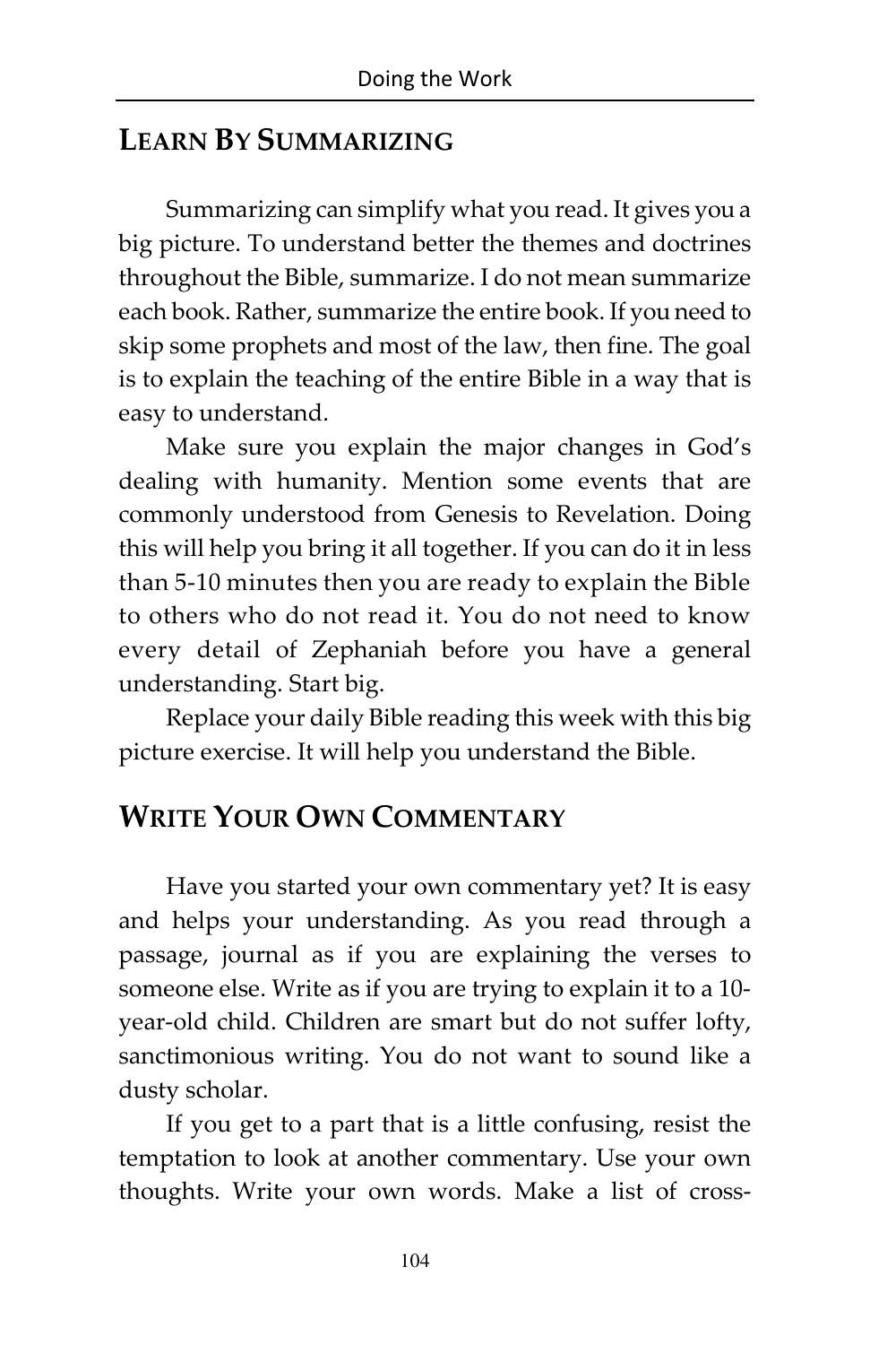## Learn By Summarizing

Summarizing can simplify what you read. It gives you a big picture. To understand better the themes and doctrines throughout the Bible, summarize. I do not mean summarize each book. Rather, summarize the entire book. If you need to skip some prophets and most of the law, then fine. The goal is to explain the teaching of the entire Bible in a way that is easy to understand.

Make sure you explain the major changes in God's dealing with humanity. Mention some events that are commonly understood from Genesis to Revelation. Doing this will help you bring it all together. If you can do it in less than 5-10 minutes then you are ready to explain the Bible to others who do not read it. You do not need to know every detail of Zephaniah before you have a general understanding. Start big.

Replace your daily Bible reading this week with this big picture exercise. It will help you understand the Bible.

## Write Your Own Commentary

Have you started your own commentary yet? It is easy and helps your understanding. As you read through a passage, journal as if you are explaining the verses to someone else. Write as if you are trying to explain it to a 10-year-old child. Children are smart but do not suffer lofty, sanctimonious writing. You do not want to sound like a dusty scholar.

If you get to a part that is a little confusing, resist the temptation to look at another commentary. Use your own thoughts. Write your own words. Make a list of cross-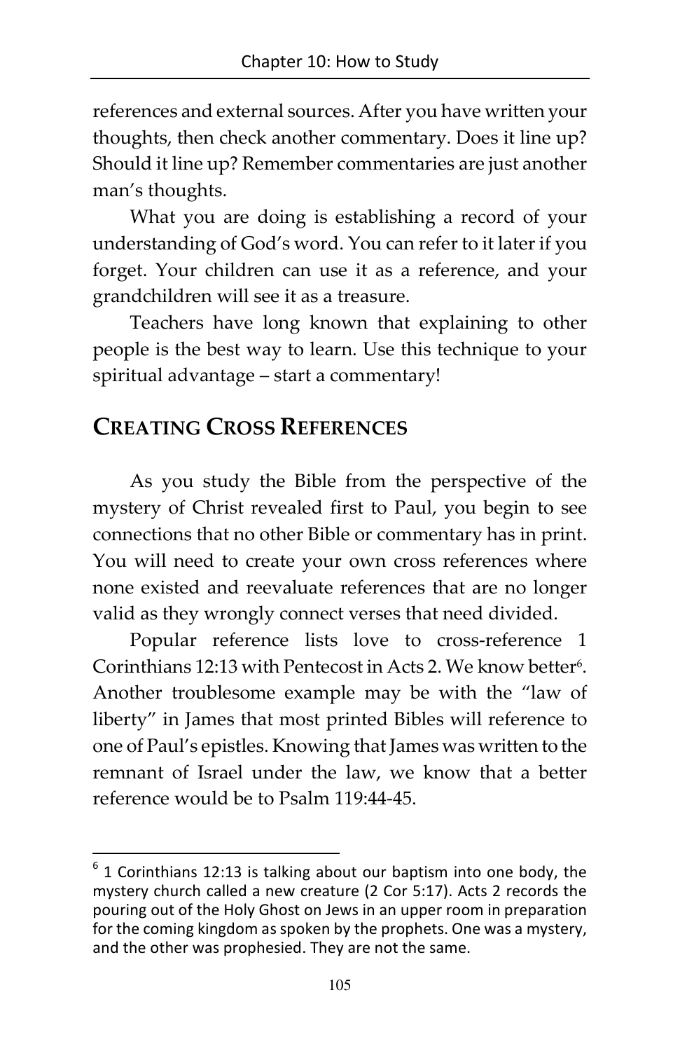references and external sources. After you have written your thoughts, then check another commentary. Does it line up? Should it line up? Remember commentaries are just another man's thoughts.

What you are doing is establishing a record of your understanding of God's word. You can refer to it later if you forget. Your children can use it as a reference, and your grandchildren will see it as a treasure.

Teachers have long known that explaining to other people is the best way to learn. Use this technique to your spiritual advantage – start a commentary!

## CREATING CROSS REFERENCES

As you study the Bible from the perspective of the mystery of Christ revealed first to Paul, you begin to see connections that no other Bible or commentary has in print. You will need to create your own cross references where none existed and reevaluate references that are no longer valid as they wrongly connect verses that need divided.

Popular reference lists love to cross-reference 1 Corinthians 12:13 with Pentecost in Acts 2. We know better[6]. Another troublesome example may be with the "law of liberty" in James that most printed Bibles will reference to one of Paul's epistles. Knowing that James was written to the remnant of Israel under the law, we know that a better reference would be to Psalm 119:44-45.

---

[6] 1 Corinthians 12:13 is talking about our baptism into one body, the mystery church called a new creature (2 Cor 5:17). Acts 2 records the pouring out of the Holy Ghost on Jews in an upper room in preparation for the coming kingdom as spoken by the prophets. One was a mystery, and the other was prophesied. They are not the same.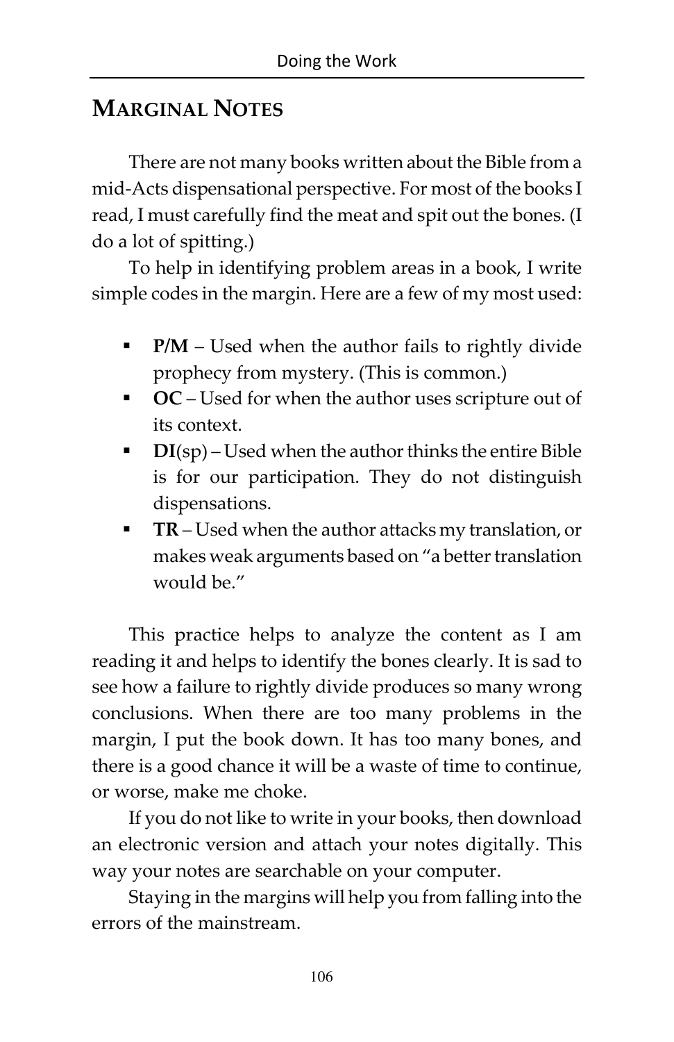## MARGINAL NOTES

There are not many books written about the Bible from a mid-Acts dispensational perspective. For most of the books I read, I must carefully find the meat and spit out the bones. (I do a lot of spitting.)

To help in identifying problem areas in a book, I write simple codes in the margin. Here are a few of my most used:

- **P/M** – Used when the author fails to rightly divide prophecy from mystery. (This is common.)
- **OC** – Used for when the author uses scripture out of its context.
- **DI**(sp) – Used when the author thinks the entire Bible is for our participation. They do not distinguish dispensations.
- **TR** – Used when the author attacks my translation, or makes weak arguments based on "a better translation would be."

This practice helps to analyze the content as I am reading it and helps to identify the bones clearly. It is sad to see how a failure to rightly divide produces so many wrong conclusions. When there are too many problems in the margin, I put the book down. It has too many bones, and there is a good chance it will be a waste of time to continue, or worse, make me choke.

If you do not like to write in your books, then download an electronic version and attach your notes digitally. This way your notes are searchable on your computer.

Staying in the margins will help you from falling into the errors of the mainstream.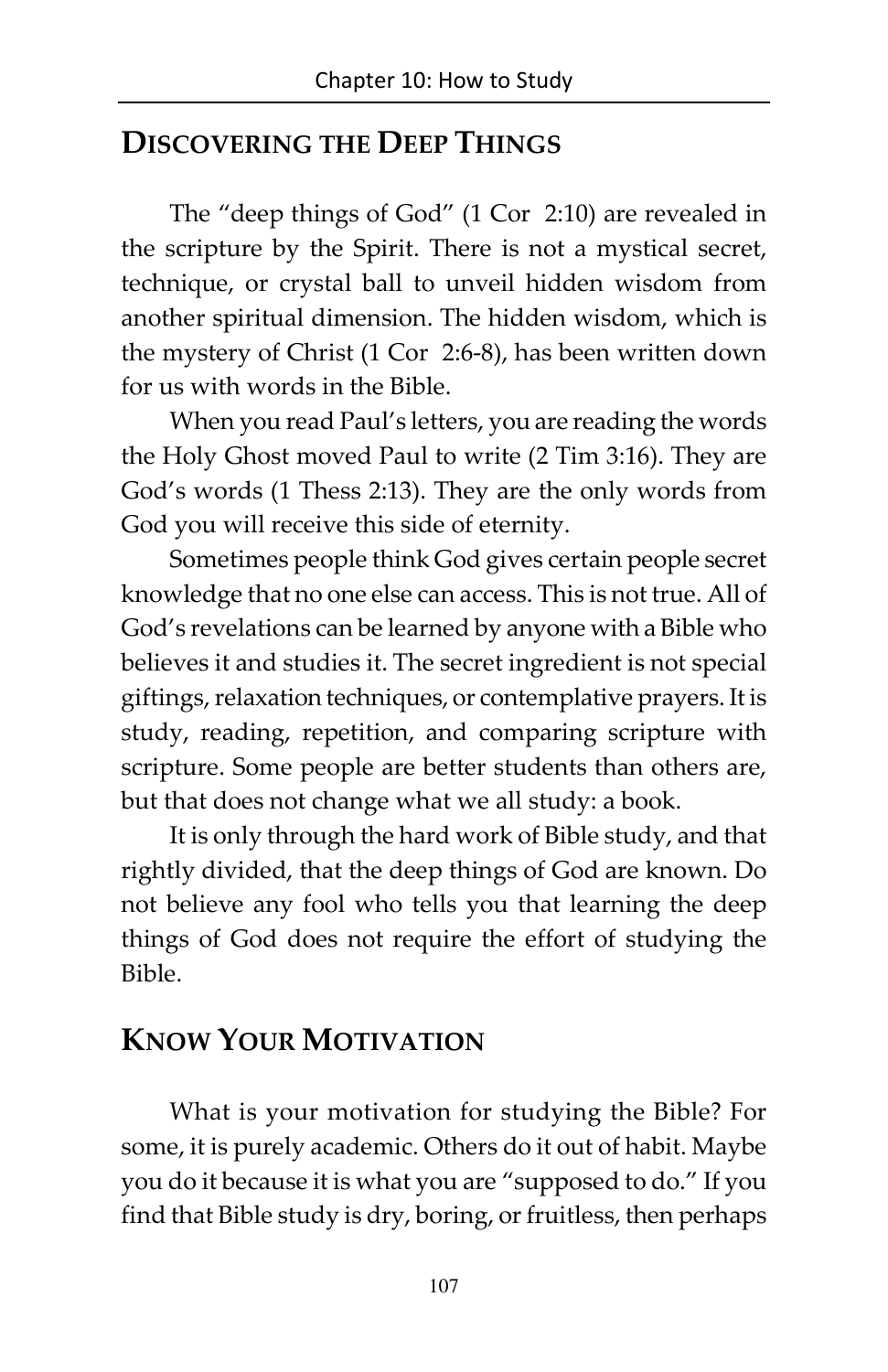## Discovering the Deep Things

The "deep things of God" (1 Cor 2:10) are revealed in the scripture by the Spirit. There is not a mystical secret, technique, or crystal ball to unveil hidden wisdom from another spiritual dimension. The hidden wisdom, which is the mystery of Christ (1 Cor 2:6-8), has been written down for us with words in the Bible.

When you read Paul's letters, you are reading the words the Holy Ghost moved Paul to write (2 Tim 3:16). They are God's words (1 Thess 2:13). They are the only words from God you will receive this side of eternity.

Sometimes people think God gives certain people secret knowledge that no one else can access. This is not true. All of God's revelations can be learned by anyone with a Bible who believes it and studies it. The secret ingredient is not special giftings, relaxation techniques, or contemplative prayers. It is study, reading, repetition, and comparing scripture with scripture. Some people are better students than others are, but that does not change what we all study: a book.

It is only through the hard work of Bible study, and that rightly divided, that the deep things of God are known. Do not believe any fool who tells you that learning the deep things of God does not require the effort of studying the Bible.

## Know Your Motivation

What is your motivation for studying the Bible? For some, it is purely academic. Others do it out of habit. Maybe you do it because it is what you are "supposed to do." If you find that Bible study is dry, boring, or fruitless, then perhaps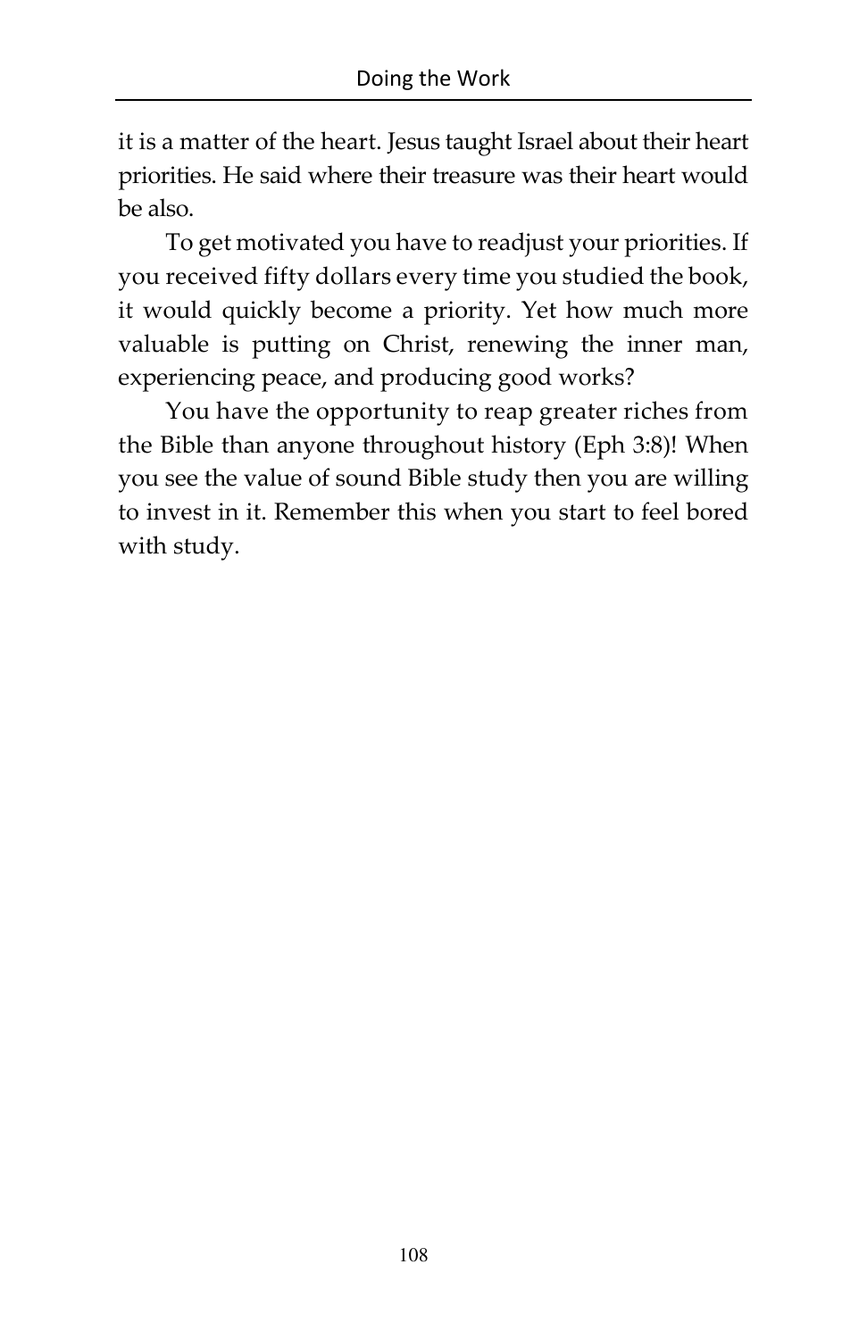it is a matter of the heart. Jesus taught Israel about their heart priorities. He said where their treasure was their heart would be also.

To get motivated you have to readjust your priorities. If you received fifty dollars every time you studied the book, it would quickly become a priority. Yet how much more valuable is putting on Christ, renewing the inner man, experiencing peace, and producing good works?

You have the opportunity to reap greater riches from the Bible than anyone throughout history (Eph 3:8)! When you see the value of sound Bible study then you are willing to invest in it. Remember this when you start to feel bored with study.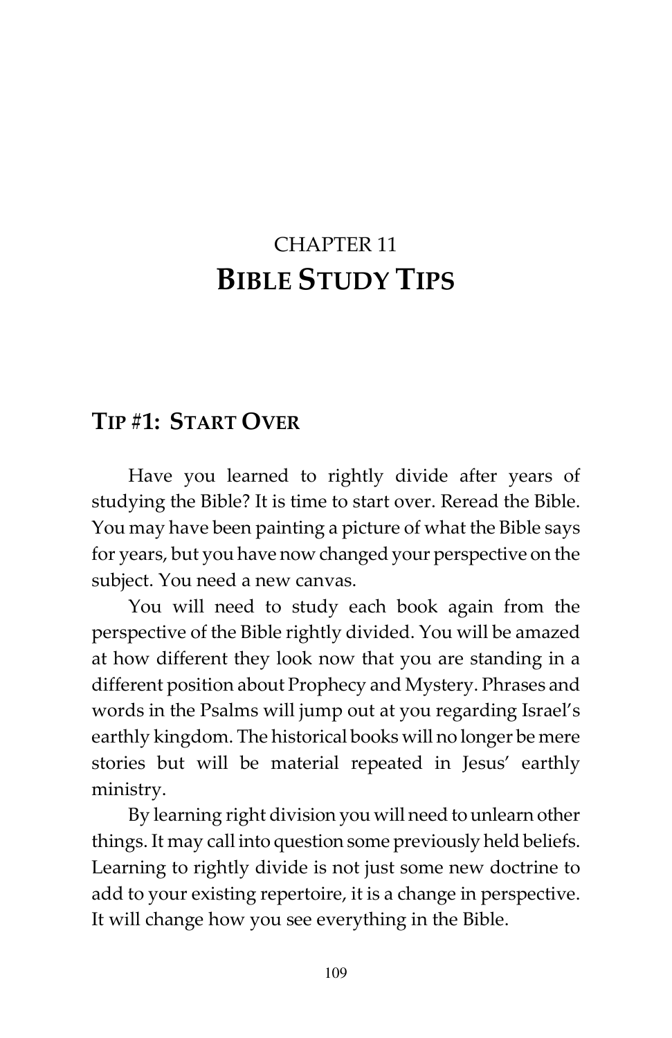# CHAPTER 11
# BIBLE STUDY TIPS

## TIP #1: START OVER

Have you learned to rightly divide after years of studying the Bible? It is time to start over. Reread the Bible. You may have been painting a picture of what the Bible says for years, but you have now changed your perspective on the subject. You need a new canvas.

You will need to study each book again from the perspective of the Bible rightly divided. You will be amazed at how different they look now that you are standing in a different position about Prophecy and Mystery. Phrases and words in the Psalms will jump out at you regarding Israel's earthly kingdom. The historical books will no longer be mere stories but will be material repeated in Jesus' earthly ministry.

By learning right division you will need to unlearn other things. It may call into question some previously held beliefs. Learning to rightly divide is not just some new doctrine to add to your existing repertoire, it is a change in perspective. It will change how you see everything in the Bible.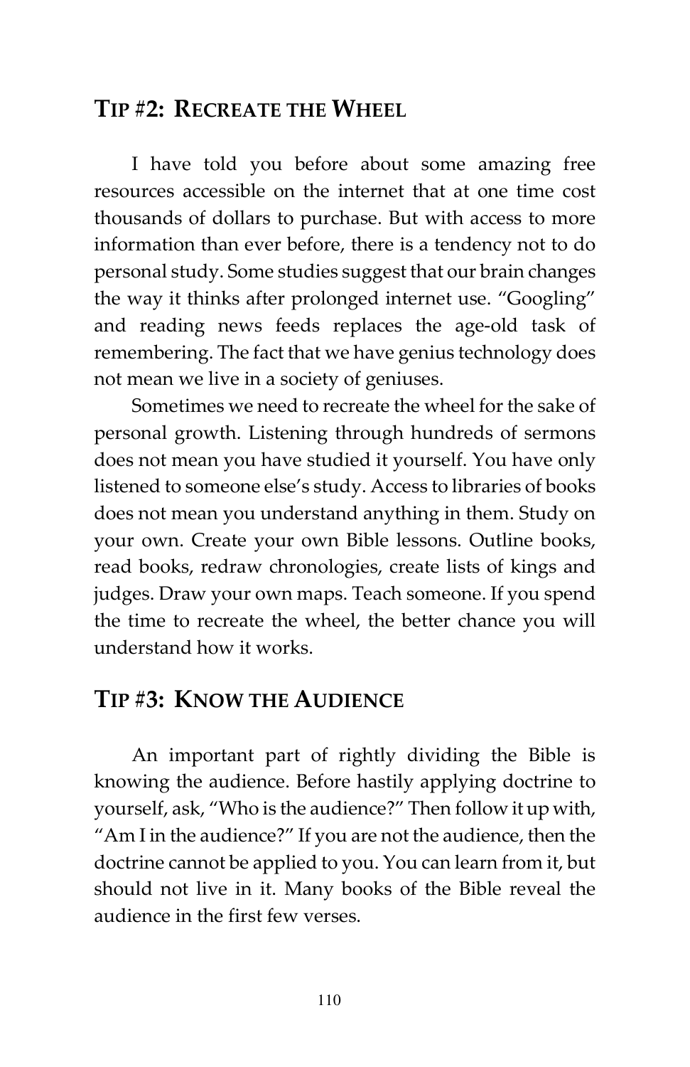## Tip #2: Recreate the Wheel

I have told you before about some amazing free resources accessible on the internet that at one time cost thousands of dollars to purchase. But with access to more information than ever before, there is a tendency not to do personal study. Some studies suggest that our brain changes the way it thinks after prolonged internet use. "Googling" and reading news feeds replaces the age-old task of remembering. The fact that we have genius technology does not mean we live in a society of geniuses.

Sometimes we need to recreate the wheel for the sake of personal growth. Listening through hundreds of sermons does not mean you have studied it yourself. You have only listened to someone else's study. Access to libraries of books does not mean you understand anything in them. Study on your own. Create your own Bible lessons. Outline books, read books, redraw chronologies, create lists of kings and judges. Draw your own maps. Teach someone. If you spend the time to recreate the wheel, the better chance you will understand how it works.

## Tip #3: Know the Audience

An important part of rightly dividing the Bible is knowing the audience. Before hastily applying doctrine to yourself, ask, "Who is the audience?" Then follow it up with, "Am I in the audience?" If you are not the audience, then the doctrine cannot be applied to you. You can learn from it, but should not live in it. Many books of the Bible reveal the audience in the first few verses.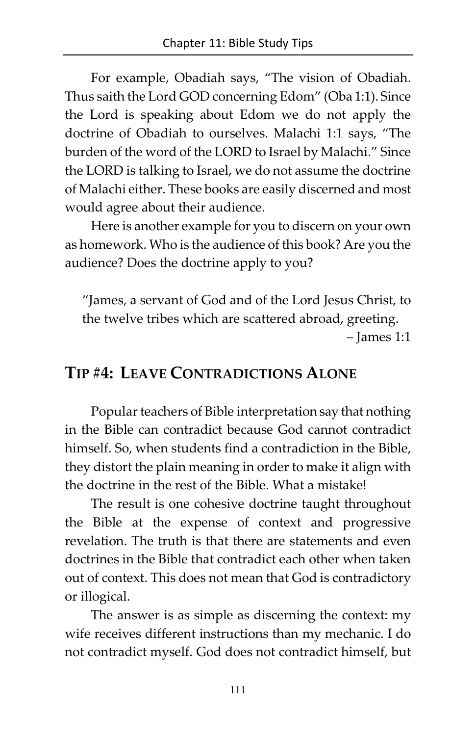For example, Obadiah says, "The vision of Obadiah. Thus saith the Lord GOD concerning Edom" (Oba 1:1). Since the Lord is speaking about Edom we do not apply the doctrine of Obadiah to ourselves. Malachi 1:1 says, "The burden of the word of the LORD to Israel by Malachi." Since the LORD is talking to Israel, we do not assume the doctrine of Malachi either. These books are easily discerned and most would agree about their audience.

Here is another example for you to discern on your own as homework. Who is the audience of this book? Are you the audience? Does the doctrine apply to you?

> "James, a servant of God and of the Lord Jesus Christ, to the twelve tribes which are scattered abroad, greeting.
>
> – James 1:1

## TIP #4: LEAVE CONTRADICTIONS ALONE

Popular teachers of Bible interpretation say that nothing in the Bible can contradict because God cannot contradict himself. So, when students find a contradiction in the Bible, they distort the plain meaning in order to make it align with the doctrine in the rest of the Bible. What a mistake!

The result is one cohesive doctrine taught throughout the Bible at the expense of context and progressive revelation. The truth is that there are statements and even doctrines in the Bible that contradict each other when taken out of context. This does not mean that God is contradictory or illogical.

The answer is as simple as discerning the context: my wife receives different instructions than my mechanic. I do not contradict myself. God does not contradict himself, but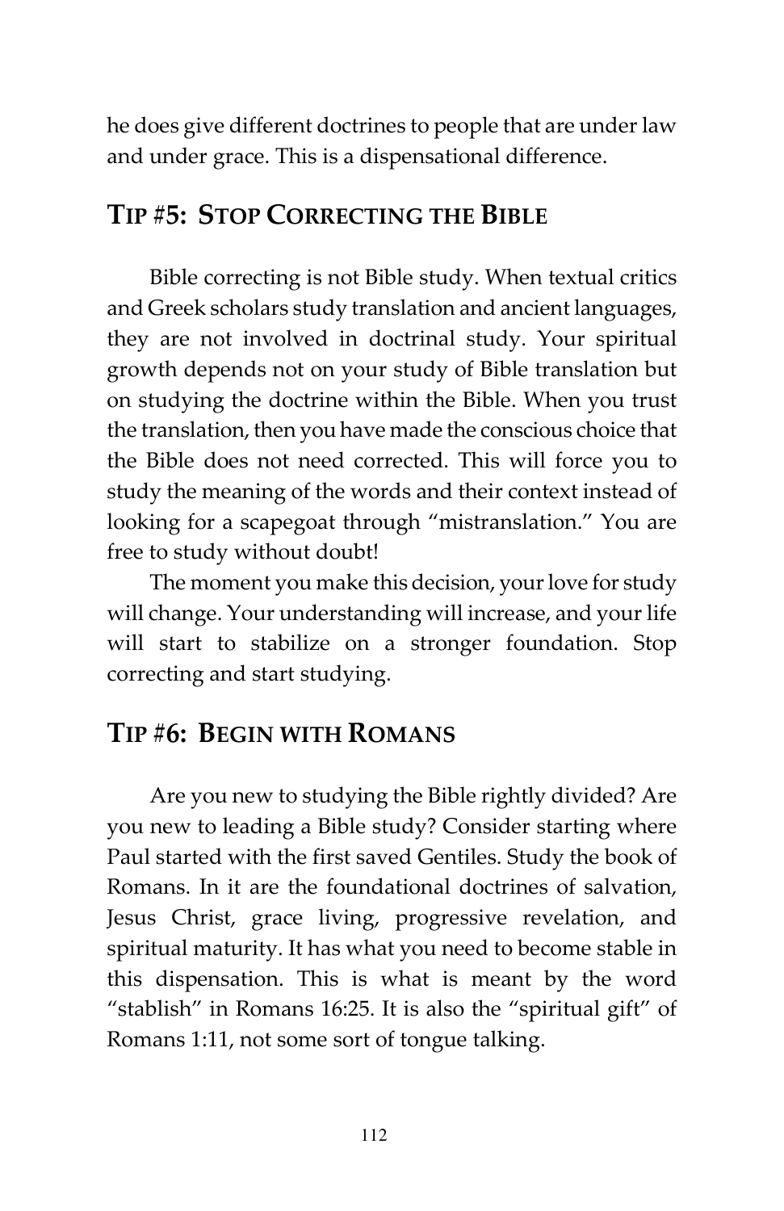he does give different doctrines to people that are under law and under grace. This is a dispensational difference.

## TIP #5: STOP CORRECTING THE BIBLE

Bible correcting is not Bible study. When textual critics and Greek scholars study translation and ancient languages, they are not involved in doctrinal study. Your spiritual growth depends not on your study of Bible translation but on studying the doctrine within the Bible. When you trust the translation, then you have made the conscious choice that the Bible does not need corrected. This will force you to study the meaning of the words and their context instead of looking for a scapegoat through "mistranslation." You are free to study without doubt!

The moment you make this decision, your love for study will change. Your understanding will increase, and your life will start to stabilize on a stronger foundation. Stop correcting and start studying.

## TIP #6: BEGIN WITH ROMANS

Are you new to studying the Bible rightly divided? Are you new to leading a Bible study? Consider starting where Paul started with the first saved Gentiles. Study the book of Romans. In it are the foundational doctrines of salvation, Jesus Christ, grace living, progressive revelation, and spiritual maturity. It has what you need to become stable in this dispensation. This is what is meant by the word "stablish" in Romans 16:25. It is also the "spiritual gift" of Romans 1:11, not some sort of tongue talking.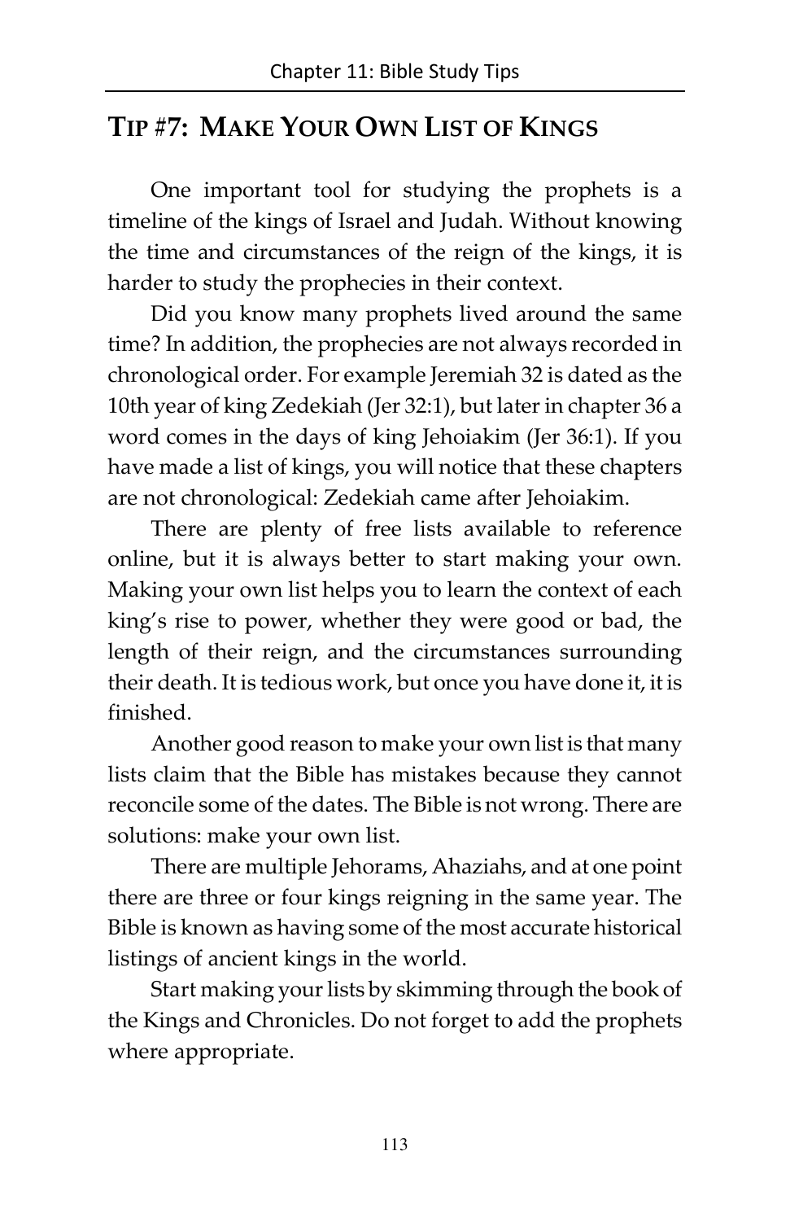## Tip #7: Make Your Own List of Kings

One important tool for studying the prophets is a timeline of the kings of Israel and Judah. Without knowing the time and circumstances of the reign of the kings, it is harder to study the prophecies in their context.

Did you know many prophets lived around the same time? In addition, the prophecies are not always recorded in chronological order. For example Jeremiah 32 is dated as the 10th year of king Zedekiah (Jer 32:1), but later in chapter 36 a word comes in the days of king Jehoiakim (Jer 36:1). If you have made a list of kings, you will notice that these chapters are not chronological: Zedekiah came after Jehoiakim.

There are plenty of free lists available to reference online, but it is always better to start making your own. Making your own list helps you to learn the context of each king's rise to power, whether they were good or bad, the length of their reign, and the circumstances surrounding their death. It is tedious work, but once you have done it, it is finished.

Another good reason to make your own list is that many lists claim that the Bible has mistakes because they cannot reconcile some of the dates. The Bible is not wrong. There are solutions: make your own list.

There are multiple Jehorams, Ahaziahs, and at one point there are three or four kings reigning in the same year. The Bible is known as having some of the most accurate historical listings of ancient kings in the world.

Start making your lists by skimming through the book of the Kings and Chronicles. Do not forget to add the prophets where appropriate.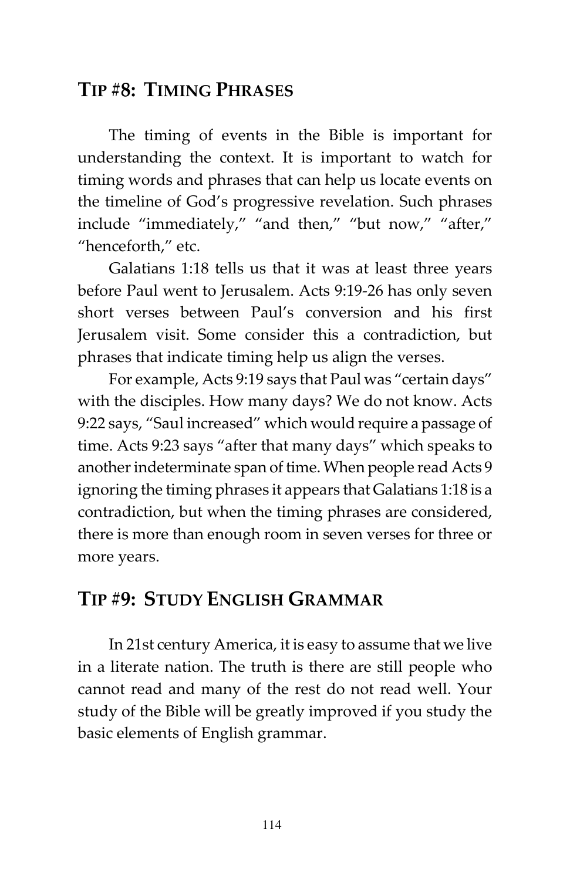## TIP #8: TIMING PHRASES

The timing of events in the Bible is important for understanding the context. It is important to watch for timing words and phrases that can help us locate events on the timeline of God's progressive revelation. Such phrases include "immediately," "and then," "but now," "after," "henceforth," etc.

Galatians 1:18 tells us that it was at least three years before Paul went to Jerusalem. Acts 9:19-26 has only seven short verses between Paul's conversion and his first Jerusalem visit. Some consider this a contradiction, but phrases that indicate timing help us align the verses.

For example, Acts 9:19 says that Paul was "certain days" with the disciples. How many days? We do not know. Acts 9:22 says, "Saul increased" which would require a passage of time. Acts 9:23 says "after that many days" which speaks to another indeterminate span of time. When people read Acts 9 ignoring the timing phrases it appears that Galatians 1:18 is a contradiction, but when the timing phrases are considered, there is more than enough room in seven verses for three or more years.

## TIP #9: STUDY ENGLISH GRAMMAR

In 21st century America, it is easy to assume that we live in a literate nation. The truth is there are still people who cannot read and many of the rest do not read well. Your study of the Bible will be greatly improved if you study the basic elements of English grammar.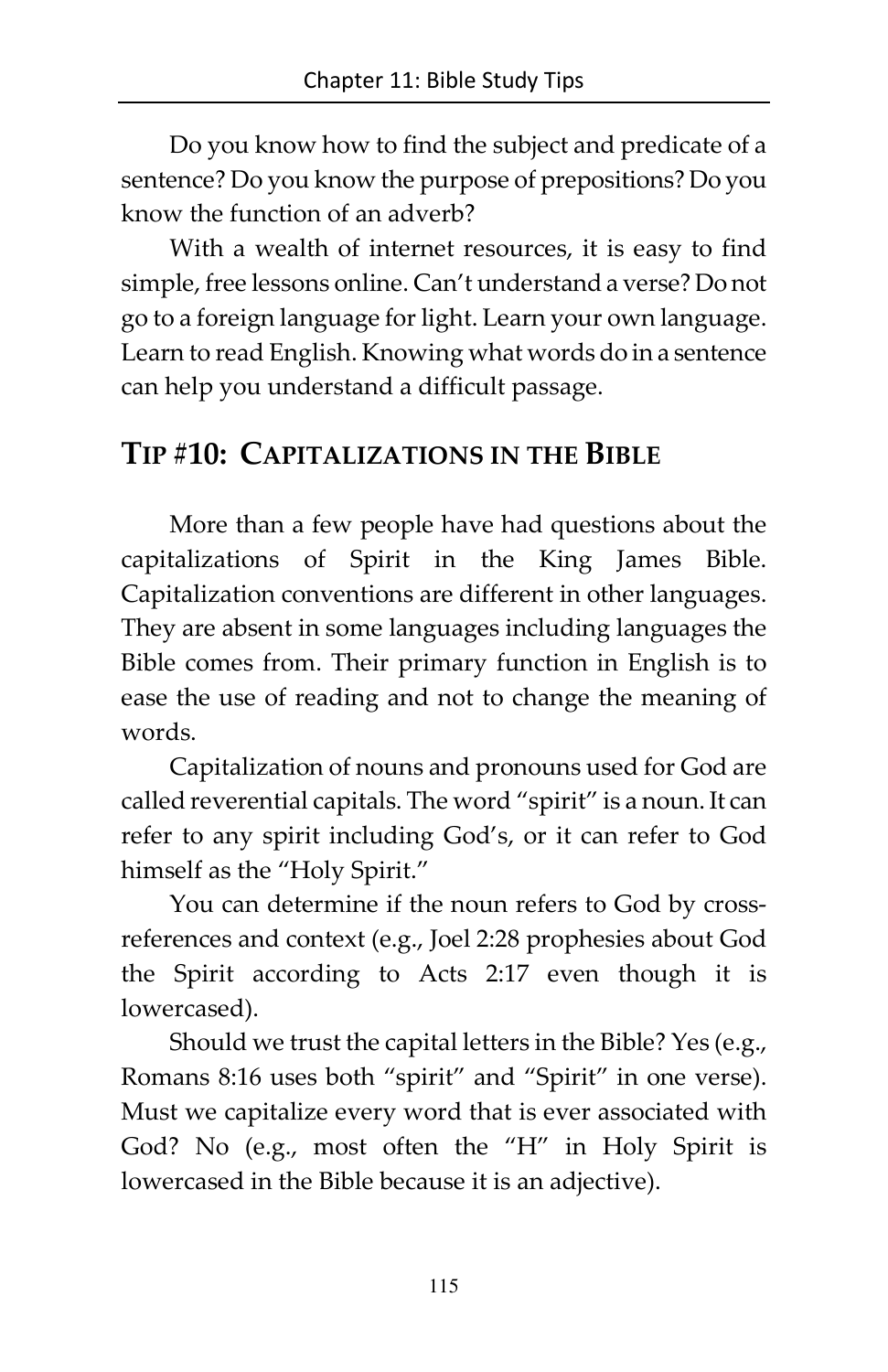Do you know how to find the subject and predicate of a sentence? Do you know the purpose of prepositions? Do you know the function of an adverb?

With a wealth of internet resources, it is easy to find simple, free lessons online. Can't understand a verse? Do not go to a foreign language for light. Learn your own language. Learn to read English. Knowing what words do in a sentence can help you understand a difficult passage.

## TIP #10: CAPITALIZATIONS IN THE BIBLE

More than a few people have had questions about the capitalizations of Spirit in the King James Bible. Capitalization conventions are different in other languages. They are absent in some languages including languages the Bible comes from. Their primary function in English is to ease the use of reading and not to change the meaning of words.

Capitalization of nouns and pronouns used for God are called reverential capitals. The word "spirit" is a noun. It can refer to any spirit including God's, or it can refer to God himself as the "Holy Spirit."

You can determine if the noun refers to God by cross-references and context (e.g., Joel 2:28 prophesies about God the Spirit according to Acts 2:17 even though it is lowercased).

Should we trust the capital letters in the Bible? Yes (e.g., Romans 8:16 uses both "spirit" and "Spirit" in one verse). Must we capitalize every word that is ever associated with God? No (e.g., most often the "H" in Holy Spirit is lowercased in the Bible because it is an adjective).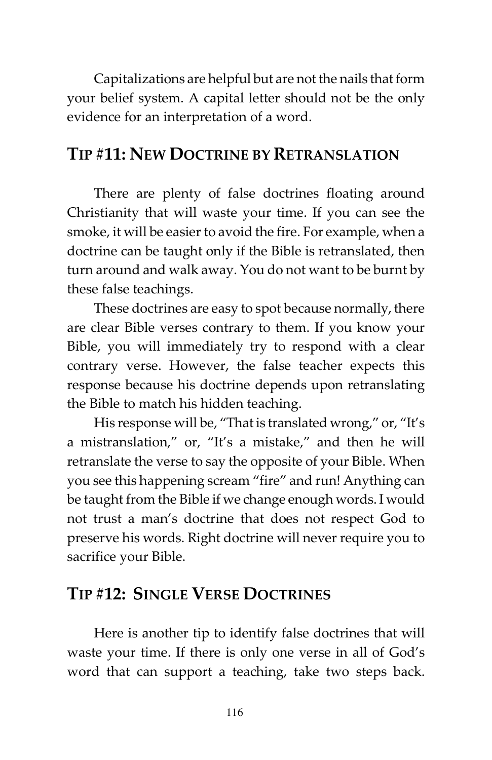Capitalizations are helpful but are not the nails that form your belief system. A capital letter should not be the only evidence for an interpretation of a word.

## TIP #11: NEW DOCTRINE BY RETRANSLATION

There are plenty of false doctrines floating around Christianity that will waste your time. If you can see the smoke, it will be easier to avoid the fire. For example, when a doctrine can be taught only if the Bible is retranslated, then turn around and walk away. You do not want to be burnt by these false teachings.

These doctrines are easy to spot because normally, there are clear Bible verses contrary to them. If you know your Bible, you will immediately try to respond with a clear contrary verse. However, the false teacher expects this response because his doctrine depends upon retranslating the Bible to match his hidden teaching.

His response will be, "That is translated wrong," or, "It's a mistranslation," or, "It's a mistake," and then he will retranslate the verse to say the opposite of your Bible. When you see this happening scream "fire" and run! Anything can be taught from the Bible if we change enough words. I would not trust a man's doctrine that does not respect God to preserve his words. Right doctrine will never require you to sacrifice your Bible.

## TIP #12: SINGLE VERSE DOCTRINES

Here is another tip to identify false doctrines that will waste your time. If there is only one verse in all of God's word that can support a teaching, take two steps back.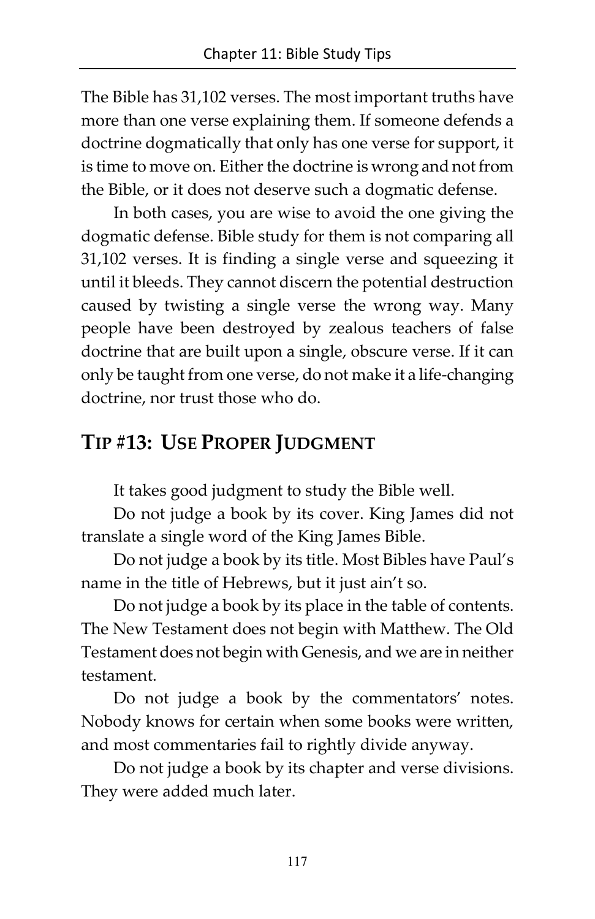The Bible has 31,102 verses. The most important truths have more than one verse explaining them. If someone defends a doctrine dogmatically that only has one verse for support, it is time to move on. Either the doctrine is wrong and not from the Bible, or it does not deserve such a dogmatic defense.

In both cases, you are wise to avoid the one giving the dogmatic defense. Bible study for them is not comparing all 31,102 verses. It is finding a single verse and squeezing it until it bleeds. They cannot discern the potential destruction caused by twisting a single verse the wrong way. Many people have been destroyed by zealous teachers of false doctrine that are built upon a single, obscure verse. If it can only be taught from one verse, do not make it a life-changing doctrine, nor trust those who do.

## Tip #13: Use Proper Judgment

It takes good judgment to study the Bible well.

Do not judge a book by its cover. King James did not translate a single word of the King James Bible.

Do not judge a book by its title. Most Bibles have Paul's name in the title of Hebrews, but it just ain't so.

Do not judge a book by its place in the table of contents. The New Testament does not begin with Matthew. The Old Testament does not begin with Genesis, and we are in neither testament.

Do not judge a book by the commentators' notes. Nobody knows for certain when some books were written, and most commentaries fail to rightly divide anyway.

Do not judge a book by its chapter and verse divisions. They were added much later.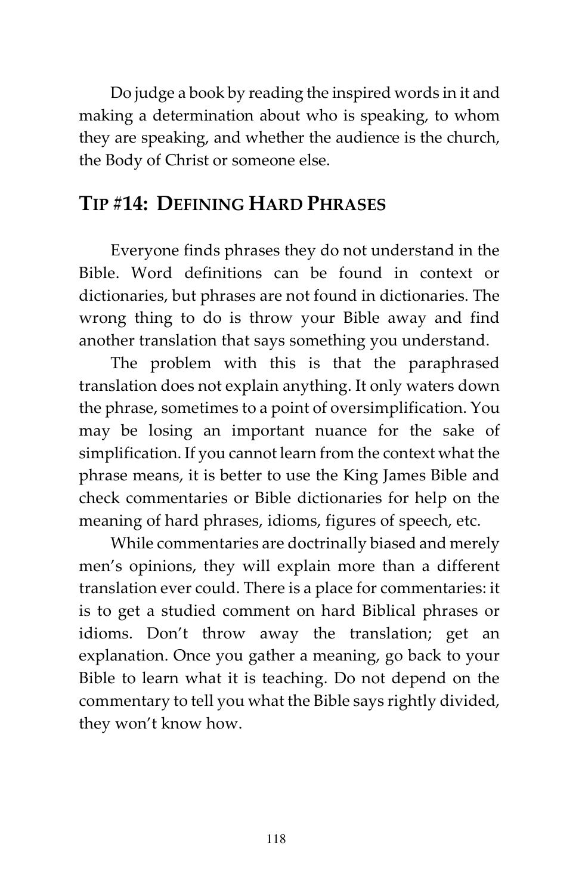Do judge a book by reading the inspired words in it and making a determination about who is speaking, to whom they are speaking, and whether the audience is the church, the Body of Christ or someone else.

## TIP #14: DEFINING HARD PHRASES

Everyone finds phrases they do not understand in the Bible. Word definitions can be found in context or dictionaries, but phrases are not found in dictionaries. The wrong thing to do is throw your Bible away and find another translation that says something you understand.

The problem with this is that the paraphrased translation does not explain anything. It only waters down the phrase, sometimes to a point of oversimplification. You may be losing an important nuance for the sake of simplification. If you cannot learn from the context what the phrase means, it is better to use the King James Bible and check commentaries or Bible dictionaries for help on the meaning of hard phrases, idioms, figures of speech, etc.

While commentaries are doctrinally biased and merely men's opinions, they will explain more than a different translation ever could. There is a place for commentaries: it is to get a studied comment on hard Biblical phrases or idioms. Don't throw away the translation; get an explanation. Once you gather a meaning, go back to your Bible to learn what it is teaching. Do not depend on the commentary to tell you what the Bible says rightly divided, they won't know how.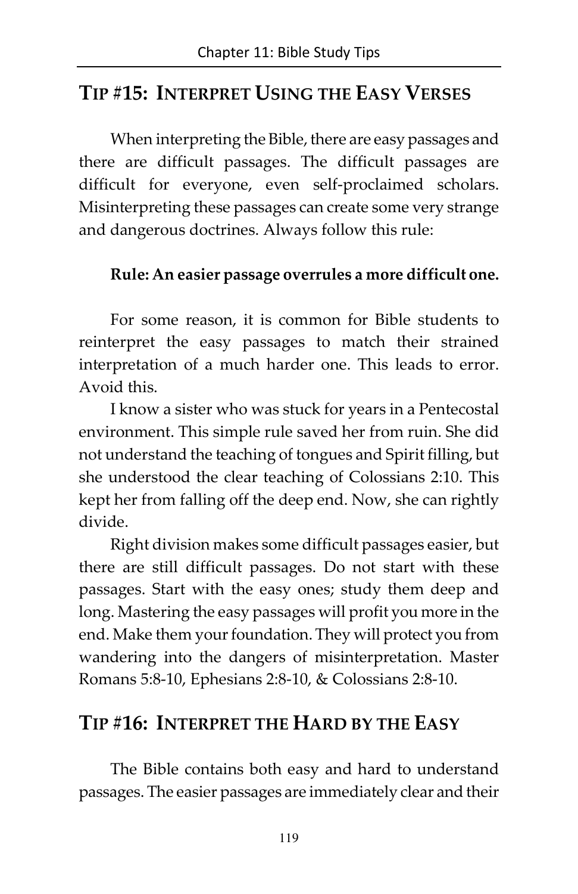## Tip #15: Interpret Using the Easy Verses

When interpreting the Bible, there are easy passages and there are difficult passages. The difficult passages are difficult for everyone, even self-proclaimed scholars. Misinterpreting these passages can create some very strange and dangerous doctrines. Always follow this rule:

**Rule: An easier passage overrules a more difficult one.**

For some reason, it is common for Bible students to reinterpret the easy passages to match their strained interpretation of a much harder one. This leads to error. Avoid this.

I know a sister who was stuck for years in a Pentecostal environment. This simple rule saved her from ruin. She did not understand the teaching of tongues and Spirit filling, but she understood the clear teaching of Colossians 2:10. This kept her from falling off the deep end. Now, she can rightly divide.

Right division makes some difficult passages easier, but there are still difficult passages. Do not start with these passages. Start with the easy ones; study them deep and long. Mastering the easy passages will profit you more in the end. Make them your foundation. They will protect you from wandering into the dangers of misinterpretation. Master Romans 5:8-10, Ephesians 2:8-10, & Colossians 2:8-10.

## Tip #16: Interpret the Hard by the Easy

The Bible contains both easy and hard to understand passages. The easier passages are immediately clear and their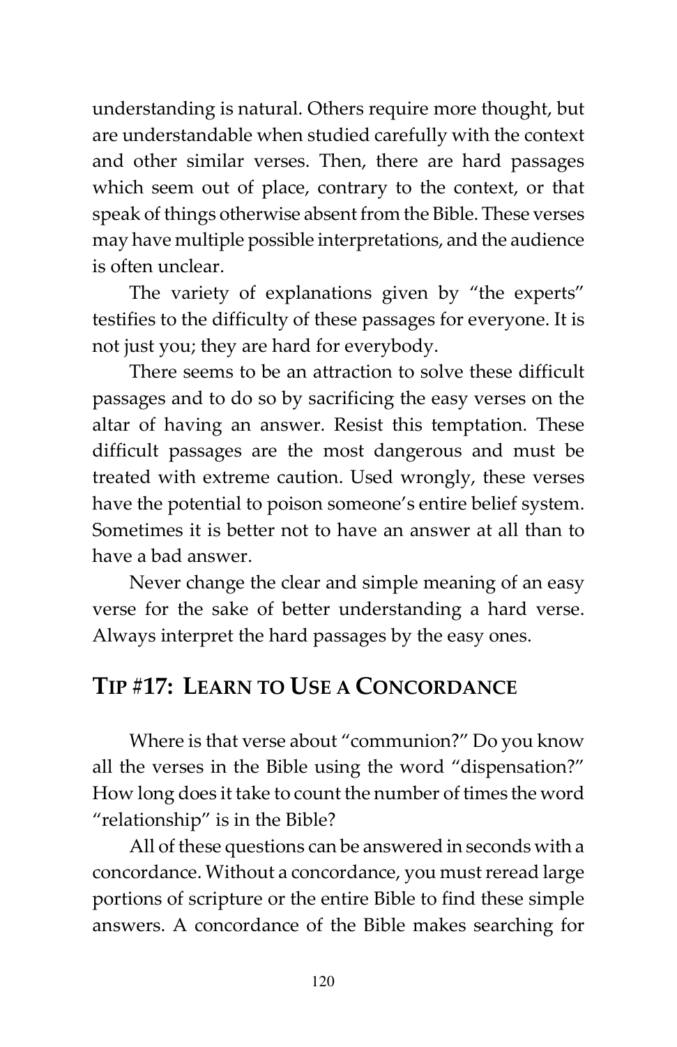understanding is natural. Others require more thought, but are understandable when studied carefully with the context and other similar verses. Then, there are hard passages which seem out of place, contrary to the context, or that speak of things otherwise absent from the Bible. These verses may have multiple possible interpretations, and the audience is often unclear.

The variety of explanations given by "the experts" testifies to the difficulty of these passages for everyone. It is not just you; they are hard for everybody.

There seems to be an attraction to solve these difficult passages and to do so by sacrificing the easy verses on the altar of having an answer. Resist this temptation. These difficult passages are the most dangerous and must be treated with extreme caution. Used wrongly, these verses have the potential to poison someone's entire belief system. Sometimes it is better not to have an answer at all than to have a bad answer.

Never change the clear and simple meaning of an easy verse for the sake of better understanding a hard verse. Always interpret the hard passages by the easy ones.

## TIP #17: LEARN TO USE A CONCORDANCE

Where is that verse about "communion?" Do you know all the verses in the Bible using the word "dispensation?" How long does it take to count the number of times the word "relationship" is in the Bible?

All of these questions can be answered in seconds with a concordance. Without a concordance, you must reread large portions of scripture or the entire Bible to find these simple answers. A concordance of the Bible makes searching for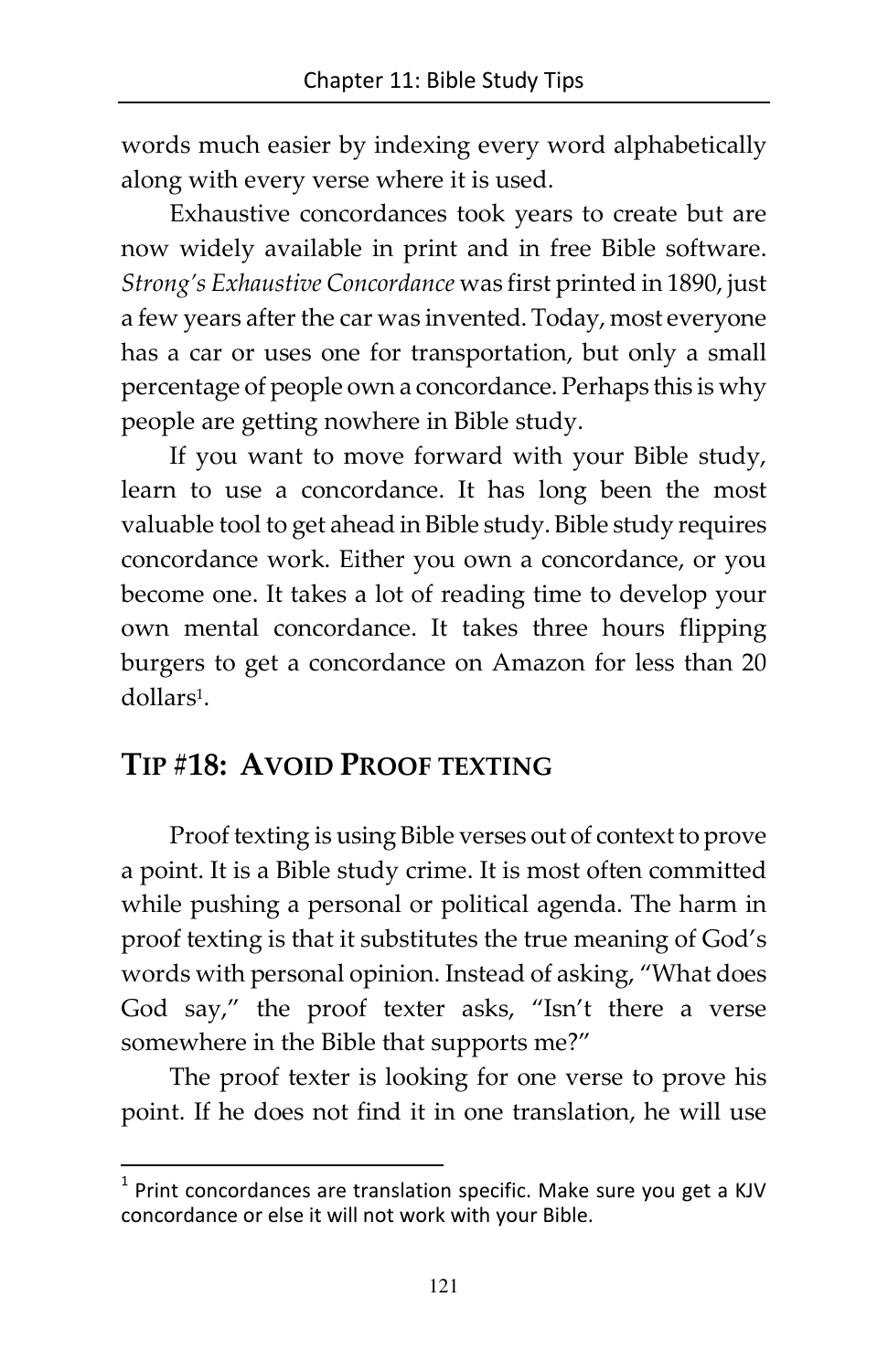words much easier by indexing every word alphabetically along with every verse where it is used.

Exhaustive concordances took years to create but are now widely available in print and in free Bible software. *Strong's Exhaustive Concordance* was first printed in 1890, just a few years after the car was invented. Today, most everyone has a car or uses one for transportation, but only a small percentage of people own a concordance. Perhaps this is why people are getting nowhere in Bible study.

If you want to move forward with your Bible study, learn to use a concordance. It has long been the most valuable tool to get ahead in Bible study. Bible study requires concordance work. Either you own a concordance, or you become one. It takes a lot of reading time to develop your own mental concordance. It takes three hours flipping burgers to get a concordance on Amazon for less than 20 dollars[1].

## TIP #18: AVOID PROOF TEXTING

Proof texting is using Bible verses out of context to prove a point. It is a Bible study crime. It is most often committed while pushing a personal or political agenda. The harm in proof texting is that it substitutes the true meaning of God's words with personal opinion. Instead of asking, "What does God say," the proof texter asks, "Isn't there a verse somewhere in the Bible that supports me?"

The proof texter is looking for one verse to prove his point. If he does not find it in one translation, he will use

---

[1] Print concordances are translation specific. Make sure you get a KJV concordance or else it will not work with your Bible.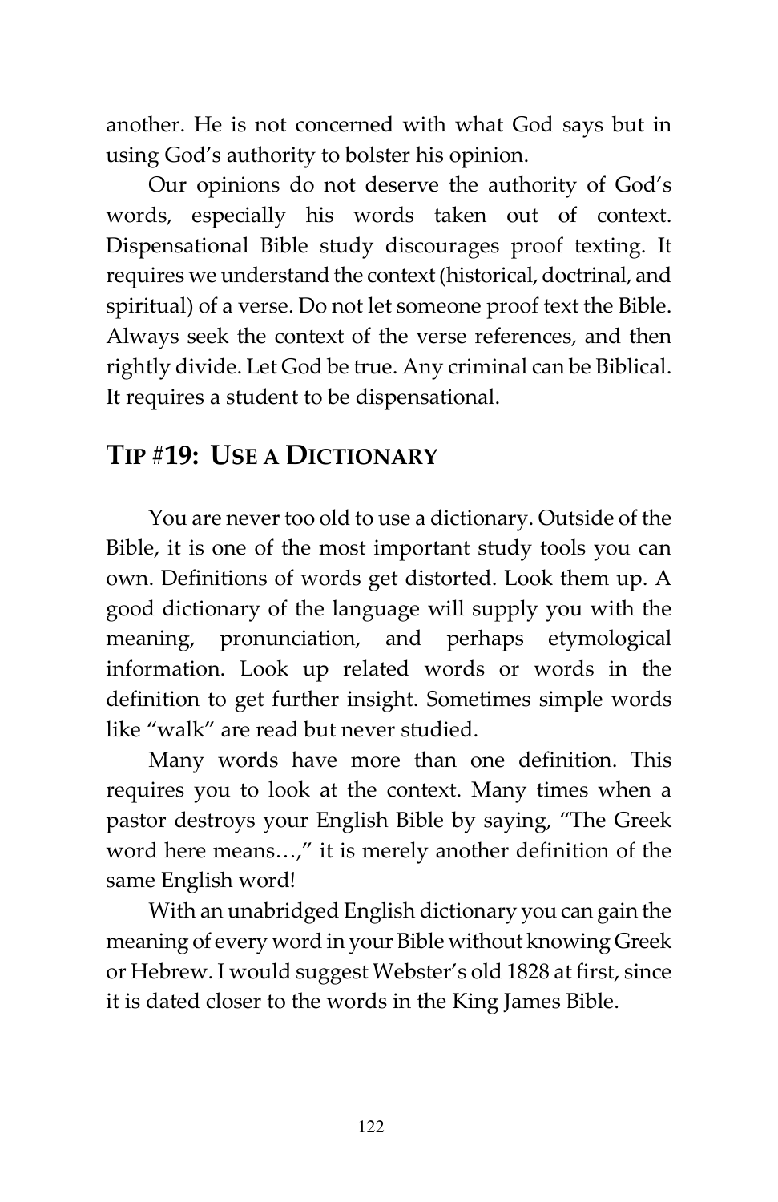another. He is not concerned with what God says but in using God's authority to bolster his opinion.

Our opinions do not deserve the authority of God's words, especially his words taken out of context. Dispensational Bible study discourages proof texting. It requires we understand the context (historical, doctrinal, and spiritual) of a verse. Do not let someone proof text the Bible. Always seek the context of the verse references, and then rightly divide. Let God be true. Any criminal can be Biblical. It requires a student to be dispensational.

## TIP #19: USE A DICTIONARY

You are never too old to use a dictionary. Outside of the Bible, it is one of the most important study tools you can own. Definitions of words get distorted. Look them up. A good dictionary of the language will supply you with the meaning, pronunciation, and perhaps etymological information. Look up related words or words in the definition to get further insight. Sometimes simple words like "walk" are read but never studied.

Many words have more than one definition. This requires you to look at the context. Many times when a pastor destroys your English Bible by saying, "The Greek word here means…," it is merely another definition of the same English word!

With an unabridged English dictionary you can gain the meaning of every word in your Bible without knowing Greek or Hebrew. I would suggest Webster's old 1828 at first, since it is dated closer to the words in the King James Bible.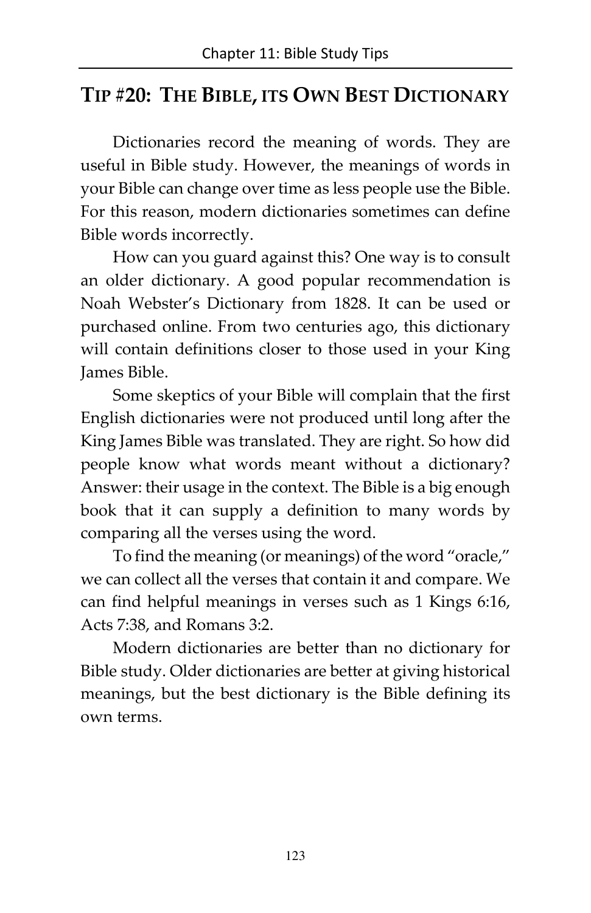## TIP #20: THE BIBLE, ITS OWN BEST DICTIONARY

Dictionaries record the meaning of words. They are useful in Bible study. However, the meanings of words in your Bible can change over time as less people use the Bible. For this reason, modern dictionaries sometimes can define Bible words incorrectly.

How can you guard against this? One way is to consult an older dictionary. A good popular recommendation is Noah Webster's Dictionary from 1828. It can be used or purchased online. From two centuries ago, this dictionary will contain definitions closer to those used in your King James Bible.

Some skeptics of your Bible will complain that the first English dictionaries were not produced until long after the King James Bible was translated. They are right. So how did people know what words meant without a dictionary? Answer: their usage in the context. The Bible is a big enough book that it can supply a definition to many words by comparing all the verses using the word.

To find the meaning (or meanings) of the word "oracle," we can collect all the verses that contain it and compare. We can find helpful meanings in verses such as 1 Kings 6:16, Acts 7:38, and Romans 3:2.

Modern dictionaries are better than no dictionary for Bible study. Older dictionaries are better at giving historical meanings, but the best dictionary is the Bible defining its own terms.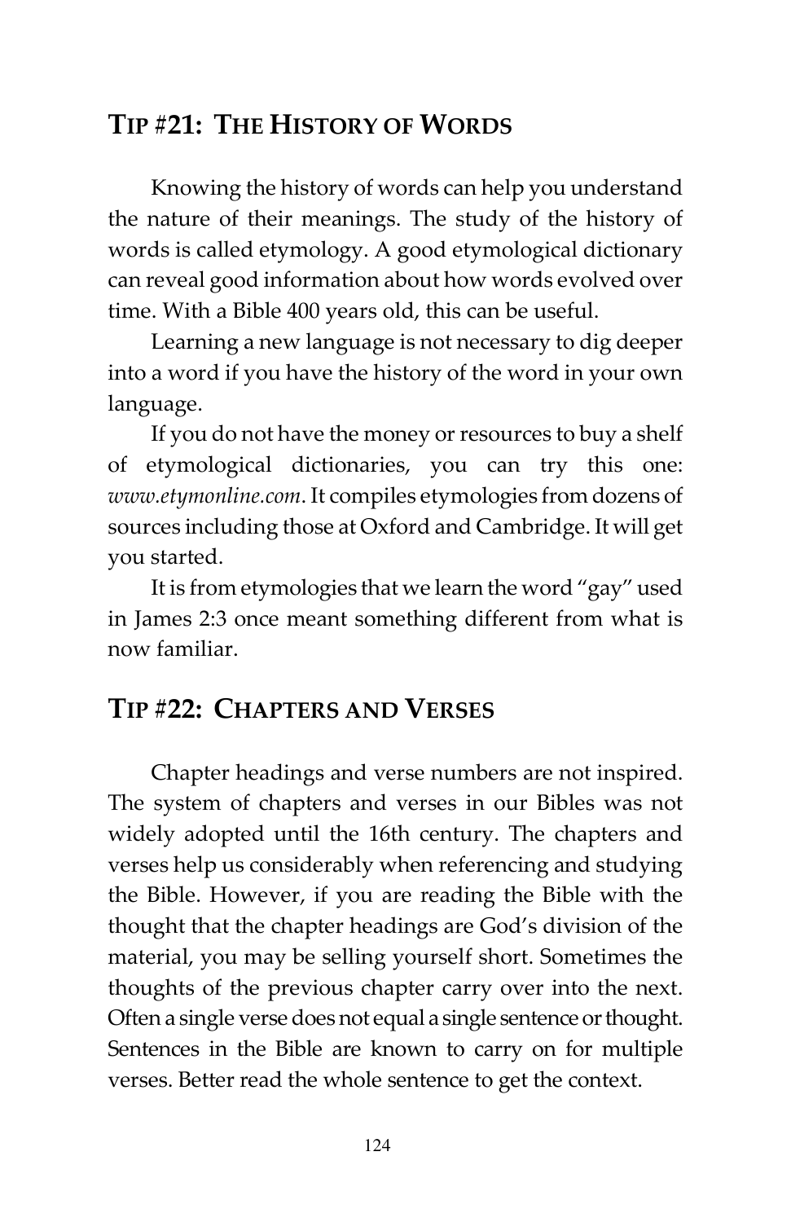## Tip #21: The History of Words

Knowing the history of words can help you understand the nature of their meanings. The study of the history of words is called etymology. A good etymological dictionary can reveal good information about how words evolved over time. With a Bible 400 years old, this can be useful.

Learning a new language is not necessary to dig deeper into a word if you have the history of the word in your own language.

If you do not have the money or resources to buy a shelf of etymological dictionaries, you can try this one: *www.etymonline.com*. It compiles etymologies from dozens of sources including those at Oxford and Cambridge. It will get you started.

It is from etymologies that we learn the word "gay" used in James 2:3 once meant something different from what is now familiar.

## Tip #22: Chapters and Verses

Chapter headings and verse numbers are not inspired. The system of chapters and verses in our Bibles was not widely adopted until the 16th century. The chapters and verses help us considerably when referencing and studying the Bible. However, if you are reading the Bible with the thought that the chapter headings are God's division of the material, you may be selling yourself short. Sometimes the thoughts of the previous chapter carry over into the next. Often a single verse does not equal a single sentence or thought. Sentences in the Bible are known to carry on for multiple verses. Better read the whole sentence to get the context.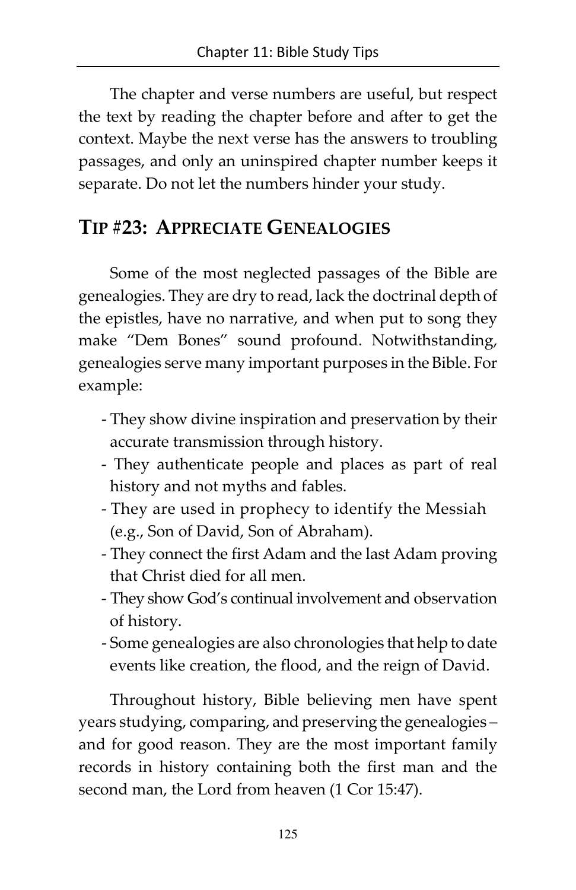The chapter and verse numbers are useful, but respect the text by reading the chapter before and after to get the context. Maybe the next verse has the answers to troubling passages, and only an uninspired chapter number keeps it separate. Do not let the numbers hinder your study.

## TIP #23: APPRECIATE GENEALOGIES

Some of the most neglected passages of the Bible are genealogies. They are dry to read, lack the doctrinal depth of the epistles, have no narrative, and when put to song they make "Dem Bones" sound profound. Notwithstanding, genealogies serve many important purposes in the Bible. For example:

- They show divine inspiration and preservation by their accurate transmission through history.
- They authenticate people and places as part of real history and not myths and fables.
- They are used in prophecy to identify the Messiah (e.g., Son of David, Son of Abraham).
- They connect the first Adam and the last Adam proving that Christ died for all men.
- They show God's continual involvement and observation of history.
- Some genealogies are also chronologies that help to date events like creation, the flood, and the reign of David.

Throughout history, Bible believing men have spent years studying, comparing, and preserving the genealogies – and for good reason. They are the most important family records in history containing both the first man and the second man, the Lord from heaven (1 Cor 15:47).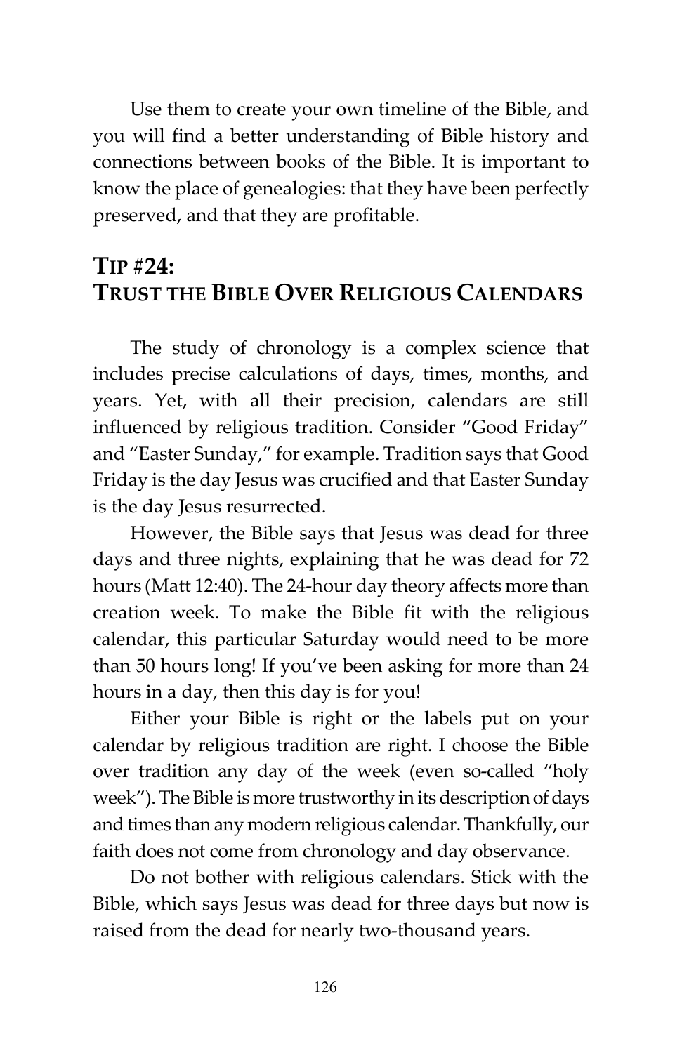Use them to create your own timeline of the Bible, and you will find a better understanding of Bible history and connections between books of the Bible. It is important to know the place of genealogies: that they have been perfectly preserved, and that they are profitable.

## TIP #24: TRUST THE BIBLE OVER RELIGIOUS CALENDARS

The study of chronology is a complex science that includes precise calculations of days, times, months, and years. Yet, with all their precision, calendars are still influenced by religious tradition. Consider "Good Friday" and "Easter Sunday," for example. Tradition says that Good Friday is the day Jesus was crucified and that Easter Sunday is the day Jesus resurrected.

However, the Bible says that Jesus was dead for three days and three nights, explaining that he was dead for 72 hours (Matt 12:40). The 24-hour day theory affects more than creation week. To make the Bible fit with the religious calendar, this particular Saturday would need to be more than 50 hours long! If you've been asking for more than 24 hours in a day, then this day is for you!

Either your Bible is right or the labels put on your calendar by religious tradition are right. I choose the Bible over tradition any day of the week (even so-called "holy week"). The Bible is more trustworthy in its description of days and times than any modern religious calendar. Thankfully, our faith does not come from chronology and day observance.

Do not bother with religious calendars. Stick with the Bible, which says Jesus was dead for three days but now is raised from the dead for nearly two-thousand years.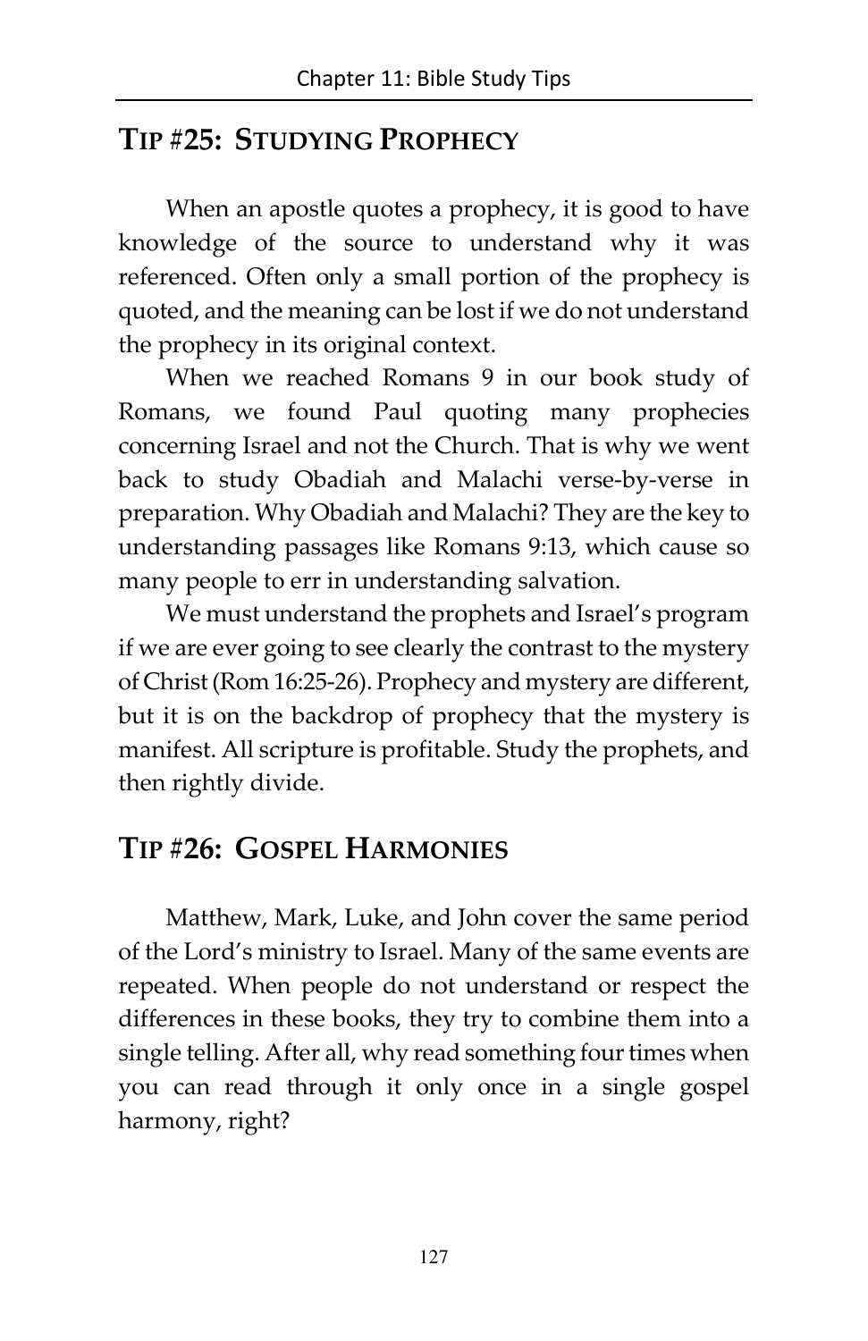## TIP #25: STUDYING PROPHECY

When an apostle quotes a prophecy, it is good to have knowledge of the source to understand why it was referenced. Often only a small portion of the prophecy is quoted, and the meaning can be lost if we do not understand the prophecy in its original context.

When we reached Romans 9 in our book study of Romans, we found Paul quoting many prophecies concerning Israel and not the Church. That is why we went back to study Obadiah and Malachi verse-by-verse in preparation. Why Obadiah and Malachi? They are the key to understanding passages like Romans 9:13, which cause so many people to err in understanding salvation.

We must understand the prophets and Israel's program if we are ever going to see clearly the contrast to the mystery of Christ (Rom 16:25-26). Prophecy and mystery are different, but it is on the backdrop of prophecy that the mystery is manifest. All scripture is profitable. Study the prophets, and then rightly divide.

## TIP #26: GOSPEL HARMONIES

Matthew, Mark, Luke, and John cover the same period of the Lord's ministry to Israel. Many of the same events are repeated. When people do not understand or respect the differences in these books, they try to combine them into a single telling. After all, why read something four times when you can read through it only once in a single gospel harmony, right?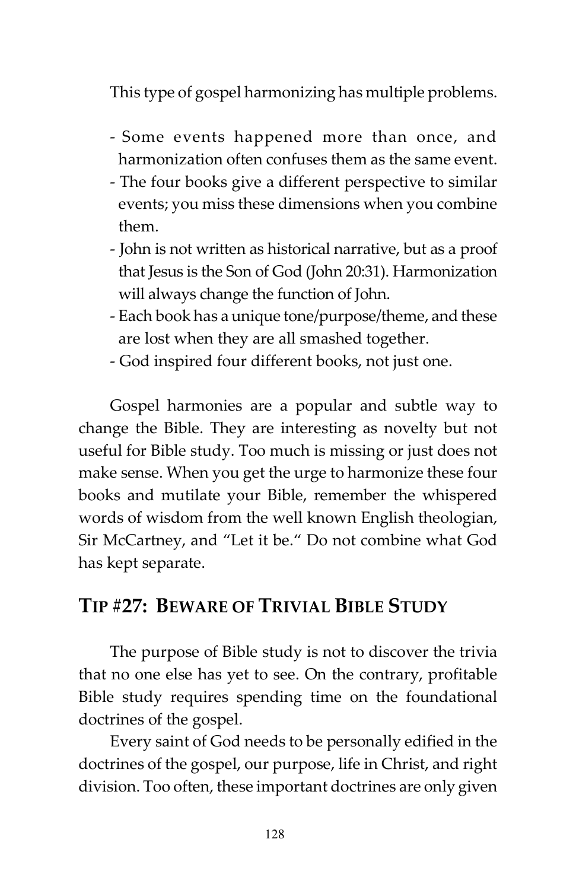This type of gospel harmonizing has multiple problems.

- Some events happened more than once, and harmonization often confuses them as the same event.
- The four books give a different perspective to similar events; you miss these dimensions when you combine them.
- John is not written as historical narrative, but as a proof that Jesus is the Son of God (John 20:31). Harmonization will always change the function of John.
- Each book has a unique tone/purpose/theme, and these are lost when they are all smashed together.
- God inspired four different books, not just one.

Gospel harmonies are a popular and subtle way to change the Bible. They are interesting as novelty but not useful for Bible study. Too much is missing or just does not make sense. When you get the urge to harmonize these four books and mutilate your Bible, remember the whispered words of wisdom from the well known English theologian, Sir McCartney, and "Let it be." Do not combine what God has kept separate.

## TIP #27: BEWARE OF TRIVIAL BIBLE STUDY

The purpose of Bible study is not to discover the trivia that no one else has yet to see. On the contrary, profitable Bible study requires spending time on the foundational doctrines of the gospel.

Every saint of God needs to be personally edified in the doctrines of the gospel, our purpose, life in Christ, and right division. Too often, these important doctrines are only given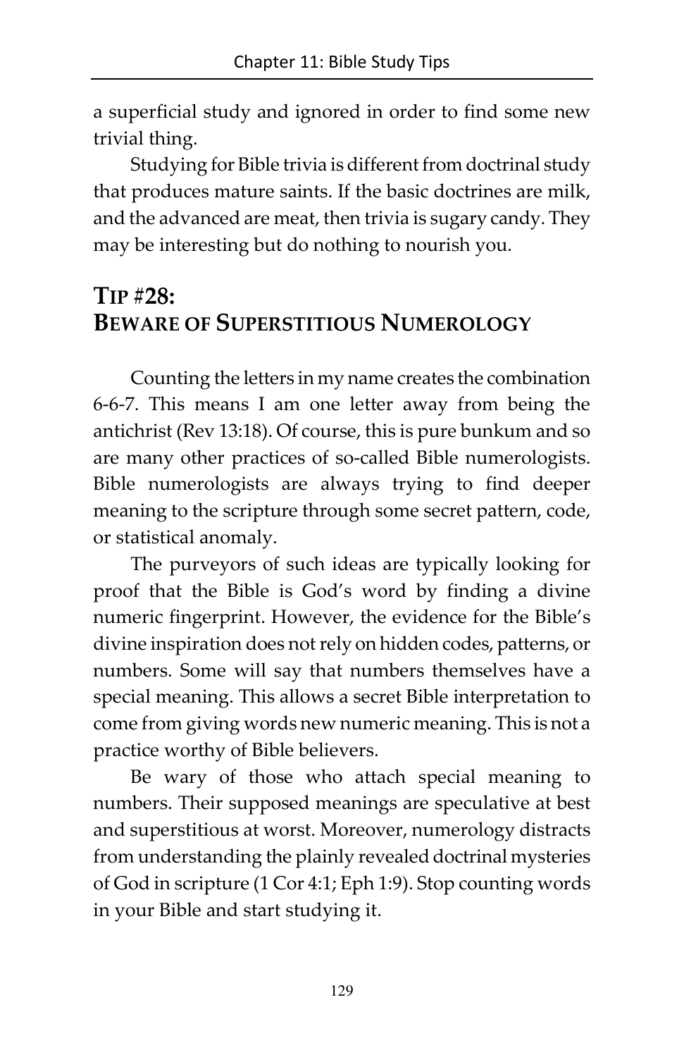a superficial study and ignored in order to find some new trivial thing.

Studying for Bible trivia is different from doctrinal study that produces mature saints. If the basic doctrines are milk, and the advanced are meat, then trivia is sugary candy. They may be interesting but do nothing to nourish you.

## TIP #28: BEWARE OF SUPERSTITIOUS NUMEROLOGY

Counting the letters in my name creates the combination 6-6-7. This means I am one letter away from being the antichrist (Rev 13:18). Of course, this is pure bunkum and so are many other practices of so-called Bible numerologists. Bible numerologists are always trying to find deeper meaning to the scripture through some secret pattern, code, or statistical anomaly.

The purveyors of such ideas are typically looking for proof that the Bible is God's word by finding a divine numeric fingerprint. However, the evidence for the Bible's divine inspiration does not rely on hidden codes, patterns, or numbers. Some will say that numbers themselves have a special meaning. This allows a secret Bible interpretation to come from giving words new numeric meaning. This is not a practice worthy of Bible believers.

Be wary of those who attach special meaning to numbers. Their supposed meanings are speculative at best and superstitious at worst. Moreover, numerology distracts from understanding the plainly revealed doctrinal mysteries of God in scripture (1 Cor 4:1; Eph 1:9). Stop counting words in your Bible and start studying it.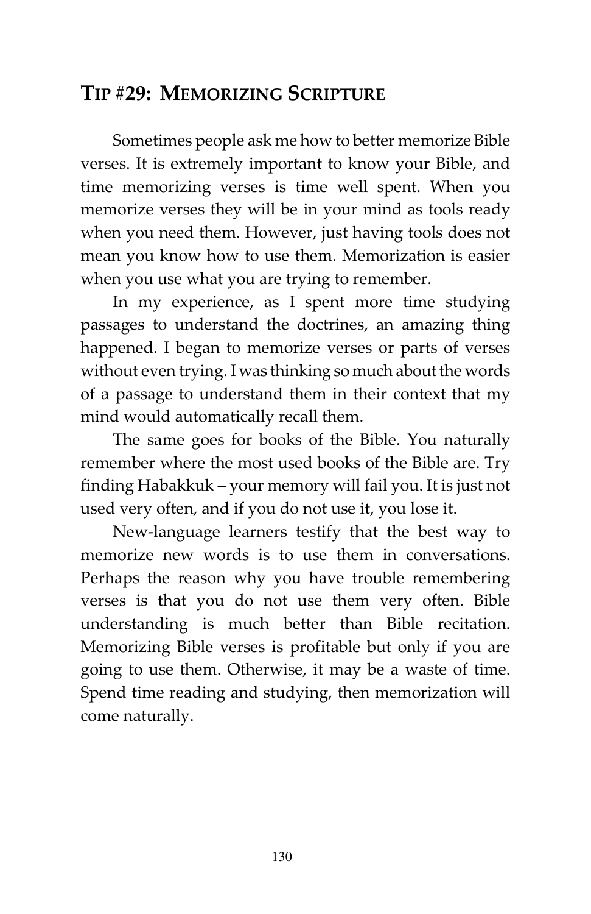## TIP #29: MEMORIZING SCRIPTURE

Sometimes people ask me how to better memorize Bible verses. It is extremely important to know your Bible, and time memorizing verses is time well spent. When you memorize verses they will be in your mind as tools ready when you need them. However, just having tools does not mean you know how to use them. Memorization is easier when you use what you are trying to remember.

In my experience, as I spent more time studying passages to understand the doctrines, an amazing thing happened. I began to memorize verses or parts of verses without even trying. I was thinking so much about the words of a passage to understand them in their context that my mind would automatically recall them.

The same goes for books of the Bible. You naturally remember where the most used books of the Bible are. Try finding Habakkuk – your memory will fail you. It is just not used very often, and if you do not use it, you lose it.

New-language learners testify that the best way to memorize new words is to use them in conversations. Perhaps the reason why you have trouble remembering verses is that you do not use them very often. Bible understanding is much better than Bible recitation. Memorizing Bible verses is profitable but only if you are going to use them. Otherwise, it may be a waste of time. Spend time reading and studying, then memorization will come naturally.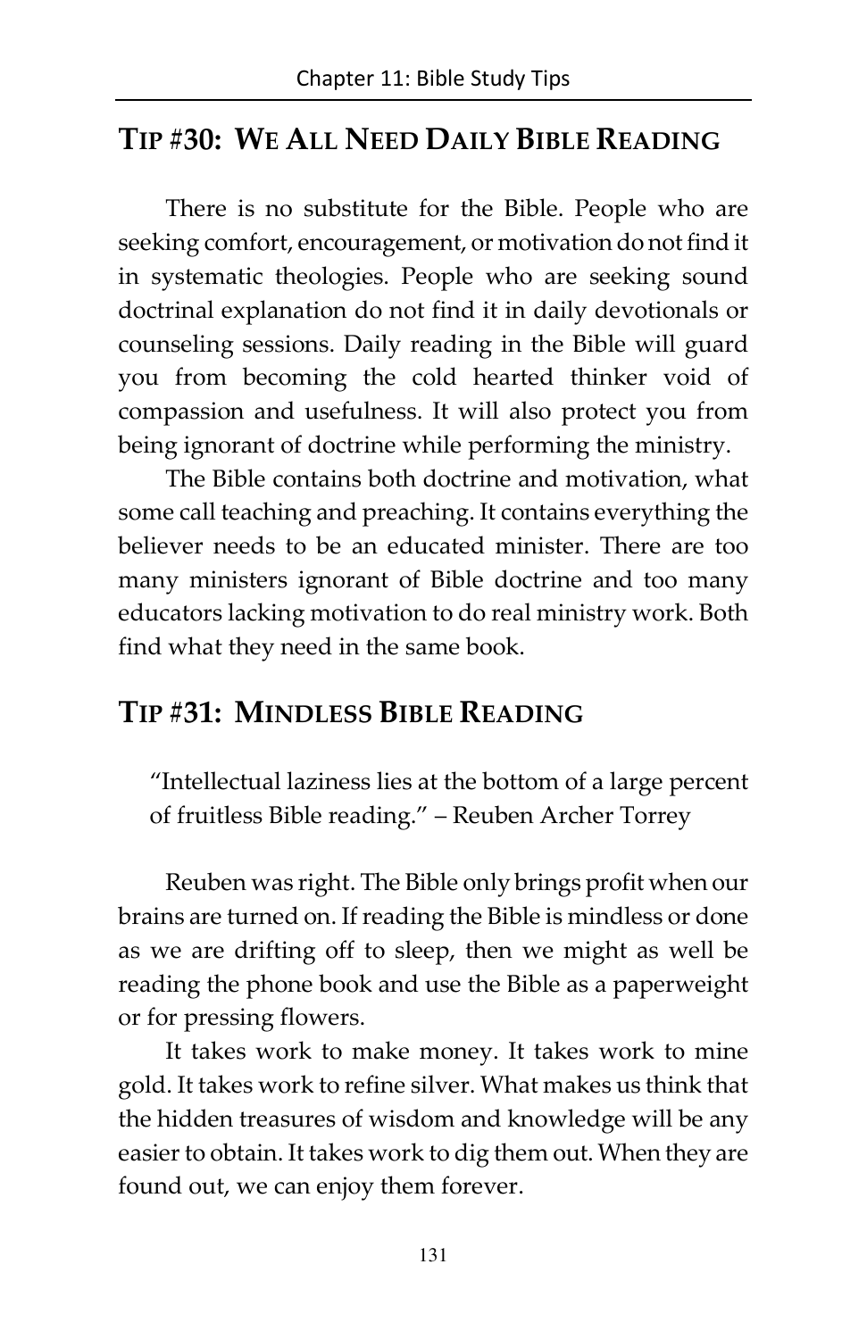## Tip #30: We All Need Daily Bible Reading

There is no substitute for the Bible. People who are seeking comfort, encouragement, or motivation do not find it in systematic theologies. People who are seeking sound doctrinal explanation do not find it in daily devotionals or counseling sessions. Daily reading in the Bible will guard you from becoming the cold hearted thinker void of compassion and usefulness. It will also protect you from being ignorant of doctrine while performing the ministry.

The Bible contains both doctrine and motivation, what some call teaching and preaching. It contains everything the believer needs to be an educated minister. There are too many ministers ignorant of Bible doctrine and too many educators lacking motivation to do real ministry work. Both find what they need in the same book.

## Tip #31: Mindless Bible Reading

> "Intellectual laziness lies at the bottom of a large percent of fruitless Bible reading." – Reuben Archer Torrey

Reuben was right. The Bible only brings profit when our brains are turned on. If reading the Bible is mindless or done as we are drifting off to sleep, then we might as well be reading the phone book and use the Bible as a paperweight or for pressing flowers.

It takes work to make money. It takes work to mine gold. It takes work to refine silver. What makes us think that the hidden treasures of wisdom and knowledge will be any easier to obtain. It takes work to dig them out. When they are found out, we can enjoy them forever.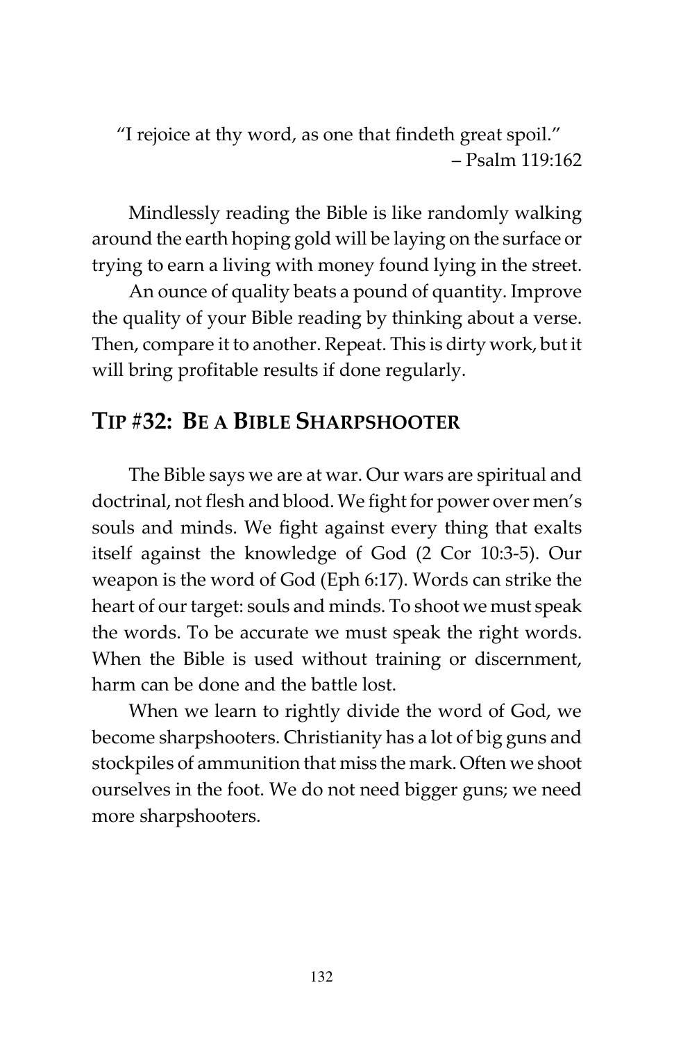"I rejoice at thy word, as one that findeth great spoil."
– Psalm 119:162

Mindlessly reading the Bible is like randomly walking around the earth hoping gold will be laying on the surface or trying to earn a living with money found lying in the street.

An ounce of quality beats a pound of quantity. Improve the quality of your Bible reading by thinking about a verse. Then, compare it to another. Repeat. This is dirty work, but it will bring profitable results if done regularly.

## TIP #32: BE A BIBLE SHARPSHOOTER

The Bible says we are at war. Our wars are spiritual and doctrinal, not flesh and blood. We fight for power over men's souls and minds. We fight against every thing that exalts itself against the knowledge of God (2 Cor 10:3-5). Our weapon is the word of God (Eph 6:17). Words can strike the heart of our target: souls and minds. To shoot we must speak the words. To be accurate we must speak the right words. When the Bible is used without training or discernment, harm can be done and the battle lost.

When we learn to rightly divide the word of God, we become sharpshooters. Christianity has a lot of big guns and stockpiles of ammunition that miss the mark. Often we shoot ourselves in the foot. We do not need bigger guns; we need more sharpshooters.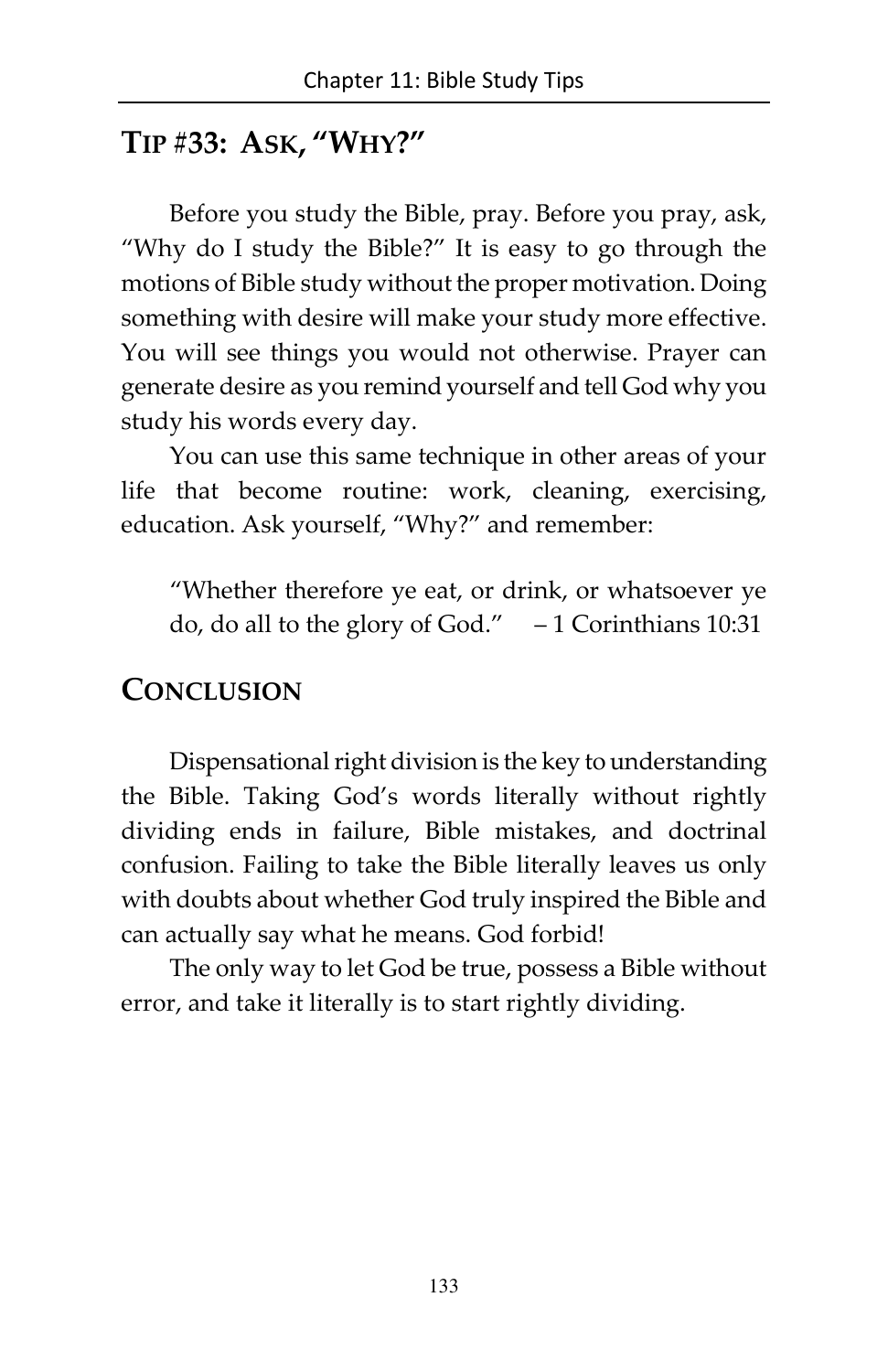## Tip #33: Ask, "Why?"

Before you study the Bible, pray. Before you pray, ask, "Why do I study the Bible?" It is easy to go through the motions of Bible study without the proper motivation. Doing something with desire will make your study more effective. You will see things you would not otherwise. Prayer can generate desire as you remind yourself and tell God why you study his words every day.

You can use this same technique in other areas of your life that become routine: work, cleaning, exercising, education. Ask yourself, "Why?" and remember:

> "Whether therefore ye eat, or drink, or whatsoever ye do, do all to the glory of God." – 1 Corinthians 10:31

## Conclusion

Dispensational right division is the key to understanding the Bible. Taking God's words literally without rightly dividing ends in failure, Bible mistakes, and doctrinal confusion. Failing to take the Bible literally leaves us only with doubts about whether God truly inspired the Bible and can actually say what he means. God forbid!

The only way to let God be true, possess a Bible without error, and take it literally is to start rightly dividing.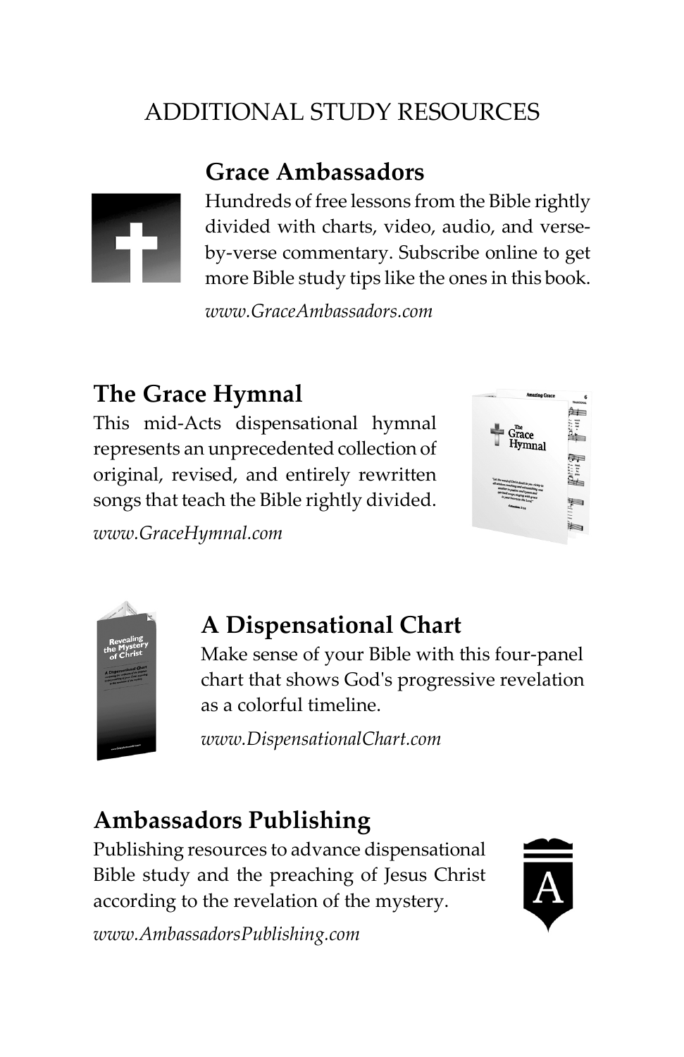## ADDITIONAL STUDY RESOURCES

### Grace Ambassadors

Hundreds of free lessons from the Bible rightly divided with charts, video, audio, and verse-by-verse commentary. Subscribe online to get more Bible study tips like the ones in this book.

*www.GraceAmbassadors.com*

### The Grace Hymnal

This mid-Acts dispensational hymnal represents an unprecedented collection of original, revised, and entirely rewritten songs that teach the Bible rightly divided.

*www.GraceHymnal.com*

### A Dispensational Chart

Make sense of your Bible with this four-panel chart that shows God's progressive revelation as a colorful timeline.

*www.DispensationalChart.com*

### Ambassadors Publishing

Publishing resources to advance dispensational Bible study and the preaching of Jesus Christ according to the revelation of the mystery.

*www.AmbassadorsPublishing.com*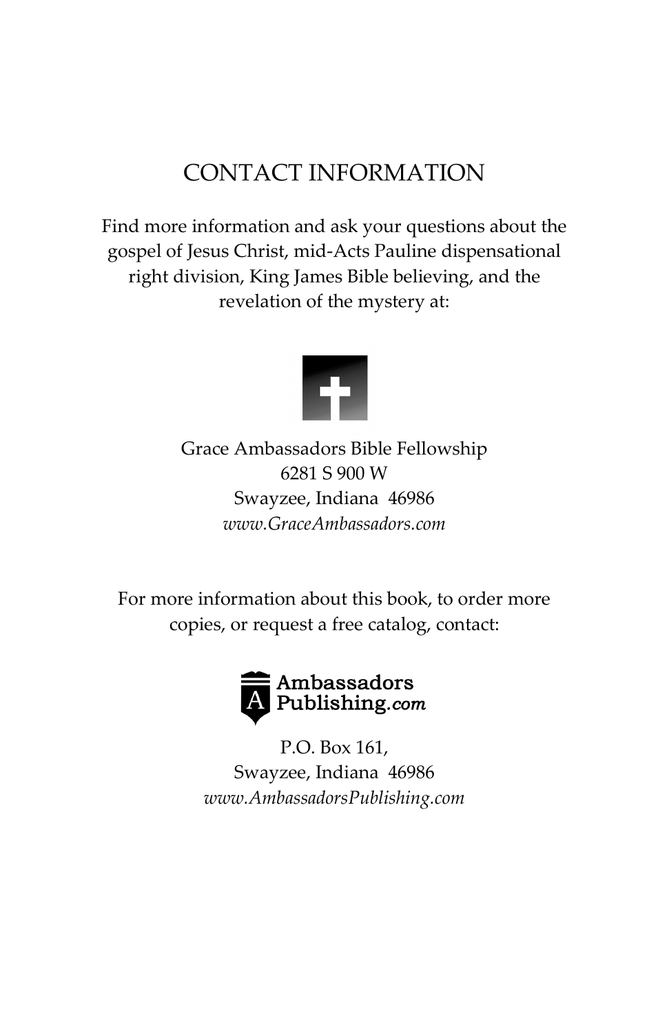# CONTACT INFORMATION

Find more information and ask your questions about the gospel of Jesus Christ, mid-Acts Pauline dispensational right division, King James Bible believing, and the revelation of the mystery at:

Grace Ambassadors Bible Fellowship
6281 S 900 W
Swayzee, Indiana 46986
*www.GraceAmbassadors.com*

For more information about this book, to order more copies, or request a free catalog, contact:

Ambassadors Publishing.*com*

P.O. Box 161,
Swayzee, Indiana 46986
*www.AmbassadorsPublishing.com*